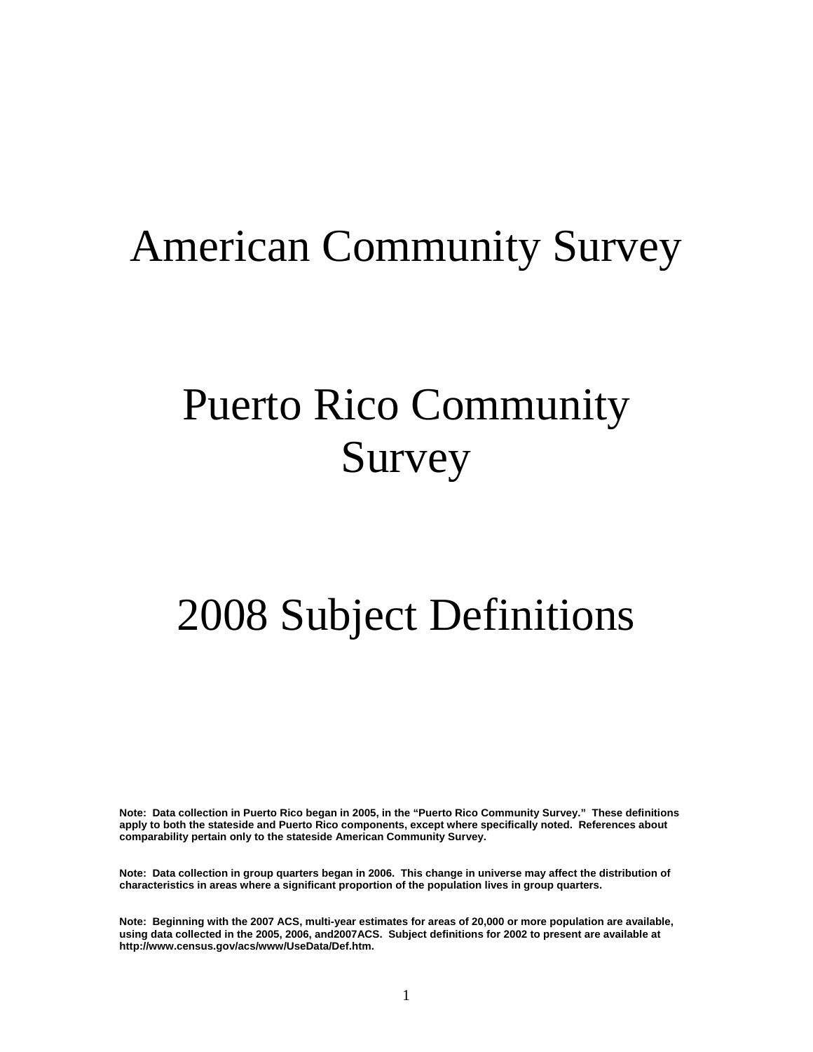# American Community Survey

# Puerto Rico Community Survey

# 2008 Subject Definitions

**Note: Data collection in Puerto Rico began in 2005, in the "Puerto Rico Community Survey." These definitions apply to both the stateside and Puerto Rico components, except where specifically noted. References about comparability pertain only to the stateside American Community Survey.**

**Note: Data collection in group quarters began in 2006. This change in universe may affect the distribution of characteristics in areas where a significant proportion of the population lives in group quarters.**

**Note: Beginning with the 2007 ACS, multi-year estimates for areas of 20,000 or more population are available, using data collected in the 2005, 2006, and2007ACS. Subject definitions for 2002 to present are available at http://www.census.gov/acs/www/UseData/Def.htm.**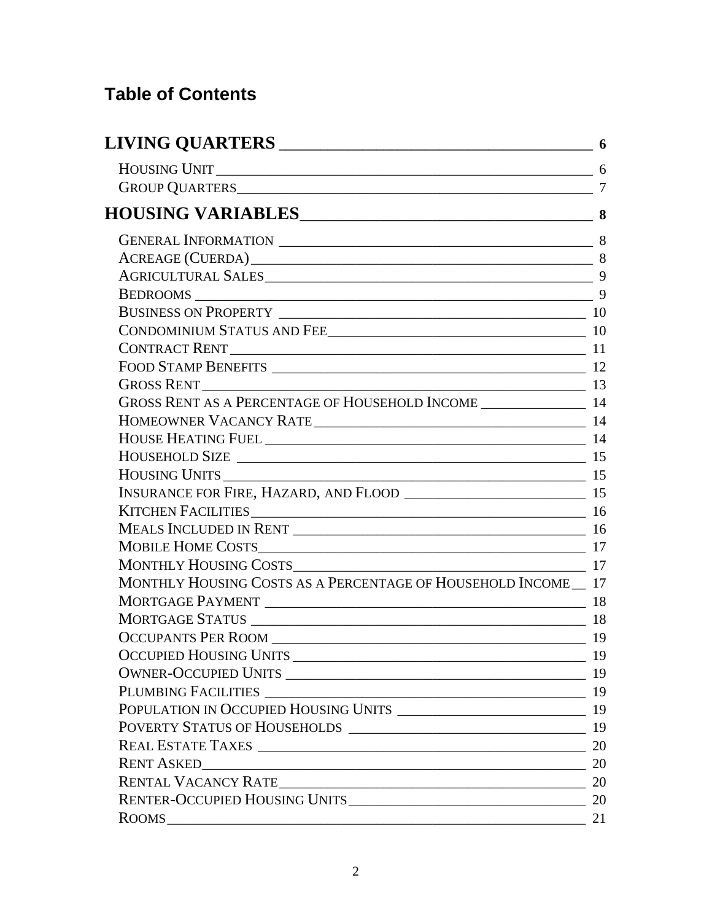# Table of Contents

**LIVING QUARTERS** — 6

- Housing Unit — 6
- Group Quarters — 7

**HOUSING VARIABLES** — 8

- General Information — 8
- Acreage (Cuerda) — 8
- Agricultural Sales — 9
- Bedrooms — 9
- Business on Property — 10
- Condominium Status and Fee — 10
- Contract Rent — 11
- Food Stamp Benefits — 12
- Gross Rent — 13
- Gross Rent as a Percentage of Household Income — 14
- Homeowner Vacancy Rate — 14
- House Heating Fuel — 14
- Household Size — 15
- Housing Units — 15
- Insurance for Fire, Hazard, and Flood — 15
- Kitchen Facilities — 16
- Meals Included in Rent — 16
- Mobile Home Costs — 17
- Monthly Housing Costs — 17
- Monthly Housing Costs as a Percentage of Household Income — 17
- Mortgage Payment — 18
- Mortgage Status — 18
- Occupants Per Room — 19
- Occupied Housing Units — 19
- Owner-Occupied Units — 19
- Plumbing Facilities — 19
- Population in Occupied Housing Units — 19
- Poverty Status of Households — 19
- Real Estate Taxes — 20
- Rent Asked — 20
- Rental Vacancy Rate — 20
- Renter-Occupied Housing Units — 20
- Rooms — 21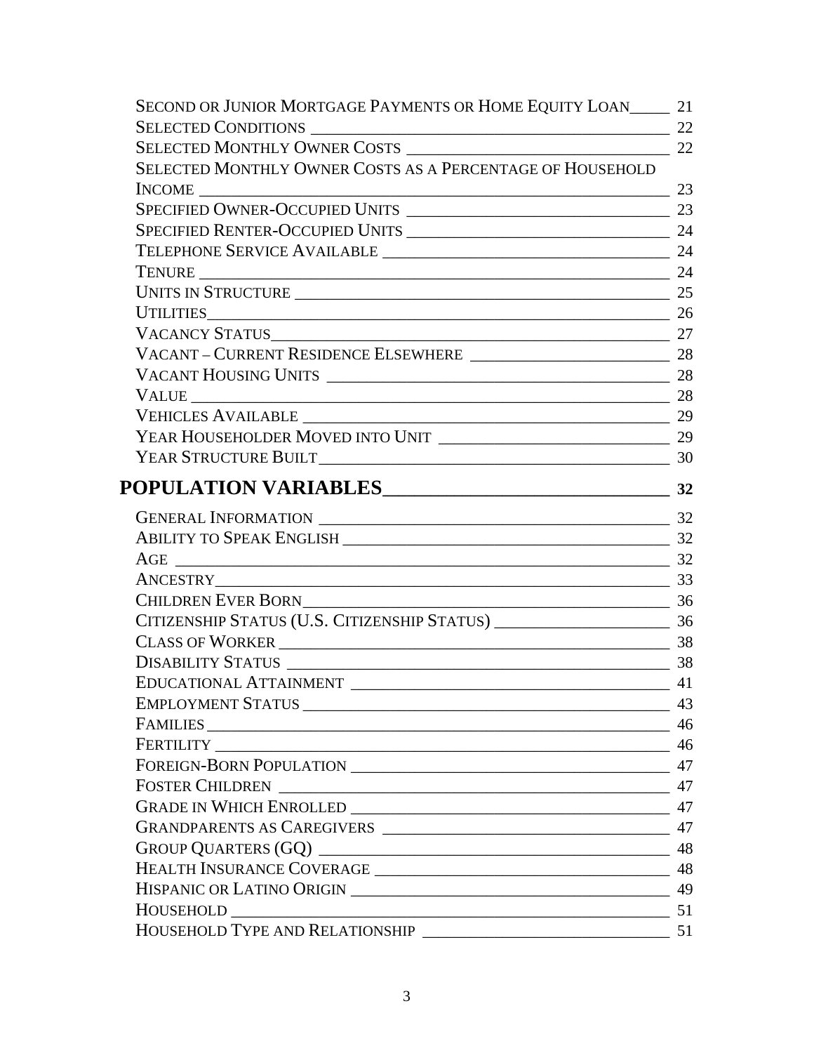Second or Junior Mortgage Payments or Home Equity Loan ____ 21
Selected Conditions ____ 22
Selected Monthly Owner Costs ____ 22
Selected Monthly Owner Costs as a Percentage of Household Income ____ 23
Specified Owner-Occupied Units ____ 23
Specified Renter-Occupied Units ____ 24
Telephone Service Available ____ 24
Tenure ____ 24
Units in Structure ____ 25
Utilities ____ 26
Vacancy Status ____ 27
Vacant – Current Residence Elsewhere ____ 28
Vacant Housing Units ____ 28
Value ____ 28
Vehicles Available ____ 29
Year Householder Moved into Unit ____ 29
Year Structure Built ____ 30

## POPULATION VARIABLES ____ 32

General Information ____ 32
Ability to Speak English ____ 32
Age ____ 32
Ancestry ____ 33
Children Ever Born ____ 36
Citizenship Status (U.S. Citizenship Status) ____ 36
Class of Worker ____ 38
Disability Status ____ 38
Educational Attainment ____ 41
Employment Status ____ 43
Families ____ 46
Fertility ____ 46
Foreign-Born Population ____ 47
Foster Children ____ 47
Grade in Which Enrolled ____ 47
Grandparents as Caregivers ____ 47
Group Quarters (GQ) ____ 48
Health Insurance Coverage ____ 48
Hispanic or Latino Origin ____ 49
Household ____ 51
Household Type and Relationship ____ 51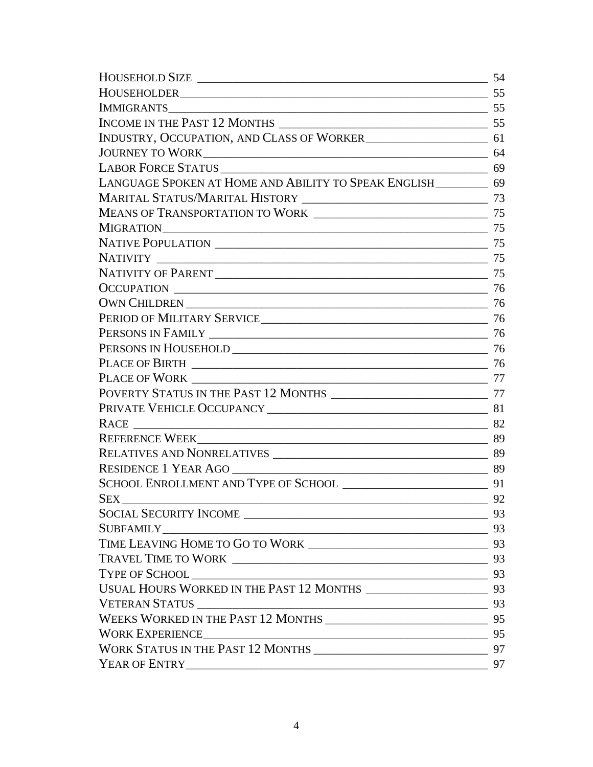| | |
|---|---|
| Household Size | 54 |
| Householder | 55 |
| Immigrants | 55 |
| Income in the Past 12 Months | 55 |
| Industry, Occupation, and Class of Worker | 61 |
| Journey to Work | 64 |
| Labor Force Status | 69 |
| Language Spoken at Home and Ability to Speak English | 69 |
| Marital Status/Marital History | 73 |
| Means of Transportation to Work | 75 |
| Migration | 75 |
| Native Population | 75 |
| Nativity | 75 |
| Nativity of Parent | 75 |
| Occupation | 76 |
| Own Children | 76 |
| Period of Military Service | 76 |
| Persons in Family | 76 |
| Persons in Household | 76 |
| Place of Birth | 76 |
| Place of Work | 77 |
| Poverty Status in the Past 12 Months | 77 |
| Private Vehicle Occupancy | 81 |
| Race | 82 |
| Reference Week | 89 |
| Relatives and Nonrelatives | 89 |
| Residence 1 Year Ago | 89 |
| School Enrollment and Type of School | 91 |
| Sex | 92 |
| Social Security Income | 93 |
| Subfamily | 93 |
| Time Leaving Home to Go to Work | 93 |
| Travel Time to Work | 93 |
| Type of School | 93 |
| Usual Hours Worked in the Past 12 Months | 93 |
| Veteran Status | 93 |
| Weeks Worked in the Past 12 Months | 95 |
| Work Experience | 95 |
| Work Status in the Past 12 Months | 97 |
| Year of Entry | 97 |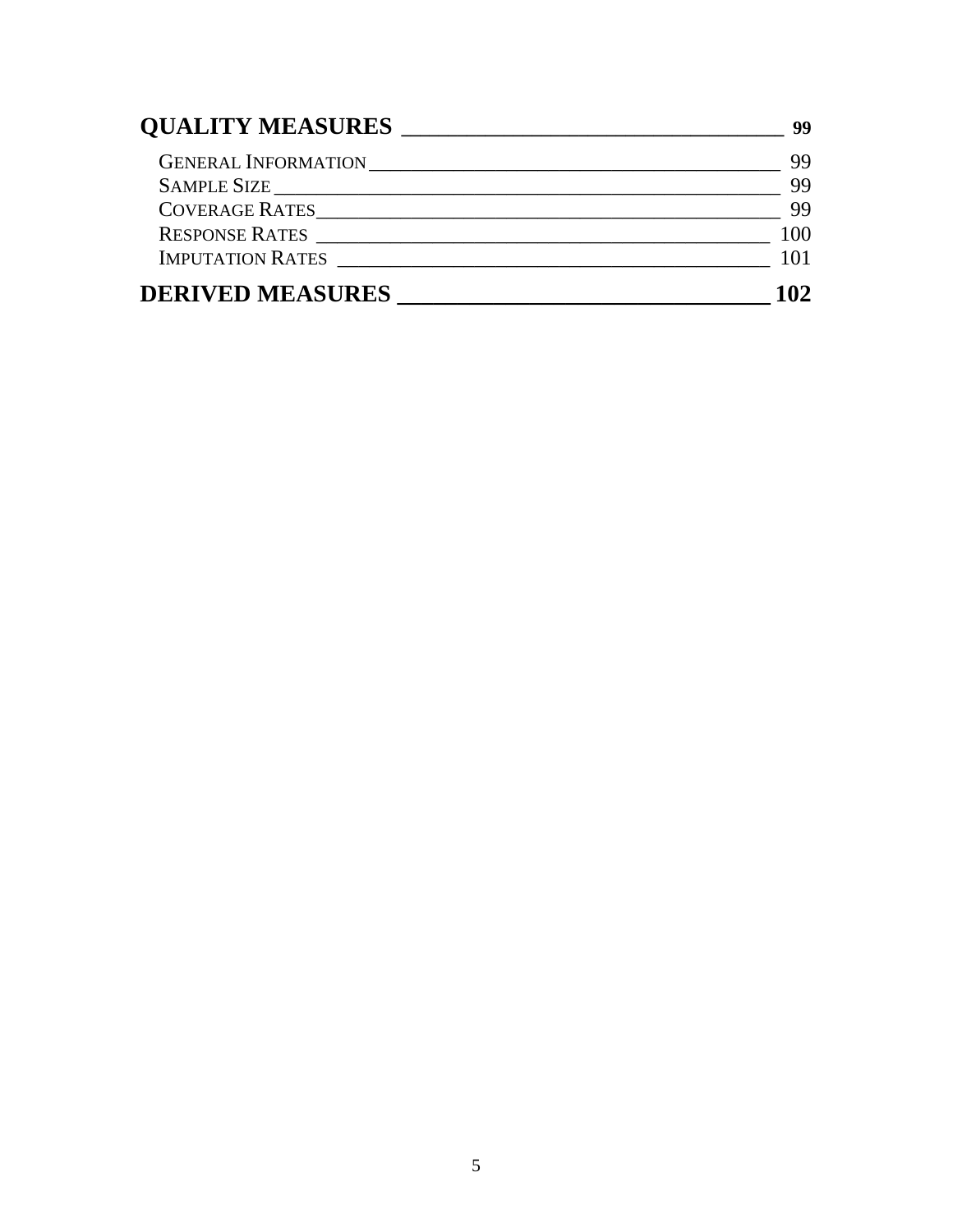**QUALITY MEASURES ______________________________ 99**

GENERAL INFORMATION ______________________________ 99
SAMPLE SIZE ______________________________ 99
COVERAGE RATES ______________________________ 99
RESPONSE RATES ______________________________ 100
IMPUTATION RATES ______________________________ 101

**DERIVED MEASURES ______________________________ 102**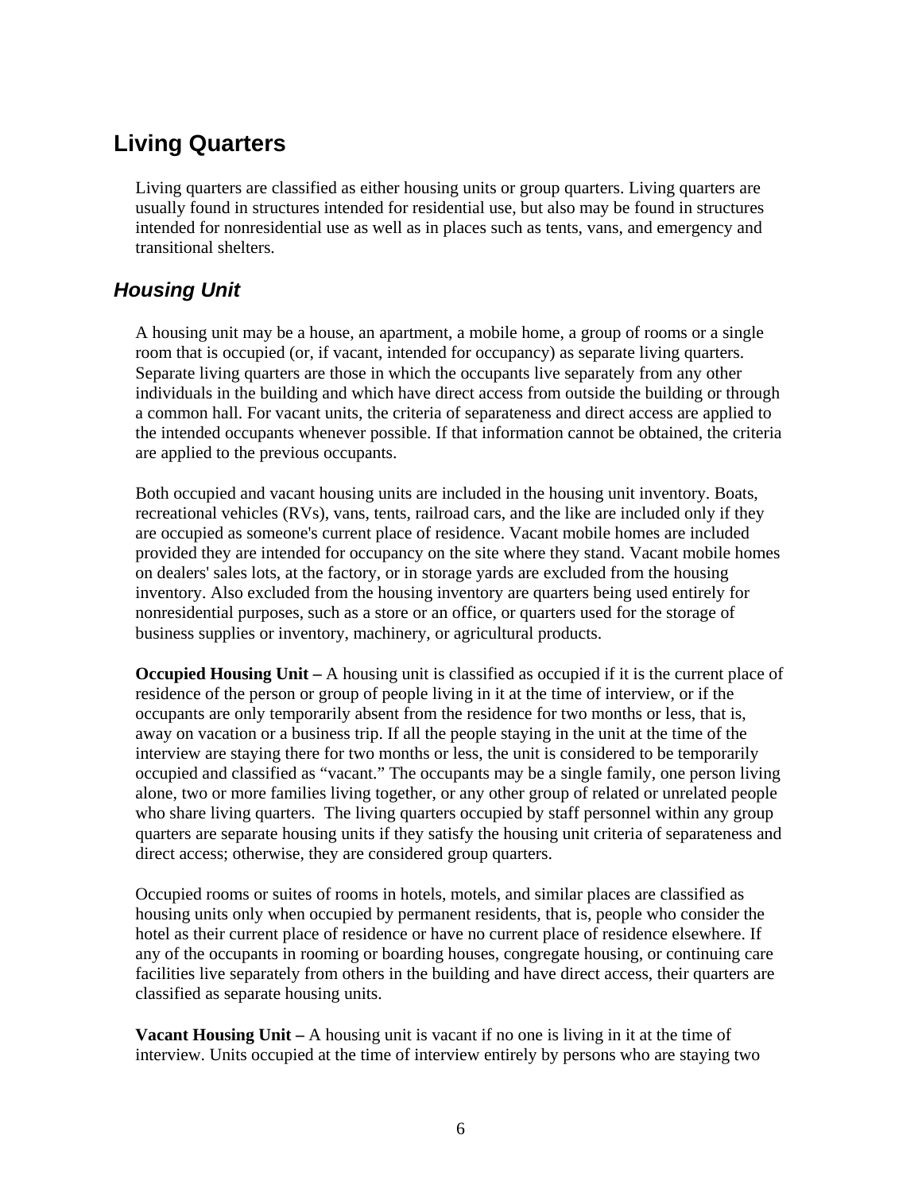## Living Quarters

Living quarters are classified as either housing units or group quarters. Living quarters are usually found in structures intended for residential use, but also may be found in structures intended for nonresidential use as well as in places such as tents, vans, and emergency and transitional shelters.

### *Housing Unit*

A housing unit may be a house, an apartment, a mobile home, a group of rooms or a single room that is occupied (or, if vacant, intended for occupancy) as separate living quarters. Separate living quarters are those in which the occupants live separately from any other individuals in the building and which have direct access from outside the building or through a common hall. For vacant units, the criteria of separateness and direct access are applied to the intended occupants whenever possible. If that information cannot be obtained, the criteria are applied to the previous occupants.

Both occupied and vacant housing units are included in the housing unit inventory. Boats, recreational vehicles (RVs), vans, tents, railroad cars, and the like are included only if they are occupied as someone's current place of residence. Vacant mobile homes are included provided they are intended for occupancy on the site where they stand. Vacant mobile homes on dealers' sales lots, at the factory, or in storage yards are excluded from the housing inventory. Also excluded from the housing inventory are quarters being used entirely for nonresidential purposes, such as a store or an office, or quarters used for the storage of business supplies or inventory, machinery, or agricultural products.

**Occupied Housing Unit –** A housing unit is classified as occupied if it is the current place of residence of the person or group of people living in it at the time of interview, or if the occupants are only temporarily absent from the residence for two months or less, that is, away on vacation or a business trip. If all the people staying in the unit at the time of the interview are staying there for two months or less, the unit is considered to be temporarily occupied and classified as "vacant." The occupants may be a single family, one person living alone, two or more families living together, or any other group of related or unrelated people who share living quarters. The living quarters occupied by staff personnel within any group quarters are separate housing units if they satisfy the housing unit criteria of separateness and direct access; otherwise, they are considered group quarters.

Occupied rooms or suites of rooms in hotels, motels, and similar places are classified as housing units only when occupied by permanent residents, that is, people who consider the hotel as their current place of residence or have no current place of residence elsewhere. If any of the occupants in rooming or boarding houses, congregate housing, or continuing care facilities live separately from others in the building and have direct access, their quarters are classified as separate housing units.

**Vacant Housing Unit –** A housing unit is vacant if no one is living in it at the time of interview. Units occupied at the time of interview entirely by persons who are staying two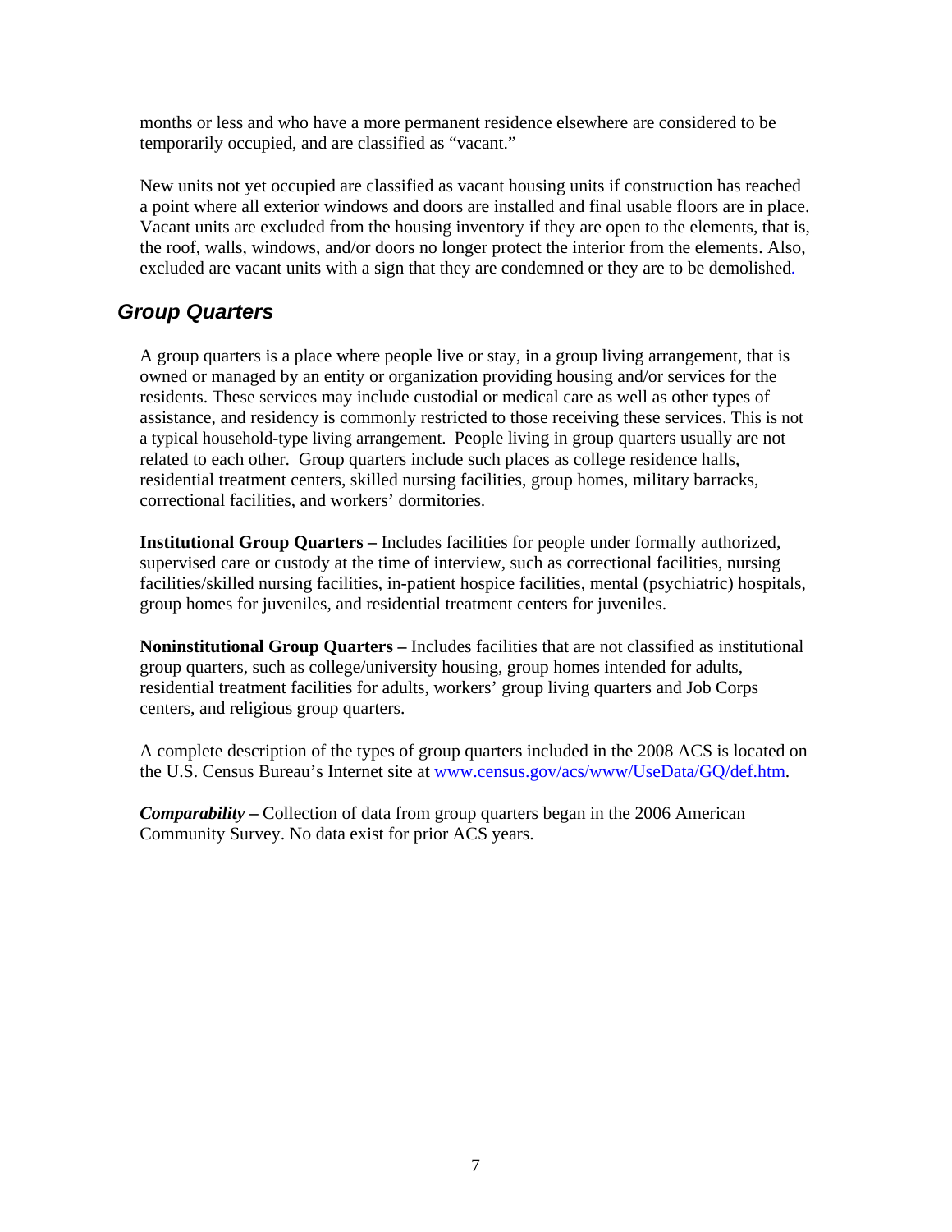months or less and who have a more permanent residence elsewhere are considered to be temporarily occupied, and are classified as "vacant."

New units not yet occupied are classified as vacant housing units if construction has reached a point where all exterior windows and doors are installed and final usable floors are in place. Vacant units are excluded from the housing inventory if they are open to the elements, that is, the roof, walls, windows, and/or doors no longer protect the interior from the elements. Also, excluded are vacant units with a sign that they are condemned or they are to be demolished.

## Group Quarters

A group quarters is a place where people live or stay, in a group living arrangement, that is owned or managed by an entity or organization providing housing and/or services for the residents. These services may include custodial or medical care as well as other types of assistance, and residency is commonly restricted to those receiving these services. This is not a typical household-type living arrangement. People living in group quarters usually are not related to each other. Group quarters include such places as college residence halls, residential treatment centers, skilled nursing facilities, group homes, military barracks, correctional facilities, and workers' dormitories.

**Institutional Group Quarters –** Includes facilities for people under formally authorized, supervised care or custody at the time of interview, such as correctional facilities, nursing facilities/skilled nursing facilities, in-patient hospice facilities, mental (psychiatric) hospitals, group homes for juveniles, and residential treatment centers for juveniles.

**Noninstitutional Group Quarters –** Includes facilities that are not classified as institutional group quarters, such as college/university housing, group homes intended for adults, residential treatment facilities for adults, workers' group living quarters and Job Corps centers, and religious group quarters.

A complete description of the types of group quarters included in the 2008 ACS is located on the U.S. Census Bureau's Internet site at www.census.gov/acs/www/UseData/GQ/def.htm.

***Comparability* –** Collection of data from group quarters began in the 2006 American Community Survey. No data exist for prior ACS years.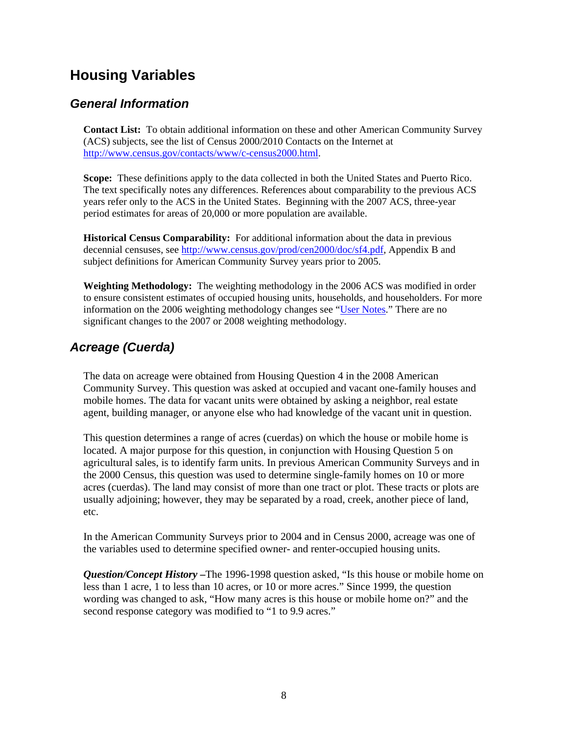# Housing Variables

## *General Information*

**Contact List:** To obtain additional information on these and other American Community Survey (ACS) subjects, see the list of Census 2000/2010 Contacts on the Internet at http://www.census.gov/contacts/www/c-census2000.html.

**Scope:** These definitions apply to the data collected in both the United States and Puerto Rico. The text specifically notes any differences. References about comparability to the previous ACS years refer only to the ACS in the United States. Beginning with the 2007 ACS, three-year period estimates for areas of 20,000 or more population are available.

**Historical Census Comparability:** For additional information about the data in previous decennial censuses, see http://www.census.gov/prod/cen2000/doc/sf4.pdf, Appendix B and subject definitions for American Community Survey years prior to 2005.

**Weighting Methodology:** The weighting methodology in the 2006 ACS was modified in order to ensure consistent estimates of occupied housing units, households, and householders. For more information on the 2006 weighting methodology changes see "User Notes." There are no significant changes to the 2007 or 2008 weighting methodology.

## *Acreage (Cuerda)*

The data on acreage were obtained from Housing Question 4 in the 2008 American Community Survey. This question was asked at occupied and vacant one-family houses and mobile homes. The data for vacant units were obtained by asking a neighbor, real estate agent, building manager, or anyone else who had knowledge of the vacant unit in question.

This question determines a range of acres (cuerdas) on which the house or mobile home is located. A major purpose for this question, in conjunction with Housing Question 5 on agricultural sales, is to identify farm units. In previous American Community Surveys and in the 2000 Census, this question was used to determine single-family homes on 10 or more acres (cuerdas). The land may consist of more than one tract or plot. These tracts or plots are usually adjoining; however, they may be separated by a road, creek, another piece of land, etc.

In the American Community Surveys prior to 2004 and in Census 2000, acreage was one of the variables used to determine specified owner- and renter-occupied housing units.

***Question/Concept History* –**The 1996-1998 question asked, "Is this house or mobile home on less than 1 acre, 1 to less than 10 acres, or 10 or more acres." Since 1999, the question wording was changed to ask, "How many acres is this house or mobile home on?" and the second response category was modified to "1 to 9.9 acres."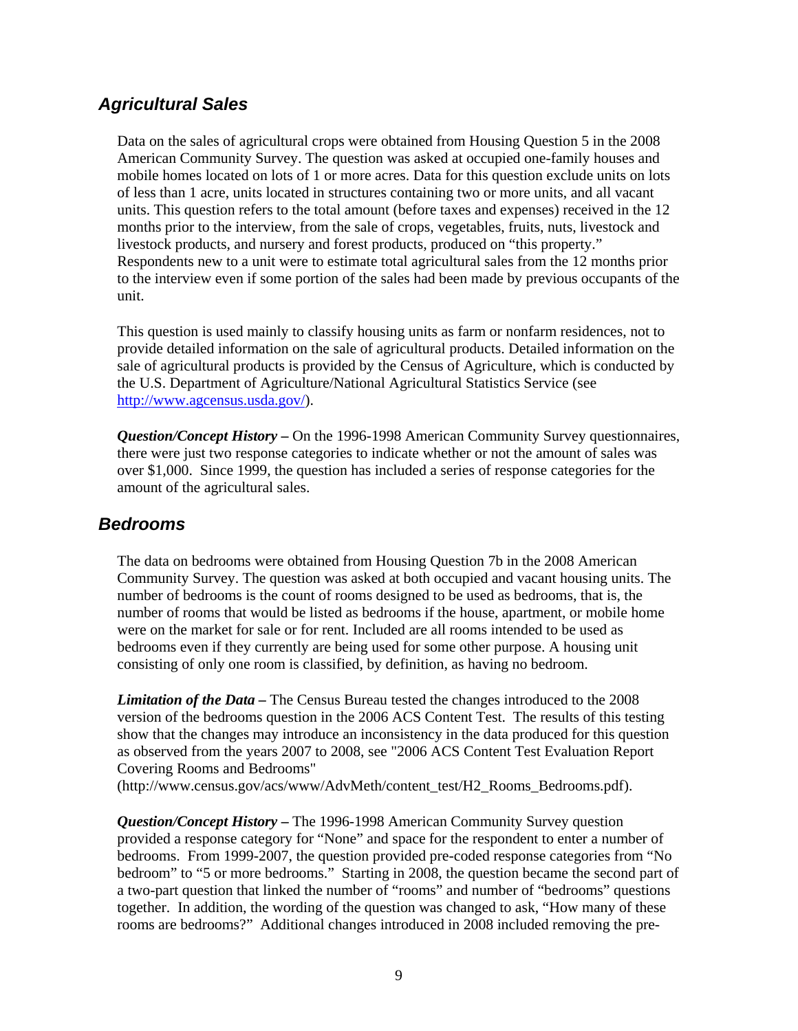## *Agricultural Sales*

Data on the sales of agricultural crops were obtained from Housing Question 5 in the 2008 American Community Survey. The question was asked at occupied one-family houses and mobile homes located on lots of 1 or more acres. Data for this question exclude units on lots of less than 1 acre, units located in structures containing two or more units, and all vacant units. This question refers to the total amount (before taxes and expenses) received in the 12 months prior to the interview, from the sale of crops, vegetables, fruits, nuts, livestock and livestock products, and nursery and forest products, produced on "this property." Respondents new to a unit were to estimate total agricultural sales from the 12 months prior to the interview even if some portion of the sales had been made by previous occupants of the unit.

This question is used mainly to classify housing units as farm or nonfarm residences, not to provide detailed information on the sale of agricultural products. Detailed information on the sale of agricultural products is provided by the Census of Agriculture, which is conducted by the U.S. Department of Agriculture/National Agricultural Statistics Service (see [http://www.agcensus.usda.gov/](http://www.agcensus.usda.gov/)).

***Question/Concept History –*** On the 1996-1998 American Community Survey questionnaires, there were just two response categories to indicate whether or not the amount of sales was over $1,000. Since 1999, the question has included a series of response categories for the amount of the agricultural sales.

## *Bedrooms*

The data on bedrooms were obtained from Housing Question 7b in the 2008 American Community Survey. The question was asked at both occupied and vacant housing units. The number of bedrooms is the count of rooms designed to be used as bedrooms, that is, the number of rooms that would be listed as bedrooms if the house, apartment, or mobile home were on the market for sale or for rent. Included are all rooms intended to be used as bedrooms even if they currently are being used for some other purpose. A housing unit consisting of only one room is classified, by definition, as having no bedroom.

***Limitation of the Data –*** The Census Bureau tested the changes introduced to the 2008 version of the bedrooms question in the 2006 ACS Content Test. The results of this testing show that the changes may introduce an inconsistency in the data produced for this question as observed from the years 2007 to 2008, see "2006 ACS Content Test Evaluation Report Covering Rooms and Bedrooms" (http://www.census.gov/acs/www/AdvMeth/content_test/H2_Rooms_Bedrooms.pdf).

***Question/Concept History –*** The 1996-1998 American Community Survey question provided a response category for "None" and space for the respondent to enter a number of bedrooms. From 1999-2007, the question provided pre-coded response categories from "No bedroom" to "5 or more bedrooms." Starting in 2008, the question became the second part of a two-part question that linked the number of "rooms" and number of "bedrooms" questions together. In addition, the wording of the question was changed to ask, "How many of these rooms are bedrooms?" Additional changes introduced in 2008 included removing the pre-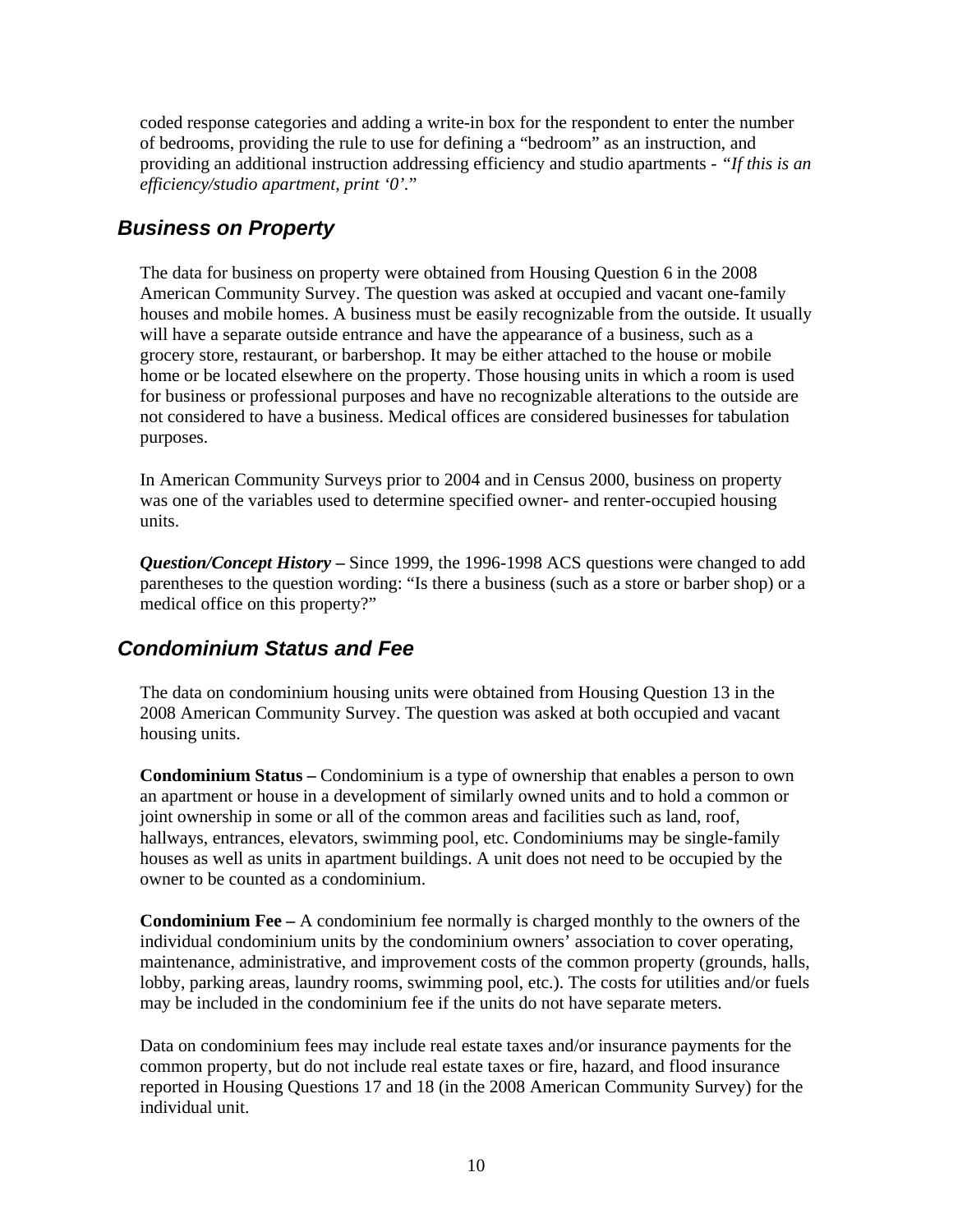coded response categories and adding a write-in box for the respondent to enter the number of bedrooms, providing the rule to use for defining a "bedroom" as an instruction, and providing an additional instruction addressing efficiency and studio apartments - *"If this is an efficiency/studio apartment, print '0'."*

## *Business on Property*

The data for business on property were obtained from Housing Question 6 in the 2008 American Community Survey. The question was asked at occupied and vacant one-family houses and mobile homes. A business must be easily recognizable from the outside. It usually will have a separate outside entrance and have the appearance of a business, such as a grocery store, restaurant, or barbershop. It may be either attached to the house or mobile home or be located elsewhere on the property. Those housing units in which a room is used for business or professional purposes and have no recognizable alterations to the outside are not considered to have a business. Medical offices are considered businesses for tabulation purposes.

In American Community Surveys prior to 2004 and in Census 2000, business on property was one of the variables used to determine specified owner- and renter-occupied housing units.

***Question/Concept History –*** Since 1999, the 1996-1998 ACS questions were changed to add parentheses to the question wording: "Is there a business (such as a store or barber shop) or a medical office on this property?"

## *Condominium Status and Fee*

The data on condominium housing units were obtained from Housing Question 13 in the 2008 American Community Survey. The question was asked at both occupied and vacant housing units.

**Condominium Status –** Condominium is a type of ownership that enables a person to own an apartment or house in a development of similarly owned units and to hold a common or joint ownership in some or all of the common areas and facilities such as land, roof, hallways, entrances, elevators, swimming pool, etc. Condominiums may be single-family houses as well as units in apartment buildings. A unit does not need to be occupied by the owner to be counted as a condominium.

**Condominium Fee –** A condominium fee normally is charged monthly to the owners of the individual condominium units by the condominium owners' association to cover operating, maintenance, administrative, and improvement costs of the common property (grounds, halls, lobby, parking areas, laundry rooms, swimming pool, etc.). The costs for utilities and/or fuels may be included in the condominium fee if the units do not have separate meters.

Data on condominium fees may include real estate taxes and/or insurance payments for the common property, but do not include real estate taxes or fire, hazard, and flood insurance reported in Housing Questions 17 and 18 (in the 2008 American Community Survey) for the individual unit.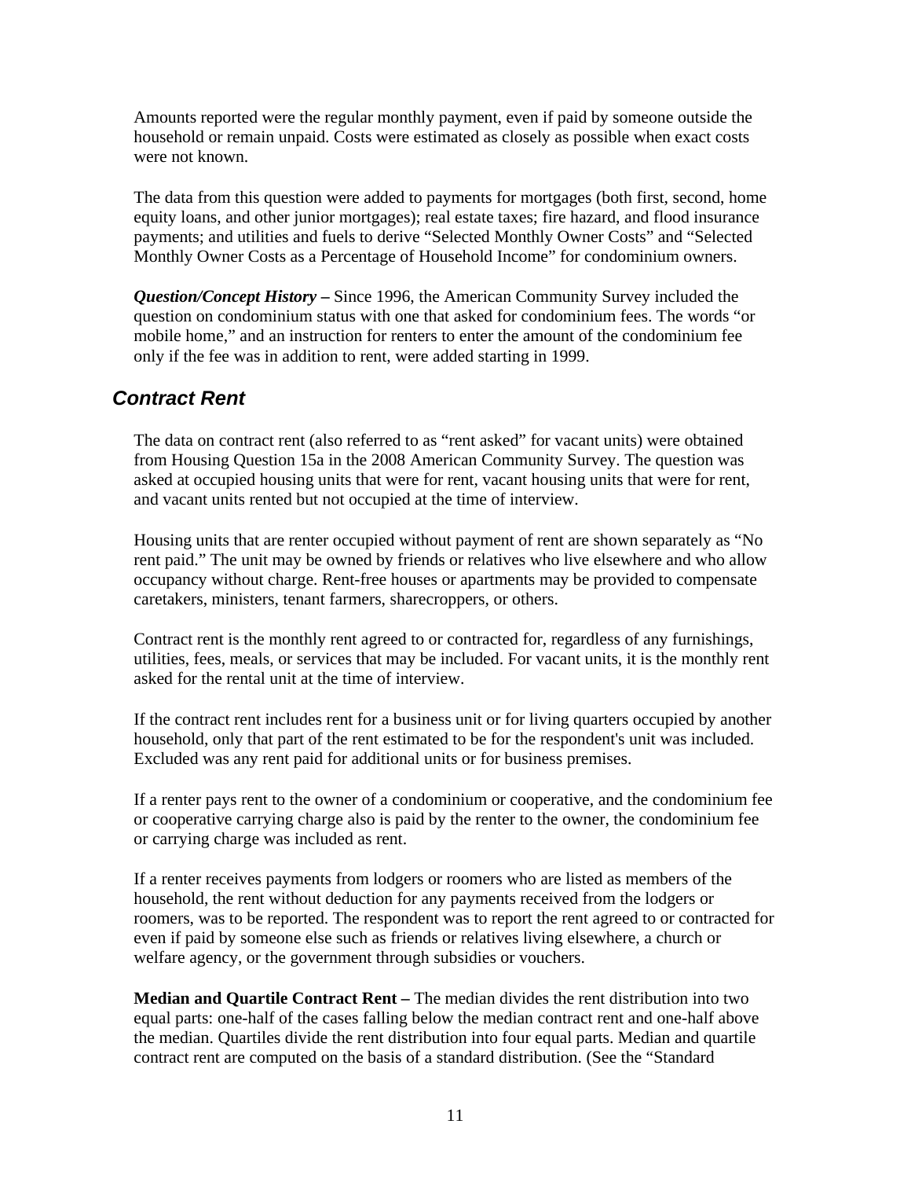Amounts reported were the regular monthly payment, even if paid by someone outside the household or remain unpaid. Costs were estimated as closely as possible when exact costs were not known.

The data from this question were added to payments for mortgages (both first, second, home equity loans, and other junior mortgages); real estate taxes; fire hazard, and flood insurance payments; and utilities and fuels to derive "Selected Monthly Owner Costs" and "Selected Monthly Owner Costs as a Percentage of Household Income" for condominium owners.

***Question/Concept History –*** Since 1996, the American Community Survey included the question on condominium status with one that asked for condominium fees. The words "or mobile home," and an instruction for renters to enter the amount of the condominium fee only if the fee was in addition to rent, were added starting in 1999.

## *Contract Rent*

The data on contract rent (also referred to as "rent asked" for vacant units) were obtained from Housing Question 15a in the 2008 American Community Survey. The question was asked at occupied housing units that were for rent, vacant housing units that were for rent, and vacant units rented but not occupied at the time of interview.

Housing units that are renter occupied without payment of rent are shown separately as "No rent paid." The unit may be owned by friends or relatives who live elsewhere and who allow occupancy without charge. Rent-free houses or apartments may be provided to compensate caretakers, ministers, tenant farmers, sharecroppers, or others.

Contract rent is the monthly rent agreed to or contracted for, regardless of any furnishings, utilities, fees, meals, or services that may be included. For vacant units, it is the monthly rent asked for the rental unit at the time of interview.

If the contract rent includes rent for a business unit or for living quarters occupied by another household, only that part of the rent estimated to be for the respondent's unit was included. Excluded was any rent paid for additional units or for business premises.

If a renter pays rent to the owner of a condominium or cooperative, and the condominium fee or cooperative carrying charge also is paid by the renter to the owner, the condominium fee or carrying charge was included as rent.

If a renter receives payments from lodgers or roomers who are listed as members of the household, the rent without deduction for any payments received from the lodgers or roomers, was to be reported. The respondent was to report the rent agreed to or contracted for even if paid by someone else such as friends or relatives living elsewhere, a church or welfare agency, or the government through subsidies or vouchers.

**Median and Quartile Contract Rent –** The median divides the rent distribution into two equal parts: one-half of the cases falling below the median contract rent and one-half above the median. Quartiles divide the rent distribution into four equal parts. Median and quartile contract rent are computed on the basis of a standard distribution. (See the "Standard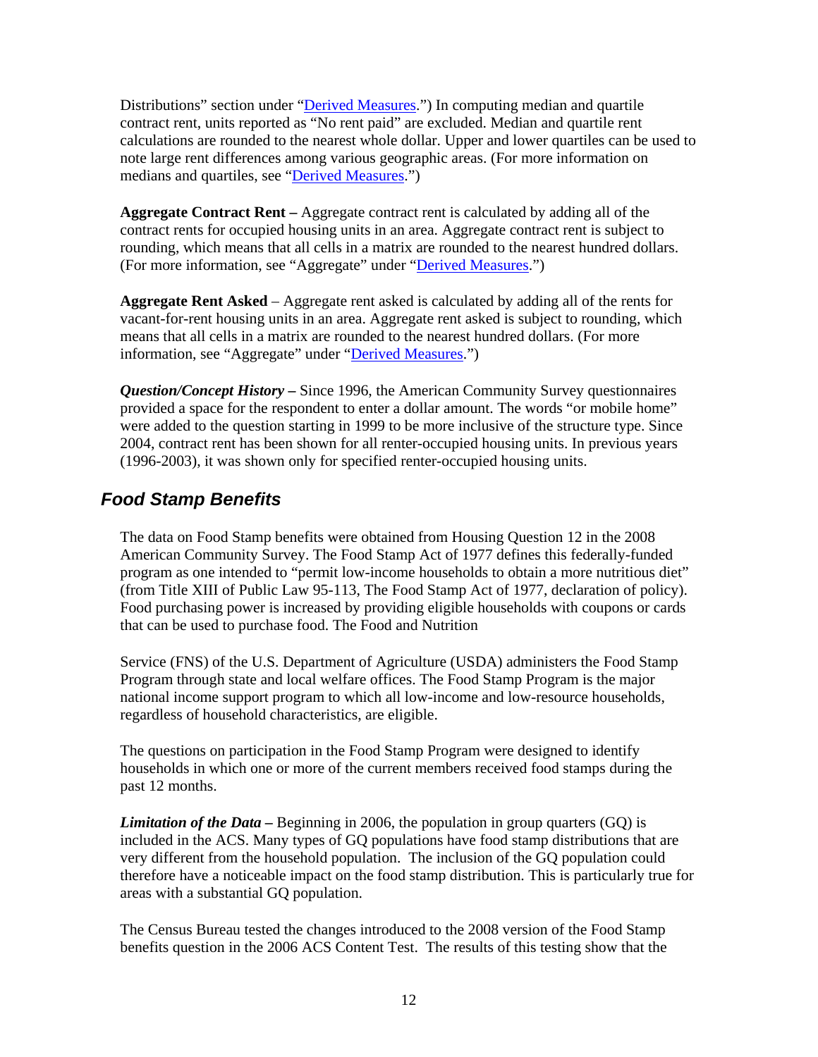Distributions" section under "Derived Measures.") In computing median and quartile contract rent, units reported as "No rent paid" are excluded. Median and quartile rent calculations are rounded to the nearest whole dollar. Upper and lower quartiles can be used to note large rent differences among various geographic areas. (For more information on medians and quartiles, see "Derived Measures.")

**Aggregate Contract Rent –** Aggregate contract rent is calculated by adding all of the contract rents for occupied housing units in an area. Aggregate contract rent is subject to rounding, which means that all cells in a matrix are rounded to the nearest hundred dollars. (For more information, see "Aggregate" under "Derived Measures.")

**Aggregate Rent Asked** – Aggregate rent asked is calculated by adding all of the rents for vacant-for-rent housing units in an area. Aggregate rent asked is subject to rounding, which means that all cells in a matrix are rounded to the nearest hundred dollars. (For more information, see "Aggregate" under "Derived Measures.")

***Question/Concept History –*** Since 1996, the American Community Survey questionnaires provided a space for the respondent to enter a dollar amount. The words "or mobile home" were added to the question starting in 1999 to be more inclusive of the structure type. Since 2004, contract rent has been shown for all renter-occupied housing units. In previous years (1996-2003), it was shown only for specified renter-occupied housing units.

## *Food Stamp Benefits*

The data on Food Stamp benefits were obtained from Housing Question 12 in the 2008 American Community Survey. The Food Stamp Act of 1977 defines this federally-funded program as one intended to "permit low-income households to obtain a more nutritious diet" (from Title XIII of Public Law 95-113, The Food Stamp Act of 1977, declaration of policy). Food purchasing power is increased by providing eligible households with coupons or cards that can be used to purchase food. The Food and Nutrition

Service (FNS) of the U.S. Department of Agriculture (USDA) administers the Food Stamp Program through state and local welfare offices. The Food Stamp Program is the major national income support program to which all low-income and low-resource households, regardless of household characteristics, are eligible.

The questions on participation in the Food Stamp Program were designed to identify households in which one or more of the current members received food stamps during the past 12 months.

***Limitation of the Data –*** Beginning in 2006, the population in group quarters (GQ) is included in the ACS. Many types of GQ populations have food stamp distributions that are very different from the household population. The inclusion of the GQ population could therefore have a noticeable impact on the food stamp distribution. This is particularly true for areas with a substantial GQ population.

The Census Bureau tested the changes introduced to the 2008 version of the Food Stamp benefits question in the 2006 ACS Content Test. The results of this testing show that the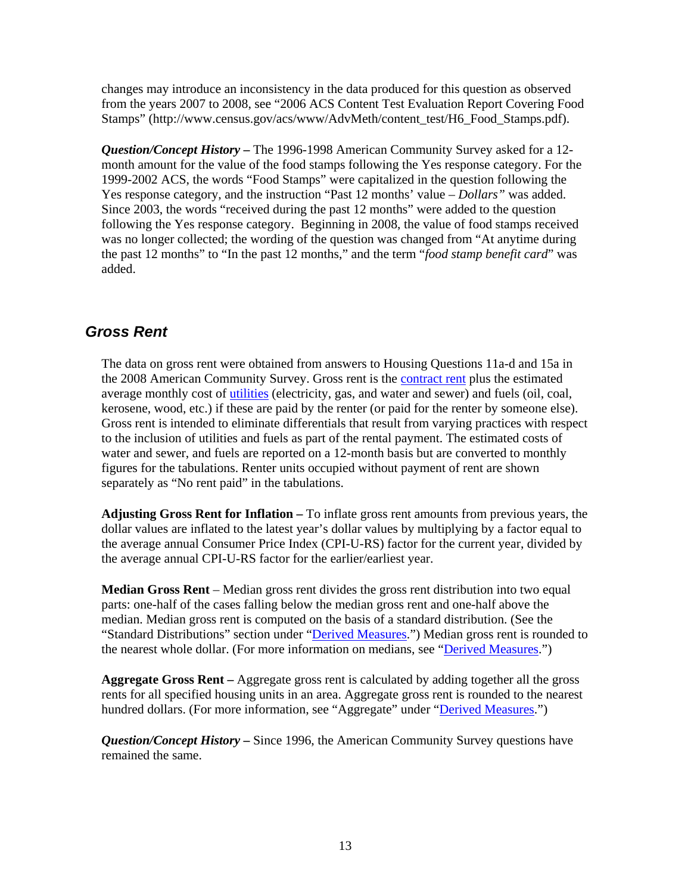changes may introduce an inconsistency in the data produced for this question as observed from the years 2007 to 2008, see "2006 ACS Content Test Evaluation Report Covering Food Stamps" (http://www.census.gov/acs/www/AdvMeth/content_test/H6_Food_Stamps.pdf).

***Question/Concept History –*** The 1996-1998 American Community Survey asked for a 12-month amount for the value of the food stamps following the Yes response category. For the 1999-2002 ACS, the words "Food Stamps" were capitalized in the question following the Yes response category, and the instruction "Past 12 months' value – *Dollars"* was added. Since 2003, the words "received during the past 12 months" were added to the question following the Yes response category. Beginning in 2008, the value of food stamps received was no longer collected; the wording of the question was changed from "At anytime during the past 12 months" to "In the past 12 months," and the term "*food stamp benefit card*" was added.

## *Gross Rent*

The data on gross rent were obtained from answers to Housing Questions 11a-d and 15a in the 2008 American Community Survey. Gross rent is the contract rent plus the estimated average monthly cost of utilities (electricity, gas, and water and sewer) and fuels (oil, coal, kerosene, wood, etc.) if these are paid by the renter (or paid for the renter by someone else). Gross rent is intended to eliminate differentials that result from varying practices with respect to the inclusion of utilities and fuels as part of the rental payment. The estimated costs of water and sewer, and fuels are reported on a 12-month basis but are converted to monthly figures for the tabulations. Renter units occupied without payment of rent are shown separately as "No rent paid" in the tabulations.

**Adjusting Gross Rent for Inflation –** To inflate gross rent amounts from previous years, the dollar values are inflated to the latest year's dollar values by multiplying by a factor equal to the average annual Consumer Price Index (CPI-U-RS) factor for the current year, divided by the average annual CPI-U-RS factor for the earlier/earliest year.

**Median Gross Rent** – Median gross rent divides the gross rent distribution into two equal parts: one-half of the cases falling below the median gross rent and one-half above the median. Median gross rent is computed on the basis of a standard distribution. (See the "Standard Distributions" section under "Derived Measures.") Median gross rent is rounded to the nearest whole dollar. (For more information on medians, see "Derived Measures.")

**Aggregate Gross Rent –** Aggregate gross rent is calculated by adding together all the gross rents for all specified housing units in an area. Aggregate gross rent is rounded to the nearest hundred dollars. (For more information, see "Aggregate" under "Derived Measures.")

***Question/Concept History –*** Since 1996, the American Community Survey questions have remained the same.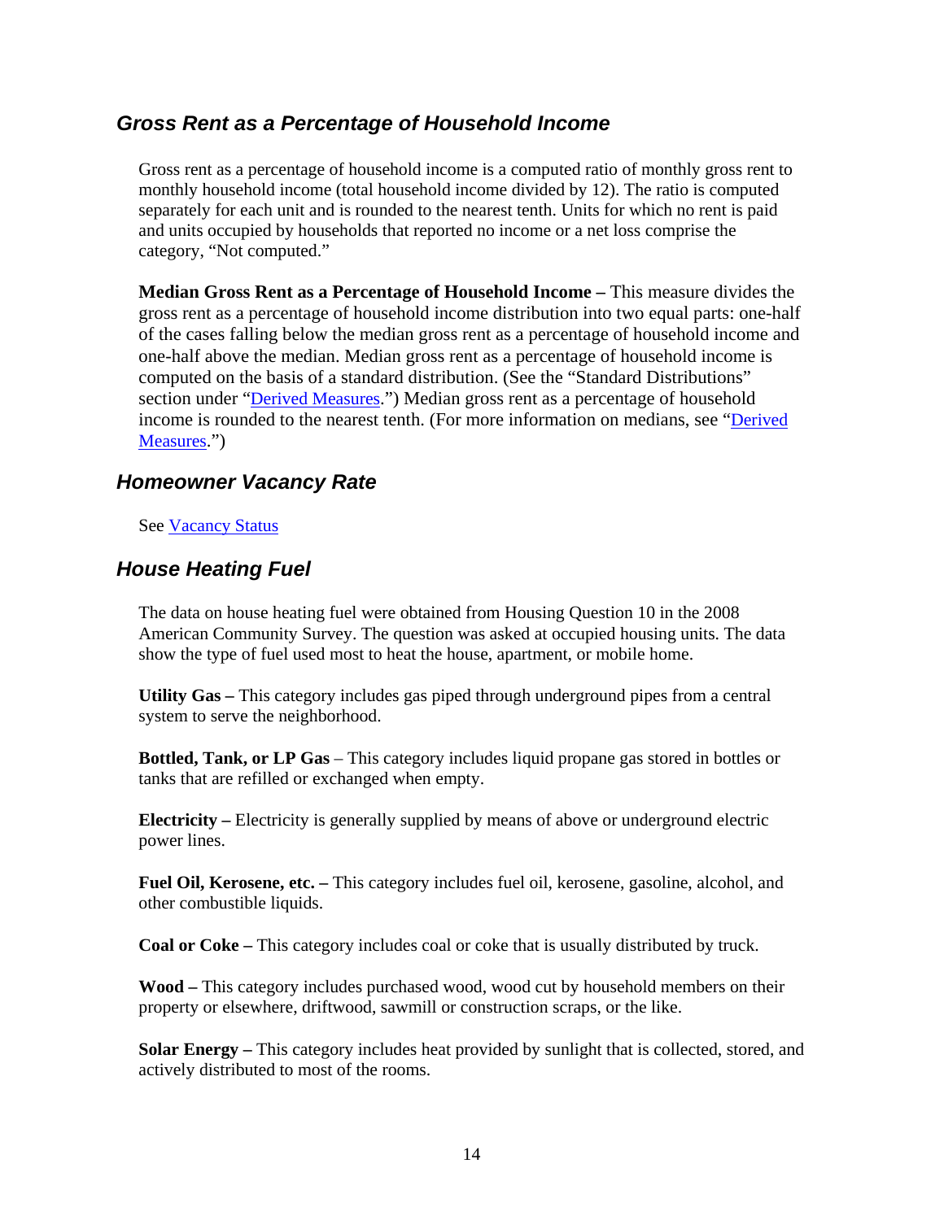## *Gross Rent as a Percentage of Household Income*

Gross rent as a percentage of household income is a computed ratio of monthly gross rent to monthly household income (total household income divided by 12). The ratio is computed separately for each unit and is rounded to the nearest tenth. Units for which no rent is paid and units occupied by households that reported no income or a net loss comprise the category, "Not computed."

**Median Gross Rent as a Percentage of Household Income –** This measure divides the gross rent as a percentage of household income distribution into two equal parts: one-half of the cases falling below the median gross rent as a percentage of household income and one-half above the median. Median gross rent as a percentage of household income is computed on the basis of a standard distribution. (See the "Standard Distributions" section under "Derived Measures.") Median gross rent as a percentage of household income is rounded to the nearest tenth. (For more information on medians, see "Derived Measures.")

## *Homeowner Vacancy Rate*

See Vacancy Status

## *House Heating Fuel*

The data on house heating fuel were obtained from Housing Question 10 in the 2008 American Community Survey. The question was asked at occupied housing units. The data show the type of fuel used most to heat the house, apartment, or mobile home.

**Utility Gas –** This category includes gas piped through underground pipes from a central system to serve the neighborhood.

**Bottled, Tank, or LP Gas** – This category includes liquid propane gas stored in bottles or tanks that are refilled or exchanged when empty.

**Electricity –** Electricity is generally supplied by means of above or underground electric power lines.

**Fuel Oil, Kerosene, etc. –** This category includes fuel oil, kerosene, gasoline, alcohol, and other combustible liquids.

**Coal or Coke –** This category includes coal or coke that is usually distributed by truck.

**Wood –** This category includes purchased wood, wood cut by household members on their property or elsewhere, driftwood, sawmill or construction scraps, or the like.

**Solar Energy –** This category includes heat provided by sunlight that is collected, stored, and actively distributed to most of the rooms.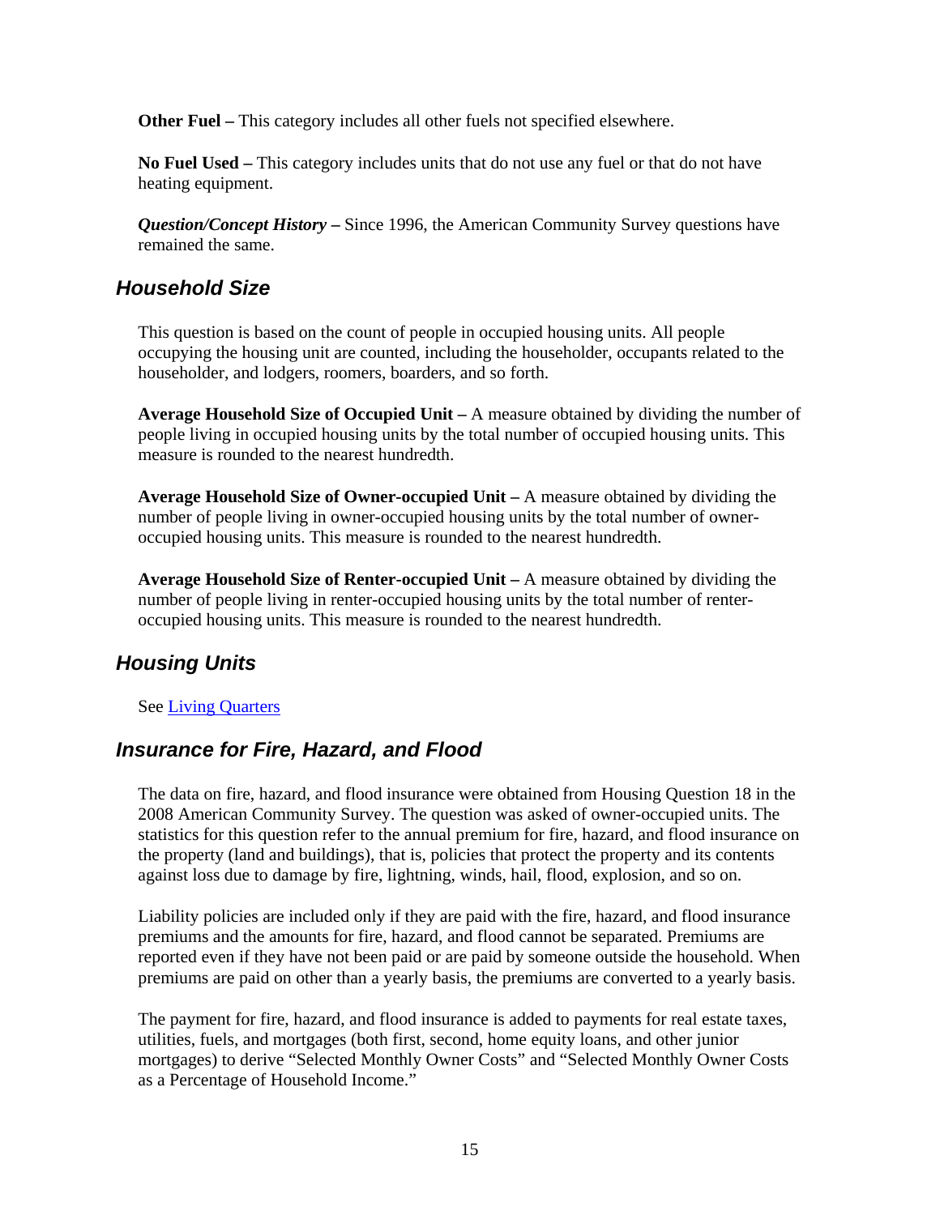**Other Fuel –** This category includes all other fuels not specified elsewhere.

**No Fuel Used –** This category includes units that do not use any fuel or that do not have heating equipment.

***Question/Concept History* –** Since 1996, the American Community Survey questions have remained the same.

## *Household Size*

This question is based on the count of people in occupied housing units. All people occupying the housing unit are counted, including the householder, occupants related to the householder, and lodgers, roomers, boarders, and so forth.

**Average Household Size of Occupied Unit –** A measure obtained by dividing the number of people living in occupied housing units by the total number of occupied housing units. This measure is rounded to the nearest hundredth.

**Average Household Size of Owner-occupied Unit –** A measure obtained by dividing the number of people living in owner-occupied housing units by the total number of owner-occupied housing units. This measure is rounded to the nearest hundredth.

**Average Household Size of Renter-occupied Unit –** A measure obtained by dividing the number of people living in renter-occupied housing units by the total number of renter-occupied housing units. This measure is rounded to the nearest hundredth.

## *Housing Units*

See Living Quarters

## *Insurance for Fire, Hazard, and Flood*

The data on fire, hazard, and flood insurance were obtained from Housing Question 18 in the 2008 American Community Survey. The question was asked of owner-occupied units. The statistics for this question refer to the annual premium for fire, hazard, and flood insurance on the property (land and buildings), that is, policies that protect the property and its contents against loss due to damage by fire, lightning, winds, hail, flood, explosion, and so on.

Liability policies are included only if they are paid with the fire, hazard, and flood insurance premiums and the amounts for fire, hazard, and flood cannot be separated. Premiums are reported even if they have not been paid or are paid by someone outside the household. When premiums are paid on other than a yearly basis, the premiums are converted to a yearly basis.

The payment for fire, hazard, and flood insurance is added to payments for real estate taxes, utilities, fuels, and mortgages (both first, second, home equity loans, and other junior mortgages) to derive "Selected Monthly Owner Costs" and "Selected Monthly Owner Costs as a Percentage of Household Income."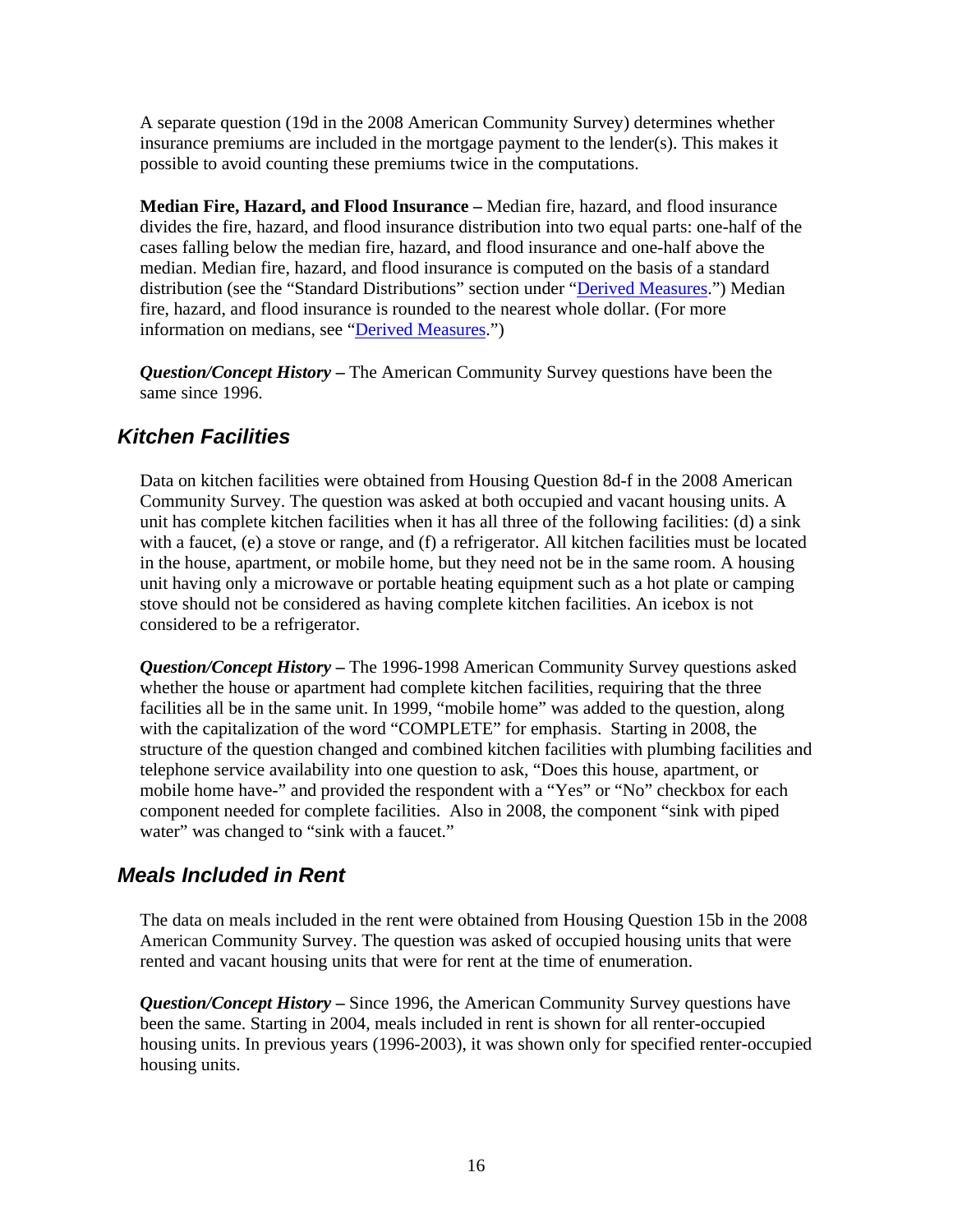A separate question (19d in the 2008 American Community Survey) determines whether insurance premiums are included in the mortgage payment to the lender(s). This makes it possible to avoid counting these premiums twice in the computations.

**Median Fire, Hazard, and Flood Insurance –** Median fire, hazard, and flood insurance divides the fire, hazard, and flood insurance distribution into two equal parts: one-half of the cases falling below the median fire, hazard, and flood insurance and one-half above the median. Median fire, hazard, and flood insurance is computed on the basis of a standard distribution (see the "Standard Distributions" section under "Derived Measures.") Median fire, hazard, and flood insurance is rounded to the nearest whole dollar. (For more information on medians, see "Derived Measures.")

***Question/Concept History –*** The American Community Survey questions have been the same since 1996.

## *Kitchen Facilities*

Data on kitchen facilities were obtained from Housing Question 8d-f in the 2008 American Community Survey. The question was asked at both occupied and vacant housing units. A unit has complete kitchen facilities when it has all three of the following facilities: (d) a sink with a faucet, (e) a stove or range, and (f) a refrigerator. All kitchen facilities must be located in the house, apartment, or mobile home, but they need not be in the same room. A housing unit having only a microwave or portable heating equipment such as a hot plate or camping stove should not be considered as having complete kitchen facilities. An icebox is not considered to be a refrigerator.

***Question/Concept History –*** The 1996-1998 American Community Survey questions asked whether the house or apartment had complete kitchen facilities, requiring that the three facilities all be in the same unit. In 1999, "mobile home" was added to the question, along with the capitalization of the word "COMPLETE" for emphasis. Starting in 2008, the structure of the question changed and combined kitchen facilities with plumbing facilities and telephone service availability into one question to ask, "Does this house, apartment, or mobile home have-" and provided the respondent with a "Yes" or "No" checkbox for each component needed for complete facilities. Also in 2008, the component "sink with piped water" was changed to "sink with a faucet."

## *Meals Included in Rent*

The data on meals included in the rent were obtained from Housing Question 15b in the 2008 American Community Survey. The question was asked of occupied housing units that were rented and vacant housing units that were for rent at the time of enumeration.

***Question/Concept History –*** Since 1996, the American Community Survey questions have been the same. Starting in 2004, meals included in rent is shown for all renter-occupied housing units. In previous years (1996-2003), it was shown only for specified renter-occupied housing units.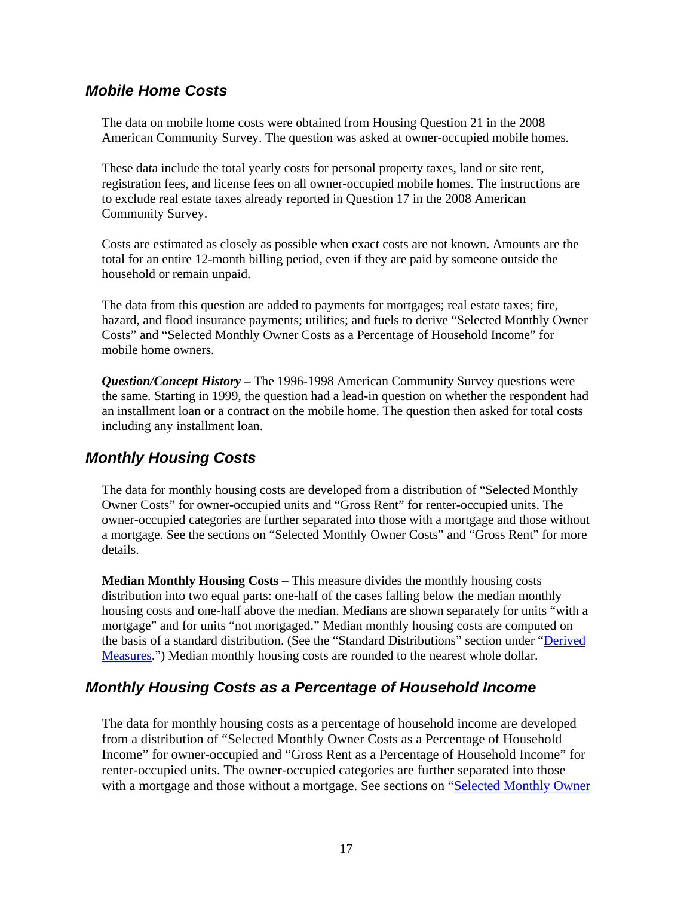## *Mobile Home Costs*

The data on mobile home costs were obtained from Housing Question 21 in the 2008 American Community Survey. The question was asked at owner-occupied mobile homes.

These data include the total yearly costs for personal property taxes, land or site rent, registration fees, and license fees on all owner-occupied mobile homes. The instructions are to exclude real estate taxes already reported in Question 17 in the 2008 American Community Survey.

Costs are estimated as closely as possible when exact costs are not known. Amounts are the total for an entire 12-month billing period, even if they are paid by someone outside the household or remain unpaid.

The data from this question are added to payments for mortgages; real estate taxes; fire, hazard, and flood insurance payments; utilities; and fuels to derive "Selected Monthly Owner Costs" and "Selected Monthly Owner Costs as a Percentage of Household Income" for mobile home owners.

***Question/Concept History –*** The 1996-1998 American Community Survey questions were the same. Starting in 1999, the question had a lead-in question on whether the respondent had an installment loan or a contract on the mobile home. The question then asked for total costs including any installment loan.

## *Monthly Housing Costs*

The data for monthly housing costs are developed from a distribution of "Selected Monthly Owner Costs" for owner-occupied units and "Gross Rent" for renter-occupied units. The owner-occupied categories are further separated into those with a mortgage and those without a mortgage. See the sections on "Selected Monthly Owner Costs" and "Gross Rent" for more details.

**Median Monthly Housing Costs –** This measure divides the monthly housing costs distribution into two equal parts: one-half of the cases falling below the median monthly housing costs and one-half above the median. Medians are shown separately for units "with a mortgage" and for units "not mortgaged." Median monthly housing costs are computed on the basis of a standard distribution. (See the "Standard Distributions" section under "Derived Measures.") Median monthly housing costs are rounded to the nearest whole dollar.

## *Monthly Housing Costs as a Percentage of Household Income*

The data for monthly housing costs as a percentage of household income are developed from a distribution of "Selected Monthly Owner Costs as a Percentage of Household Income" for owner-occupied and "Gross Rent as a Percentage of Household Income" for renter-occupied units. The owner-occupied categories are further separated into those with a mortgage and those without a mortgage. See sections on "Selected Monthly Owner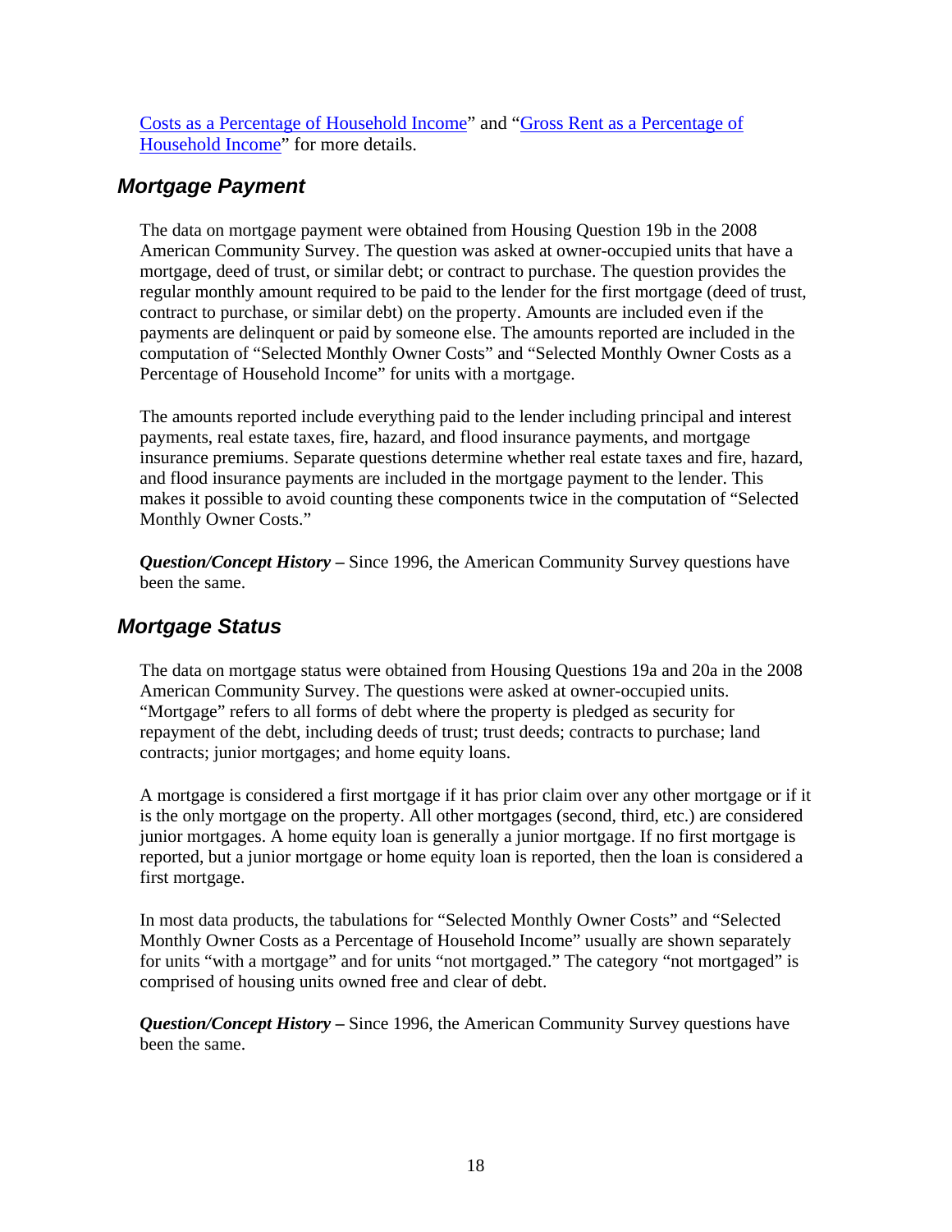Costs as a Percentage of Household Income" and "Gross Rent as a Percentage of Household Income" for more details.

## *Mortgage Payment*

The data on mortgage payment were obtained from Housing Question 19b in the 2008 American Community Survey. The question was asked at owner-occupied units that have a mortgage, deed of trust, or similar debt; or contract to purchase. The question provides the regular monthly amount required to be paid to the lender for the first mortgage (deed of trust, contract to purchase, or similar debt) on the property. Amounts are included even if the payments are delinquent or paid by someone else. The amounts reported are included in the computation of "Selected Monthly Owner Costs" and "Selected Monthly Owner Costs as a Percentage of Household Income" for units with a mortgage.

The amounts reported include everything paid to the lender including principal and interest payments, real estate taxes, fire, hazard, and flood insurance payments, and mortgage insurance premiums. Separate questions determine whether real estate taxes and fire, hazard, and flood insurance payments are included in the mortgage payment to the lender. This makes it possible to avoid counting these components twice in the computation of "Selected Monthly Owner Costs."

***Question/Concept History –*** Since 1996, the American Community Survey questions have been the same.

## *Mortgage Status*

The data on mortgage status were obtained from Housing Questions 19a and 20a in the 2008 American Community Survey. The questions were asked at owner-occupied units. "Mortgage" refers to all forms of debt where the property is pledged as security for repayment of the debt, including deeds of trust; trust deeds; contracts to purchase; land contracts; junior mortgages; and home equity loans.

A mortgage is considered a first mortgage if it has prior claim over any other mortgage or if it is the only mortgage on the property. All other mortgages (second, third, etc.) are considered junior mortgages. A home equity loan is generally a junior mortgage. If no first mortgage is reported, but a junior mortgage or home equity loan is reported, then the loan is considered a first mortgage.

In most data products, the tabulations for "Selected Monthly Owner Costs" and "Selected Monthly Owner Costs as a Percentage of Household Income" usually are shown separately for units "with a mortgage" and for units "not mortgaged." The category "not mortgaged" is comprised of housing units owned free and clear of debt.

***Question/Concept History –*** Since 1996, the American Community Survey questions have been the same.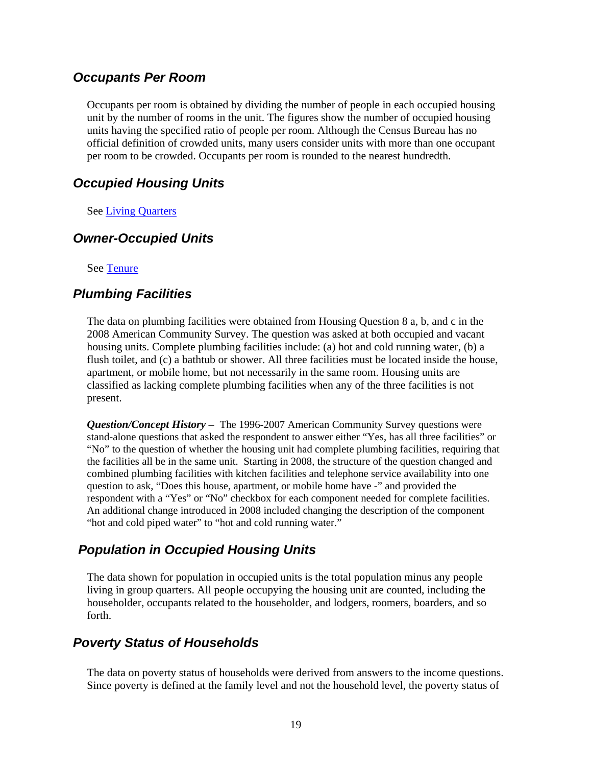## *Occupants Per Room*

Occupants per room is obtained by dividing the number of people in each occupied housing unit by the number of rooms in the unit. The figures show the number of occupied housing units having the specified ratio of people per room. Although the Census Bureau has no official definition of crowded units, many users consider units with more than one occupant per room to be crowded. Occupants per room is rounded to the nearest hundredth.

## *Occupied Housing Units*

See [Living Quarters]

## *Owner-Occupied Units*

See [Tenure]

## *Plumbing Facilities*

The data on plumbing facilities were obtained from Housing Question 8 a, b, and c in the 2008 American Community Survey. The question was asked at both occupied and vacant housing units. Complete plumbing facilities include: (a) hot and cold running water, (b) a flush toilet, and (c) a bathtub or shower. All three facilities must be located inside the house, apartment, or mobile home, but not necessarily in the same room. Housing units are classified as lacking complete plumbing facilities when any of the three facilities is not present.

***Question/Concept History –*** The 1996-2007 American Community Survey questions were stand-alone questions that asked the respondent to answer either "Yes, has all three facilities" or "No" to the question of whether the housing unit had complete plumbing facilities, requiring that the facilities all be in the same unit. Starting in 2008, the structure of the question changed and combined plumbing facilities with kitchen facilities and telephone service availability into one question to ask, "Does this house, apartment, or mobile home have -" and provided the respondent with a "Yes" or "No" checkbox for each component needed for complete facilities. An additional change introduced in 2008 included changing the description of the component "hot and cold piped water" to "hot and cold running water."

## *Population in Occupied Housing Units*

The data shown for population in occupied units is the total population minus any people living in group quarters. All people occupying the housing unit are counted, including the householder, occupants related to the householder, and lodgers, roomers, boarders, and so forth.

## *Poverty Status of Households*

The data on poverty status of households were derived from answers to the income questions. Since poverty is defined at the family level and not the household level, the poverty status of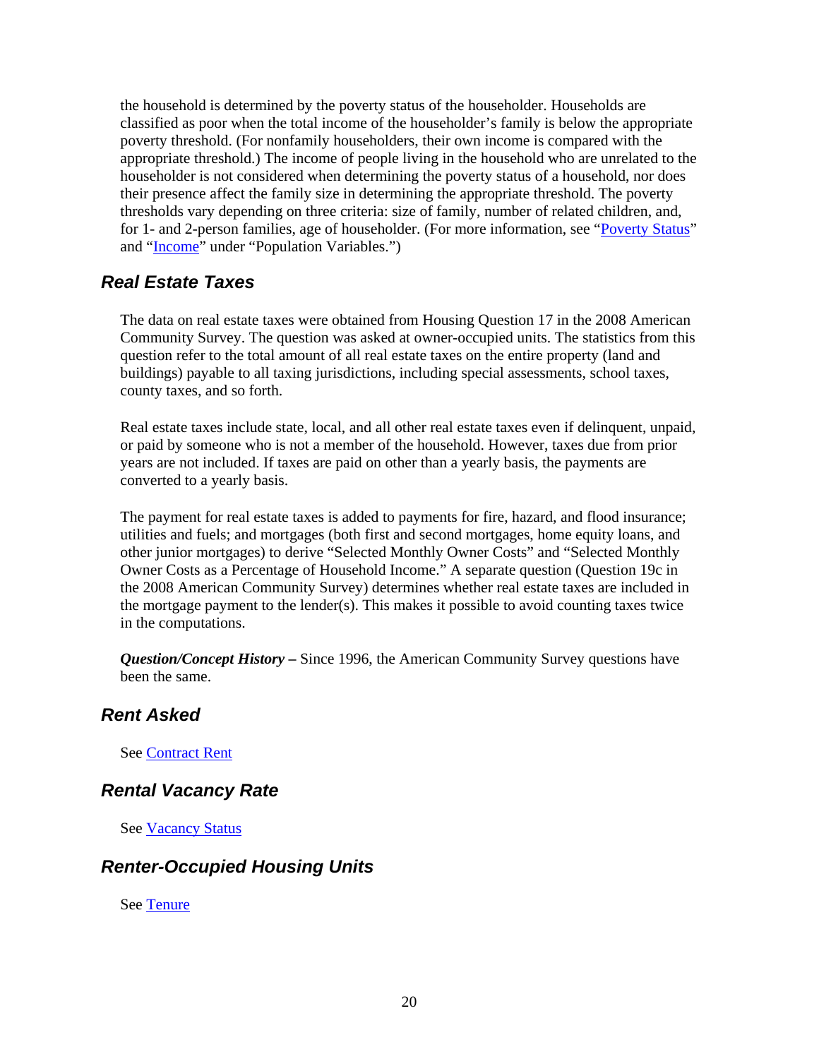the household is determined by the poverty status of the householder. Households are classified as poor when the total income of the householder's family is below the appropriate poverty threshold. (For nonfamily householders, their own income is compared with the appropriate threshold.) The income of people living in the household who are unrelated to the householder is not considered when determining the poverty status of a household, nor does their presence affect the family size in determining the appropriate threshold. The poverty thresholds vary depending on three criteria: size of family, number of related children, and, for 1- and 2-person families, age of householder. (For more information, see "Poverty Status" and "Income" under "Population Variables.")

## *Real Estate Taxes*

The data on real estate taxes were obtained from Housing Question 17 in the 2008 American Community Survey. The question was asked at owner-occupied units. The statistics from this question refer to the total amount of all real estate taxes on the entire property (land and buildings) payable to all taxing jurisdictions, including special assessments, school taxes, county taxes, and so forth.

Real estate taxes include state, local, and all other real estate taxes even if delinquent, unpaid, or paid by someone who is not a member of the household. However, taxes due from prior years are not included. If taxes are paid on other than a yearly basis, the payments are converted to a yearly basis.

The payment for real estate taxes is added to payments for fire, hazard, and flood insurance; utilities and fuels; and mortgages (both first and second mortgages, home equity loans, and other junior mortgages) to derive "Selected Monthly Owner Costs" and "Selected Monthly Owner Costs as a Percentage of Household Income." A separate question (Question 19c in the 2008 American Community Survey) determines whether real estate taxes are included in the mortgage payment to the lender(s). This makes it possible to avoid counting taxes twice in the computations.

***Question/Concept History –*** Since 1996, the American Community Survey questions have been the same.

## *Rent Asked*

See Contract Rent

## *Rental Vacancy Rate*

See Vacancy Status

## *Renter-Occupied Housing Units*

See Tenure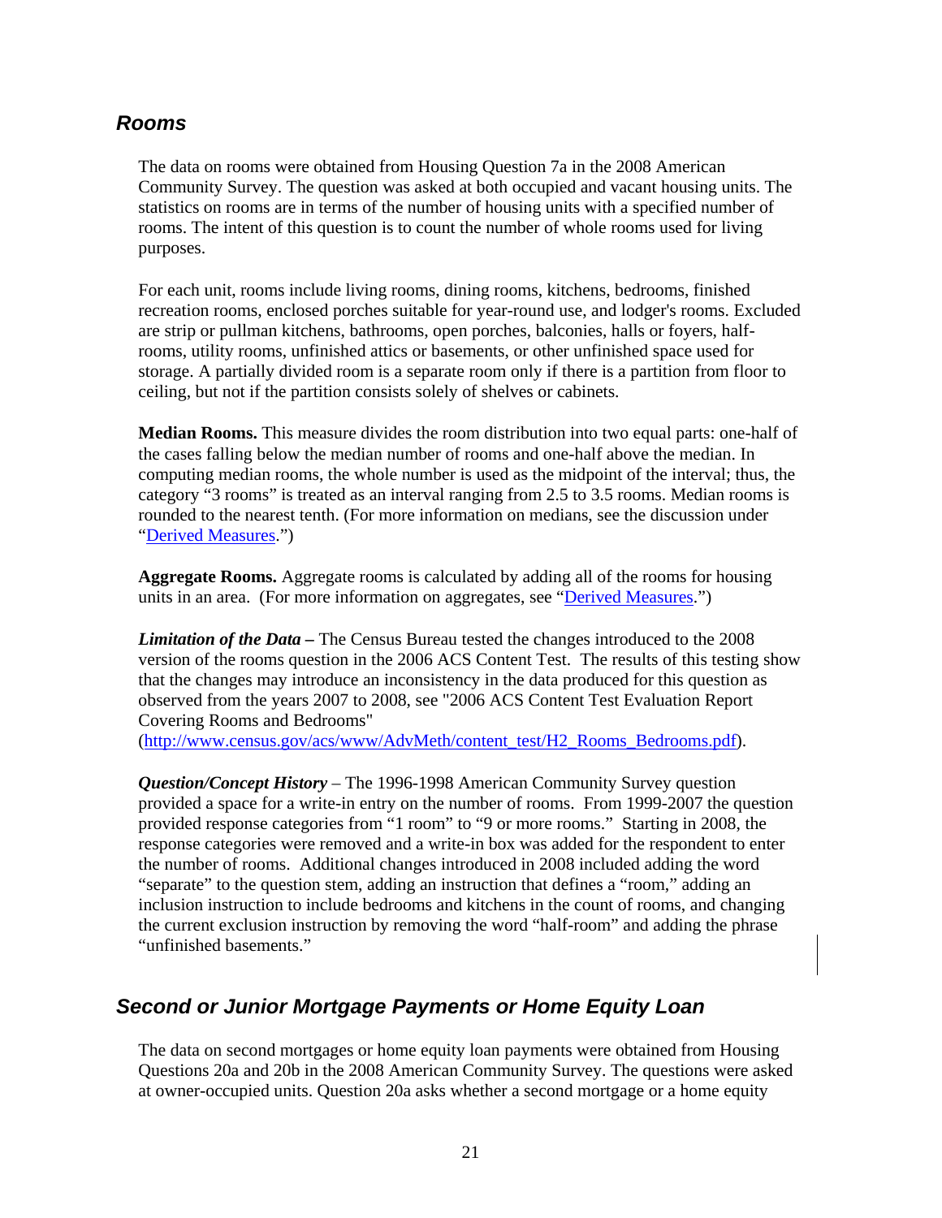## *Rooms*

The data on rooms were obtained from Housing Question 7a in the 2008 American Community Survey. The question was asked at both occupied and vacant housing units. The statistics on rooms are in terms of the number of housing units with a specified number of rooms. The intent of this question is to count the number of whole rooms used for living purposes.

For each unit, rooms include living rooms, dining rooms, kitchens, bedrooms, finished recreation rooms, enclosed porches suitable for year-round use, and lodger's rooms. Excluded are strip or pullman kitchens, bathrooms, open porches, balconies, halls or foyers, half-rooms, utility rooms, unfinished attics or basements, or other unfinished space used for storage. A partially divided room is a separate room only if there is a partition from floor to ceiling, but not if the partition consists solely of shelves or cabinets.

**Median Rooms.** This measure divides the room distribution into two equal parts: one-half of the cases falling below the median number of rooms and one-half above the median. In computing median rooms, the whole number is used as the midpoint of the interval; thus, the category "3 rooms" is treated as an interval ranging from 2.5 to 3.5 rooms. Median rooms is rounded to the nearest tenth. (For more information on medians, see the discussion under "Derived Measures.")

**Aggregate Rooms.** Aggregate rooms is calculated by adding all of the rooms for housing units in an area. (For more information on aggregates, see "Derived Measures.")

***Limitation of the Data –*** The Census Bureau tested the changes introduced to the 2008 version of the rooms question in the 2006 ACS Content Test. The results of this testing show that the changes may introduce an inconsistency in the data produced for this question as observed from the years 2007 to 2008, see "2006 ACS Content Test Evaluation Report Covering Rooms and Bedrooms" (http://www.census.gov/acs/www/AdvMeth/content_test/H2_Rooms_Bedrooms.pdf).

***Question/Concept History*** – The 1996-1998 American Community Survey question provided a space for a write-in entry on the number of rooms. From 1999-2007 the question provided response categories from "1 room" to "9 or more rooms." Starting in 2008, the response categories were removed and a write-in box was added for the respondent to enter the number of rooms. Additional changes introduced in 2008 included adding the word "separate" to the question stem, adding an instruction that defines a "room," adding an inclusion instruction to include bedrooms and kitchens in the count of rooms, and changing the current exclusion instruction by removing the word "half-room" and adding the phrase "unfinished basements."

## *Second or Junior Mortgage Payments or Home Equity Loan*

The data on second mortgages or home equity loan payments were obtained from Housing Questions 20a and 20b in the 2008 American Community Survey. The questions were asked at owner-occupied units. Question 20a asks whether a second mortgage or a home equity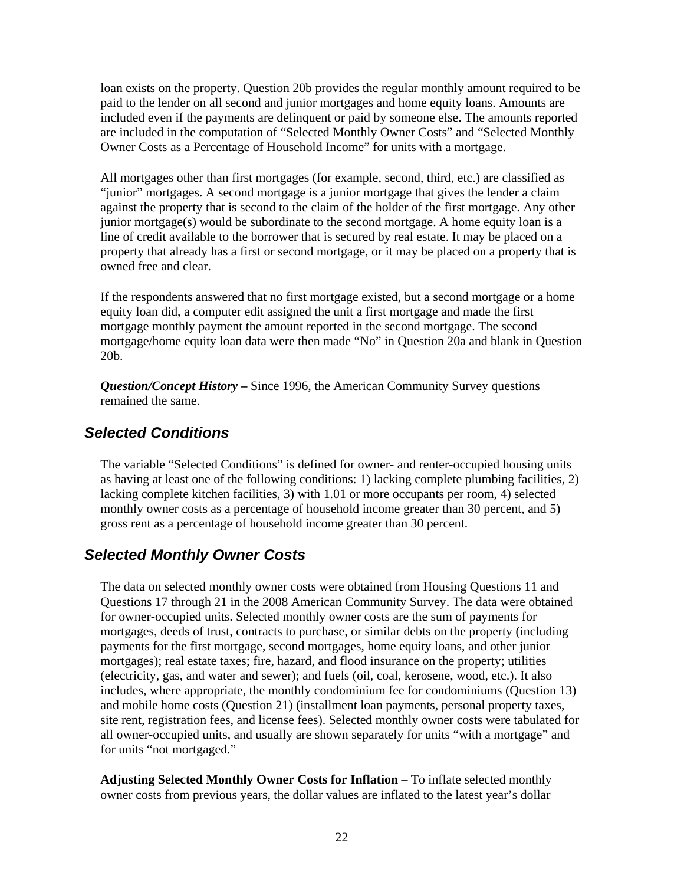loan exists on the property. Question 20b provides the regular monthly amount required to be paid to the lender on all second and junior mortgages and home equity loans. Amounts are included even if the payments are delinquent or paid by someone else. The amounts reported are included in the computation of "Selected Monthly Owner Costs" and "Selected Monthly Owner Costs as a Percentage of Household Income" for units with a mortgage.

All mortgages other than first mortgages (for example, second, third, etc.) are classified as "junior" mortgages. A second mortgage is a junior mortgage that gives the lender a claim against the property that is second to the claim of the holder of the first mortgage. Any other junior mortgage(s) would be subordinate to the second mortgage. A home equity loan is a line of credit available to the borrower that is secured by real estate. It may be placed on a property that already has a first or second mortgage, or it may be placed on a property that is owned free and clear.

If the respondents answered that no first mortgage existed, but a second mortgage or a home equity loan did, a computer edit assigned the unit a first mortgage and made the first mortgage monthly payment the amount reported in the second mortgage. The second mortgage/home equity loan data were then made "No" in Question 20a and blank in Question 20b.

***Question/Concept History –*** Since 1996, the American Community Survey questions remained the same.

## *Selected Conditions*

The variable "Selected Conditions" is defined for owner- and renter-occupied housing units as having at least one of the following conditions: 1) lacking complete plumbing facilities, 2) lacking complete kitchen facilities, 3) with 1.01 or more occupants per room, 4) selected monthly owner costs as a percentage of household income greater than 30 percent, and 5) gross rent as a percentage of household income greater than 30 percent.

## *Selected Monthly Owner Costs*

The data on selected monthly owner costs were obtained from Housing Questions 11 and Questions 17 through 21 in the 2008 American Community Survey. The data were obtained for owner-occupied units. Selected monthly owner costs are the sum of payments for mortgages, deeds of trust, contracts to purchase, or similar debts on the property (including payments for the first mortgage, second mortgages, home equity loans, and other junior mortgages); real estate taxes; fire, hazard, and flood insurance on the property; utilities (electricity, gas, and water and sewer); and fuels (oil, coal, kerosene, wood, etc.). It also includes, where appropriate, the monthly condominium fee for condominiums (Question 13) and mobile home costs (Question 21) (installment loan payments, personal property taxes, site rent, registration fees, and license fees). Selected monthly owner costs were tabulated for all owner-occupied units, and usually are shown separately for units "with a mortgage" and for units "not mortgaged."

**Adjusting Selected Monthly Owner Costs for Inflation –** To inflate selected monthly owner costs from previous years, the dollar values are inflated to the latest year's dollar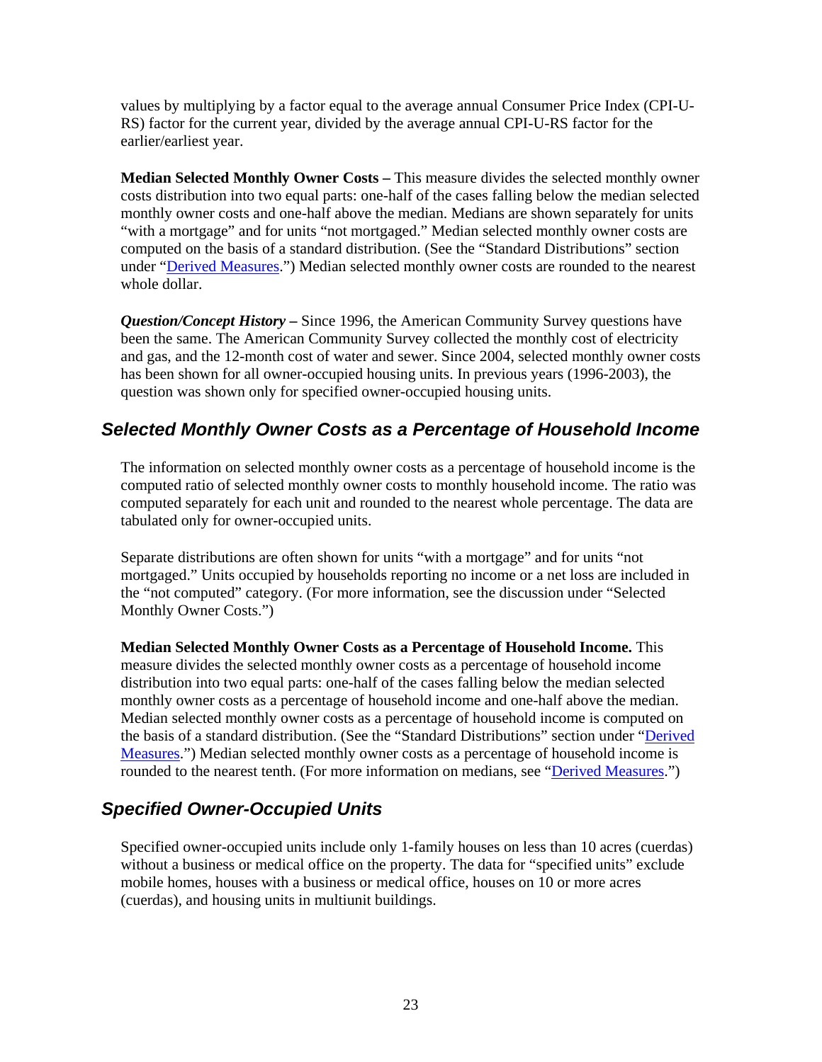values by multiplying by a factor equal to the average annual Consumer Price Index (CPI-U-RS) factor for the current year, divided by the average annual CPI-U-RS factor for the earlier/earliest year.

**Median Selected Monthly Owner Costs –** This measure divides the selected monthly owner costs distribution into two equal parts: one-half of the cases falling below the median selected monthly owner costs and one-half above the median. Medians are shown separately for units "with a mortgage" and for units "not mortgaged." Median selected monthly owner costs are computed on the basis of a standard distribution. (See the "Standard Distributions" section under "Derived Measures.") Median selected monthly owner costs are rounded to the nearest whole dollar.

***Question/Concept History –*** Since 1996, the American Community Survey questions have been the same. The American Community Survey collected the monthly cost of electricity and gas, and the 12-month cost of water and sewer. Since 2004, selected monthly owner costs has been shown for all owner-occupied housing units. In previous years (1996-2003), the question was shown only for specified owner-occupied housing units.

## Selected Monthly Owner Costs as a Percentage of Household Income

The information on selected monthly owner costs as a percentage of household income is the computed ratio of selected monthly owner costs to monthly household income. The ratio was computed separately for each unit and rounded to the nearest whole percentage. The data are tabulated only for owner-occupied units.

Separate distributions are often shown for units "with a mortgage" and for units "not mortgaged." Units occupied by households reporting no income or a net loss are included in the "not computed" category. (For more information, see the discussion under "Selected Monthly Owner Costs.")

**Median Selected Monthly Owner Costs as a Percentage of Household Income.** This measure divides the selected monthly owner costs as a percentage of household income distribution into two equal parts: one-half of the cases falling below the median selected monthly owner costs as a percentage of household income and one-half above the median. Median selected monthly owner costs as a percentage of household income is computed on the basis of a standard distribution. (See the "Standard Distributions" section under "Derived Measures.") Median selected monthly owner costs as a percentage of household income is rounded to the nearest tenth. (For more information on medians, see "Derived Measures.")

## Specified Owner-Occupied Units

Specified owner-occupied units include only 1-family houses on less than 10 acres (cuerdas) without a business or medical office on the property. The data for "specified units" exclude mobile homes, houses with a business or medical office, houses on 10 or more acres (cuerdas), and housing units in multiunit buildings.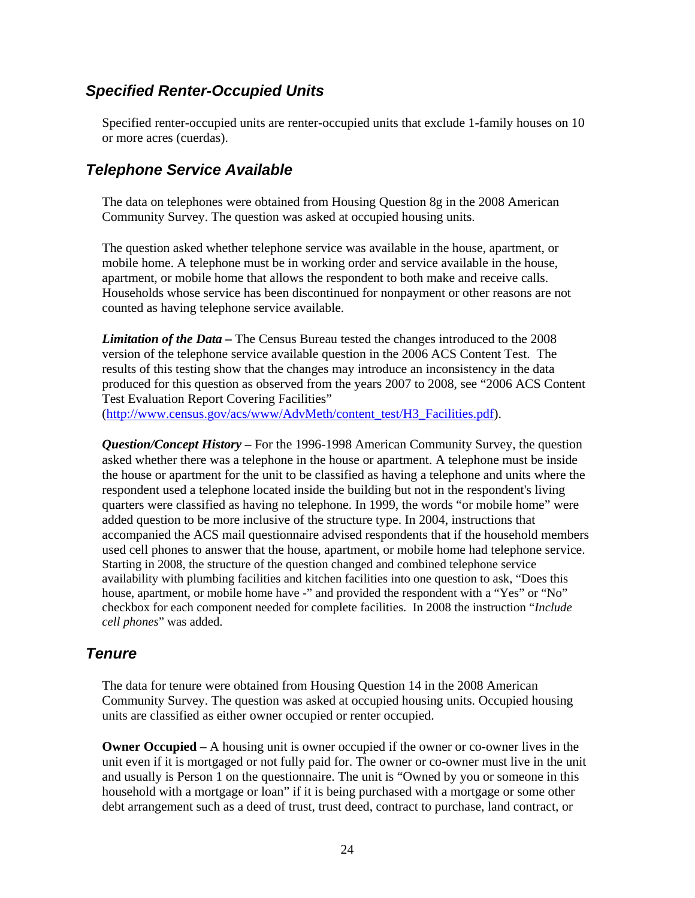## *Specified Renter-Occupied Units*

Specified renter-occupied units are renter-occupied units that exclude 1-family houses on 10 or more acres (cuerdas).

## *Telephone Service Available*

The data on telephones were obtained from Housing Question 8g in the 2008 American Community Survey. The question was asked at occupied housing units.

The question asked whether telephone service was available in the house, apartment, or mobile home. A telephone must be in working order and service available in the house, apartment, or mobile home that allows the respondent to both make and receive calls. Households whose service has been discontinued for nonpayment or other reasons are not counted as having telephone service available.

***Limitation of the Data –*** The Census Bureau tested the changes introduced to the 2008 version of the telephone service available question in the 2006 ACS Content Test. The results of this testing show that the changes may introduce an inconsistency in the data produced for this question as observed from the years 2007 to 2008, see "2006 ACS Content Test Evaluation Report Covering Facilities" (http://www.census.gov/acs/www/AdvMeth/content_test/H3_Facilities.pdf).

***Question/Concept History –*** For the 1996-1998 American Community Survey, the question asked whether there was a telephone in the house or apartment. A telephone must be inside the house or apartment for the unit to be classified as having a telephone and units where the respondent used a telephone located inside the building but not in the respondent's living quarters were classified as having no telephone. In 1999, the words "or mobile home" were added question to be more inclusive of the structure type. In 2004, instructions that accompanied the ACS mail questionnaire advised respondents that if the household members used cell phones to answer that the house, apartment, or mobile home had telephone service. Starting in 2008, the structure of the question changed and combined telephone service availability with plumbing facilities and kitchen facilities into one question to ask, "Does this house, apartment, or mobile home have -" and provided the respondent with a "Yes" or "No" checkbox for each component needed for complete facilities. In 2008 the instruction "*Include cell phones*" was added.

## *Tenure*

The data for tenure were obtained from Housing Question 14 in the 2008 American Community Survey. The question was asked at occupied housing units. Occupied housing units are classified as either owner occupied or renter occupied.

**Owner Occupied –** A housing unit is owner occupied if the owner or co-owner lives in the unit even if it is mortgaged or not fully paid for. The owner or co-owner must live in the unit and usually is Person 1 on the questionnaire. The unit is "Owned by you or someone in this household with a mortgage or loan" if it is being purchased with a mortgage or some other debt arrangement such as a deed of trust, trust deed, contract to purchase, land contract, or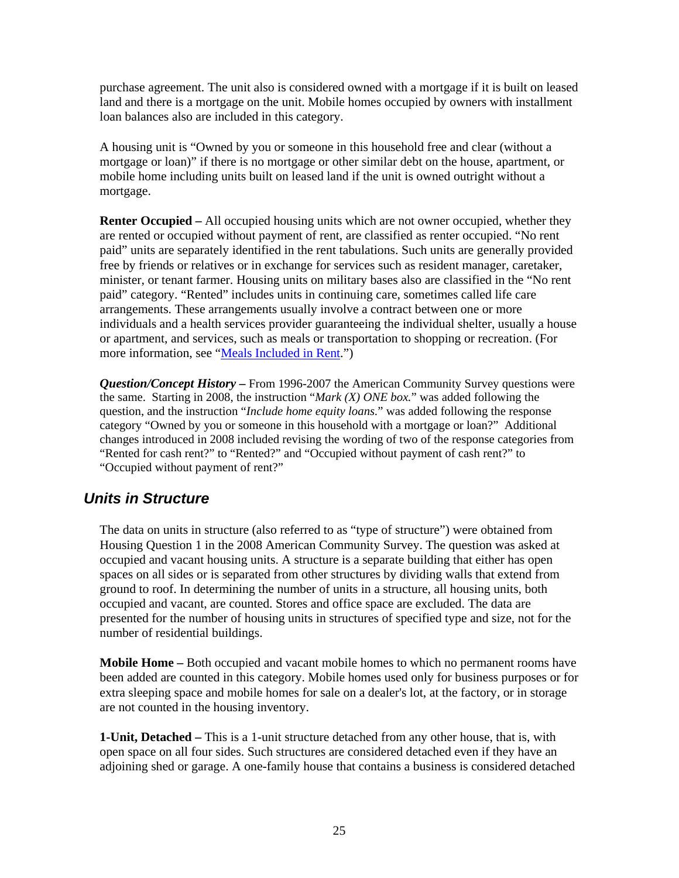purchase agreement. The unit also is considered owned with a mortgage if it is built on leased land and there is a mortgage on the unit. Mobile homes occupied by owners with installment loan balances also are included in this category.

A housing unit is "Owned by you or someone in this household free and clear (without a mortgage or loan)" if there is no mortgage or other similar debt on the house, apartment, or mobile home including units built on leased land if the unit is owned outright without a mortgage.

**Renter Occupied –** All occupied housing units which are not owner occupied, whether they are rented or occupied without payment of rent, are classified as renter occupied. "No rent paid" units are separately identified in the rent tabulations. Such units are generally provided free by friends or relatives or in exchange for services such as resident manager, caretaker, minister, or tenant farmer. Housing units on military bases also are classified in the "No rent paid" category. "Rented" includes units in continuing care, sometimes called life care arrangements. These arrangements usually involve a contract between one or more individuals and a health services provider guaranteeing the individual shelter, usually a house or apartment, and services, such as meals or transportation to shopping or recreation. (For more information, see "Meals Included in Rent.")

***Question/Concept History –*** From 1996-2007 the American Community Survey questions were the same. Starting in 2008, the instruction "*Mark (X) ONE box.*" was added following the question, and the instruction "*Include home equity loans.*" was added following the response category "Owned by you or someone in this household with a mortgage or loan?" Additional changes introduced in 2008 included revising the wording of two of the response categories from "Rented for cash rent?" to "Rented?" and "Occupied without payment of cash rent?" to "Occupied without payment of rent?"

## *Units in Structure*

The data on units in structure (also referred to as "type of structure") were obtained from Housing Question 1 in the 2008 American Community Survey. The question was asked at occupied and vacant housing units. A structure is a separate building that either has open spaces on all sides or is separated from other structures by dividing walls that extend from ground to roof. In determining the number of units in a structure, all housing units, both occupied and vacant, are counted. Stores and office space are excluded. The data are presented for the number of housing units in structures of specified type and size, not for the number of residential buildings.

**Mobile Home –** Both occupied and vacant mobile homes to which no permanent rooms have been added are counted in this category. Mobile homes used only for business purposes or for extra sleeping space and mobile homes for sale on a dealer's lot, at the factory, or in storage are not counted in the housing inventory.

**1-Unit, Detached –** This is a 1-unit structure detached from any other house, that is, with open space on all four sides. Such structures are considered detached even if they have an adjoining shed or garage. A one-family house that contains a business is considered detached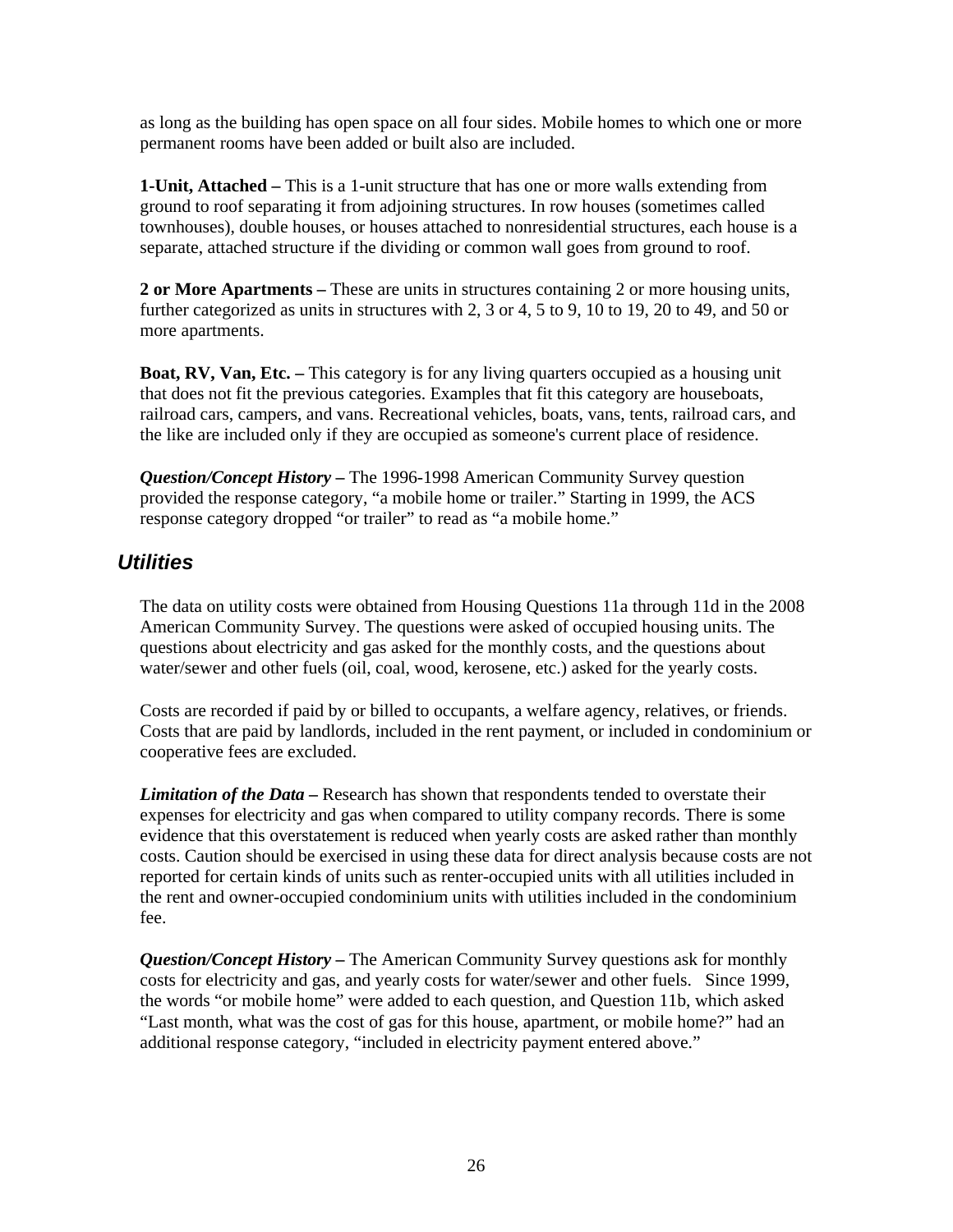as long as the building has open space on all four sides. Mobile homes to which one or more permanent rooms have been added or built also are included.

**1-Unit, Attached –** This is a 1-unit structure that has one or more walls extending from ground to roof separating it from adjoining structures. In row houses (sometimes called townhouses), double houses, or houses attached to nonresidential structures, each house is a separate, attached structure if the dividing or common wall goes from ground to roof.

**2 or More Apartments –** These are units in structures containing 2 or more housing units, further categorized as units in structures with 2, 3 or 4, 5 to 9, 10 to 19, 20 to 49, and 50 or more apartments.

**Boat, RV, Van, Etc. –** This category is for any living quarters occupied as a housing unit that does not fit the previous categories. Examples that fit this category are houseboats, railroad cars, campers, and vans. Recreational vehicles, boats, vans, tents, railroad cars, and the like are included only if they are occupied as someone's current place of residence.

***Question/Concept History –*** The 1996-1998 American Community Survey question provided the response category, "a mobile home or trailer." Starting in 1999, the ACS response category dropped "or trailer" to read as "a mobile home."

## *Utilities*

The data on utility costs were obtained from Housing Questions 11a through 11d in the 2008 American Community Survey. The questions were asked of occupied housing units. The questions about electricity and gas asked for the monthly costs, and the questions about water/sewer and other fuels (oil, coal, wood, kerosene, etc.) asked for the yearly costs.

Costs are recorded if paid by or billed to occupants, a welfare agency, relatives, or friends. Costs that are paid by landlords, included in the rent payment, or included in condominium or cooperative fees are excluded.

***Limitation of the Data –*** Research has shown that respondents tended to overstate their expenses for electricity and gas when compared to utility company records. There is some evidence that this overstatement is reduced when yearly costs are asked rather than monthly costs. Caution should be exercised in using these data for direct analysis because costs are not reported for certain kinds of units such as renter-occupied units with all utilities included in the rent and owner-occupied condominium units with utilities included in the condominium fee.

***Question/Concept History –*** The American Community Survey questions ask for monthly costs for electricity and gas, and yearly costs for water/sewer and other fuels. Since 1999, the words "or mobile home" were added to each question, and Question 11b, which asked "Last month, what was the cost of gas for this house, apartment, or mobile home?" had an additional response category, "included in electricity payment entered above."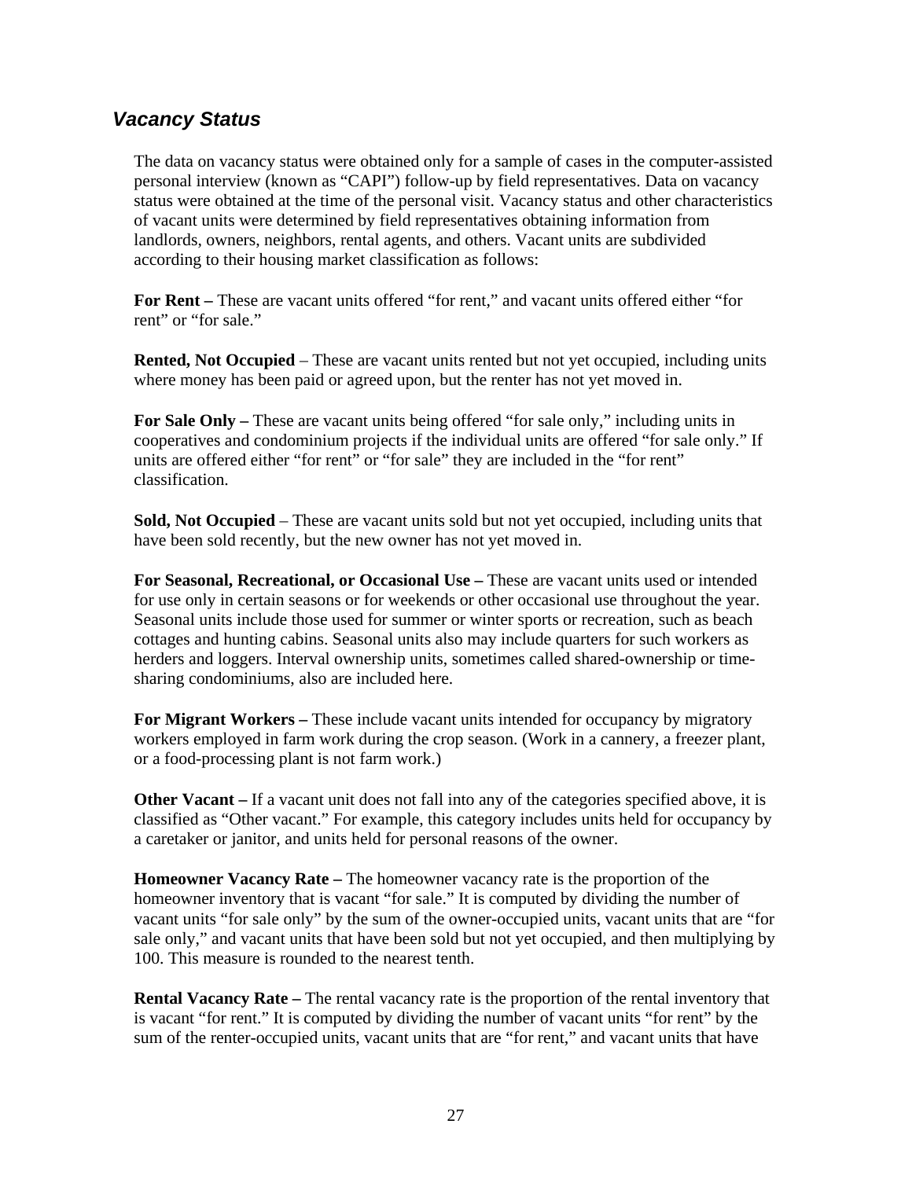### *Vacancy Status*

The data on vacancy status were obtained only for a sample of cases in the computer-assisted personal interview (known as "CAPI") follow-up by field representatives. Data on vacancy status were obtained at the time of the personal visit. Vacancy status and other characteristics of vacant units were determined by field representatives obtaining information from landlords, owners, neighbors, rental agents, and others. Vacant units are subdivided according to their housing market classification as follows:

**For Rent –** These are vacant units offered "for rent," and vacant units offered either "for rent" or "for sale."

**Rented, Not Occupied** – These are vacant units rented but not yet occupied, including units where money has been paid or agreed upon, but the renter has not yet moved in.

**For Sale Only –** These are vacant units being offered "for sale only," including units in cooperatives and condominium projects if the individual units are offered "for sale only." If units are offered either "for rent" or "for sale" they are included in the "for rent" classification.

**Sold, Not Occupied** – These are vacant units sold but not yet occupied, including units that have been sold recently, but the new owner has not yet moved in.

**For Seasonal, Recreational, or Occasional Use –** These are vacant units used or intended for use only in certain seasons or for weekends or other occasional use throughout the year. Seasonal units include those used for summer or winter sports or recreation, such as beach cottages and hunting cabins. Seasonal units also may include quarters for such workers as herders and loggers. Interval ownership units, sometimes called shared-ownership or time-sharing condominiums, also are included here.

**For Migrant Workers –** These include vacant units intended for occupancy by migratory workers employed in farm work during the crop season. (Work in a cannery, a freezer plant, or a food-processing plant is not farm work.)

**Other Vacant –** If a vacant unit does not fall into any of the categories specified above, it is classified as "Other vacant." For example, this category includes units held for occupancy by a caretaker or janitor, and units held for personal reasons of the owner.

**Homeowner Vacancy Rate –** The homeowner vacancy rate is the proportion of the homeowner inventory that is vacant "for sale." It is computed by dividing the number of vacant units "for sale only" by the sum of the owner-occupied units, vacant units that are "for sale only," and vacant units that have been sold but not yet occupied, and then multiplying by 100. This measure is rounded to the nearest tenth.

**Rental Vacancy Rate –** The rental vacancy rate is the proportion of the rental inventory that is vacant "for rent." It is computed by dividing the number of vacant units "for rent" by the sum of the renter-occupied units, vacant units that are "for rent," and vacant units that have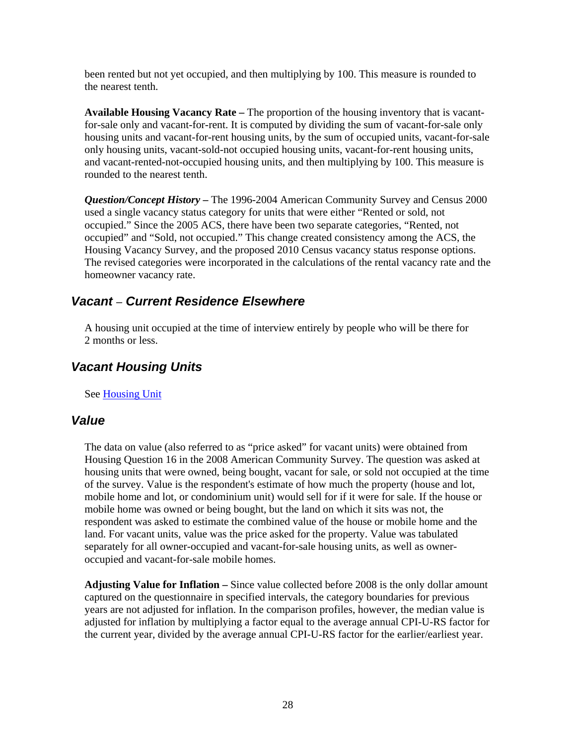been rented but not yet occupied, and then multiplying by 100. This measure is rounded to the nearest tenth.

**Available Housing Vacancy Rate –** The proportion of the housing inventory that is vacant-for-sale only and vacant-for-rent. It is computed by dividing the sum of vacant-for-sale only housing units and vacant-for-rent housing units, by the sum of occupied units, vacant-for-sale only housing units, vacant-sold-not occupied housing units, vacant-for-rent housing units, and vacant-rented-not-occupied housing units, and then multiplying by 100. This measure is rounded to the nearest tenth.

***Question/Concept History –*** The 1996-2004 American Community Survey and Census 2000 used a single vacancy status category for units that were either "Rented or sold, not occupied." Since the 2005 ACS, there have been two separate categories, "Rented, not occupied" and "Sold, not occupied." This change created consistency among the ACS, the Housing Vacancy Survey, and the proposed 2010 Census vacancy status response options. The revised categories were incorporated in the calculations of the rental vacancy rate and the homeowner vacancy rate.

## *Vacant – Current Residence Elsewhere*

A housing unit occupied at the time of interview entirely by people who will be there for 2 months or less.

## *Vacant Housing Units*

See Housing Unit

## *Value*

The data on value (also referred to as "price asked" for vacant units) were obtained from Housing Question 16 in the 2008 American Community Survey. The question was asked at housing units that were owned, being bought, vacant for sale, or sold not occupied at the time of the survey. Value is the respondent's estimate of how much the property (house and lot, mobile home and lot, or condominium unit) would sell for if it were for sale. If the house or mobile home was owned or being bought, but the land on which it sits was not, the respondent was asked to estimate the combined value of the house or mobile home and the land. For vacant units, value was the price asked for the property. Value was tabulated separately for all owner-occupied and vacant-for-sale housing units, as well as owner-occupied and vacant-for-sale mobile homes.

**Adjusting Value for Inflation –** Since value collected before 2008 is the only dollar amount captured on the questionnaire in specified intervals, the category boundaries for previous years are not adjusted for inflation. In the comparison profiles, however, the median value is adjusted for inflation by multiplying a factor equal to the average annual CPI-U-RS factor for the current year, divided by the average annual CPI-U-RS factor for the earlier/earliest year.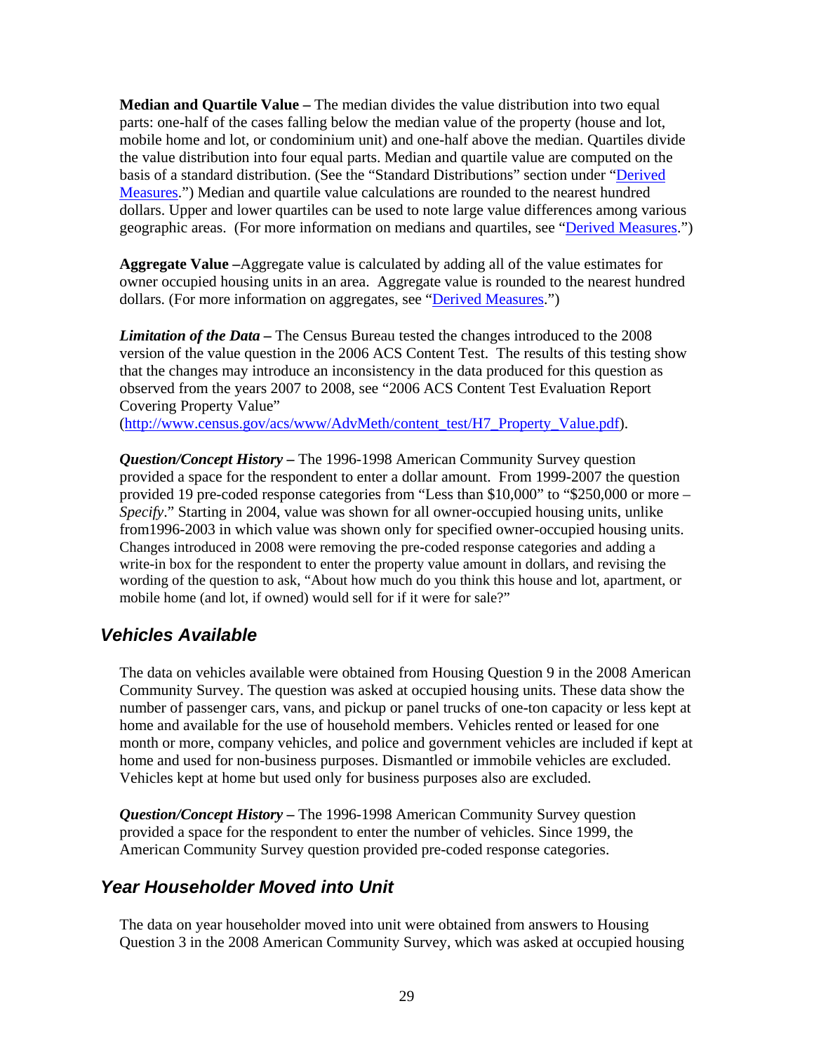**Median and Quartile Value –** The median divides the value distribution into two equal parts: one-half of the cases falling below the median value of the property (house and lot, mobile home and lot, or condominium unit) and one-half above the median. Quartiles divide the value distribution into four equal parts. Median and quartile value are computed on the basis of a standard distribution. (See the "Standard Distributions" section under "Derived Measures.") Median and quartile value calculations are rounded to the nearest hundred dollars. Upper and lower quartiles can be used to note large value differences among various geographic areas. (For more information on medians and quartiles, see "Derived Measures.")

**Aggregate Value –**Aggregate value is calculated by adding all of the value estimates for owner occupied housing units in an area. Aggregate value is rounded to the nearest hundred dollars. (For more information on aggregates, see "Derived Measures.")

***Limitation of the Data –*** The Census Bureau tested the changes introduced to the 2008 version of the value question in the 2006 ACS Content Test. The results of this testing show that the changes may introduce an inconsistency in the data produced for this question as observed from the years 2007 to 2008, see "2006 ACS Content Test Evaluation Report Covering Property Value" (http://www.census.gov/acs/www/AdvMeth/content_test/H7_Property_Value.pdf).

***Question/Concept History –*** The 1996-1998 American Community Survey question provided a space for the respondent to enter a dollar amount. From 1999-2007 the question provided 19 pre-coded response categories from "Less than $10,000" to "$250,000 or more – *Specify*." Starting in 2004, value was shown for all owner-occupied housing units, unlike from1996-2003 in which value was shown only for specified owner-occupied housing units. Changes introduced in 2008 were removing the pre-coded response categories and adding a write-in box for the respondent to enter the property value amount in dollars, and revising the wording of the question to ask, "About how much do you think this house and lot, apartment, or mobile home (and lot, if owned) would sell for if it were for sale?"

## *Vehicles Available*

The data on vehicles available were obtained from Housing Question 9 in the 2008 American Community Survey. The question was asked at occupied housing units. These data show the number of passenger cars, vans, and pickup or panel trucks of one-ton capacity or less kept at home and available for the use of household members. Vehicles rented or leased for one month or more, company vehicles, and police and government vehicles are included if kept at home and used for non-business purposes. Dismantled or immobile vehicles are excluded. Vehicles kept at home but used only for business purposes also are excluded.

***Question/Concept History –*** The 1996-1998 American Community Survey question provided a space for the respondent to enter the number of vehicles. Since 1999, the American Community Survey question provided pre-coded response categories.

## *Year Householder Moved into Unit*

The data on year householder moved into unit were obtained from answers to Housing Question 3 in the 2008 American Community Survey, which was asked at occupied housing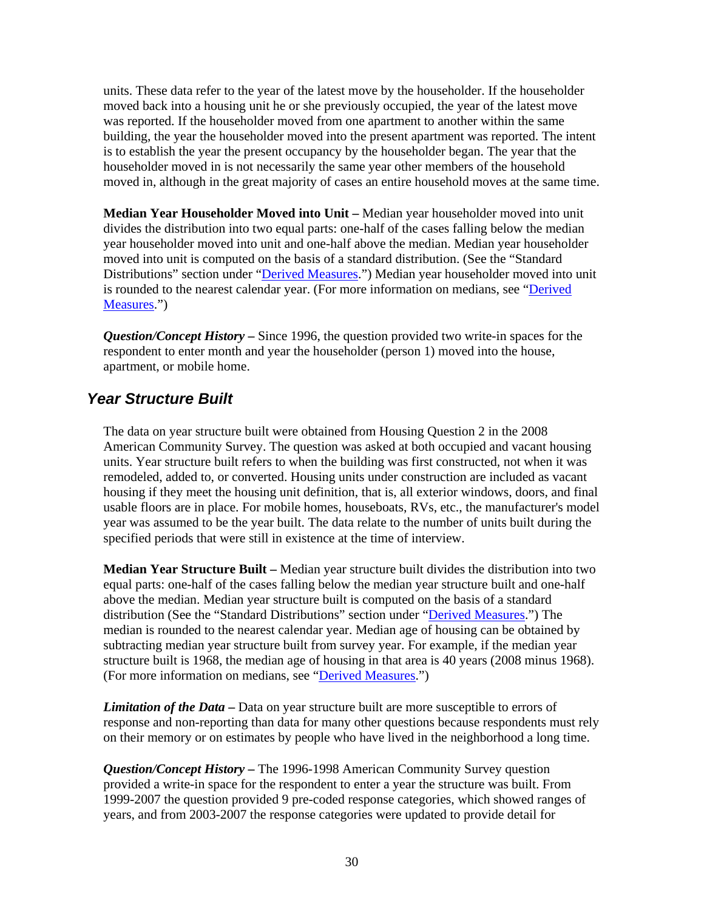units. These data refer to the year of the latest move by the householder. If the householder moved back into a housing unit he or she previously occupied, the year of the latest move was reported. If the householder moved from one apartment to another within the same building, the year the householder moved into the present apartment was reported. The intent is to establish the year the present occupancy by the householder began. The year that the householder moved in is not necessarily the same year other members of the household moved in, although in the great majority of cases an entire household moves at the same time.

**Median Year Householder Moved into Unit –** Median year householder moved into unit divides the distribution into two equal parts: one-half of the cases falling below the median year householder moved into unit and one-half above the median. Median year householder moved into unit is computed on the basis of a standard distribution. (See the "Standard Distributions" section under "Derived Measures.") Median year householder moved into unit is rounded to the nearest calendar year. (For more information on medians, see "Derived Measures.")

***Question/Concept History* –** Since 1996, the question provided two write-in spaces for the respondent to enter month and year the householder (person 1) moved into the house, apartment, or mobile home.

## *Year Structure Built*

The data on year structure built were obtained from Housing Question 2 in the 2008 American Community Survey. The question was asked at both occupied and vacant housing units. Year structure built refers to when the building was first constructed, not when it was remodeled, added to, or converted. Housing units under construction are included as vacant housing if they meet the housing unit definition, that is, all exterior windows, doors, and final usable floors are in place. For mobile homes, houseboats, RVs, etc., the manufacturer's model year was assumed to be the year built. The data relate to the number of units built during the specified periods that were still in existence at the time of interview.

**Median Year Structure Built –** Median year structure built divides the distribution into two equal parts: one-half of the cases falling below the median year structure built and one-half above the median. Median year structure built is computed on the basis of a standard distribution (See the "Standard Distributions" section under "Derived Measures.") The median is rounded to the nearest calendar year. Median age of housing can be obtained by subtracting median year structure built from survey year. For example, if the median year structure built is 1968, the median age of housing in that area is 40 years (2008 minus 1968). (For more information on medians, see "Derived Measures.")

***Limitation of the Data* –** Data on year structure built are more susceptible to errors of response and non-reporting than data for many other questions because respondents must rely on their memory or on estimates by people who have lived in the neighborhood a long time.

***Question/Concept History* –** The 1996-1998 American Community Survey question provided a write-in space for the respondent to enter a year the structure was built. From 1999-2007 the question provided 9 pre-coded response categories, which showed ranges of years, and from 2003-2007 the response categories were updated to provide detail for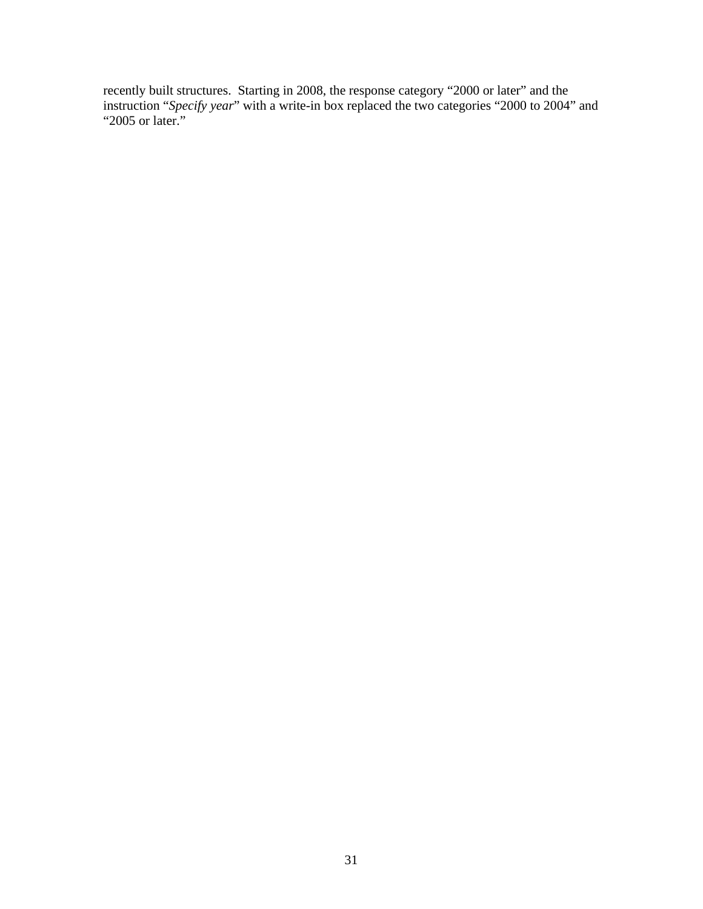recently built structures. Starting in 2008, the response category “2000 or later” and the instruction “*Specify year*” with a write-in box replaced the two categories “2000 to 2004” and “2005 or later.”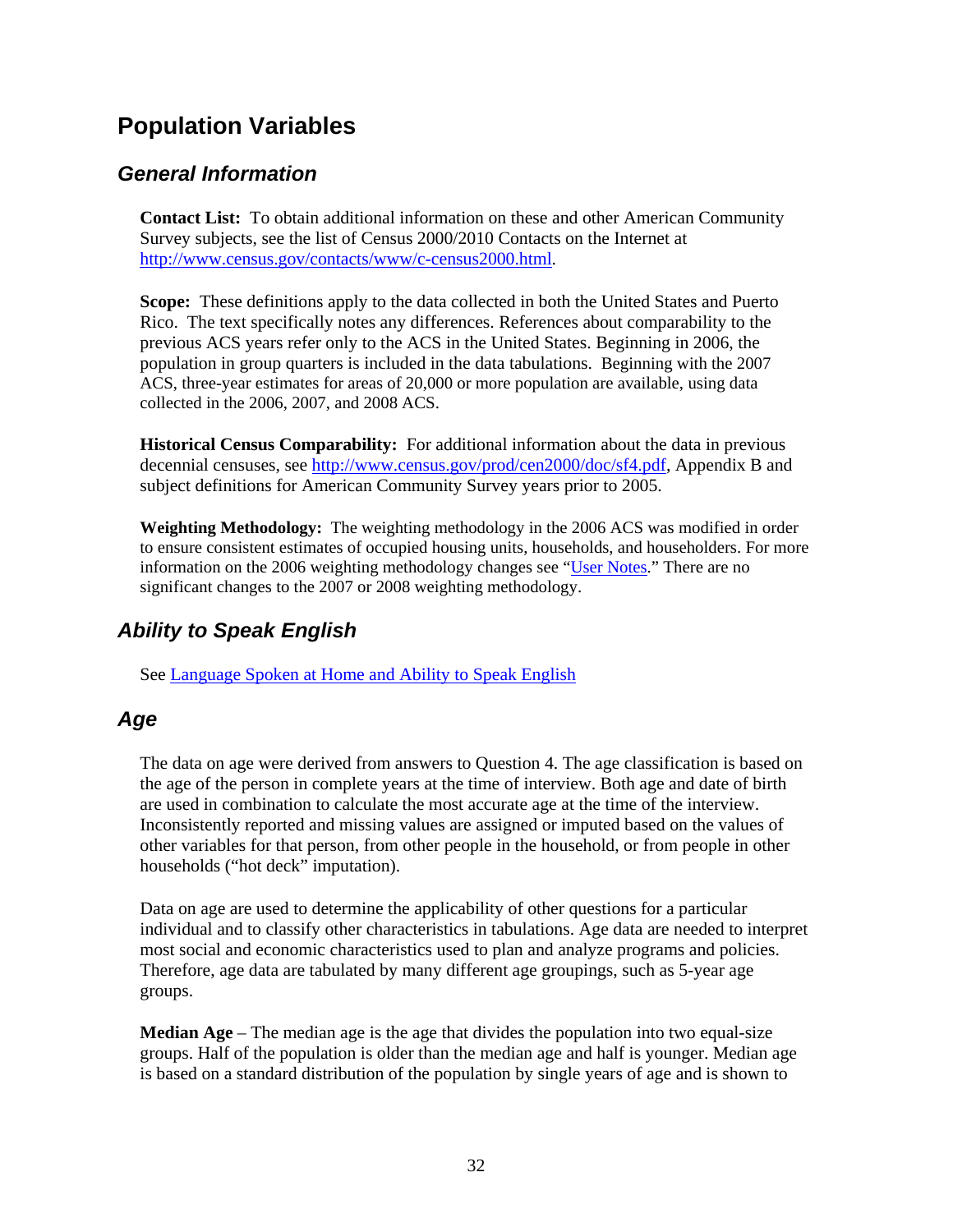# Population Variables

## *General Information*

**Contact List:** To obtain additional information on these and other American Community Survey subjects, see the list of Census 2000/2010 Contacts on the Internet at http://www.census.gov/contacts/www/c-census2000.html.

**Scope:** These definitions apply to the data collected in both the United States and Puerto Rico. The text specifically notes any differences. References about comparability to the previous ACS years refer only to the ACS in the United States. Beginning in 2006, the population in group quarters is included in the data tabulations. Beginning with the 2007 ACS, three-year estimates for areas of 20,000 or more population are available, using data collected in the 2006, 2007, and 2008 ACS.

**Historical Census Comparability:** For additional information about the data in previous decennial censuses, see http://www.census.gov/prod/cen2000/doc/sf4.pdf, Appendix B and subject definitions for American Community Survey years prior to 2005.

**Weighting Methodology:** The weighting methodology in the 2006 ACS was modified in order to ensure consistent estimates of occupied housing units, households, and householders. For more information on the 2006 weighting methodology changes see "User Notes." There are no significant changes to the 2007 or 2008 weighting methodology.

## *Ability to Speak English*

See Language Spoken at Home and Ability to Speak English

## *Age*

The data on age were derived from answers to Question 4. The age classification is based on the age of the person in complete years at the time of interview. Both age and date of birth are used in combination to calculate the most accurate age at the time of the interview. Inconsistently reported and missing values are assigned or imputed based on the values of other variables for that person, from other people in the household, or from people in other households ("hot deck" imputation).

Data on age are used to determine the applicability of other questions for a particular individual and to classify other characteristics in tabulations. Age data are needed to interpret most social and economic characteristics used to plan and analyze programs and policies. Therefore, age data are tabulated by many different age groupings, such as 5-year age groups.

**Median Age** – The median age is the age that divides the population into two equal-size groups. Half of the population is older than the median age and half is younger. Median age is based on a standard distribution of the population by single years of age and is shown to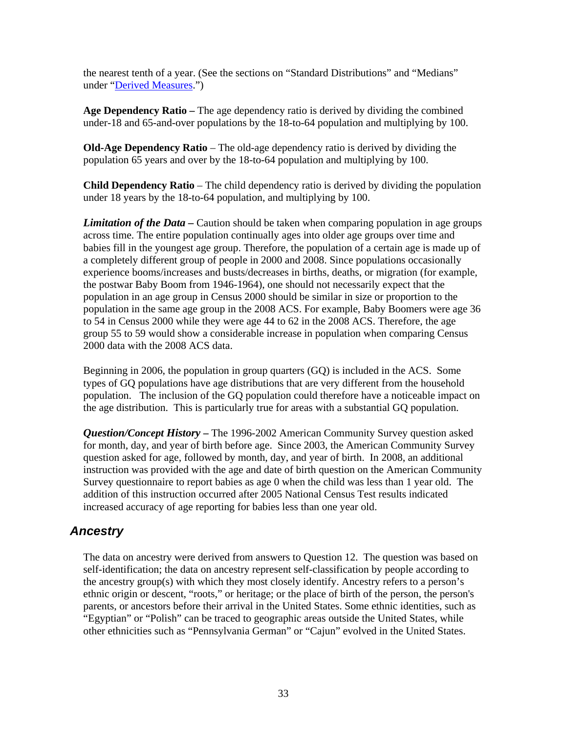the nearest tenth of a year. (See the sections on "Standard Distributions" and "Medians" under "Derived Measures.")

**Age Dependency Ratio –** The age dependency ratio is derived by dividing the combined under-18 and 65-and-over populations by the 18-to-64 population and multiplying by 100.

**Old-Age Dependency Ratio** – The old-age dependency ratio is derived by dividing the population 65 years and over by the 18-to-64 population and multiplying by 100.

**Child Dependency Ratio** – The child dependency ratio is derived by dividing the population under 18 years by the 18-to-64 population, and multiplying by 100.

***Limitation of the Data* –** Caution should be taken when comparing population in age groups across time. The entire population continually ages into older age groups over time and babies fill in the youngest age group. Therefore, the population of a certain age is made up of a completely different group of people in 2000 and 2008. Since populations occasionally experience booms/increases and busts/decreases in births, deaths, or migration (for example, the postwar Baby Boom from 1946-1964), one should not necessarily expect that the population in an age group in Census 2000 should be similar in size or proportion to the population in the same age group in the 2008 ACS. For example, Baby Boomers were age 36 to 54 in Census 2000 while they were age 44 to 62 in the 2008 ACS. Therefore, the age group 55 to 59 would show a considerable increase in population when comparing Census 2000 data with the 2008 ACS data.

Beginning in 2006, the population in group quarters (GQ) is included in the ACS. Some types of GQ populations have age distributions that are very different from the household population. The inclusion of the GQ population could therefore have a noticeable impact on the age distribution. This is particularly true for areas with a substantial GQ population.

***Question/Concept History* –** The 1996-2002 American Community Survey question asked for month, day, and year of birth before age. Since 2003, the American Community Survey question asked for age, followed by month, day, and year of birth. In 2008, an additional instruction was provided with the age and date of birth question on the American Community Survey questionnaire to report babies as age 0 when the child was less than 1 year old. The addition of this instruction occurred after 2005 National Census Test results indicated increased accuracy of age reporting for babies less than one year old.

## Ancestry

The data on ancestry were derived from answers to Question 12. The question was based on self-identification; the data on ancestry represent self-classification by people according to the ancestry group(s) with which they most closely identify. Ancestry refers to a person's ethnic origin or descent, "roots," or heritage; or the place of birth of the person, the person's parents, or ancestors before their arrival in the United States. Some ethnic identities, such as "Egyptian" or "Polish" can be traced to geographic areas outside the United States, while other ethnicities such as "Pennsylvania German" or "Cajun" evolved in the United States.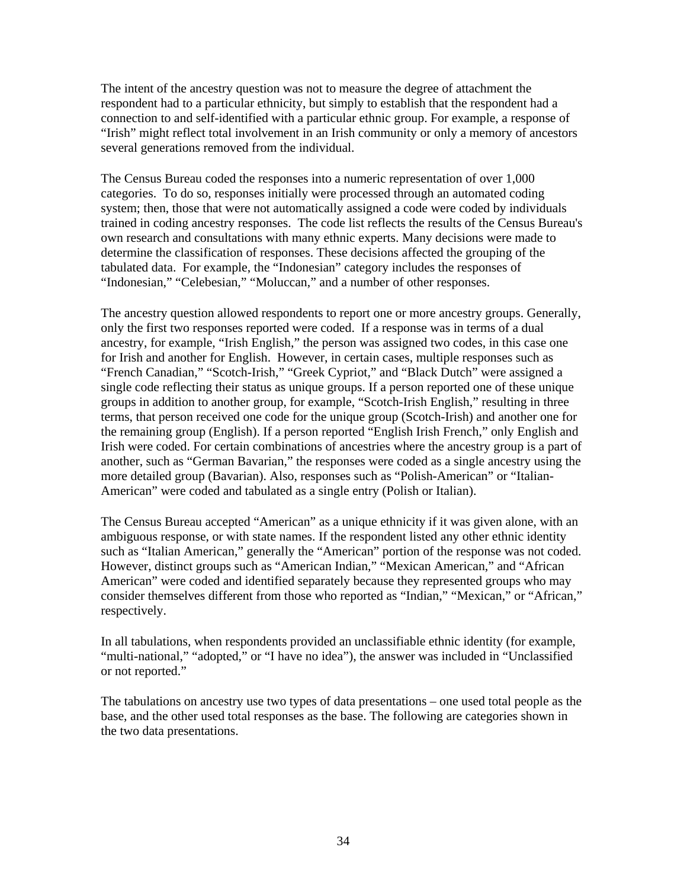The intent of the ancestry question was not to measure the degree of attachment the respondent had to a particular ethnicity, but simply to establish that the respondent had a connection to and self-identified with a particular ethnic group. For example, a response of “Irish” might reflect total involvement in an Irish community or only a memory of ancestors several generations removed from the individual.

The Census Bureau coded the responses into a numeric representation of over 1,000 categories. To do so, responses initially were processed through an automated coding system; then, those that were not automatically assigned a code were coded by individuals trained in coding ancestry responses. The code list reflects the results of the Census Bureau's own research and consultations with many ethnic experts. Many decisions were made to determine the classification of responses. These decisions affected the grouping of the tabulated data. For example, the “Indonesian” category includes the responses of “Indonesian,” “Celebesian,” “Moluccan,” and a number of other responses.

The ancestry question allowed respondents to report one or more ancestry groups. Generally, only the first two responses reported were coded. If a response was in terms of a dual ancestry, for example, “Irish English,” the person was assigned two codes, in this case one for Irish and another for English. However, in certain cases, multiple responses such as “French Canadian,” “Scotch-Irish,” “Greek Cypriot,” and “Black Dutch” were assigned a single code reflecting their status as unique groups. If a person reported one of these unique groups in addition to another group, for example, “Scotch-Irish English,” resulting in three terms, that person received one code for the unique group (Scotch-Irish) and another one for the remaining group (English). If a person reported “English Irish French,” only English and Irish were coded. For certain combinations of ancestries where the ancestry group is a part of another, such as “German Bavarian,” the responses were coded as a single ancestry using the more detailed group (Bavarian). Also, responses such as “Polish-American” or “Italian-American” were coded and tabulated as a single entry (Polish or Italian).

The Census Bureau accepted “American” as a unique ethnicity if it was given alone, with an ambiguous response, or with state names. If the respondent listed any other ethnic identity such as “Italian American,” generally the “American” portion of the response was not coded. However, distinct groups such as “American Indian,” “Mexican American,” and “African American” were coded and identified separately because they represented groups who may consider themselves different from those who reported as “Indian,” “Mexican,” or “African,” respectively.

In all tabulations, when respondents provided an unclassifiable ethnic identity (for example, “multi-national,” “adopted,” or “I have no idea”), the answer was included in “Unclassified or not reported.”

The tabulations on ancestry use two types of data presentations – one used total people as the base, and the other used total responses as the base. The following are categories shown in the two data presentations.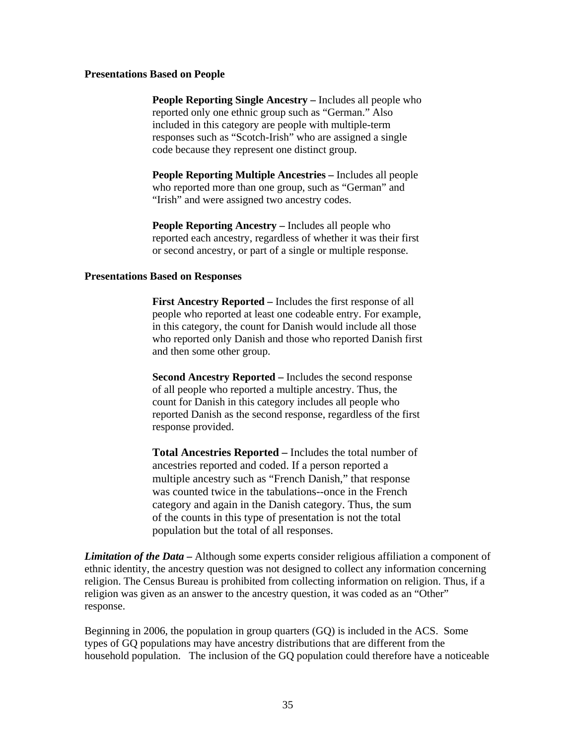**Presentations Based on People**

**People Reporting Single Ancestry –** Includes all people who reported only one ethnic group such as “German.” Also included in this category are people with multiple-term responses such as “Scotch-Irish” who are assigned a single code because they represent one distinct group.

**People Reporting Multiple Ancestries –** Includes all people who reported more than one group, such as “German” and “Irish” and were assigned two ancestry codes.

**People Reporting Ancestry –** Includes all people who reported each ancestry, regardless of whether it was their first or second ancestry, or part of a single or multiple response.

**Presentations Based on Responses**

**First Ancestry Reported –** Includes the first response of all people who reported at least one codeable entry. For example, in this category, the count for Danish would include all those who reported only Danish and those who reported Danish first and then some other group.

**Second Ancestry Reported –** Includes the second response of all people who reported a multiple ancestry. Thus, the count for Danish in this category includes all people who reported Danish as the second response, regardless of the first response provided.

**Total Ancestries Reported –** Includes the total number of ancestries reported and coded. If a person reported a multiple ancestry such as “French Danish,” that response was counted twice in the tabulations--once in the French category and again in the Danish category. Thus, the sum of the counts in this type of presentation is not the total population but the total of all responses.

***Limitation of the Data –*** Although some experts consider religious affiliation a component of ethnic identity, the ancestry question was not designed to collect any information concerning religion. The Census Bureau is prohibited from collecting information on religion. Thus, if a religion was given as an answer to the ancestry question, it was coded as an “Other” response.

Beginning in 2006, the population in group quarters (GQ) is included in the ACS. Some types of GQ populations may have ancestry distributions that are different from the household population. The inclusion of the GQ population could therefore have a noticeable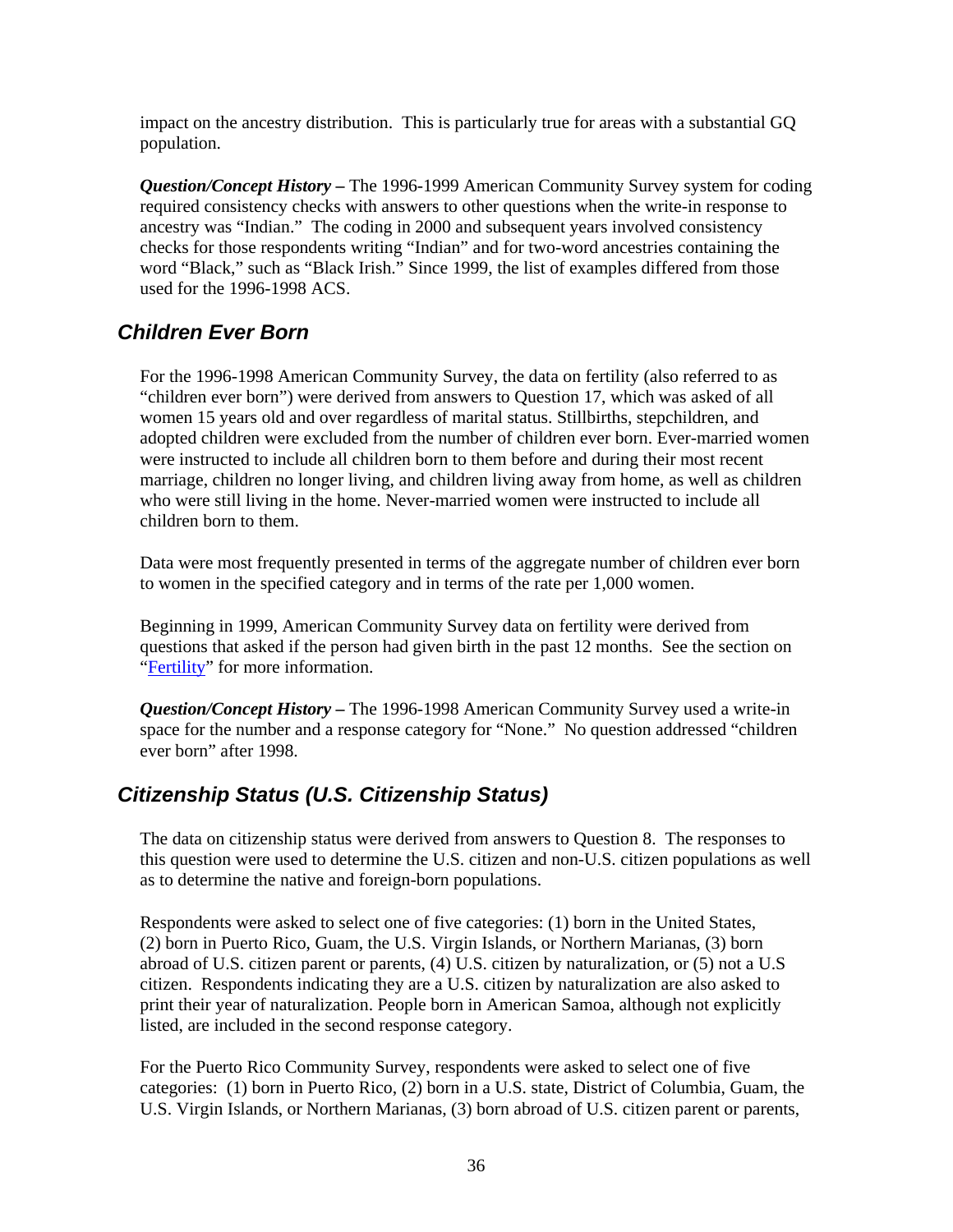impact on the ancestry distribution. This is particularly true for areas with a substantial GQ population.

***Question/Concept History –*** The 1996-1999 American Community Survey system for coding required consistency checks with answers to other questions when the write-in response to ancestry was "Indian." The coding in 2000 and subsequent years involved consistency checks for those respondents writing "Indian" and for two-word ancestries containing the word "Black," such as "Black Irish." Since 1999, the list of examples differed from those used for the 1996-1998 ACS.

## Children Ever Born

For the 1996-1998 American Community Survey, the data on fertility (also referred to as "children ever born") were derived from answers to Question 17, which was asked of all women 15 years old and over regardless of marital status. Stillbirths, stepchildren, and adopted children were excluded from the number of children ever born. Ever-married women were instructed to include all children born to them before and during their most recent marriage, children no longer living, and children living away from home, as well as children who were still living in the home. Never-married women were instructed to include all children born to them.

Data were most frequently presented in terms of the aggregate number of children ever born to women in the specified category and in terms of the rate per 1,000 women.

Beginning in 1999, American Community Survey data on fertility were derived from questions that asked if the person had given birth in the past 12 months. See the section on "Fertility" for more information.

***Question/Concept History –*** The 1996-1998 American Community Survey used a write-in space for the number and a response category for "None." No question addressed "children ever born" after 1998.

## Citizenship Status (U.S. Citizenship Status)

The data on citizenship status were derived from answers to Question 8. The responses to this question were used to determine the U.S. citizen and non-U.S. citizen populations as well as to determine the native and foreign-born populations.

Respondents were asked to select one of five categories: (1) born in the United States, (2) born in Puerto Rico, Guam, the U.S. Virgin Islands, or Northern Marianas, (3) born abroad of U.S. citizen parent or parents, (4) U.S. citizen by naturalization, or (5) not a U.S citizen. Respondents indicating they are a U.S. citizen by naturalization are also asked to print their year of naturalization. People born in American Samoa, although not explicitly listed, are included in the second response category.

For the Puerto Rico Community Survey, respondents were asked to select one of five categories: (1) born in Puerto Rico, (2) born in a U.S. state, District of Columbia, Guam, the U.S. Virgin Islands, or Northern Marianas, (3) born abroad of U.S. citizen parent or parents,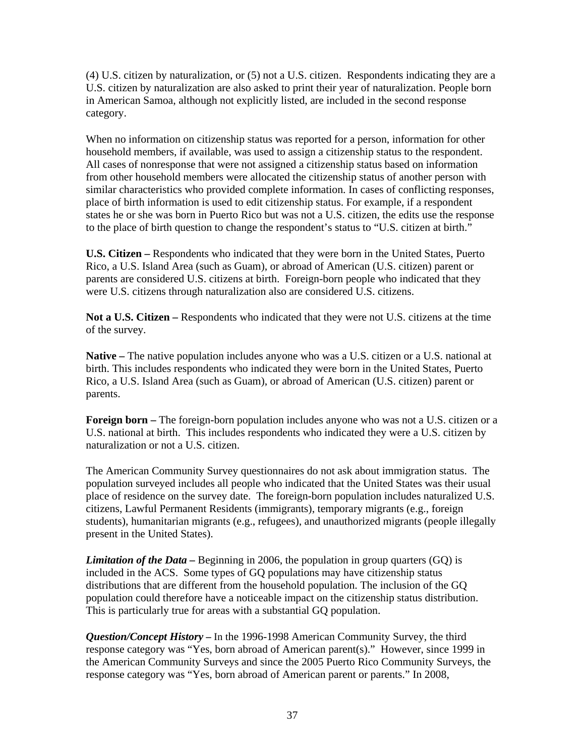(4) U.S. citizen by naturalization, or (5) not a U.S. citizen. Respondents indicating they are a U.S. citizen by naturalization are also asked to print their year of naturalization. People born in American Samoa, although not explicitly listed, are included in the second response category.

When no information on citizenship status was reported for a person, information for other household members, if available, was used to assign a citizenship status to the respondent. All cases of nonresponse that were not assigned a citizenship status based on information from other household members were allocated the citizenship status of another person with similar characteristics who provided complete information. In cases of conflicting responses, place of birth information is used to edit citizenship status. For example, if a respondent states he or she was born in Puerto Rico but was not a U.S. citizen, the edits use the response to the place of birth question to change the respondent's status to "U.S. citizen at birth."

**U.S. Citizen –** Respondents who indicated that they were born in the United States, Puerto Rico, a U.S. Island Area (such as Guam), or abroad of American (U.S. citizen) parent or parents are considered U.S. citizens at birth. Foreign-born people who indicated that they were U.S. citizens through naturalization also are considered U.S. citizens.

**Not a U.S. Citizen –** Respondents who indicated that they were not U.S. citizens at the time of the survey.

**Native –** The native population includes anyone who was a U.S. citizen or a U.S. national at birth. This includes respondents who indicated they were born in the United States, Puerto Rico, a U.S. Island Area (such as Guam), or abroad of American (U.S. citizen) parent or parents.

**Foreign born –** The foreign-born population includes anyone who was not a U.S. citizen or a U.S. national at birth. This includes respondents who indicated they were a U.S. citizen by naturalization or not a U.S. citizen.

The American Community Survey questionnaires do not ask about immigration status. The population surveyed includes all people who indicated that the United States was their usual place of residence on the survey date. The foreign-born population includes naturalized U.S. citizens, Lawful Permanent Residents (immigrants), temporary migrants (e.g., foreign students), humanitarian migrants (e.g., refugees), and unauthorized migrants (people illegally present in the United States).

***Limitation of the Data* –** Beginning in 2006, the population in group quarters (GQ) is included in the ACS. Some types of GQ populations may have citizenship status distributions that are different from the household population. The inclusion of the GQ population could therefore have a noticeable impact on the citizenship status distribution. This is particularly true for areas with a substantial GQ population.

***Question/Concept History* –** In the 1996-1998 American Community Survey, the third response category was "Yes, born abroad of American parent(s)." However, since 1999 in the American Community Surveys and since the 2005 Puerto Rico Community Surveys, the response category was "Yes, born abroad of American parent or parents." In 2008,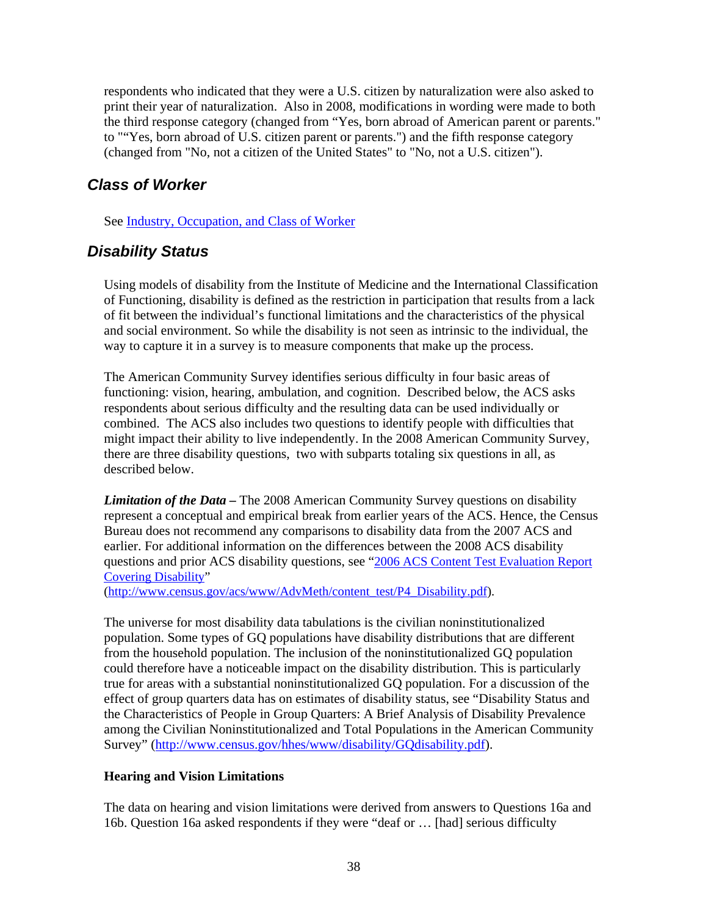respondents who indicated that they were a U.S. citizen by naturalization were also asked to print their year of naturalization. Also in 2008, modifications in wording were made to both the third response category (changed from "Yes, born abroad of American parent or parents." to ""Yes, born abroad of U.S. citizen parent or parents.") and the fifth response category (changed from "No, not a citizen of the United States" to "No, not a U.S. citizen").

## *Class of Worker*

See [Industry, Occupation, and Class of Worker]()

## *Disability Status*

Using models of disability from the Institute of Medicine and the International Classification of Functioning, disability is defined as the restriction in participation that results from a lack of fit between the individual's functional limitations and the characteristics of the physical and social environment. So while the disability is not seen as intrinsic to the individual, the way to capture it in a survey is to measure components that make up the process.

The American Community Survey identifies serious difficulty in four basic areas of functioning: vision, hearing, ambulation, and cognition. Described below, the ACS asks respondents about serious difficulty and the resulting data can be used individually or combined. The ACS also includes two questions to identify people with difficulties that might impact their ability to live independently. In the 2008 American Community Survey, there are three disability questions, two with subparts totaling six questions in all, as described below.

***Limitation of the Data –*** The 2008 American Community Survey questions on disability represent a conceptual and empirical break from earlier years of the ACS. Hence, the Census Bureau does not recommend any comparisons to disability data from the 2007 ACS and earlier. For additional information on the differences between the 2008 ACS disability questions and prior ACS disability questions, see "[2006 ACS Content Test Evaluation Report Covering Disability](http://www.census.gov/acs/www/AdvMeth/content_test/P4_Disability.pdf)" ([http://www.census.gov/acs/www/AdvMeth/content_test/P4_Disability.pdf](http://www.census.gov/acs/www/AdvMeth/content_test/P4_Disability.pdf)).

The universe for most disability data tabulations is the civilian noninstitutionalized population. Some types of GQ populations have disability distributions that are different from the household population. The inclusion of the noninstitutionalized GQ population could therefore have a noticeable impact on the disability distribution. This is particularly true for areas with a substantial noninstitutionalized GQ population. For a discussion of the effect of group quarters data has on estimates of disability status, see "Disability Status and the Characteristics of People in Group Quarters: A Brief Analysis of Disability Prevalence among the Civilian Noninstitutionalized and Total Populations in the American Community Survey" ([http://www.census.gov/hhes/www/disability/GQdisability.pdf](http://www.census.gov/hhes/www/disability/GQdisability.pdf)).

**Hearing and Vision Limitations**

The data on hearing and vision limitations were derived from answers to Questions 16a and 16b. Question 16a asked respondents if they were "deaf or … [had] serious difficulty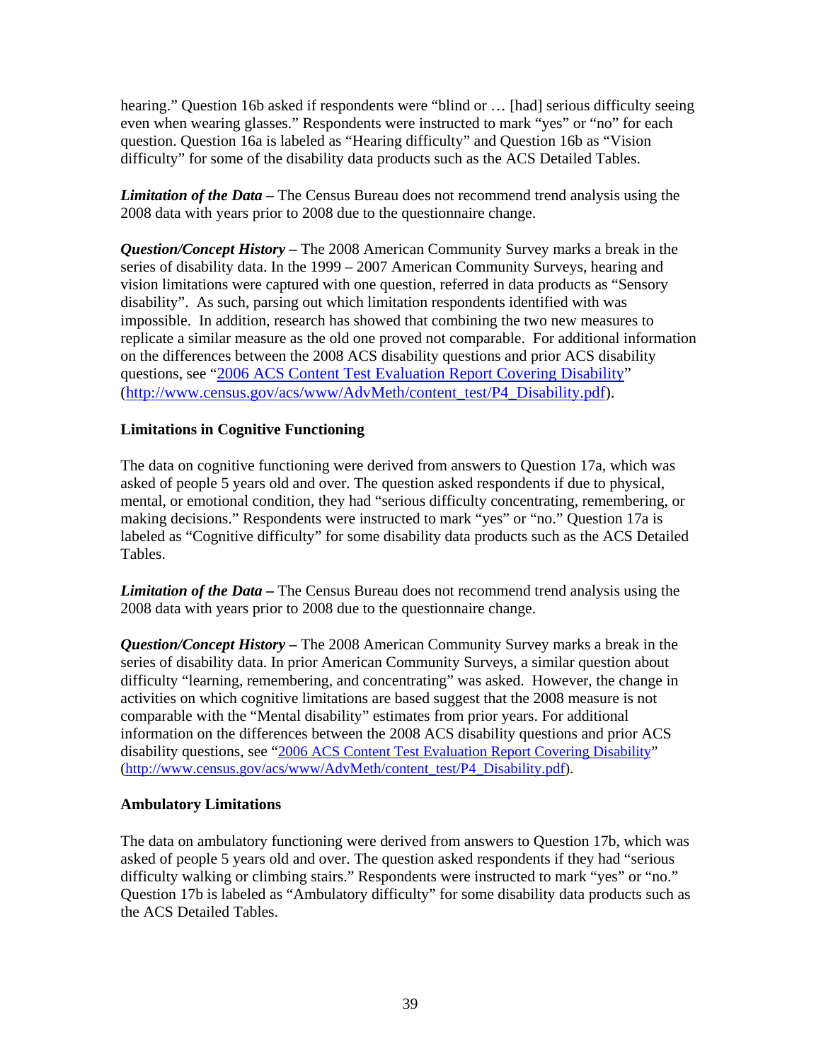hearing." Question 16b asked if respondents were "blind or … [had] serious difficulty seeing even when wearing glasses." Respondents were instructed to mark "yes" or "no" for each question. Question 16a is labeled as "Hearing difficulty" and Question 16b as "Vision difficulty" for some of the disability data products such as the ACS Detailed Tables.

***Limitation of the Data –*** The Census Bureau does not recommend trend analysis using the 2008 data with years prior to 2008 due to the questionnaire change.

***Question/Concept History –*** The 2008 American Community Survey marks a break in the series of disability data. In the 1999 – 2007 American Community Surveys, hearing and vision limitations were captured with one question, referred in data products as "Sensory disability". As such, parsing out which limitation respondents identified with was impossible. In addition, research has showed that combining the two new measures to replicate a similar measure as the old one proved not comparable. For additional information on the differences between the 2008 ACS disability questions and prior ACS disability questions, see "[2006 ACS Content Test Evaluation Report Covering Disability](http://www.census.gov/acs/www/AdvMeth/content_test/P4_Disability.pdf)" (http://www.census.gov/acs/www/AdvMeth/content_test/P4_Disability.pdf).

**Limitations in Cognitive Functioning**

The data on cognitive functioning were derived from answers to Question 17a, which was asked of people 5 years old and over. The question asked respondents if due to physical, mental, or emotional condition, they had "serious difficulty concentrating, remembering, or making decisions." Respondents were instructed to mark "yes" or "no." Question 17a is labeled as "Cognitive difficulty" for some disability data products such as the ACS Detailed Tables.

***Limitation of the Data –*** The Census Bureau does not recommend trend analysis using the 2008 data with years prior to 2008 due to the questionnaire change.

***Question/Concept History –*** The 2008 American Community Survey marks a break in the series of disability data. In prior American Community Surveys, a similar question about difficulty "learning, remembering, and concentrating" was asked. However, the change in activities on which cognitive limitations are based suggest that the 2008 measure is not comparable with the "Mental disability" estimates from prior years. For additional information on the differences between the 2008 ACS disability questions and prior ACS disability questions, see "[2006 ACS Content Test Evaluation Report Covering Disability](http://www.census.gov/acs/www/AdvMeth/content_test/P4_Disability.pdf)" (http://www.census.gov/acs/www/AdvMeth/content_test/P4_Disability.pdf).

**Ambulatory Limitations**

The data on ambulatory functioning were derived from answers to Question 17b, which was asked of people 5 years old and over. The question asked respondents if they had "serious difficulty walking or climbing stairs." Respondents were instructed to mark "yes" or "no." Question 17b is labeled as "Ambulatory difficulty" for some disability data products such as the ACS Detailed Tables.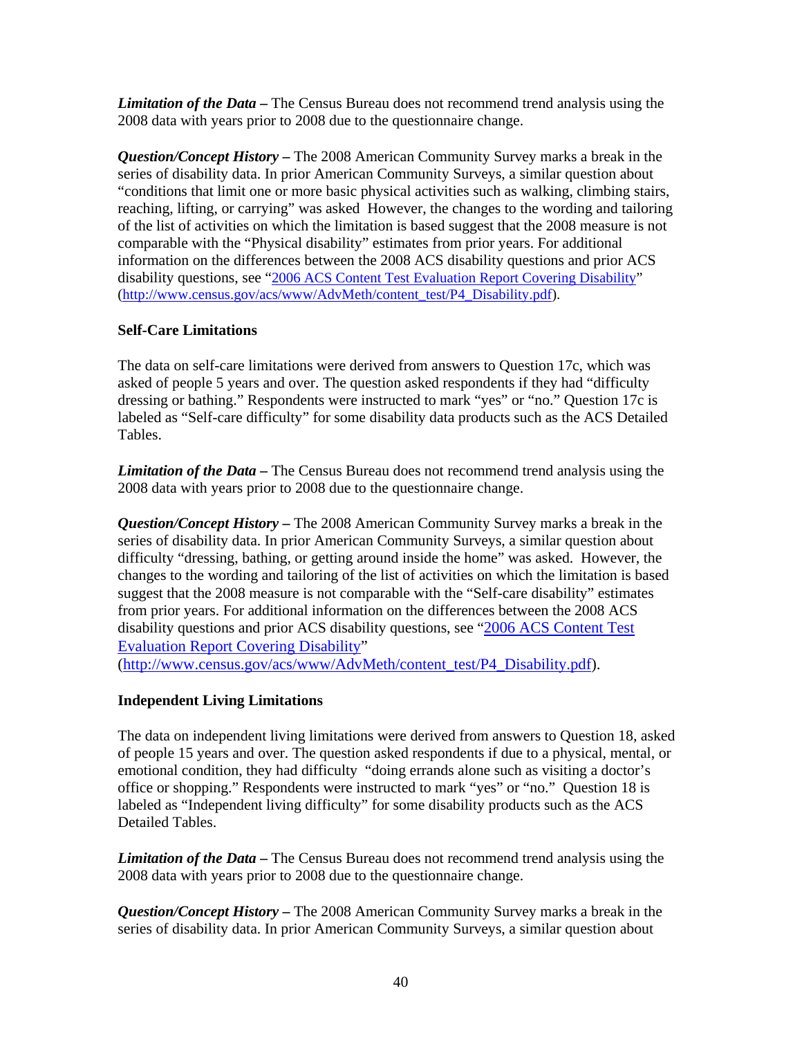***Limitation of the Data –*** The Census Bureau does not recommend trend analysis using the 2008 data with years prior to 2008 due to the questionnaire change.

***Question/Concept History –*** The 2008 American Community Survey marks a break in the series of disability data. In prior American Community Surveys, a similar question about "conditions that limit one or more basic physical activities such as walking, climbing stairs, reaching, lifting, or carrying" was asked However, the changes to the wording and tailoring of the list of activities on which the limitation is based suggest that the 2008 measure is not comparable with the "Physical disability" estimates from prior years. For additional information on the differences between the 2008 ACS disability questions and prior ACS disability questions, see "[2006 ACS Content Test Evaluation Report Covering Disability](http://www.census.gov/acs/www/AdvMeth/content_test/P4_Disability.pdf)" (http://www.census.gov/acs/www/AdvMeth/content_test/P4_Disability.pdf).

**Self-Care Limitations**

The data on self-care limitations were derived from answers to Question 17c, which was asked of people 5 years and over. The question asked respondents if they had "difficulty dressing or bathing." Respondents were instructed to mark "yes" or "no." Question 17c is labeled as "Self-care difficulty" for some disability data products such as the ACS Detailed Tables.

***Limitation of the Data –*** The Census Bureau does not recommend trend analysis using the 2008 data with years prior to 2008 due to the questionnaire change.

***Question/Concept History –*** The 2008 American Community Survey marks a break in the series of disability data. In prior American Community Surveys, a similar question about difficulty "dressing, bathing, or getting around inside the home" was asked. However, the changes to the wording and tailoring of the list of activities on which the limitation is based suggest that the 2008 measure is not comparable with the "Self-care disability" estimates from prior years. For additional information on the differences between the 2008 ACS disability questions and prior ACS disability questions, see "[2006 ACS Content Test Evaluation Report Covering Disability](http://www.census.gov/acs/www/AdvMeth/content_test/P4_Disability.pdf)" (http://www.census.gov/acs/www/AdvMeth/content_test/P4_Disability.pdf).

**Independent Living Limitations**

The data on independent living limitations were derived from answers to Question 18, asked of people 15 years and over. The question asked respondents if due to a physical, mental, or emotional condition, they had difficulty "doing errands alone such as visiting a doctor's office or shopping." Respondents were instructed to mark "yes" or "no." Question 18 is labeled as "Independent living difficulty" for some disability products such as the ACS Detailed Tables.

***Limitation of the Data –*** The Census Bureau does not recommend trend analysis using the 2008 data with years prior to 2008 due to the questionnaire change.

***Question/Concept History –*** The 2008 American Community Survey marks a break in the series of disability data. In prior American Community Surveys, a similar question about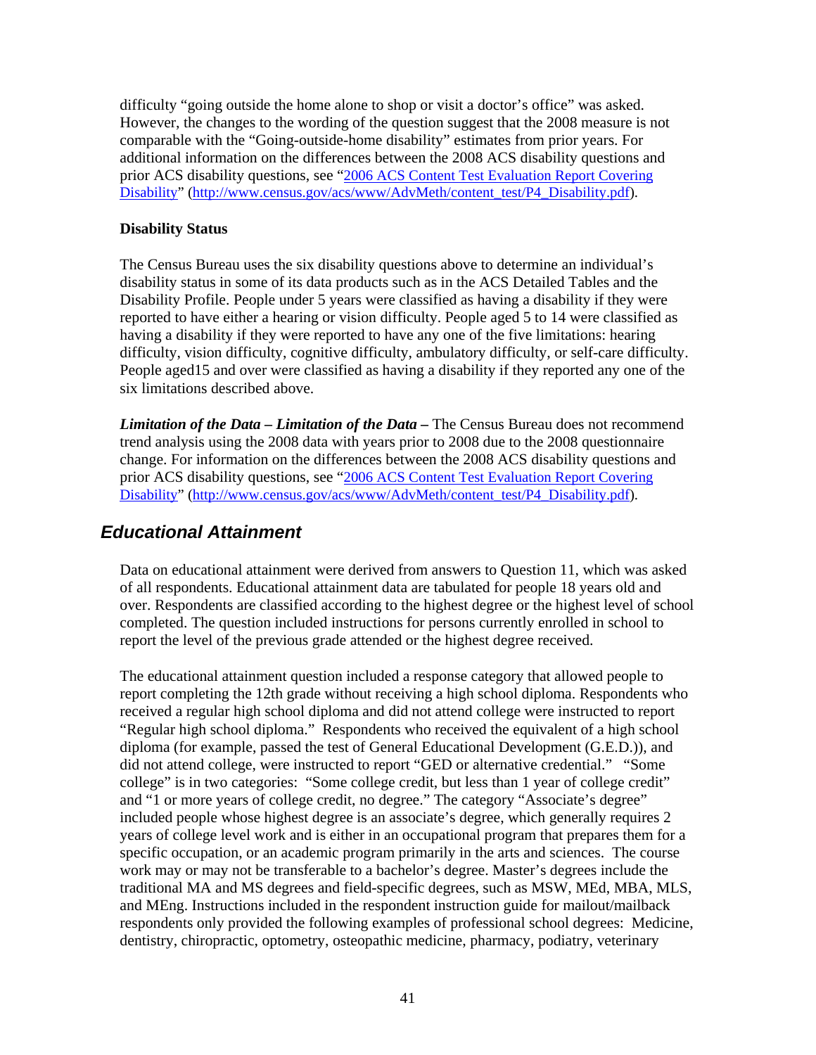difficulty "going outside the home alone to shop or visit a doctor's office" was asked. However, the changes to the wording of the question suggest that the 2008 measure is not comparable with the "Going-outside-home disability" estimates from prior years. For additional information on the differences between the 2008 ACS disability questions and prior ACS disability questions, see "[2006 ACS Content Test Evaluation Report Covering Disability](http://www.census.gov/acs/www/AdvMeth/content_test/P4_Disability.pdf)" (http://www.census.gov/acs/www/AdvMeth/content_test/P4_Disability.pdf).

**Disability Status**

The Census Bureau uses the six disability questions above to determine an individual's disability status in some of its data products such as in the ACS Detailed Tables and the Disability Profile. People under 5 years were classified as having a disability if they were reported to have either a hearing or vision difficulty. People aged 5 to 14 were classified as having a disability if they were reported to have any one of the five limitations: hearing difficulty, vision difficulty, cognitive difficulty, ambulatory difficulty, or self-care difficulty. People aged15 and over were classified as having a disability if they reported any one of the six limitations described above.

***Limitation of the Data – Limitation of the Data –*** The Census Bureau does not recommend trend analysis using the 2008 data with years prior to 2008 due to the 2008 questionnaire change. For information on the differences between the 2008 ACS disability questions and prior ACS disability questions, see "[2006 ACS Content Test Evaluation Report Covering Disability](http://www.census.gov/acs/www/AdvMeth/content_test/P4_Disability.pdf)" (http://www.census.gov/acs/www/AdvMeth/content_test/P4_Disability.pdf).

## *Educational Attainment*

Data on educational attainment were derived from answers to Question 11, which was asked of all respondents. Educational attainment data are tabulated for people 18 years old and over. Respondents are classified according to the highest degree or the highest level of school completed. The question included instructions for persons currently enrolled in school to report the level of the previous grade attended or the highest degree received.

The educational attainment question included a response category that allowed people to report completing the 12th grade without receiving a high school diploma. Respondents who received a regular high school diploma and did not attend college were instructed to report "Regular high school diploma." Respondents who received the equivalent of a high school diploma (for example, passed the test of General Educational Development (G.E.D.)), and did not attend college, were instructed to report "GED or alternative credential." "Some college" is in two categories: "Some college credit, but less than 1 year of college credit" and "1 or more years of college credit, no degree." The category "Associate's degree" included people whose highest degree is an associate's degree, which generally requires 2 years of college level work and is either in an occupational program that prepares them for a specific occupation, or an academic program primarily in the arts and sciences. The course work may or may not be transferable to a bachelor's degree. Master's degrees include the traditional MA and MS degrees and field-specific degrees, such as MSW, MEd, MBA, MLS, and MEng. Instructions included in the respondent instruction guide for mailout/mailback respondents only provided the following examples of professional school degrees: Medicine, dentistry, chiropractic, optometry, osteopathic medicine, pharmacy, podiatry, veterinary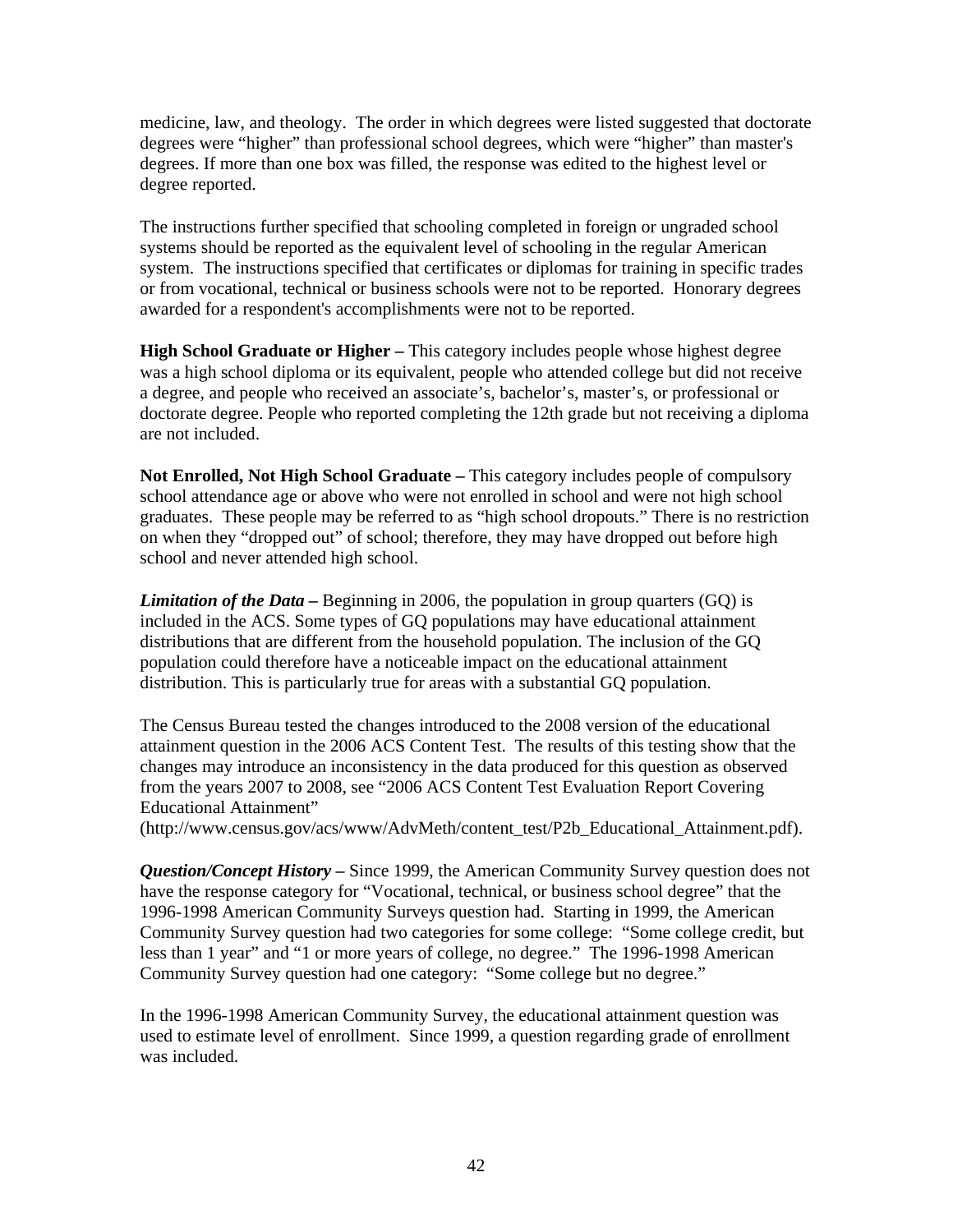medicine, law, and theology. The order in which degrees were listed suggested that doctorate degrees were "higher" than professional school degrees, which were "higher" than master's degrees. If more than one box was filled, the response was edited to the highest level or degree reported.

The instructions further specified that schooling completed in foreign or ungraded school systems should be reported as the equivalent level of schooling in the regular American system. The instructions specified that certificates or diplomas for training in specific trades or from vocational, technical or business schools were not to be reported. Honorary degrees awarded for a respondent's accomplishments were not to be reported.

**High School Graduate or Higher –** This category includes people whose highest degree was a high school diploma or its equivalent, people who attended college but did not receive a degree, and people who received an associate's, bachelor's, master's, or professional or doctorate degree. People who reported completing the 12th grade but not receiving a diploma are not included.

**Not Enrolled, Not High School Graduate –** This category includes people of compulsory school attendance age or above who were not enrolled in school and were not high school graduates. These people may be referred to as "high school dropouts." There is no restriction on when they "dropped out" of school; therefore, they may have dropped out before high school and never attended high school.

***Limitation of the Data –*** Beginning in 2006, the population in group quarters (GQ) is included in the ACS. Some types of GQ populations may have educational attainment distributions that are different from the household population. The inclusion of the GQ population could therefore have a noticeable impact on the educational attainment distribution. This is particularly true for areas with a substantial GQ population.

The Census Bureau tested the changes introduced to the 2008 version of the educational attainment question in the 2006 ACS Content Test. The results of this testing show that the changes may introduce an inconsistency in the data produced for this question as observed from the years 2007 to 2008, see "2006 ACS Content Test Evaluation Report Covering Educational Attainment" (http://www.census.gov/acs/www/AdvMeth/content_test/P2b_Educational_Attainment.pdf).

***Question/Concept History –*** Since 1999, the American Community Survey question does not have the response category for "Vocational, technical, or business school degree" that the 1996-1998 American Community Surveys question had. Starting in 1999, the American Community Survey question had two categories for some college: "Some college credit, but less than 1 year" and "1 or more years of college, no degree." The 1996-1998 American Community Survey question had one category: "Some college but no degree."

In the 1996-1998 American Community Survey, the educational attainment question was used to estimate level of enrollment. Since 1999, a question regarding grade of enrollment was included.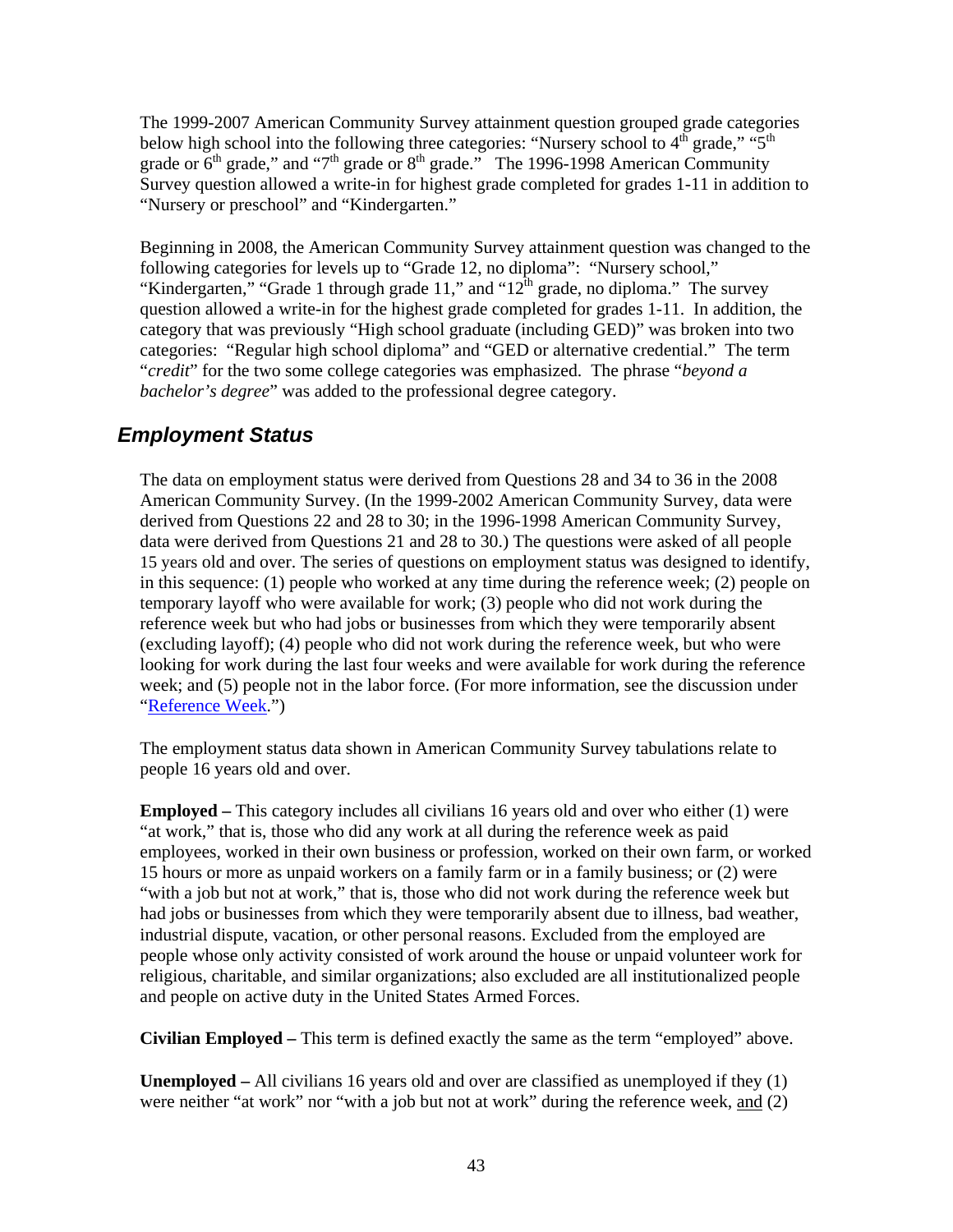The 1999-2007 American Community Survey attainment question grouped grade categories below high school into the following three categories: "Nursery school to 4th grade," "5th grade or 6th grade," and "7th grade or 8th grade." The 1996-1998 American Community Survey question allowed a write-in for highest grade completed for grades 1-11 in addition to "Nursery or preschool" and "Kindergarten."

Beginning in 2008, the American Community Survey attainment question was changed to the following categories for levels up to "Grade 12, no diploma": "Nursery school," "Kindergarten," "Grade 1 through grade 11," and "12th grade, no diploma." The survey question allowed a write-in for the highest grade completed for grades 1-11. In addition, the category that was previously "High school graduate (including GED)" was broken into two categories: "Regular high school diploma" and "GED or alternative credential." The term "*credit*" for the two some college categories was emphasized. The phrase "*beyond a bachelor's degree*" was added to the professional degree category.

## *Employment Status*

The data on employment status were derived from Questions 28 and 34 to 36 in the 2008 American Community Survey. (In the 1999-2002 American Community Survey, data were derived from Questions 22 and 28 to 30; in the 1996-1998 American Community Survey, data were derived from Questions 21 and 28 to 30.) The questions were asked of all people 15 years old and over. The series of questions on employment status was designed to identify, in this sequence: (1) people who worked at any time during the reference week; (2) people on temporary layoff who were available for work; (3) people who did not work during the reference week but who had jobs or businesses from which they were temporarily absent (excluding layoff); (4) people who did not work during the reference week, but who were looking for work during the last four weeks and were available for work during the reference week; and (5) people not in the labor force. (For more information, see the discussion under "Reference Week.")

The employment status data shown in American Community Survey tabulations relate to people 16 years old and over.

**Employed –** This category includes all civilians 16 years old and over who either (1) were "at work," that is, those who did any work at all during the reference week as paid employees, worked in their own business or profession, worked on their own farm, or worked 15 hours or more as unpaid workers on a family farm or in a family business; or (2) were "with a job but not at work," that is, those who did not work during the reference week but had jobs or businesses from which they were temporarily absent due to illness, bad weather, industrial dispute, vacation, or other personal reasons. Excluded from the employed are people whose only activity consisted of work around the house or unpaid volunteer work for religious, charitable, and similar organizations; also excluded are all institutionalized people and people on active duty in the United States Armed Forces.

**Civilian Employed –** This term is defined exactly the same as the term "employed" above.

**Unemployed –** All civilians 16 years old and over are classified as unemployed if they (1) were neither "at work" nor "with a job but not at work" during the reference week, and (2)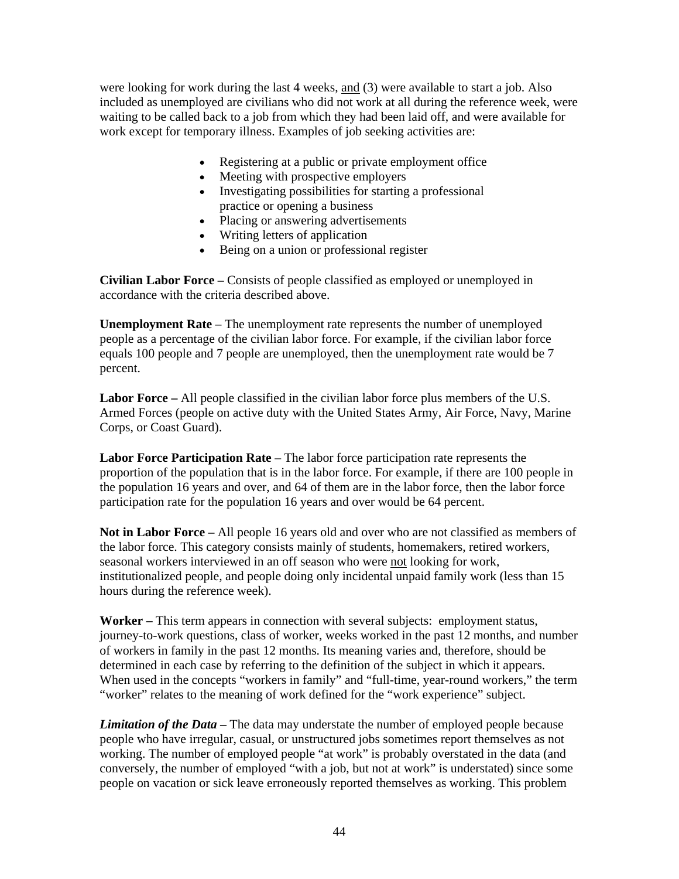were looking for work during the last 4 weeks, <u>and</u> (3) were available to start a job. Also included as unemployed are civilians who did not work at all during the reference week, were waiting to be called back to a job from which they had been laid off, and were available for work except for temporary illness. Examples of job seeking activities are:

- Registering at a public or private employment office
- Meeting with prospective employers
- Investigating possibilities for starting a professional practice or opening a business
- Placing or answering advertisements
- Writing letters of application
- Being on a union or professional register

**Civilian Labor Force –** Consists of people classified as employed or unemployed in accordance with the criteria described above.

**Unemployment Rate** – The unemployment rate represents the number of unemployed people as a percentage of the civilian labor force. For example, if the civilian labor force equals 100 people and 7 people are unemployed, then the unemployment rate would be 7 percent.

**Labor Force –** All people classified in the civilian labor force plus members of the U.S. Armed Forces (people on active duty with the United States Army, Air Force, Navy, Marine Corps, or Coast Guard).

**Labor Force Participation Rate** – The labor force participation rate represents the proportion of the population that is in the labor force. For example, if there are 100 people in the population 16 years and over, and 64 of them are in the labor force, then the labor force participation rate for the population 16 years and over would be 64 percent.

**Not in Labor Force –** All people 16 years old and over who are not classified as members of the labor force. This category consists mainly of students, homemakers, retired workers, seasonal workers interviewed in an off season who were <u>not</u> looking for work, institutionalized people, and people doing only incidental unpaid family work (less than 15 hours during the reference week).

**Worker –** This term appears in connection with several subjects: employment status, journey-to-work questions, class of worker, weeks worked in the past 12 months, and number of workers in family in the past 12 months. Its meaning varies and, therefore, should be determined in each case by referring to the definition of the subject in which it appears. When used in the concepts "workers in family" and "full-time, year-round workers," the term "worker" relates to the meaning of work defined for the "work experience" subject.

***Limitation of the Data* –** The data may understate the number of employed people because people who have irregular, casual, or unstructured jobs sometimes report themselves as not working. The number of employed people "at work" is probably overstated in the data (and conversely, the number of employed "with a job, but not at work" is understated) since some people on vacation or sick leave erroneously reported themselves as working. This problem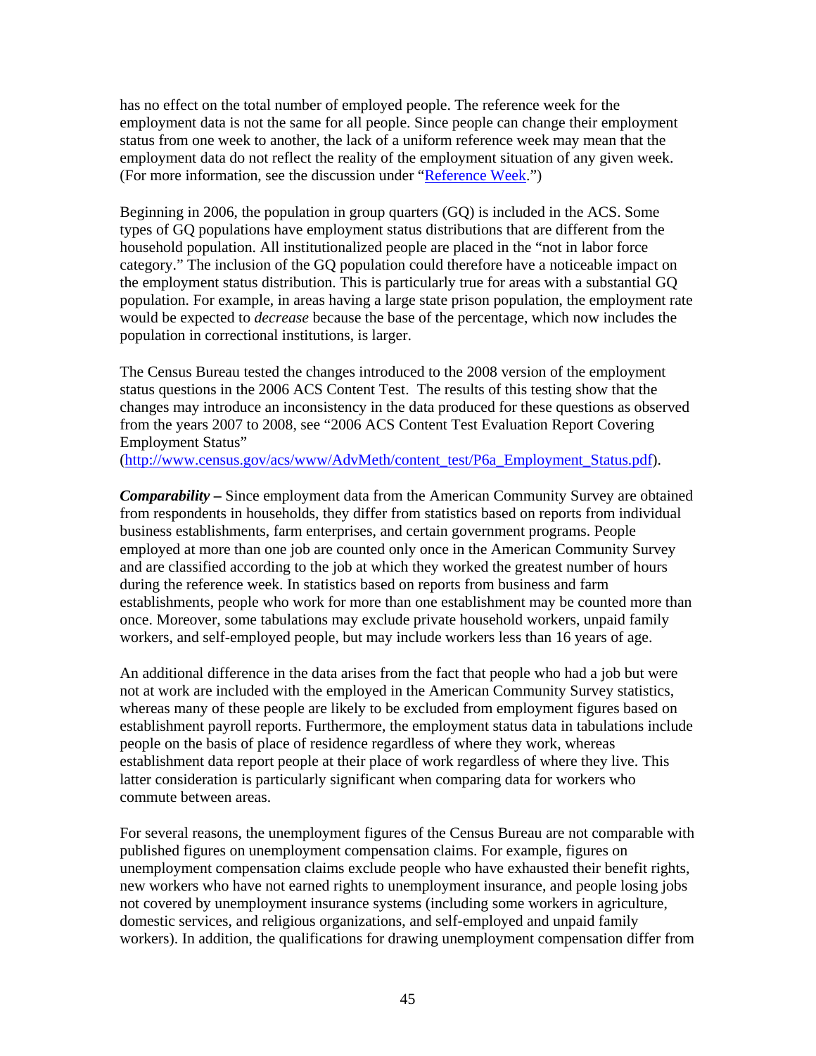has no effect on the total number of employed people. The reference week for the employment data is not the same for all people. Since people can change their employment status from one week to another, the lack of a uniform reference week may mean that the employment data do not reflect the reality of the employment situation of any given week. (For more information, see the discussion under "Reference Week.")

Beginning in 2006, the population in group quarters (GQ) is included in the ACS. Some types of GQ populations have employment status distributions that are different from the household population. All institutionalized people are placed in the "not in labor force category." The inclusion of the GQ population could therefore have a noticeable impact on the employment status distribution. This is particularly true for areas with a substantial GQ population. For example, in areas having a large state prison population, the employment rate would be expected to *decrease* because the base of the percentage, which now includes the population in correctional institutions, is larger.

The Census Bureau tested the changes introduced to the 2008 version of the employment status questions in the 2006 ACS Content Test. The results of this testing show that the changes may introduce an inconsistency in the data produced for these questions as observed from the years 2007 to 2008, see "2006 ACS Content Test Evaluation Report Covering Employment Status" (http://www.census.gov/acs/www/AdvMeth/content_test/P6a_Employment_Status.pdf).

***Comparability –*** Since employment data from the American Community Survey are obtained from respondents in households, they differ from statistics based on reports from individual business establishments, farm enterprises, and certain government programs. People employed at more than one job are counted only once in the American Community Survey and are classified according to the job at which they worked the greatest number of hours during the reference week. In statistics based on reports from business and farm establishments, people who work for more than one establishment may be counted more than once. Moreover, some tabulations may exclude private household workers, unpaid family workers, and self-employed people, but may include workers less than 16 years of age.

An additional difference in the data arises from the fact that people who had a job but were not at work are included with the employed in the American Community Survey statistics, whereas many of these people are likely to be excluded from employment figures based on establishment payroll reports. Furthermore, the employment status data in tabulations include people on the basis of place of residence regardless of where they work, whereas establishment data report people at their place of work regardless of where they live. This latter consideration is particularly significant when comparing data for workers who commute between areas.

For several reasons, the unemployment figures of the Census Bureau are not comparable with published figures on unemployment compensation claims. For example, figures on unemployment compensation claims exclude people who have exhausted their benefit rights, new workers who have not earned rights to unemployment insurance, and people losing jobs not covered by unemployment insurance systems (including some workers in agriculture, domestic services, and religious organizations, and self-employed and unpaid family workers). In addition, the qualifications for drawing unemployment compensation differ from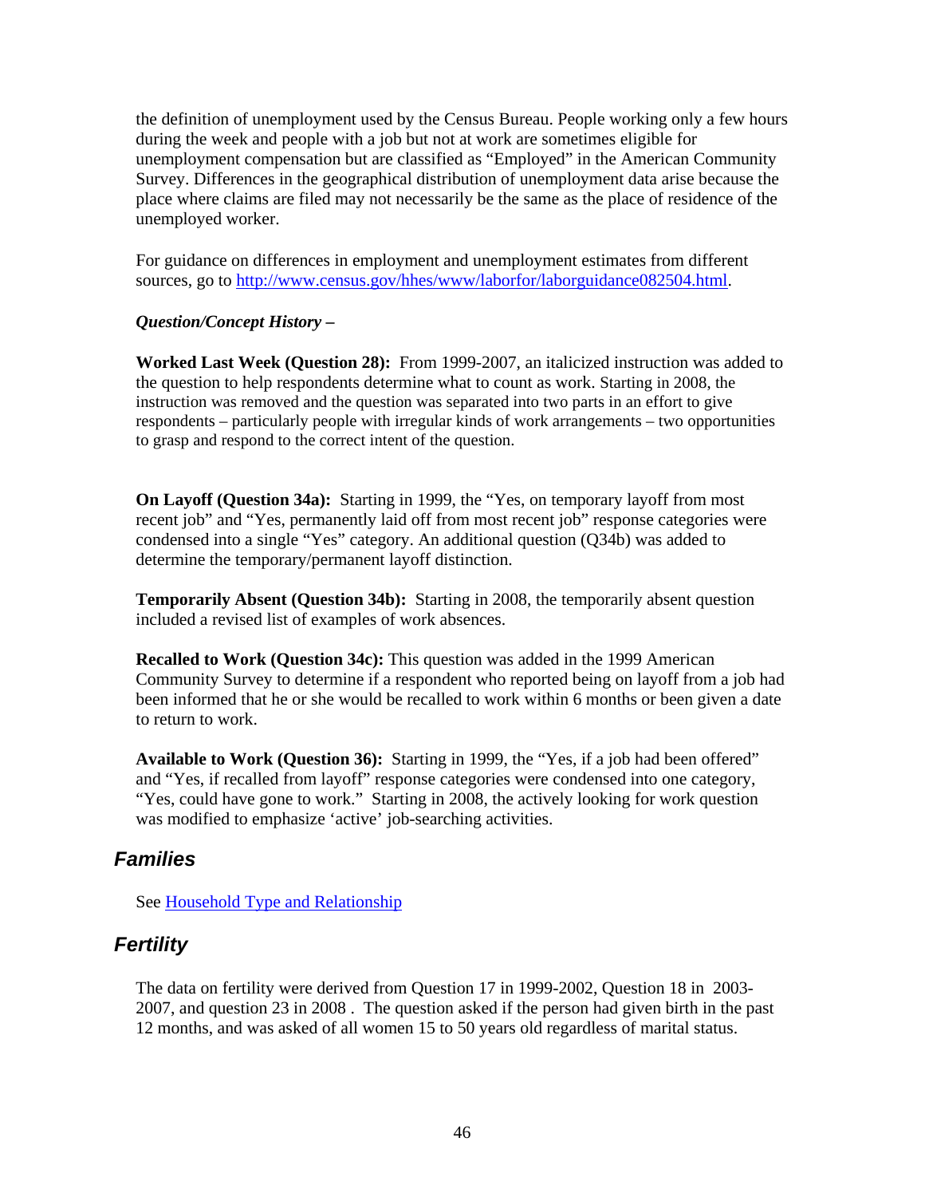the definition of unemployment used by the Census Bureau. People working only a few hours during the week and people with a job but not at work are sometimes eligible for unemployment compensation but are classified as "Employed" in the American Community Survey. Differences in the geographical distribution of unemployment data arise because the place where claims are filed may not necessarily be the same as the place of residence of the unemployed worker.

For guidance on differences in employment and unemployment estimates from different sources, go to [http://www.census.gov/hhes/www/laborfor/laborguidance082504.html](http://www.census.gov/hhes/www/laborfor/laborguidance082504.html).

***Question/Concept History –***

**Worked Last Week (Question 28):** From 1999-2007, an italicized instruction was added to the question to help respondents determine what to count as work. Starting in 2008, the instruction was removed and the question was separated into two parts in an effort to give respondents – particularly people with irregular kinds of work arrangements – two opportunities to grasp and respond to the correct intent of the question.

**On Layoff (Question 34a):** Starting in 1999, the "Yes, on temporary layoff from most recent job" and "Yes, permanently laid off from most recent job" response categories were condensed into a single "Yes" category. An additional question (Q34b) was added to determine the temporary/permanent layoff distinction.

**Temporarily Absent (Question 34b):** Starting in 2008, the temporarily absent question included a revised list of examples of work absences.

**Recalled to Work (Question 34c):** This question was added in the 1999 American Community Survey to determine if a respondent who reported being on layoff from a job had been informed that he or she would be recalled to work within 6 months or been given a date to return to work.

**Available to Work (Question 36):** Starting in 1999, the "Yes, if a job had been offered" and "Yes, if recalled from layoff" response categories were condensed into one category, "Yes, could have gone to work." Starting in 2008, the actively looking for work question was modified to emphasize 'active' job-searching activities.

## *Families*

See [Household Type and Relationship](#)

## *Fertility*

The data on fertility were derived from Question 17 in 1999-2002, Question 18 in 2003-2007, and question 23 in 2008 . The question asked if the person had given birth in the past 12 months, and was asked of all women 15 to 50 years old regardless of marital status.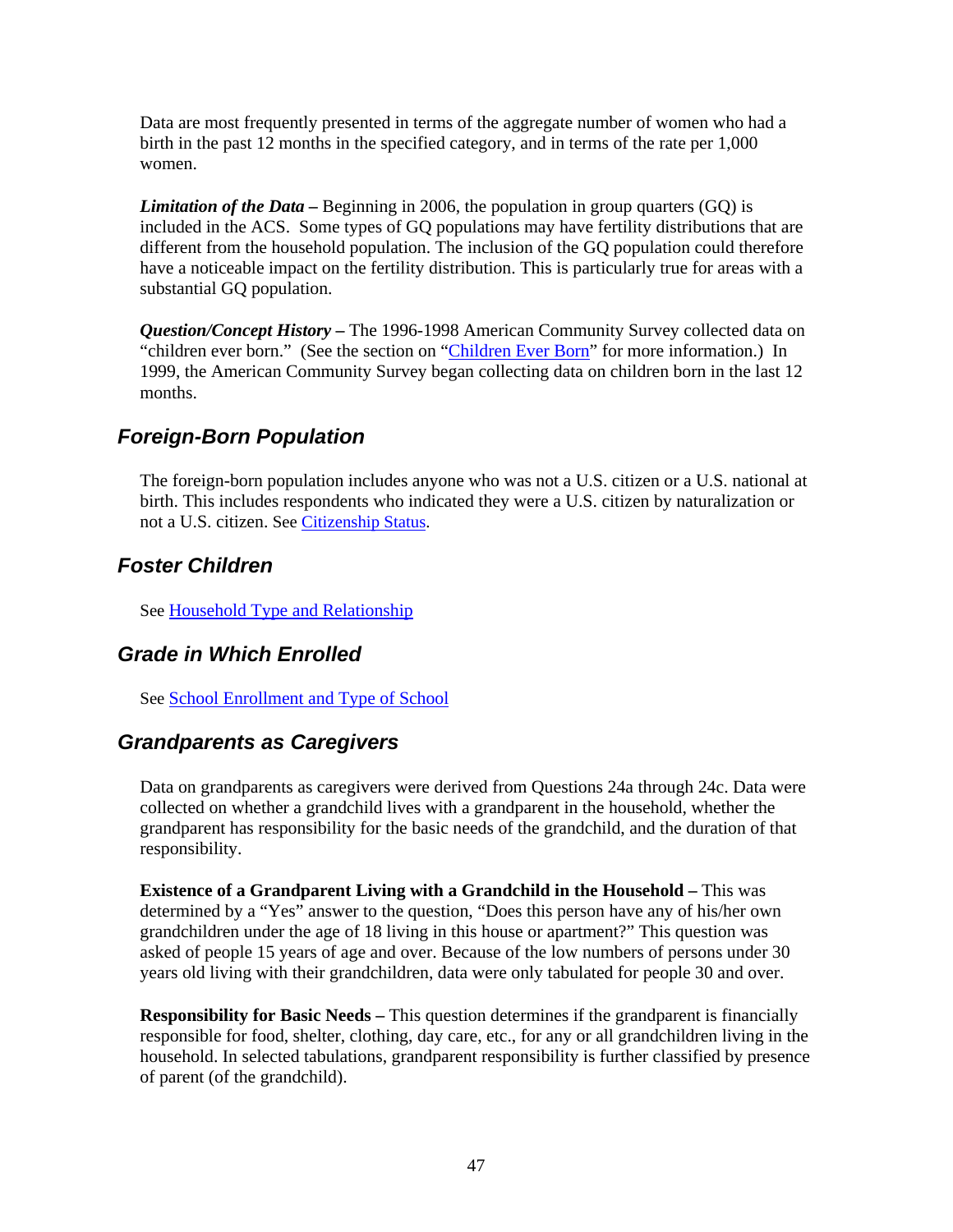Data are most frequently presented in terms of the aggregate number of women who had a birth in the past 12 months in the specified category, and in terms of the rate per 1,000 women.

***Limitation of the Data*** **–** Beginning in 2006, the population in group quarters (GQ) is included in the ACS. Some types of GQ populations may have fertility distributions that are different from the household population. The inclusion of the GQ population could therefore have a noticeable impact on the fertility distribution. This is particularly true for areas with a substantial GQ population.

***Question/Concept History*** **–** The 1996-1998 American Community Survey collected data on "children ever born." (See the section on "Children Ever Born" for more information.) In 1999, the American Community Survey began collecting data on children born in the last 12 months.

## *Foreign-Born Population*

The foreign-born population includes anyone who was not a U.S. citizen or a U.S. national at birth. This includes respondents who indicated they were a U.S. citizen by naturalization or not a U.S. citizen. See Citizenship Status.

## *Foster Children*

See Household Type and Relationship

## *Grade in Which Enrolled*

See School Enrollment and Type of School

## *Grandparents as Caregivers*

Data on grandparents as caregivers were derived from Questions 24a through 24c. Data were collected on whether a grandchild lives with a grandparent in the household, whether the grandparent has responsibility for the basic needs of the grandchild, and the duration of that responsibility.

**Existence of a Grandparent Living with a Grandchild in the Household –** This was determined by a "Yes" answer to the question, "Does this person have any of his/her own grandchildren under the age of 18 living in this house or apartment?" This question was asked of people 15 years of age and over. Because of the low numbers of persons under 30 years old living with their grandchildren, data were only tabulated for people 30 and over.

**Responsibility for Basic Needs –** This question determines if the grandparent is financially responsible for food, shelter, clothing, day care, etc., for any or all grandchildren living in the household. In selected tabulations, grandparent responsibility is further classified by presence of parent (of the grandchild).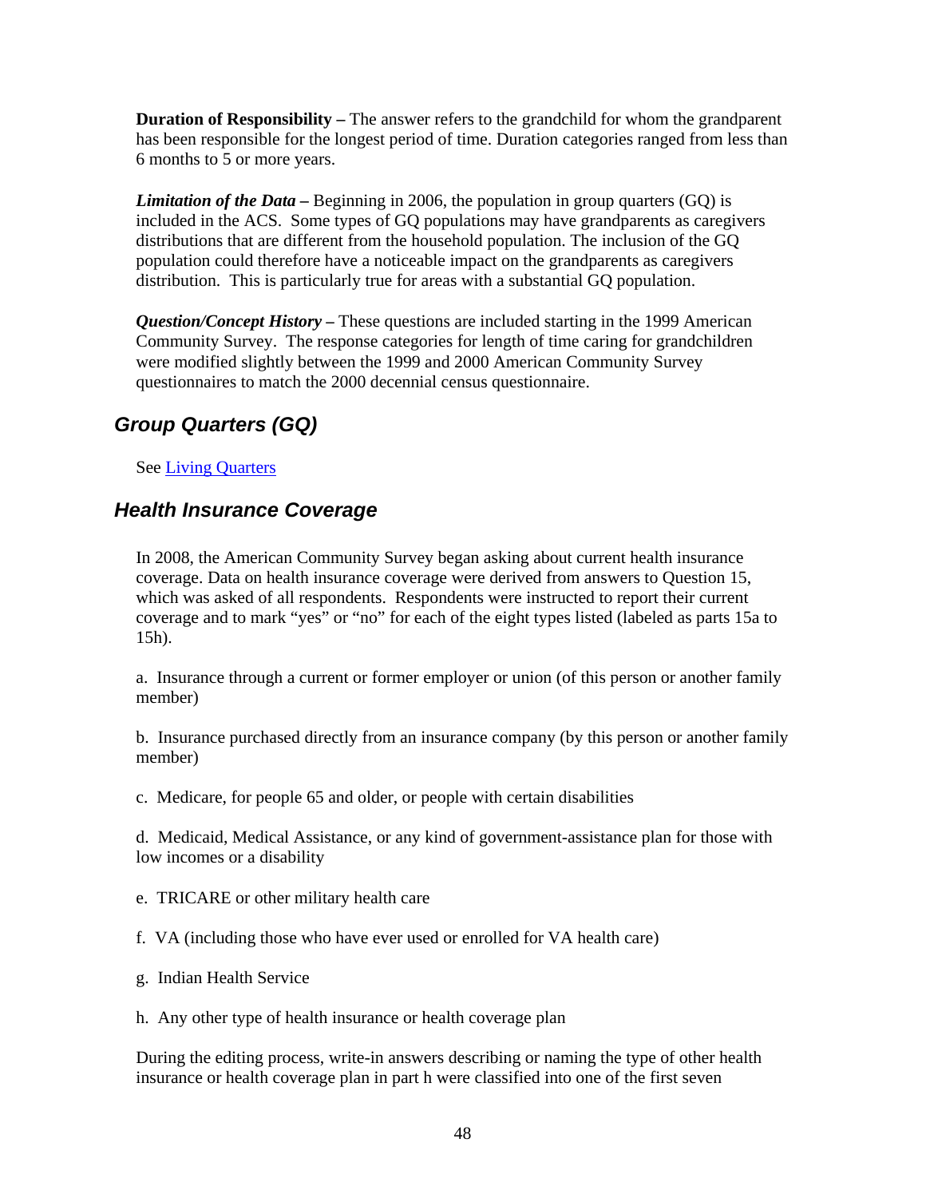**Duration of Responsibility –** The answer refers to the grandchild for whom the grandparent has been responsible for the longest period of time. Duration categories ranged from less than 6 months to 5 or more years.

***Limitation of the Data –*** Beginning in 2006, the population in group quarters (GQ) is included in the ACS. Some types of GQ populations may have grandparents as caregivers distributions that are different from the household population. The inclusion of the GQ population could therefore have a noticeable impact on the grandparents as caregivers distribution. This is particularly true for areas with a substantial GQ population.

***Question/Concept History –*** These questions are included starting in the 1999 American Community Survey. The response categories for length of time caring for grandchildren were modified slightly between the 1999 and 2000 American Community Survey questionnaires to match the 2000 decennial census questionnaire.

## *Group Quarters (GQ)*

See Living Quarters

## *Health Insurance Coverage*

In 2008, the American Community Survey began asking about current health insurance coverage. Data on health insurance coverage were derived from answers to Question 15, which was asked of all respondents. Respondents were instructed to report their current coverage and to mark "yes" or "no" for each of the eight types listed (labeled as parts 15a to 15h).

a. Insurance through a current or former employer or union (of this person or another family member)

b. Insurance purchased directly from an insurance company (by this person or another family member)

c. Medicare, for people 65 and older, or people with certain disabilities

d. Medicaid, Medical Assistance, or any kind of government-assistance plan for those with low incomes or a disability

e. TRICARE or other military health care

f. VA (including those who have ever used or enrolled for VA health care)

g. Indian Health Service

h. Any other type of health insurance or health coverage plan

During the editing process, write-in answers describing or naming the type of other health insurance or health coverage plan in part h were classified into one of the first seven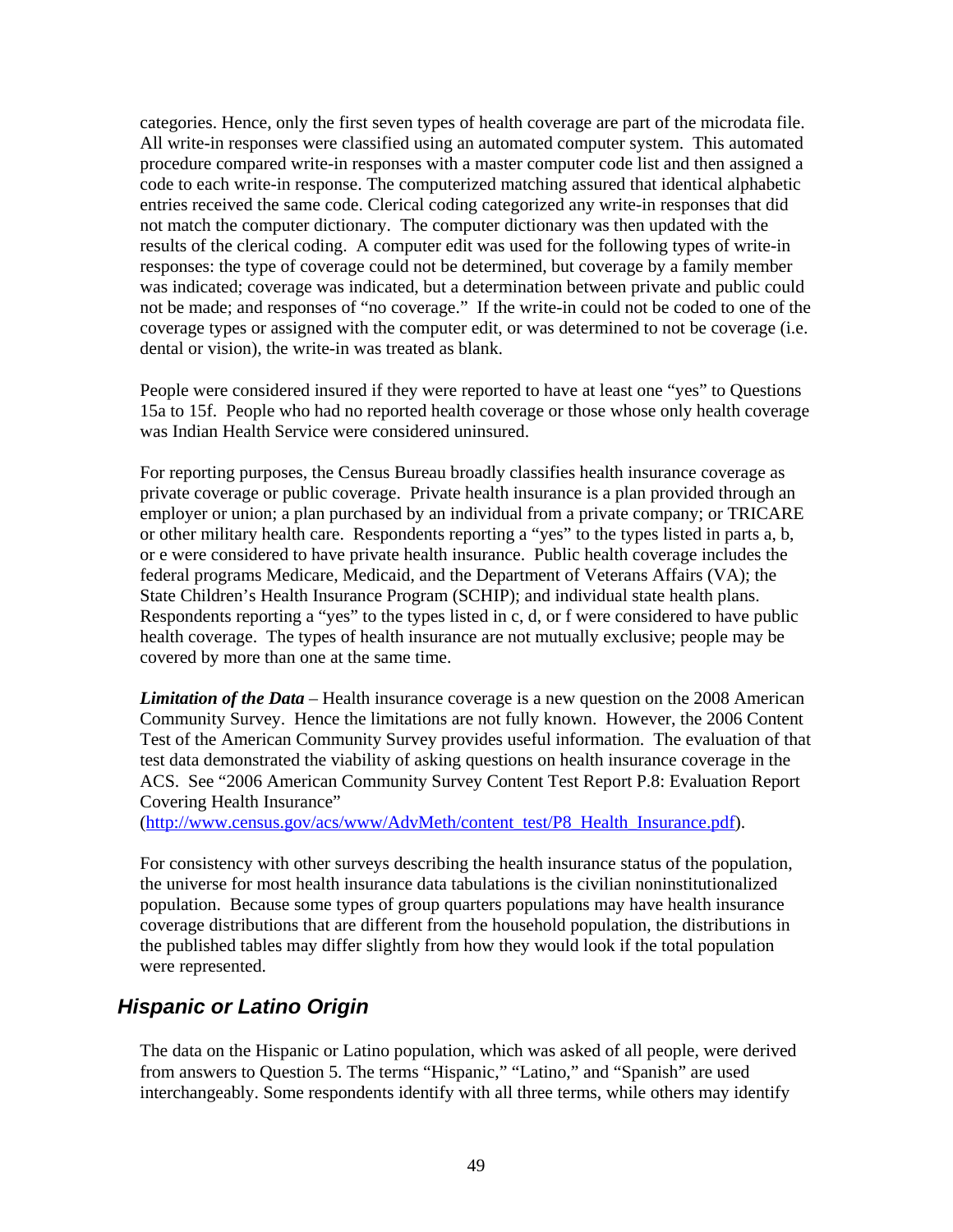categories. Hence, only the first seven types of health coverage are part of the microdata file. All write-in responses were classified using an automated computer system. This automated procedure compared write-in responses with a master computer code list and then assigned a code to each write-in response. The computerized matching assured that identical alphabetic entries received the same code. Clerical coding categorized any write-in responses that did not match the computer dictionary. The computer dictionary was then updated with the results of the clerical coding. A computer edit was used for the following types of write-in responses: the type of coverage could not be determined, but coverage by a family member was indicated; coverage was indicated, but a determination between private and public could not be made; and responses of "no coverage." If the write-in could not be coded to one of the coverage types or assigned with the computer edit, or was determined to not be coverage (i.e. dental or vision), the write-in was treated as blank.

People were considered insured if they were reported to have at least one "yes" to Questions 15a to 15f. People who had no reported health coverage or those whose only health coverage was Indian Health Service were considered uninsured.

For reporting purposes, the Census Bureau broadly classifies health insurance coverage as private coverage or public coverage. Private health insurance is a plan provided through an employer or union; a plan purchased by an individual from a private company; or TRICARE or other military health care. Respondents reporting a "yes" to the types listed in parts a, b, or e were considered to have private health insurance. Public health coverage includes the federal programs Medicare, Medicaid, and the Department of Veterans Affairs (VA); the State Children's Health Insurance Program (SCHIP); and individual state health plans. Respondents reporting a "yes" to the types listed in c, d, or f were considered to have public health coverage. The types of health insurance are not mutually exclusive; people may be covered by more than one at the same time.

***Limitation of the Data*** – Health insurance coverage is a new question on the 2008 American Community Survey. Hence the limitations are not fully known. However, the 2006 Content Test of the American Community Survey provides useful information. The evaluation of that test data demonstrated the viability of asking questions on health insurance coverage in the ACS. See "2006 American Community Survey Content Test Report P.8: Evaluation Report Covering Health Insurance" (http://www.census.gov/acs/www/AdvMeth/content_test/P8_Health_Insurance.pdf).

For consistency with other surveys describing the health insurance status of the population, the universe for most health insurance data tabulations is the civilian noninstitutionalized population. Because some types of group quarters populations may have health insurance coverage distributions that are different from the household population, the distributions in the published tables may differ slightly from how they would look if the total population were represented.

## *Hispanic or Latino Origin*

The data on the Hispanic or Latino population, which was asked of all people, were derived from answers to Question 5. The terms "Hispanic," "Latino," and "Spanish" are used interchangeably. Some respondents identify with all three terms, while others may identify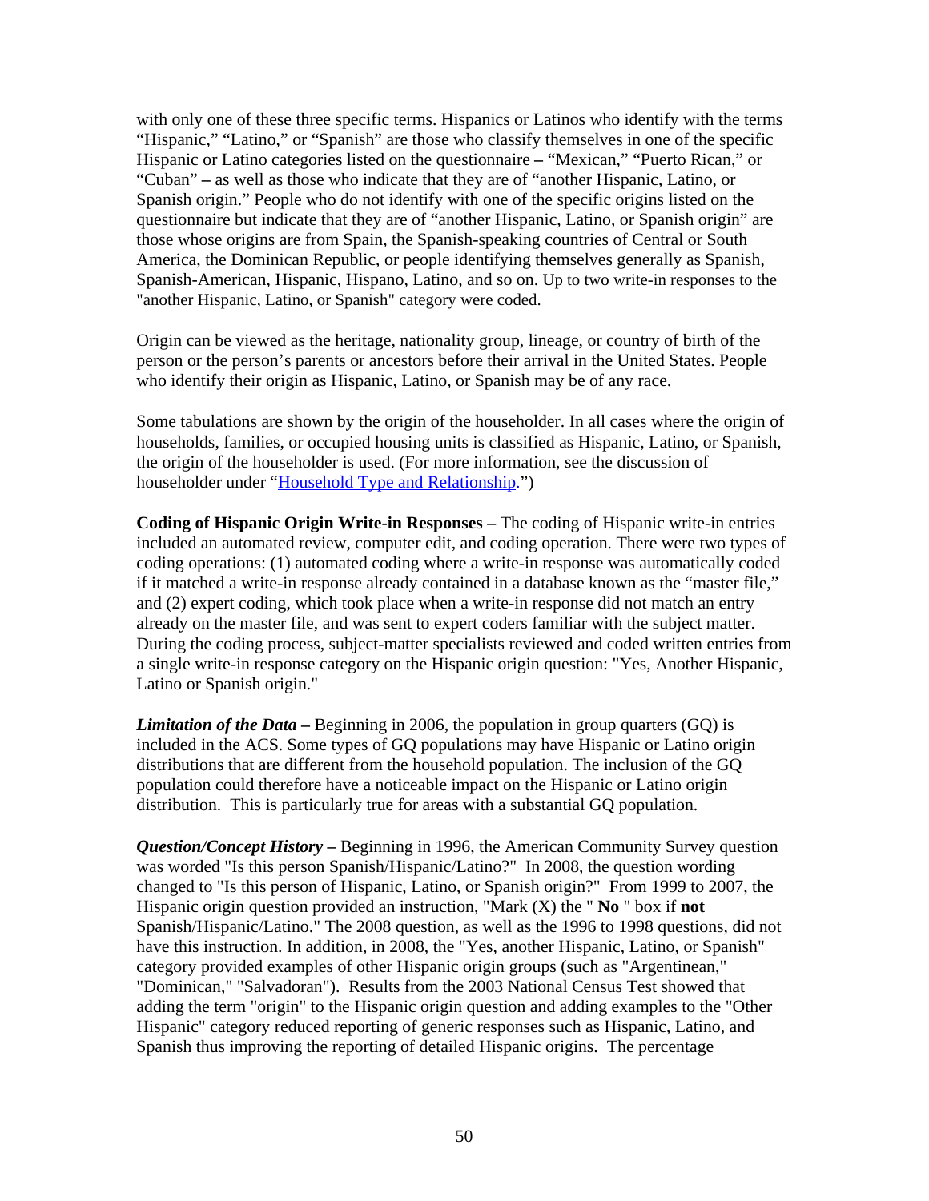with only one of these three specific terms. Hispanics or Latinos who identify with the terms "Hispanic," "Latino," or "Spanish" are those who classify themselves in one of the specific Hispanic or Latino categories listed on the questionnaire – "Mexican," "Puerto Rican," or "Cuban" – as well as those who indicate that they are of "another Hispanic, Latino, or Spanish origin." People who do not identify with one of the specific origins listed on the questionnaire but indicate that they are of "another Hispanic, Latino, or Spanish origin" are those whose origins are from Spain, the Spanish-speaking countries of Central or South America, the Dominican Republic, or people identifying themselves generally as Spanish, Spanish-American, Hispanic, Hispano, Latino, and so on. Up to two write-in responses to the "another Hispanic, Latino, or Spanish" category were coded.

Origin can be viewed as the heritage, nationality group, lineage, or country of birth of the person or the person's parents or ancestors before their arrival in the United States. People who identify their origin as Hispanic, Latino, or Spanish may be of any race.

Some tabulations are shown by the origin of the householder. In all cases where the origin of households, families, or occupied housing units is classified as Hispanic, Latino, or Spanish, the origin of the householder is used. (For more information, see the discussion of householder under "Household Type and Relationship.")

**Coding of Hispanic Origin Write-in Responses –** The coding of Hispanic write-in entries included an automated review, computer edit, and coding operation. There were two types of coding operations: (1) automated coding where a write-in response was automatically coded if it matched a write-in response already contained in a database known as the "master file," and (2) expert coding, which took place when a write-in response did not match an entry already on the master file, and was sent to expert coders familiar with the subject matter. During the coding process, subject-matter specialists reviewed and coded written entries from a single write-in response category on the Hispanic origin question: "Yes, Another Hispanic, Latino or Spanish origin."

***Limitation of the Data* –** Beginning in 2006, the population in group quarters (GQ) is included in the ACS. Some types of GQ populations may have Hispanic or Latino origin distributions that are different from the household population. The inclusion of the GQ population could therefore have a noticeable impact on the Hispanic or Latino origin distribution. This is particularly true for areas with a substantial GQ population.

***Question/Concept History* –** Beginning in 1996, the American Community Survey question was worded "Is this person Spanish/Hispanic/Latino?" In 2008, the question wording changed to "Is this person of Hispanic, Latino, or Spanish origin?" From 1999 to 2007, the Hispanic origin question provided an instruction, "Mark (X) the " **No** " box if **not** Spanish/Hispanic/Latino." The 2008 question, as well as the 1996 to 1998 questions, did not have this instruction. In addition, in 2008, the "Yes, another Hispanic, Latino, or Spanish" category provided examples of other Hispanic origin groups (such as "Argentinean," "Dominican," "Salvadoran"). Results from the 2003 National Census Test showed that adding the term "origin" to the Hispanic origin question and adding examples to the "Other Hispanic" category reduced reporting of generic responses such as Hispanic, Latino, and Spanish thus improving the reporting of detailed Hispanic origins. The percentage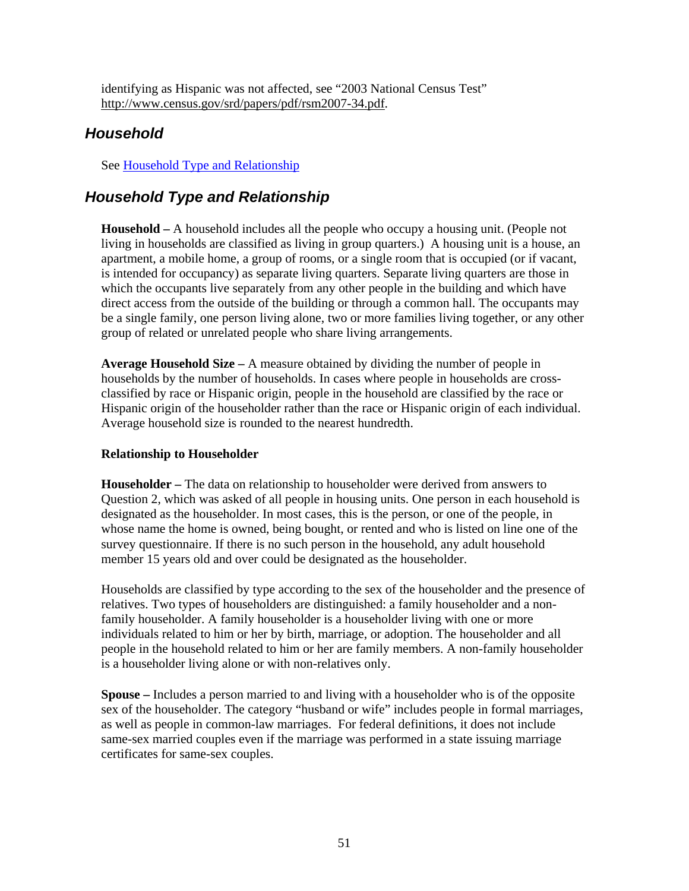identifying as Hispanic was not affected, see "2003 National Census Test" http://www.census.gov/srd/papers/pdf/rsm2007-34.pdf.

## *Household*

See [Household Type and Relationship](#household-type-and-relationship)

## *Household Type and Relationship*

**Household –** A household includes all the people who occupy a housing unit. (People not living in households are classified as living in group quarters.) A housing unit is a house, an apartment, a mobile home, a group of rooms, or a single room that is occupied (or if vacant, is intended for occupancy) as separate living quarters. Separate living quarters are those in which the occupants live separately from any other people in the building and which have direct access from the outside of the building or through a common hall. The occupants may be a single family, one person living alone, two or more families living together, or any other group of related or unrelated people who share living arrangements.

**Average Household Size –** A measure obtained by dividing the number of people in households by the number of households. In cases where people in households are cross-classified by race or Hispanic origin, people in the household are classified by the race or Hispanic origin of the householder rather than the race or Hispanic origin of each individual. Average household size is rounded to the nearest hundredth.

**Relationship to Householder**

**Householder –** The data on relationship to householder were derived from answers to Question 2, which was asked of all people in housing units. One person in each household is designated as the householder. In most cases, this is the person, or one of the people, in whose name the home is owned, being bought, or rented and who is listed on line one of the survey questionnaire. If there is no such person in the household, any adult household member 15 years old and over could be designated as the householder.

Households are classified by type according to the sex of the householder and the presence of relatives. Two types of householders are distinguished: a family householder and a non-family householder. A family householder is a householder living with one or more individuals related to him or her by birth, marriage, or adoption. The householder and all people in the household related to him or her are family members. A non-family householder is a householder living alone or with non-relatives only.

**Spouse –** Includes a person married to and living with a householder who is of the opposite sex of the householder. The category "husband or wife" includes people in formal marriages, as well as people in common-law marriages. For federal definitions, it does not include same-sex married couples even if the marriage was performed in a state issuing marriage certificates for same-sex couples.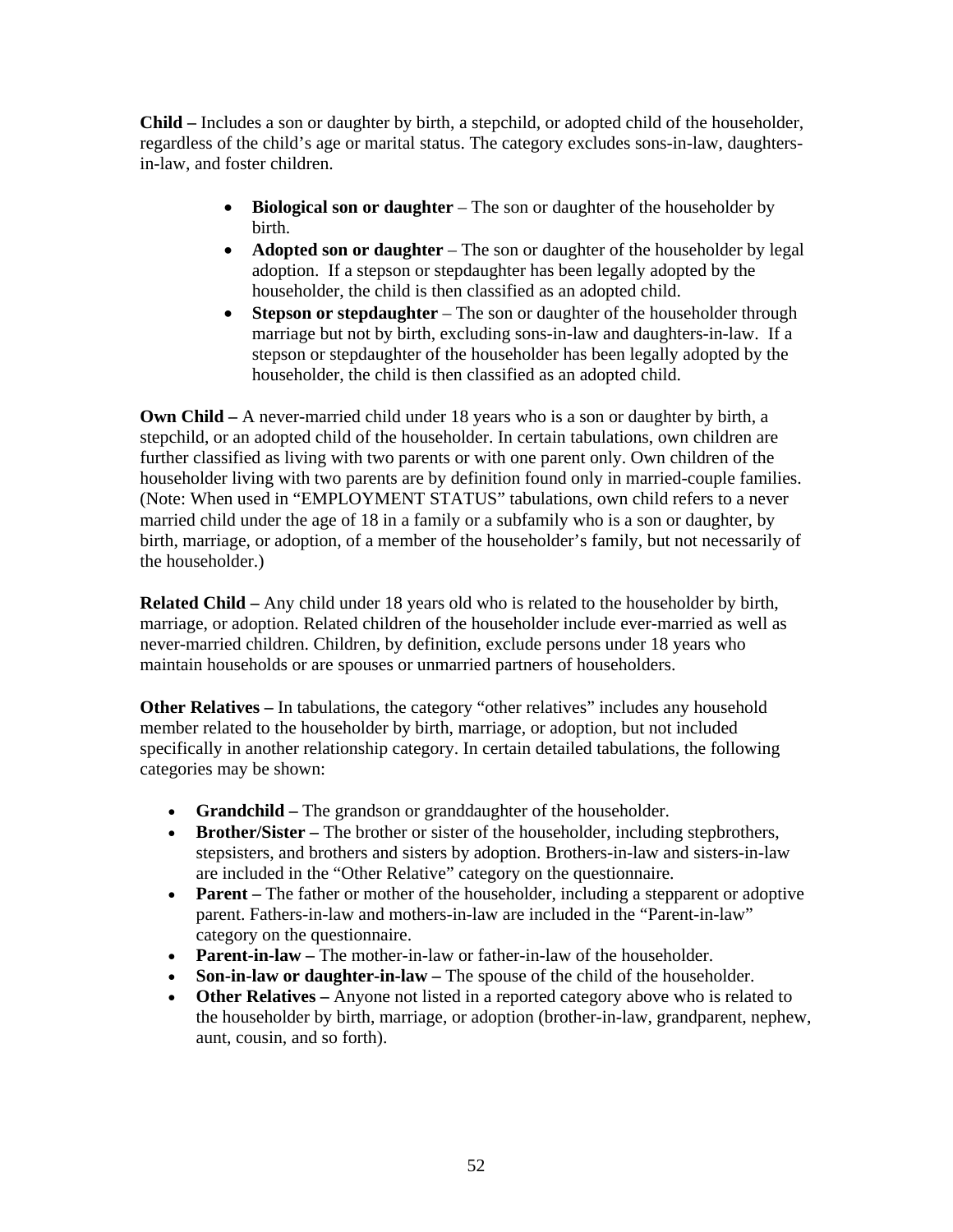**Child –** Includes a son or daughter by birth, a stepchild, or adopted child of the householder, regardless of the child's age or marital status. The category excludes sons-in-law, daughters-in-law, and foster children.

- **Biological son or daughter** – The son or daughter of the householder by birth.
- **Adopted son or daughter** – The son or daughter of the householder by legal adoption. If a stepson or stepdaughter has been legally adopted by the householder, the child is then classified as an adopted child.
- **Stepson or stepdaughter** – The son or daughter of the householder through marriage but not by birth, excluding sons-in-law and daughters-in-law. If a stepson or stepdaughter of the householder has been legally adopted by the householder, the child is then classified as an adopted child.

**Own Child –** A never-married child under 18 years who is a son or daughter by birth, a stepchild, or an adopted child of the householder. In certain tabulations, own children are further classified as living with two parents or with one parent only. Own children of the householder living with two parents are by definition found only in married-couple families. (Note: When used in "EMPLOYMENT STATUS" tabulations, own child refers to a never married child under the age of 18 in a family or a subfamily who is a son or daughter, by birth, marriage, or adoption, of a member of the householder's family, but not necessarily of the householder.)

**Related Child –** Any child under 18 years old who is related to the householder by birth, marriage, or adoption. Related children of the householder include ever-married as well as never-married children. Children, by definition, exclude persons under 18 years who maintain households or are spouses or unmarried partners of householders.

**Other Relatives –** In tabulations, the category "other relatives" includes any household member related to the householder by birth, marriage, or adoption, but not included specifically in another relationship category. In certain detailed tabulations, the following categories may be shown:

- **Grandchild –** The grandson or granddaughter of the householder.
- **Brother/Sister –** The brother or sister of the householder, including stepbrothers, stepsisters, and brothers and sisters by adoption. Brothers-in-law and sisters-in-law are included in the "Other Relative" category on the questionnaire.
- **Parent –** The father or mother of the householder, including a stepparent or adoptive parent. Fathers-in-law and mothers-in-law are included in the "Parent-in-law" category on the questionnaire.
- **Parent-in-law –** The mother-in-law or father-in-law of the householder.
- **Son-in-law or daughter-in-law –** The spouse of the child of the householder.
- **Other Relatives –** Anyone not listed in a reported category above who is related to the householder by birth, marriage, or adoption (brother-in-law, grandparent, nephew, aunt, cousin, and so forth).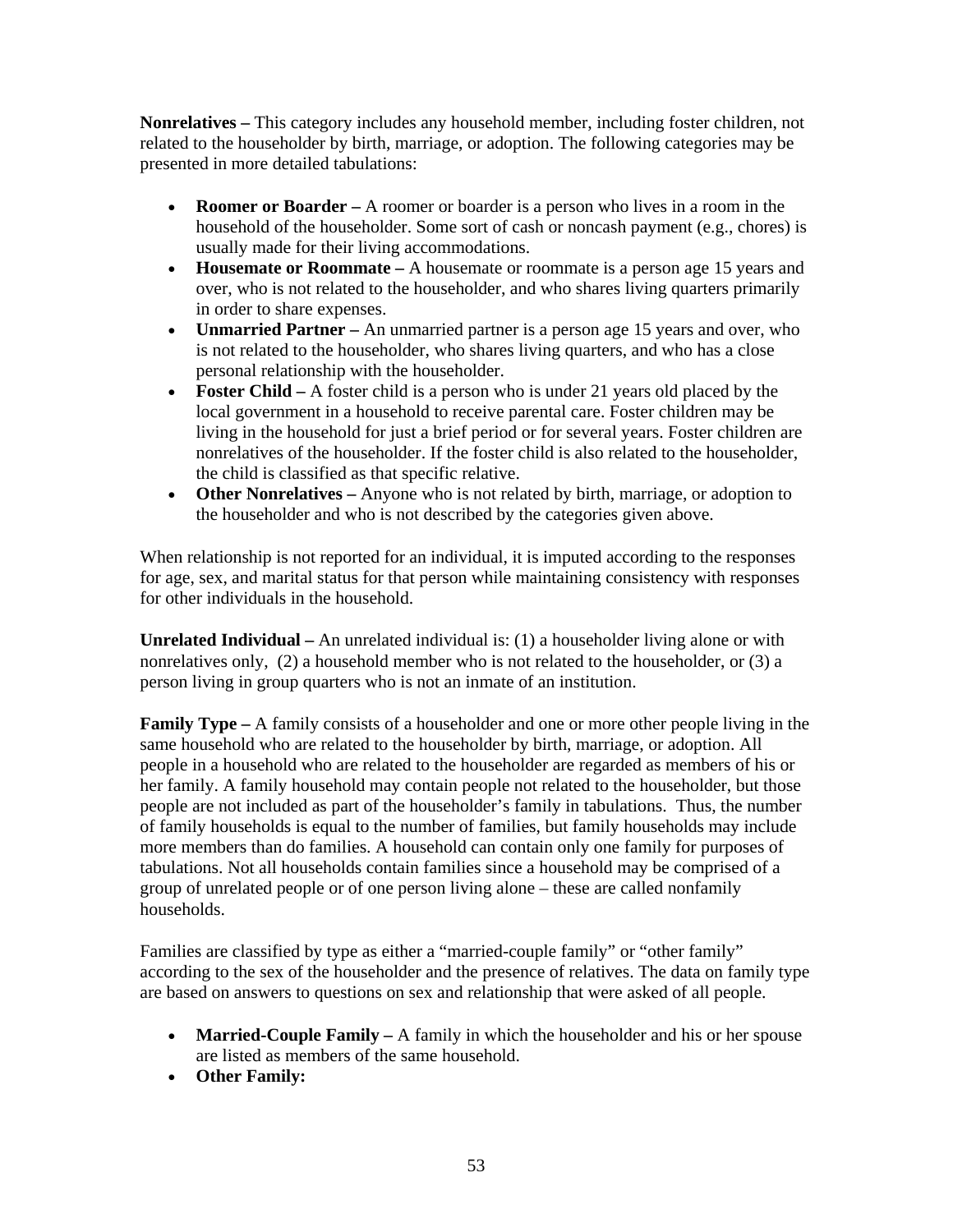**Nonrelatives –** This category includes any household member, including foster children, not related to the householder by birth, marriage, or adoption. The following categories may be presented in more detailed tabulations:

- **Roomer or Boarder –** A roomer or boarder is a person who lives in a room in the household of the householder. Some sort of cash or noncash payment (e.g., chores) is usually made for their living accommodations.
- **Housemate or Roommate –** A housemate or roommate is a person age 15 years and over, who is not related to the householder, and who shares living quarters primarily in order to share expenses.
- **Unmarried Partner –** An unmarried partner is a person age 15 years and over, who is not related to the householder, who shares living quarters, and who has a close personal relationship with the householder.
- **Foster Child –** A foster child is a person who is under 21 years old placed by the local government in a household to receive parental care. Foster children may be living in the household for just a brief period or for several years. Foster children are nonrelatives of the householder. If the foster child is also related to the householder, the child is classified as that specific relative.
- **Other Nonrelatives –** Anyone who is not related by birth, marriage, or adoption to the householder and who is not described by the categories given above.

When relationship is not reported for an individual, it is imputed according to the responses for age, sex, and marital status for that person while maintaining consistency with responses for other individuals in the household.

**Unrelated Individual –** An unrelated individual is: (1) a householder living alone or with nonrelatives only, (2) a household member who is not related to the householder, or (3) a person living in group quarters who is not an inmate of an institution.

**Family Type –** A family consists of a householder and one or more other people living in the same household who are related to the householder by birth, marriage, or adoption. All people in a household who are related to the householder are regarded as members of his or her family. A family household may contain people not related to the householder, but those people are not included as part of the householder's family in tabulations. Thus, the number of family households is equal to the number of families, but family households may include more members than do families. A household can contain only one family for purposes of tabulations. Not all households contain families since a household may be comprised of a group of unrelated people or of one person living alone – these are called nonfamily households.

Families are classified by type as either a "married-couple family" or "other family" according to the sex of the householder and the presence of relatives. The data on family type are based on answers to questions on sex and relationship that were asked of all people.

- **Married-Couple Family –** A family in which the householder and his or her spouse are listed as members of the same household.
- **Other Family:**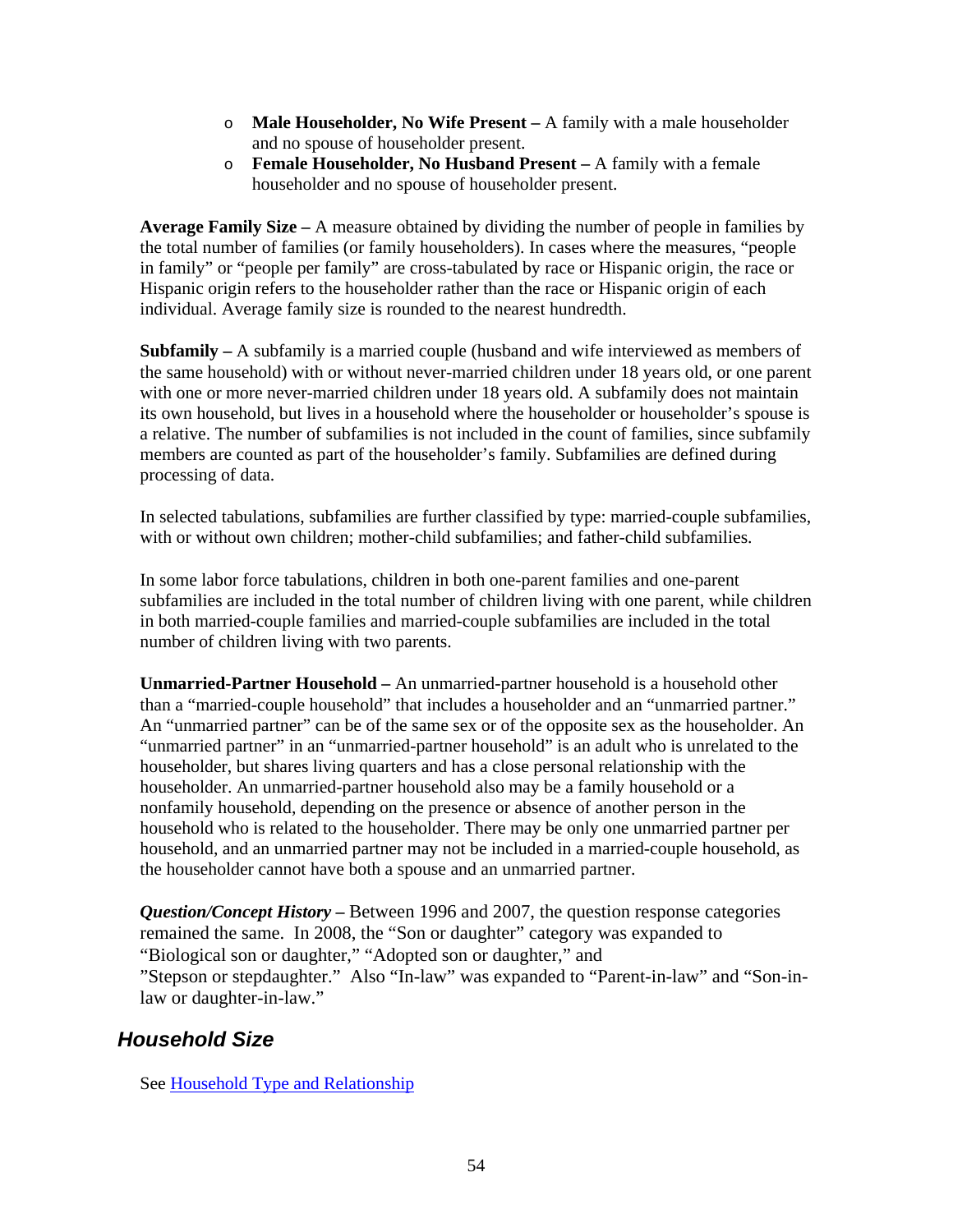- **Male Householder, No Wife Present –** A family with a male householder and no spouse of householder present.
- **Female Householder, No Husband Present –** A family with a female householder and no spouse of householder present.

**Average Family Size –** A measure obtained by dividing the number of people in families by the total number of families (or family householders). In cases where the measures, "people in family" or "people per family" are cross-tabulated by race or Hispanic origin, the race or Hispanic origin refers to the householder rather than the race or Hispanic origin of each individual. Average family size is rounded to the nearest hundredth.

**Subfamily –** A subfamily is a married couple (husband and wife interviewed as members of the same household) with or without never-married children under 18 years old, or one parent with one or more never-married children under 18 years old. A subfamily does not maintain its own household, but lives in a household where the householder or householder's spouse is a relative. The number of subfamilies is not included in the count of families, since subfamily members are counted as part of the householder's family. Subfamilies are defined during processing of data.

In selected tabulations, subfamilies are further classified by type: married-couple subfamilies, with or without own children; mother-child subfamilies; and father-child subfamilies.

In some labor force tabulations, children in both one-parent families and one-parent subfamilies are included in the total number of children living with one parent, while children in both married-couple families and married-couple subfamilies are included in the total number of children living with two parents.

**Unmarried-Partner Household –** An unmarried-partner household is a household other than a "married-couple household" that includes a householder and an "unmarried partner." An "unmarried partner" can be of the same sex or of the opposite sex as the householder. An "unmarried partner" in an "unmarried-partner household" is an adult who is unrelated to the householder, but shares living quarters and has a close personal relationship with the householder. An unmarried-partner household also may be a family household or a nonfamily household, depending on the presence or absence of another person in the household who is related to the householder. There may be only one unmarried partner per household, and an unmarried partner may not be included in a married-couple household, as the householder cannot have both a spouse and an unmarried partner.

***Question/Concept History* –** Between 1996 and 2007, the question response categories remained the same. In 2008, the "Son or daughter" category was expanded to "Biological son or daughter," "Adopted son or daughter," and "Stepson or stepdaughter." Also "In-law" was expanded to "Parent-in-law" and "Son-in-law or daughter-in-law."

## *Household Size*

See Household Type and Relationship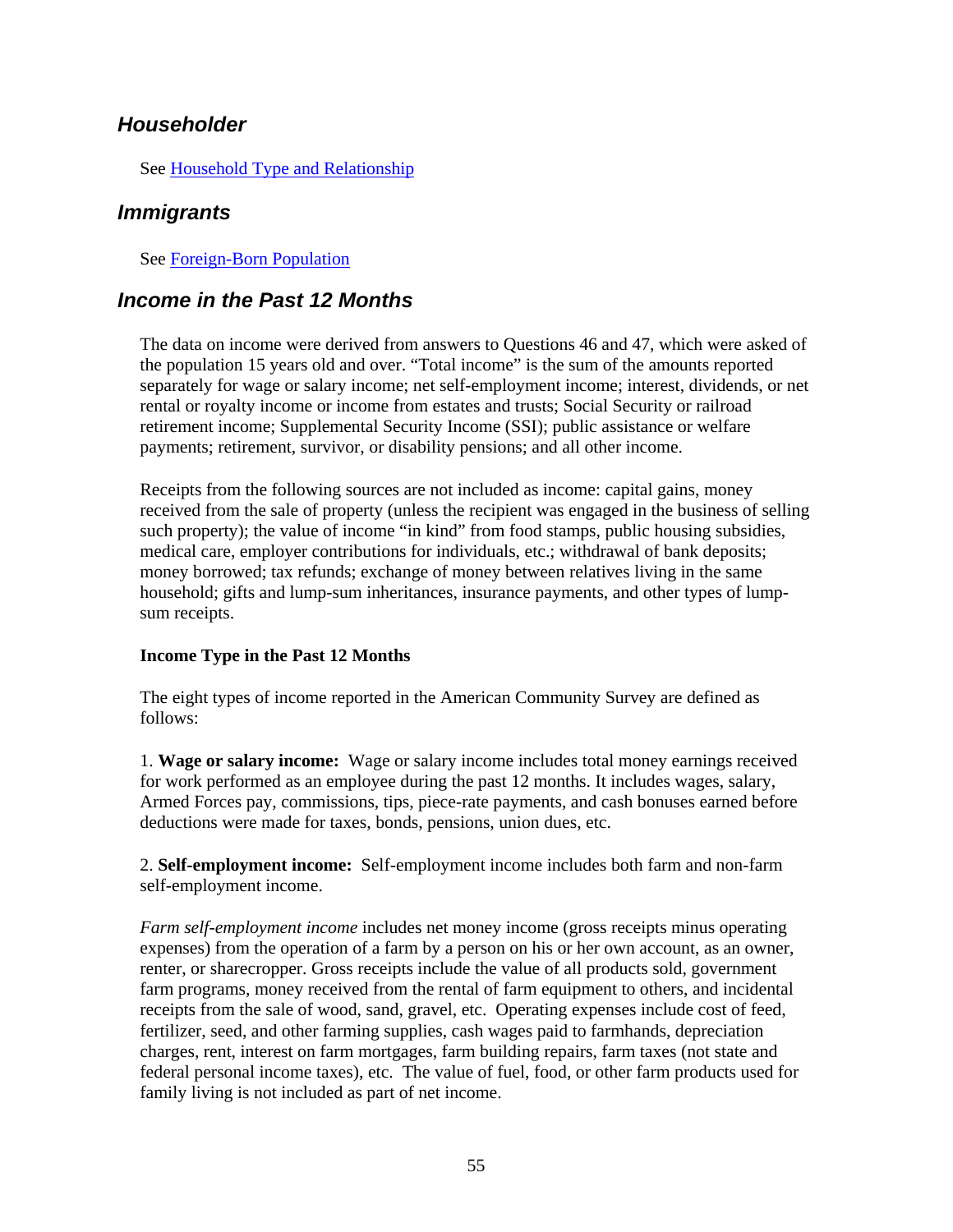## *Householder*

See Household Type and Relationship

## *Immigrants*

See Foreign-Born Population

## *Income in the Past 12 Months*

The data on income were derived from answers to Questions 46 and 47, which were asked of the population 15 years old and over. “Total income” is the sum of the amounts reported separately for wage or salary income; net self-employment income; interest, dividends, or net rental or royalty income or income from estates and trusts; Social Security or railroad retirement income; Supplemental Security Income (SSI); public assistance or welfare payments; retirement, survivor, or disability pensions; and all other income.

Receipts from the following sources are not included as income: capital gains, money received from the sale of property (unless the recipient was engaged in the business of selling such property); the value of income “in kind” from food stamps, public housing subsidies, medical care, employer contributions for individuals, etc.; withdrawal of bank deposits; money borrowed; tax refunds; exchange of money between relatives living in the same household; gifts and lump-sum inheritances, insurance payments, and other types of lump-sum receipts.

**Income Type in the Past 12 Months**

The eight types of income reported in the American Community Survey are defined as follows:

1. **Wage or salary income:** Wage or salary income includes total money earnings received for work performed as an employee during the past 12 months. It includes wages, salary, Armed Forces pay, commissions, tips, piece-rate payments, and cash bonuses earned before deductions were made for taxes, bonds, pensions, union dues, etc.

2. **Self-employment income:** Self-employment income includes both farm and non-farm self-employment income.

*Farm self-employment income* includes net money income (gross receipts minus operating expenses) from the operation of a farm by a person on his or her own account, as an owner, renter, or sharecropper. Gross receipts include the value of all products sold, government farm programs, money received from the rental of farm equipment to others, and incidental receipts from the sale of wood, sand, gravel, etc. Operating expenses include cost of feed, fertilizer, seed, and other farming supplies, cash wages paid to farmhands, depreciation charges, rent, interest on farm mortgages, farm building repairs, farm taxes (not state and federal personal income taxes), etc. The value of fuel, food, or other farm products used for family living is not included as part of net income.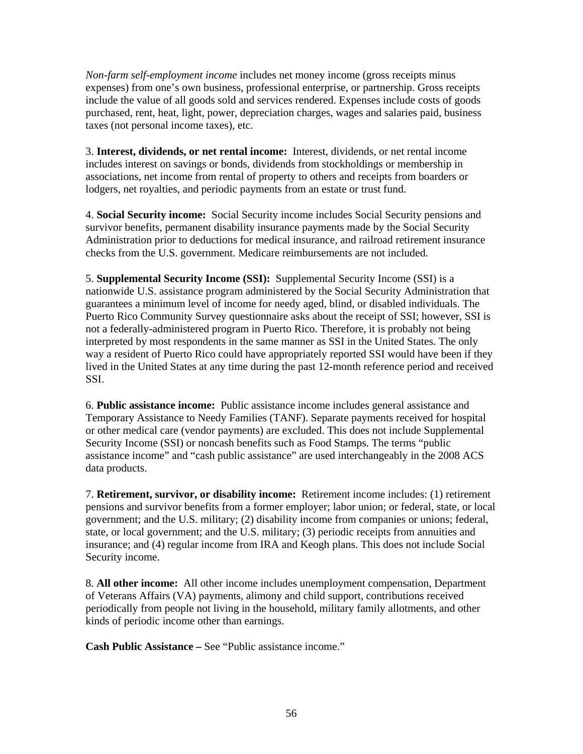*Non-farm self-employment income* includes net money income (gross receipts minus expenses) from one's own business, professional enterprise, or partnership. Gross receipts include the value of all goods sold and services rendered. Expenses include costs of goods purchased, rent, heat, light, power, depreciation charges, wages and salaries paid, business taxes (not personal income taxes), etc.

3. **Interest, dividends, or net rental income:** Interest, dividends, or net rental income includes interest on savings or bonds, dividends from stockholdings or membership in associations, net income from rental of property to others and receipts from boarders or lodgers, net royalties, and periodic payments from an estate or trust fund.

4. **Social Security income:** Social Security income includes Social Security pensions and survivor benefits, permanent disability insurance payments made by the Social Security Administration prior to deductions for medical insurance, and railroad retirement insurance checks from the U.S. government. Medicare reimbursements are not included.

5. **Supplemental Security Income (SSI):** Supplemental Security Income (SSI) is a nationwide U.S. assistance program administered by the Social Security Administration that guarantees a minimum level of income for needy aged, blind, or disabled individuals. The Puerto Rico Community Survey questionnaire asks about the receipt of SSI; however, SSI is not a federally-administered program in Puerto Rico. Therefore, it is probably not being interpreted by most respondents in the same manner as SSI in the United States. The only way a resident of Puerto Rico could have appropriately reported SSI would have been if they lived in the United States at any time during the past 12-month reference period and received SSI.

6. **Public assistance income:** Public assistance income includes general assistance and Temporary Assistance to Needy Families (TANF). Separate payments received for hospital or other medical care (vendor payments) are excluded. This does not include Supplemental Security Income (SSI) or noncash benefits such as Food Stamps. The terms "public assistance income" and "cash public assistance" are used interchangeably in the 2008 ACS data products.

7. **Retirement, survivor, or disability income:** Retirement income includes: (1) retirement pensions and survivor benefits from a former employer; labor union; or federal, state, or local government; and the U.S. military; (2) disability income from companies or unions; federal, state, or local government; and the U.S. military; (3) periodic receipts from annuities and insurance; and (4) regular income from IRA and Keogh plans. This does not include Social Security income.

8. **All other income:** All other income includes unemployment compensation, Department of Veterans Affairs (VA) payments, alimony and child support, contributions received periodically from people not living in the household, military family allotments, and other kinds of periodic income other than earnings.

**Cash Public Assistance –** See "Public assistance income."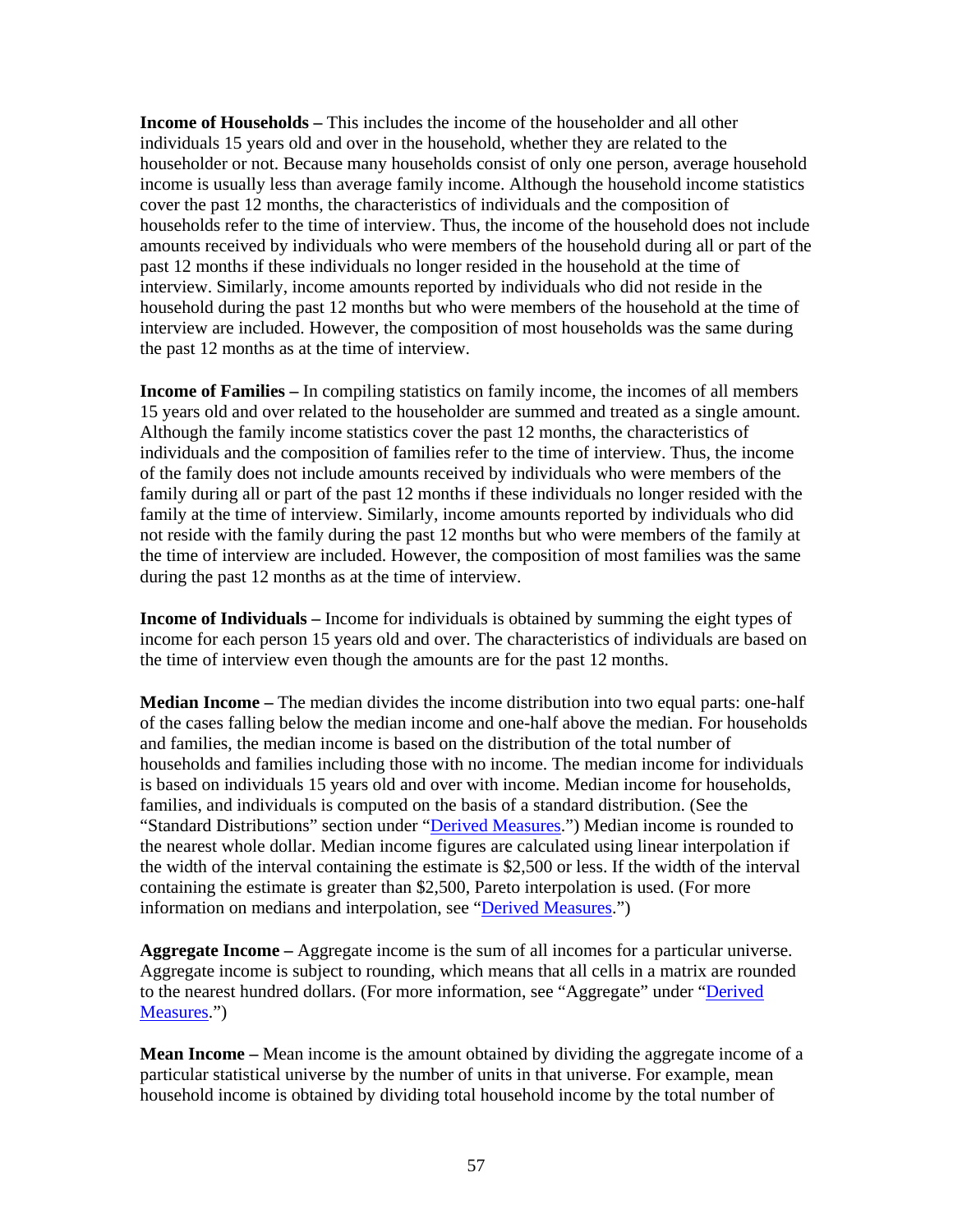**Income of Households –** This includes the income of the householder and all other individuals 15 years old and over in the household, whether they are related to the householder or not. Because many households consist of only one person, average household income is usually less than average family income. Although the household income statistics cover the past 12 months, the characteristics of individuals and the composition of households refer to the time of interview. Thus, the income of the household does not include amounts received by individuals who were members of the household during all or part of the past 12 months if these individuals no longer resided in the household at the time of interview. Similarly, income amounts reported by individuals who did not reside in the household during the past 12 months but who were members of the household at the time of interview are included. However, the composition of most households was the same during the past 12 months as at the time of interview.

**Income of Families –** In compiling statistics on family income, the incomes of all members 15 years old and over related to the householder are summed and treated as a single amount. Although the family income statistics cover the past 12 months, the characteristics of individuals and the composition of families refer to the time of interview. Thus, the income of the family does not include amounts received by individuals who were members of the family during all or part of the past 12 months if these individuals no longer resided with the family at the time of interview. Similarly, income amounts reported by individuals who did not reside with the family during the past 12 months but who were members of the family at the time of interview are included. However, the composition of most families was the same during the past 12 months as at the time of interview.

**Income of Individuals –** Income for individuals is obtained by summing the eight types of income for each person 15 years old and over. The characteristics of individuals are based on the time of interview even though the amounts are for the past 12 months.

**Median Income –** The median divides the income distribution into two equal parts: one-half of the cases falling below the median income and one-half above the median. For households and families, the median income is based on the distribution of the total number of households and families including those with no income. The median income for individuals is based on individuals 15 years old and over with income. Median income for households, families, and individuals is computed on the basis of a standard distribution. (See the "Standard Distributions" section under "Derived Measures.") Median income is rounded to the nearest whole dollar. Median income figures are calculated using linear interpolation if the width of the interval containing the estimate is $2,500 or less. If the width of the interval containing the estimate is greater than $2,500, Pareto interpolation is used. (For more information on medians and interpolation, see "Derived Measures.")

**Aggregate Income –** Aggregate income is the sum of all incomes for a particular universe. Aggregate income is subject to rounding, which means that all cells in a matrix are rounded to the nearest hundred dollars. (For more information, see "Aggregate" under "Derived Measures.")

**Mean Income –** Mean income is the amount obtained by dividing the aggregate income of a particular statistical universe by the number of units in that universe. For example, mean household income is obtained by dividing total household income by the total number of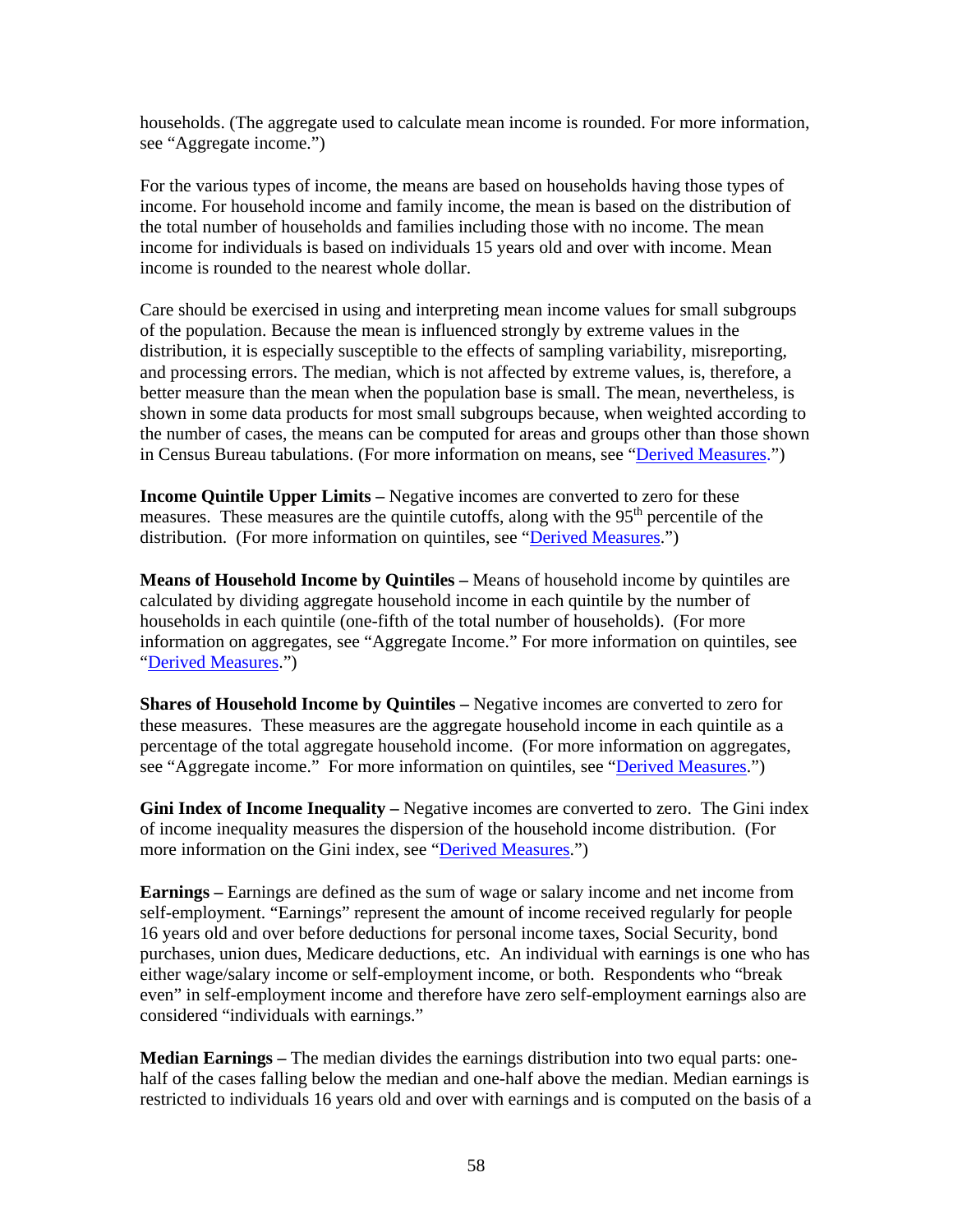households. (The aggregate used to calculate mean income is rounded. For more information, see "Aggregate income.")

For the various types of income, the means are based on households having those types of income. For household income and family income, the mean is based on the distribution of the total number of households and families including those with no income. The mean income for individuals is based on individuals 15 years old and over with income. Mean income is rounded to the nearest whole dollar.

Care should be exercised in using and interpreting mean income values for small subgroups of the population. Because the mean is influenced strongly by extreme values in the distribution, it is especially susceptible to the effects of sampling variability, misreporting, and processing errors. The median, which is not affected by extreme values, is, therefore, a better measure than the mean when the population base is small. The mean, nevertheless, is shown in some data products for most small subgroups because, when weighted according to the number of cases, the means can be computed for areas and groups other than those shown in Census Bureau tabulations. (For more information on means, see "Derived Measures.")

**Income Quintile Upper Limits –** Negative incomes are converted to zero for these measures. These measures are the quintile cutoffs, along with the 95th percentile of the distribution. (For more information on quintiles, see "Derived Measures.")

**Means of Household Income by Quintiles –** Means of household income by quintiles are calculated by dividing aggregate household income in each quintile by the number of households in each quintile (one-fifth of the total number of households). (For more information on aggregates, see "Aggregate Income." For more information on quintiles, see "Derived Measures.")

**Shares of Household Income by Quintiles –** Negative incomes are converted to zero for these measures. These measures are the aggregate household income in each quintile as a percentage of the total aggregate household income. (For more information on aggregates, see "Aggregate income." For more information on quintiles, see "Derived Measures.")

**Gini Index of Income Inequality –** Negative incomes are converted to zero. The Gini index of income inequality measures the dispersion of the household income distribution. (For more information on the Gini index, see "Derived Measures.")

**Earnings –** Earnings are defined as the sum of wage or salary income and net income from self-employment. "Earnings" represent the amount of income received regularly for people 16 years old and over before deductions for personal income taxes, Social Security, bond purchases, union dues, Medicare deductions, etc. An individual with earnings is one who has either wage/salary income or self-employment income, or both. Respondents who "break even" in self-employment income and therefore have zero self-employment earnings also are considered "individuals with earnings."

**Median Earnings –** The median divides the earnings distribution into two equal parts: one-half of the cases falling below the median and one-half above the median. Median earnings is restricted to individuals 16 years old and over with earnings and is computed on the basis of a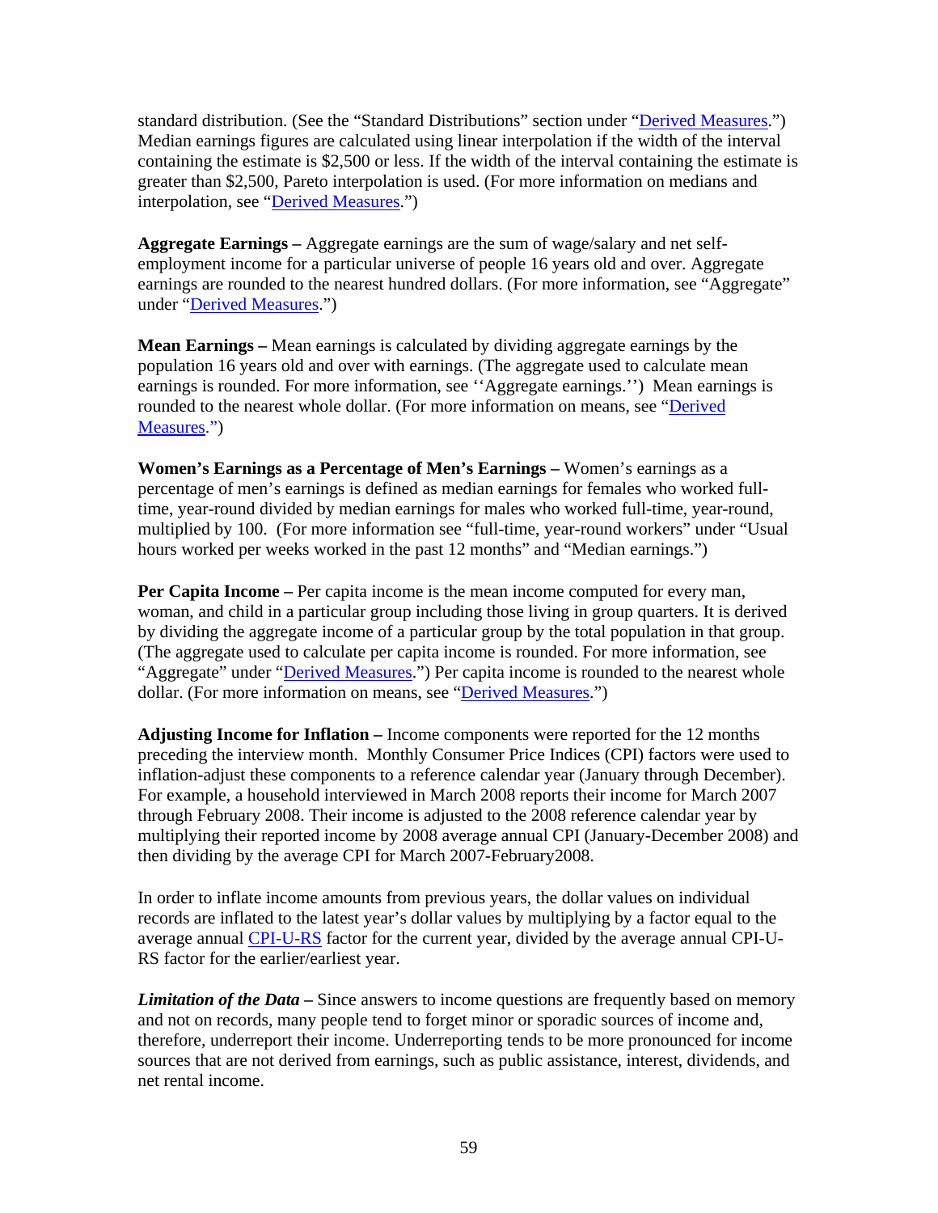standard distribution. (See the "Standard Distributions" section under "Derived Measures.") Median earnings figures are calculated using linear interpolation if the width of the interval containing the estimate is $2,500 or less. If the width of the interval containing the estimate is greater than $2,500, Pareto interpolation is used. (For more information on medians and interpolation, see "Derived Measures.")

**Aggregate Earnings –** Aggregate earnings are the sum of wage/salary and net self-employment income for a particular universe of people 16 years old and over. Aggregate earnings are rounded to the nearest hundred dollars. (For more information, see "Aggregate" under "Derived Measures.")

**Mean Earnings –** Mean earnings is calculated by dividing aggregate earnings by the population 16 years old and over with earnings. (The aggregate used to calculate mean earnings is rounded. For more information, see ''Aggregate earnings.'') Mean earnings is rounded to the nearest whole dollar. (For more information on means, see "Derived Measures.")

**Women's Earnings as a Percentage of Men's Earnings –** Women's earnings as a percentage of men's earnings is defined as median earnings for females who worked full-time, year-round divided by median earnings for males who worked full-time, year-round, multiplied by 100. (For more information see "full-time, year-round workers" under "Usual hours worked per weeks worked in the past 12 months" and "Median earnings.")

**Per Capita Income –** Per capita income is the mean income computed for every man, woman, and child in a particular group including those living in group quarters. It is derived by dividing the aggregate income of a particular group by the total population in that group. (The aggregate used to calculate per capita income is rounded. For more information, see "Aggregate" under "Derived Measures.") Per capita income is rounded to the nearest whole dollar. (For more information on means, see "Derived Measures.")

**Adjusting Income for Inflation –** Income components were reported for the 12 months preceding the interview month. Monthly Consumer Price Indices (CPI) factors were used to inflation-adjust these components to a reference calendar year (January through December). For example, a household interviewed in March 2008 reports their income for March 2007 through February 2008. Their income is adjusted to the 2008 reference calendar year by multiplying their reported income by 2008 average annual CPI (January-December 2008) and then dividing by the average CPI for March 2007-February2008.

In order to inflate income amounts from previous years, the dollar values on individual records are inflated to the latest year's dollar values by multiplying by a factor equal to the average annual CPI-U-RS factor for the current year, divided by the average annual CPI-U-RS factor for the earlier/earliest year.

***Limitation of the Data* –** Since answers to income questions are frequently based on memory and not on records, many people tend to forget minor or sporadic sources of income and, therefore, underreport their income. Underreporting tends to be more pronounced for income sources that are not derived from earnings, such as public assistance, interest, dividends, and net rental income.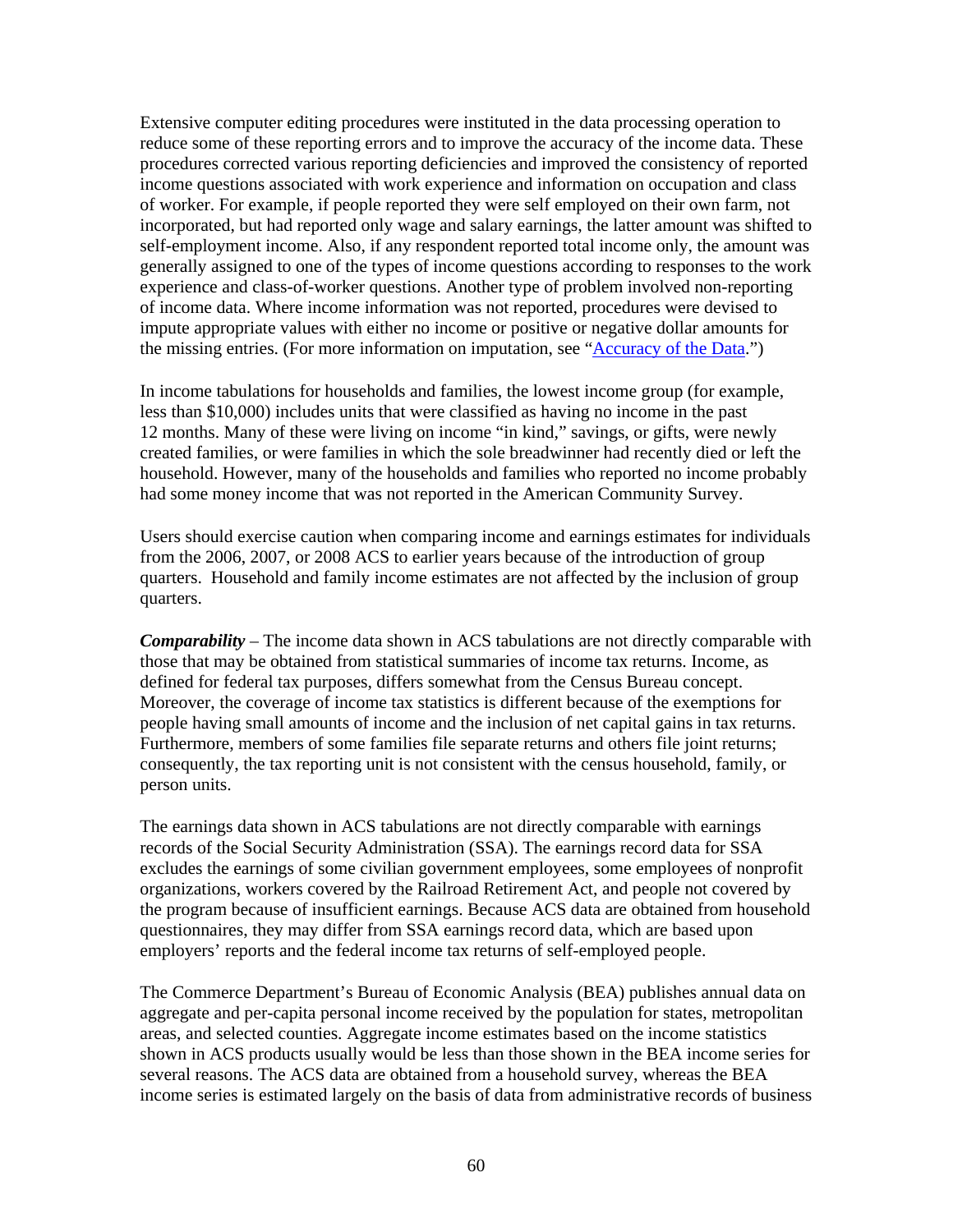Extensive computer editing procedures were instituted in the data processing operation to reduce some of these reporting errors and to improve the accuracy of the income data. These procedures corrected various reporting deficiencies and improved the consistency of reported income questions associated with work experience and information on occupation and class of worker. For example, if people reported they were self employed on their own farm, not incorporated, but had reported only wage and salary earnings, the latter amount was shifted to self-employment income. Also, if any respondent reported total income only, the amount was generally assigned to one of the types of income questions according to responses to the work experience and class-of-worker questions. Another type of problem involved non-reporting of income data. Where income information was not reported, procedures were devised to impute appropriate values with either no income or positive or negative dollar amounts for the missing entries. (For more information on imputation, see "Accuracy of the Data.")

In income tabulations for households and families, the lowest income group (for example, less than $10,000) includes units that were classified as having no income in the past 12 months. Many of these were living on income "in kind," savings, or gifts, were newly created families, or were families in which the sole breadwinner had recently died or left the household. However, many of the households and families who reported no income probably had some money income that was not reported in the American Community Survey.

Users should exercise caution when comparing income and earnings estimates for individuals from the 2006, 2007, or 2008 ACS to earlier years because of the introduction of group quarters. Household and family income estimates are not affected by the inclusion of group quarters.

***Comparability*** – The income data shown in ACS tabulations are not directly comparable with those that may be obtained from statistical summaries of income tax returns. Income, as defined for federal tax purposes, differs somewhat from the Census Bureau concept. Moreover, the coverage of income tax statistics is different because of the exemptions for people having small amounts of income and the inclusion of net capital gains in tax returns. Furthermore, members of some families file separate returns and others file joint returns; consequently, the tax reporting unit is not consistent with the census household, family, or person units.

The earnings data shown in ACS tabulations are not directly comparable with earnings records of the Social Security Administration (SSA). The earnings record data for SSA excludes the earnings of some civilian government employees, some employees of nonprofit organizations, workers covered by the Railroad Retirement Act, and people not covered by the program because of insufficient earnings. Because ACS data are obtained from household questionnaires, they may differ from SSA earnings record data, which are based upon employers' reports and the federal income tax returns of self-employed people.

The Commerce Department's Bureau of Economic Analysis (BEA) publishes annual data on aggregate and per-capita personal income received by the population for states, metropolitan areas, and selected counties. Aggregate income estimates based on the income statistics shown in ACS products usually would be less than those shown in the BEA income series for several reasons. The ACS data are obtained from a household survey, whereas the BEA income series is estimated largely on the basis of data from administrative records of business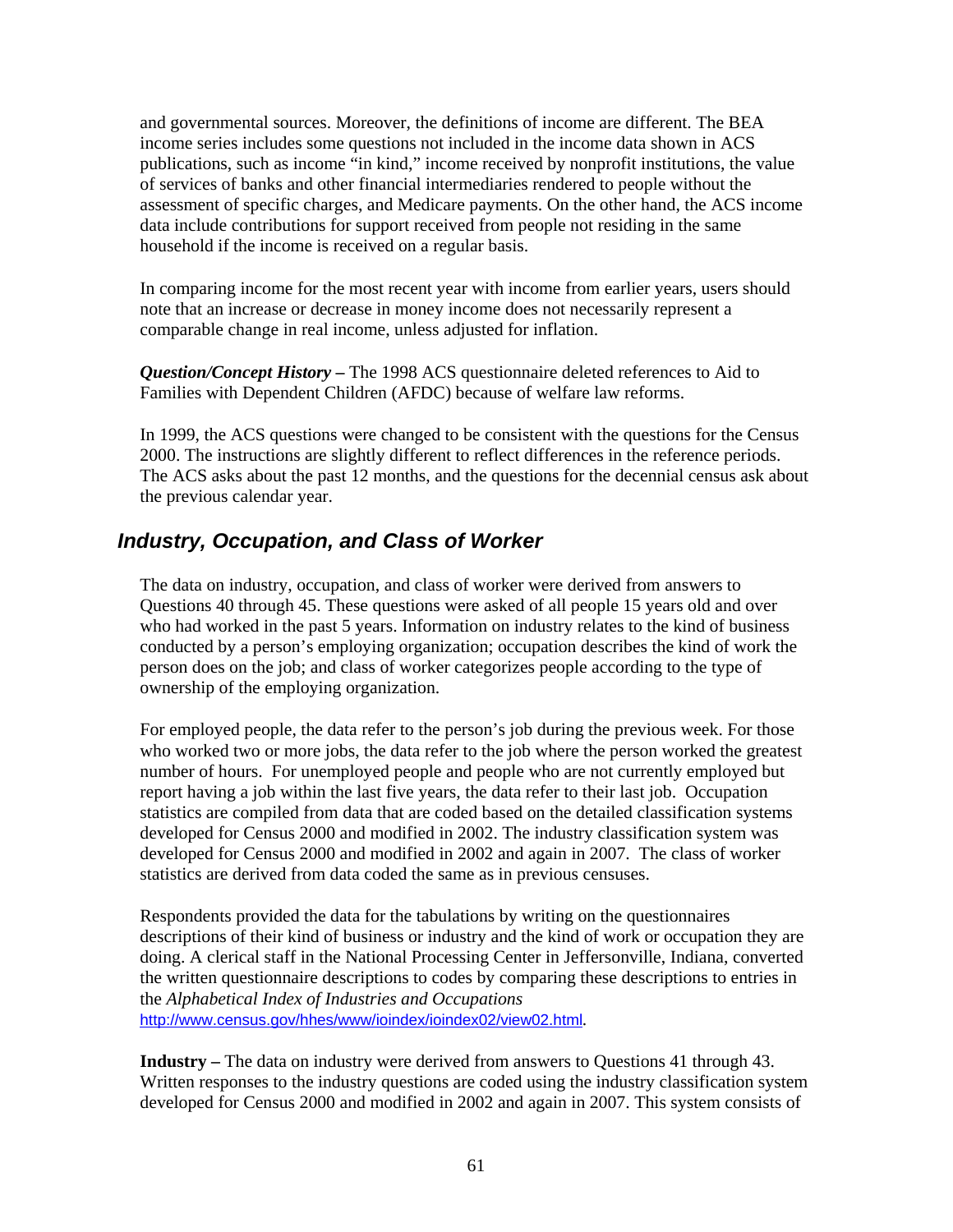and governmental sources. Moreover, the definitions of income are different. The BEA income series includes some questions not included in the income data shown in ACS publications, such as income "in kind," income received by nonprofit institutions, the value of services of banks and other financial intermediaries rendered to people without the assessment of specific charges, and Medicare payments. On the other hand, the ACS income data include contributions for support received from people not residing in the same household if the income is received on a regular basis.

In comparing income for the most recent year with income from earlier years, users should note that an increase or decrease in money income does not necessarily represent a comparable change in real income, unless adjusted for inflation.

***Question/Concept History –*** The 1998 ACS questionnaire deleted references to Aid to Families with Dependent Children (AFDC) because of welfare law reforms.

In 1999, the ACS questions were changed to be consistent with the questions for the Census 2000. The instructions are slightly different to reflect differences in the reference periods. The ACS asks about the past 12 months, and the questions for the decennial census ask about the previous calendar year.

## *Industry, Occupation, and Class of Worker*

The data on industry, occupation, and class of worker were derived from answers to Questions 40 through 45. These questions were asked of all people 15 years old and over who had worked in the past 5 years. Information on industry relates to the kind of business conducted by a person's employing organization; occupation describes the kind of work the person does on the job; and class of worker categorizes people according to the type of ownership of the employing organization.

For employed people, the data refer to the person's job during the previous week. For those who worked two or more jobs, the data refer to the job where the person worked the greatest number of hours. For unemployed people and people who are not currently employed but report having a job within the last five years, the data refer to their last job. Occupation statistics are compiled from data that are coded based on the detailed classification systems developed for Census 2000 and modified in 2002. The industry classification system was developed for Census 2000 and modified in 2002 and again in 2007. The class of worker statistics are derived from data coded the same as in previous censuses.

Respondents provided the data for the tabulations by writing on the questionnaires descriptions of their kind of business or industry and the kind of work or occupation they are doing. A clerical staff in the National Processing Center in Jeffersonville, Indiana, converted the written questionnaire descriptions to codes by comparing these descriptions to entries in the *Alphabetical Index of Industries and Occupations* http://www.census.gov/hhes/www/ioindex/ioindex02/view02.html.

**Industry –** The data on industry were derived from answers to Questions 41 through 43. Written responses to the industry questions are coded using the industry classification system developed for Census 2000 and modified in 2002 and again in 2007. This system consists of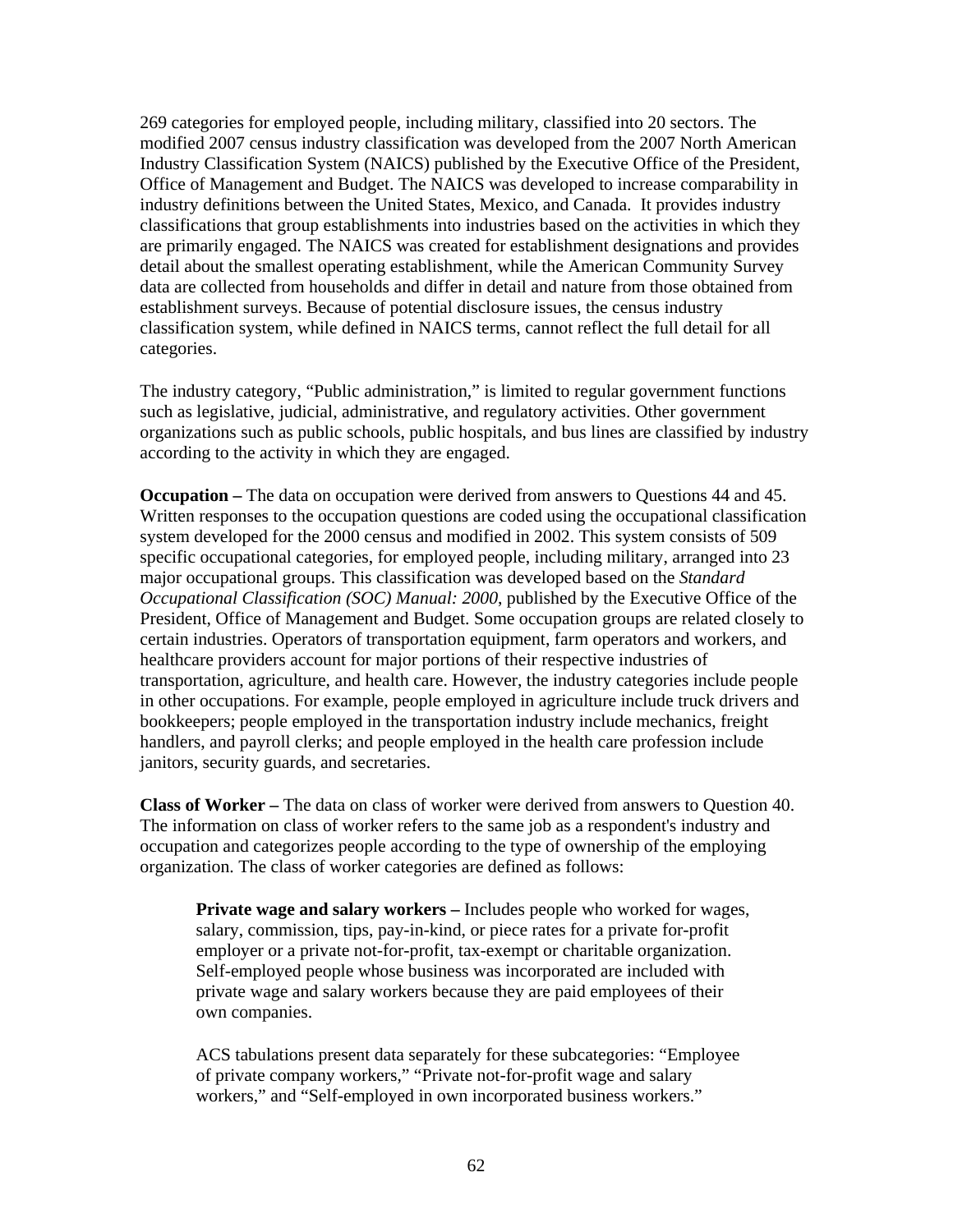269 categories for employed people, including military, classified into 20 sectors. The modified 2007 census industry classification was developed from the 2007 North American Industry Classification System (NAICS) published by the Executive Office of the President, Office of Management and Budget. The NAICS was developed to increase comparability in industry definitions between the United States, Mexico, and Canada. It provides industry classifications that group establishments into industries based on the activities in which they are primarily engaged. The NAICS was created for establishment designations and provides detail about the smallest operating establishment, while the American Community Survey data are collected from households and differ in detail and nature from those obtained from establishment surveys. Because of potential disclosure issues, the census industry classification system, while defined in NAICS terms, cannot reflect the full detail for all categories.

The industry category, "Public administration," is limited to regular government functions such as legislative, judicial, administrative, and regulatory activities. Other government organizations such as public schools, public hospitals, and bus lines are classified by industry according to the activity in which they are engaged.

**Occupation –** The data on occupation were derived from answers to Questions 44 and 45. Written responses to the occupation questions are coded using the occupational classification system developed for the 2000 census and modified in 2002. This system consists of 509 specific occupational categories, for employed people, including military, arranged into 23 major occupational groups. This classification was developed based on the *Standard Occupational Classification (SOC) Manual: 2000*, published by the Executive Office of the President, Office of Management and Budget. Some occupation groups are related closely to certain industries. Operators of transportation equipment, farm operators and workers, and healthcare providers account for major portions of their respective industries of transportation, agriculture, and health care. However, the industry categories include people in other occupations. For example, people employed in agriculture include truck drivers and bookkeepers; people employed in the transportation industry include mechanics, freight handlers, and payroll clerks; and people employed in the health care profession include janitors, security guards, and secretaries.

**Class of Worker –** The data on class of worker were derived from answers to Question 40. The information on class of worker refers to the same job as a respondent's industry and occupation and categorizes people according to the type of ownership of the employing organization. The class of worker categories are defined as follows:

> **Private wage and salary workers –** Includes people who worked for wages, salary, commission, tips, pay-in-kind, or piece rates for a private for-profit employer or a private not-for-profit, tax-exempt or charitable organization. Self-employed people whose business was incorporated are included with private wage and salary workers because they are paid employees of their own companies.
>
> ACS tabulations present data separately for these subcategories: "Employee of private company workers," "Private not-for-profit wage and salary workers," and "Self-employed in own incorporated business workers."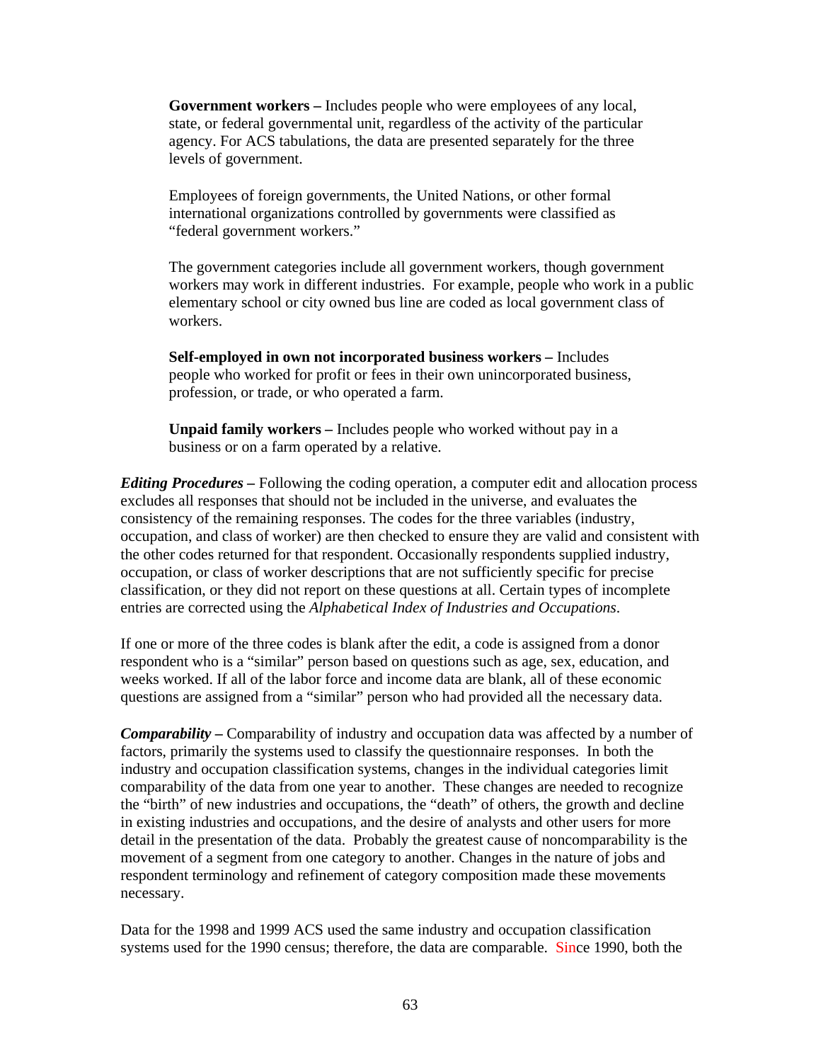**Government workers –** Includes people who were employees of any local, state, or federal governmental unit, regardless of the activity of the particular agency. For ACS tabulations, the data are presented separately for the three levels of government.

Employees of foreign governments, the United Nations, or other formal international organizations controlled by governments were classified as "federal government workers."

The government categories include all government workers, though government workers may work in different industries. For example, people who work in a public elementary school or city owned bus line are coded as local government class of workers.

**Self-employed in own not incorporated business workers –** Includes people who worked for profit or fees in their own unincorporated business, profession, or trade, or who operated a farm.

**Unpaid family workers –** Includes people who worked without pay in a business or on a farm operated by a relative.

***Editing Procedures* –** Following the coding operation, a computer edit and allocation process excludes all responses that should not be included in the universe, and evaluates the consistency of the remaining responses. The codes for the three variables (industry, occupation, and class of worker) are then checked to ensure they are valid and consistent with the other codes returned for that respondent. Occasionally respondents supplied industry, occupation, or class of worker descriptions that are not sufficiently specific for precise classification, or they did not report on these questions at all. Certain types of incomplete entries are corrected using the *Alphabetical Index of Industries and Occupations*.

If one or more of the three codes is blank after the edit, a code is assigned from a donor respondent who is a "similar" person based on questions such as age, sex, education, and weeks worked. If all of the labor force and income data are blank, all of these economic questions are assigned from a "similar" person who had provided all the necessary data.

***Comparability* –** Comparability of industry and occupation data was affected by a number of factors, primarily the systems used to classify the questionnaire responses. In both the industry and occupation classification systems, changes in the individual categories limit comparability of the data from one year to another. These changes are needed to recognize the "birth" of new industries and occupations, the "death" of others, the growth and decline in existing industries and occupations, and the desire of analysts and other users for more detail in the presentation of the data. Probably the greatest cause of noncomparability is the movement of a segment from one category to another. Changes in the nature of jobs and respondent terminology and refinement of category composition made these movements necessary.

Data for the 1998 and 1999 ACS used the same industry and occupation classification systems used for the 1990 census; therefore, the data are comparable. Since 1990, both the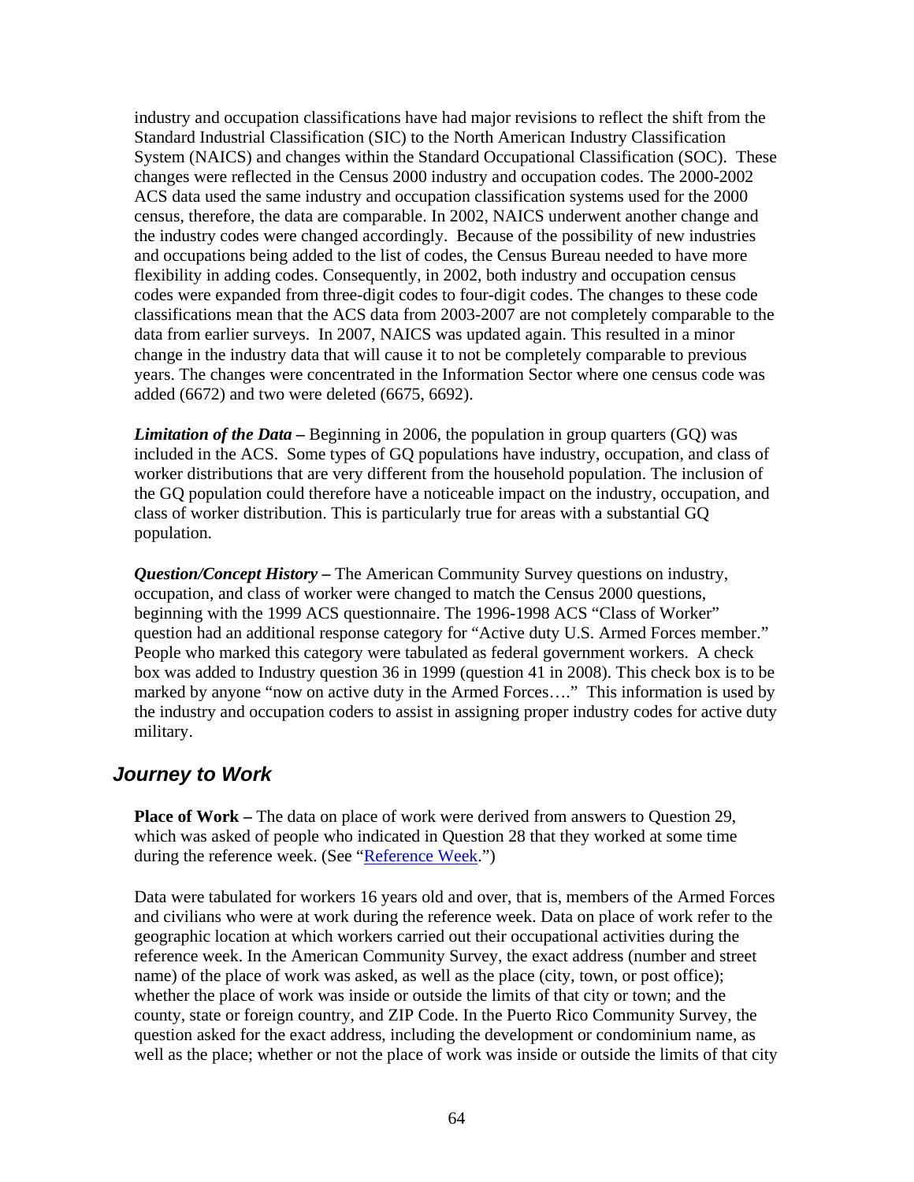industry and occupation classifications have had major revisions to reflect the shift from the Standard Industrial Classification (SIC) to the North American Industry Classification System (NAICS) and changes within the Standard Occupational Classification (SOC). These changes were reflected in the Census 2000 industry and occupation codes. The 2000-2002 ACS data used the same industry and occupation classification systems used for the 2000 census, therefore, the data are comparable. In 2002, NAICS underwent another change and the industry codes were changed accordingly. Because of the possibility of new industries and occupations being added to the list of codes, the Census Bureau needed to have more flexibility in adding codes. Consequently, in 2002, both industry and occupation census codes were expanded from three-digit codes to four-digit codes. The changes to these code classifications mean that the ACS data from 2003-2007 are not completely comparable to the data from earlier surveys. In 2007, NAICS was updated again. This resulted in a minor change in the industry data that will cause it to not be completely comparable to previous years. The changes were concentrated in the Information Sector where one census code was added (6672) and two were deleted (6675, 6692).

***Limitation of the Data –*** Beginning in 2006, the population in group quarters (GQ) was included in the ACS. Some types of GQ populations have industry, occupation, and class of worker distributions that are very different from the household population. The inclusion of the GQ population could therefore have a noticeable impact on the industry, occupation, and class of worker distribution. This is particularly true for areas with a substantial GQ population.

***Question/Concept History –*** The American Community Survey questions on industry, occupation, and class of worker were changed to match the Census 2000 questions, beginning with the 1999 ACS questionnaire. The 1996-1998 ACS "Class of Worker" question had an additional response category for "Active duty U.S. Armed Forces member." People who marked this category were tabulated as federal government workers. A check box was added to Industry question 36 in 1999 (question 41 in 2008). This check box is to be marked by anyone "now on active duty in the Armed Forces…." This information is used by the industry and occupation coders to assist in assigning proper industry codes for active duty military.

## *Journey to Work*

**Place of Work –** The data on place of work were derived from answers to Question 29, which was asked of people who indicated in Question 28 that they worked at some time during the reference week. (See "Reference Week.")

Data were tabulated for workers 16 years old and over, that is, members of the Armed Forces and civilians who were at work during the reference week. Data on place of work refer to the geographic location at which workers carried out their occupational activities during the reference week. In the American Community Survey, the exact address (number and street name) of the place of work was asked, as well as the place (city, town, or post office); whether the place of work was inside or outside the limits of that city or town; and the county, state or foreign country, and ZIP Code. In the Puerto Rico Community Survey, the question asked for the exact address, including the development or condominium name, as well as the place; whether or not the place of work was inside or outside the limits of that city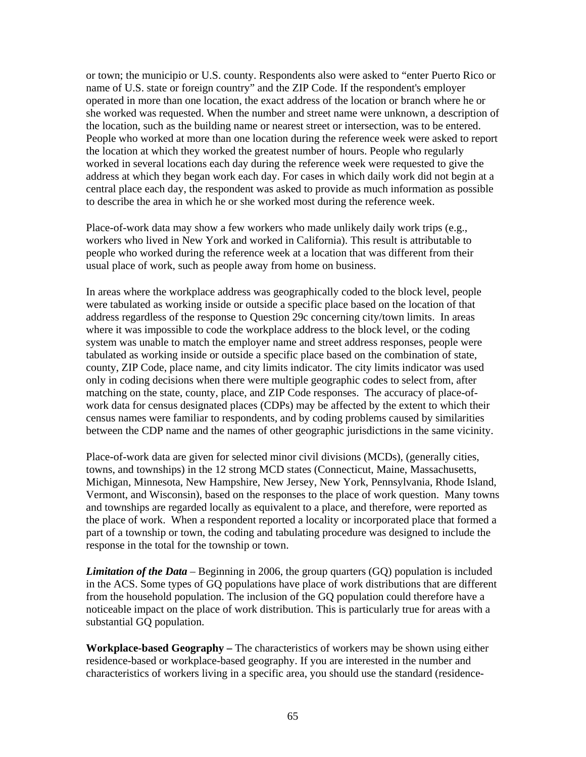or town; the municipio or U.S. county. Respondents also were asked to "enter Puerto Rico or name of U.S. state or foreign country" and the ZIP Code. If the respondent's employer operated in more than one location, the exact address of the location or branch where he or she worked was requested. When the number and street name were unknown, a description of the location, such as the building name or nearest street or intersection, was to be entered. People who worked at more than one location during the reference week were asked to report the location at which they worked the greatest number of hours. People who regularly worked in several locations each day during the reference week were requested to give the address at which they began work each day. For cases in which daily work did not begin at a central place each day, the respondent was asked to provide as much information as possible to describe the area in which he or she worked most during the reference week.

Place-of-work data may show a few workers who made unlikely daily work trips (e.g., workers who lived in New York and worked in California). This result is attributable to people who worked during the reference week at a location that was different from their usual place of work, such as people away from home on business.

In areas where the workplace address was geographically coded to the block level, people were tabulated as working inside or outside a specific place based on the location of that address regardless of the response to Question 29c concerning city/town limits. In areas where it was impossible to code the workplace address to the block level, or the coding system was unable to match the employer name and street address responses, people were tabulated as working inside or outside a specific place based on the combination of state, county, ZIP Code, place name, and city limits indicator. The city limits indicator was used only in coding decisions when there were multiple geographic codes to select from, after matching on the state, county, place, and ZIP Code responses. The accuracy of place-of-work data for census designated places (CDPs) may be affected by the extent to which their census names were familiar to respondents, and by coding problems caused by similarities between the CDP name and the names of other geographic jurisdictions in the same vicinity.

Place-of-work data are given for selected minor civil divisions (MCDs), (generally cities, towns, and townships) in the 12 strong MCD states (Connecticut, Maine, Massachusetts, Michigan, Minnesota, New Hampshire, New Jersey, New York, Pennsylvania, Rhode Island, Vermont, and Wisconsin), based on the responses to the place of work question. Many towns and townships are regarded locally as equivalent to a place, and therefore, were reported as the place of work. When a respondent reported a locality or incorporated place that formed a part of a township or town, the coding and tabulating procedure was designed to include the response in the total for the township or town.

***Limitation of the Data*** – Beginning in 2006, the group quarters (GQ) population is included in the ACS. Some types of GQ populations have place of work distributions that are different from the household population. The inclusion of the GQ population could therefore have a noticeable impact on the place of work distribution. This is particularly true for areas with a substantial GQ population.

**Workplace-based Geography –** The characteristics of workers may be shown using either residence-based or workplace-based geography. If you are interested in the number and characteristics of workers living in a specific area, you should use the standard (residence-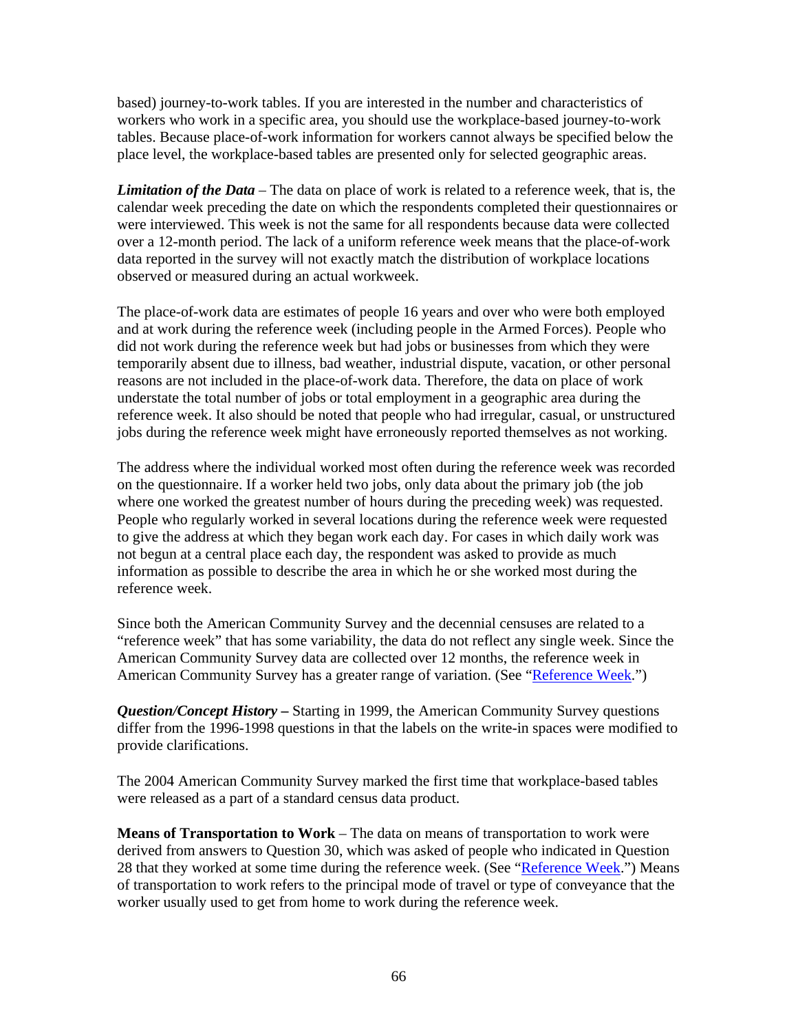based) journey-to-work tables. If you are interested in the number and characteristics of workers who work in a specific area, you should use the workplace-based journey-to-work tables. Because place-of-work information for workers cannot always be specified below the place level, the workplace-based tables are presented only for selected geographic areas.

***Limitation of the Data*** – The data on place of work is related to a reference week, that is, the calendar week preceding the date on which the respondents completed their questionnaires or were interviewed. This week is not the same for all respondents because data were collected over a 12-month period. The lack of a uniform reference week means that the place-of-work data reported in the survey will not exactly match the distribution of workplace locations observed or measured during an actual workweek.

The place-of-work data are estimates of people 16 years and over who were both employed and at work during the reference week (including people in the Armed Forces). People who did not work during the reference week but had jobs or businesses from which they were temporarily absent due to illness, bad weather, industrial dispute, vacation, or other personal reasons are not included in the place-of-work data. Therefore, the data on place of work understate the total number of jobs or total employment in a geographic area during the reference week. It also should be noted that people who had irregular, casual, or unstructured jobs during the reference week might have erroneously reported themselves as not working.

The address where the individual worked most often during the reference week was recorded on the questionnaire. If a worker held two jobs, only data about the primary job (the job where one worked the greatest number of hours during the preceding week) was requested. People who regularly worked in several locations during the reference week were requested to give the address at which they began work each day. For cases in which daily work was not begun at a central place each day, the respondent was asked to provide as much information as possible to describe the area in which he or she worked most during the reference week.

Since both the American Community Survey and the decennial censuses are related to a "reference week" that has some variability, the data do not reflect any single week. Since the American Community Survey data are collected over 12 months, the reference week in American Community Survey has a greater range of variation. (See "Reference Week.")

***Question/Concept History –*** Starting in 1999, the American Community Survey questions differ from the 1996-1998 questions in that the labels on the write-in spaces were modified to provide clarifications.

The 2004 American Community Survey marked the first time that workplace-based tables were released as a part of a standard census data product.

**Means of Transportation to Work** – The data on means of transportation to work were derived from answers to Question 30, which was asked of people who indicated in Question 28 that they worked at some time during the reference week. (See "Reference Week.") Means of transportation to work refers to the principal mode of travel or type of conveyance that the worker usually used to get from home to work during the reference week.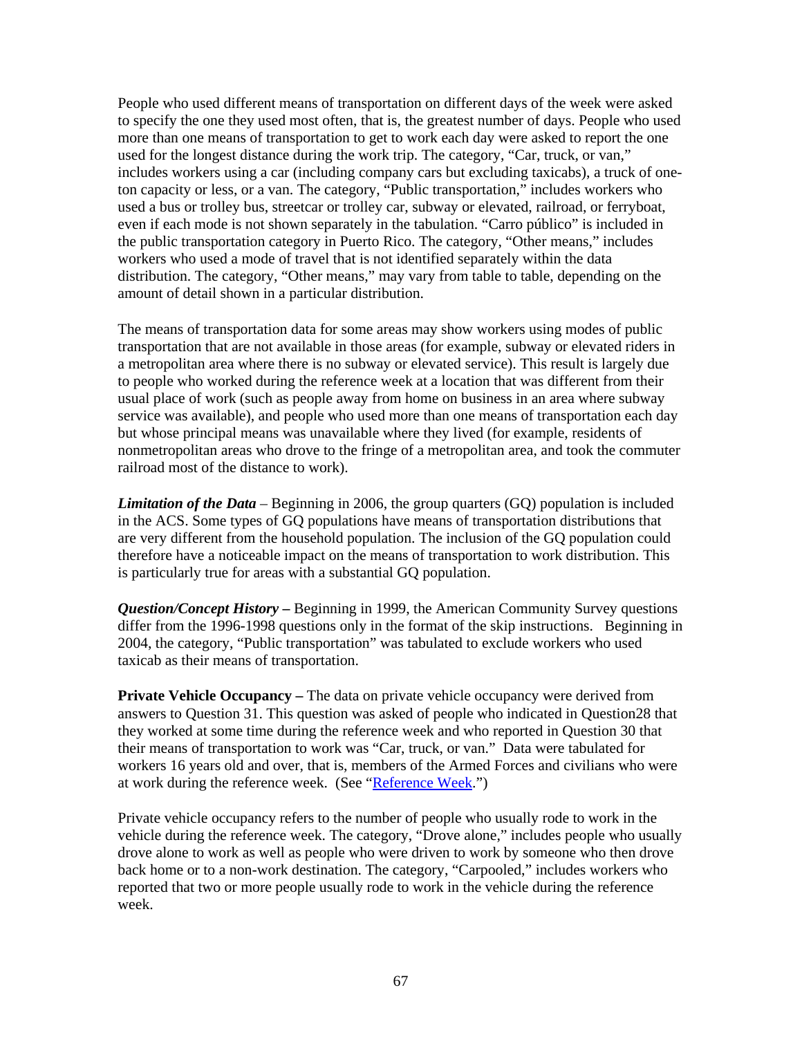People who used different means of transportation on different days of the week were asked to specify the one they used most often, that is, the greatest number of days. People who used more than one means of transportation to get to work each day were asked to report the one used for the longest distance during the work trip. The category, “Car, truck, or van,” includes workers using a car (including company cars but excluding taxicabs), a truck of one-ton capacity or less, or a van. The category, “Public transportation,” includes workers who used a bus or trolley bus, streetcar or trolley car, subway or elevated, railroad, or ferryboat, even if each mode is not shown separately in the tabulation. “Carro público” is included in the public transportation category in Puerto Rico. The category, “Other means,” includes workers who used a mode of travel that is not identified separately within the data distribution. The category, “Other means,” may vary from table to table, depending on the amount of detail shown in a particular distribution.

The means of transportation data for some areas may show workers using modes of public transportation that are not available in those areas (for example, subway or elevated riders in a metropolitan area where there is no subway or elevated service). This result is largely due to people who worked during the reference week at a location that was different from their usual place of work (such as people away from home on business in an area where subway service was available), and people who used more than one means of transportation each day but whose principal means was unavailable where they lived (for example, residents of nonmetropolitan areas who drove to the fringe of a metropolitan area, and took the commuter railroad most of the distance to work).

***Limitation of the Data*** – Beginning in 2006, the group quarters (GQ) population is included in the ACS. Some types of GQ populations have means of transportation distributions that are very different from the household population. The inclusion of the GQ population could therefore have a noticeable impact on the means of transportation to work distribution. This is particularly true for areas with a substantial GQ population.

***Question/Concept History*** **–** Beginning in 1999, the American Community Survey questions differ from the 1996-1998 questions only in the format of the skip instructions. Beginning in 2004, the category, “Public transportation” was tabulated to exclude workers who used taxicab as their means of transportation.

**Private Vehicle Occupancy –** The data on private vehicle occupancy were derived from answers to Question 31. This question was asked of people who indicated in Question28 that they worked at some time during the reference week and who reported in Question 30 that their means of transportation to work was “Car, truck, or van.” Data were tabulated for workers 16 years old and over, that is, members of the Armed Forces and civilians who were at work during the reference week. (See “Reference Week.”)

Private vehicle occupancy refers to the number of people who usually rode to work in the vehicle during the reference week. The category, “Drove alone,” includes people who usually drove alone to work as well as people who were driven to work by someone who then drove back home or to a non-work destination. The category, “Carpooled,” includes workers who reported that two or more people usually rode to work in the vehicle during the reference week.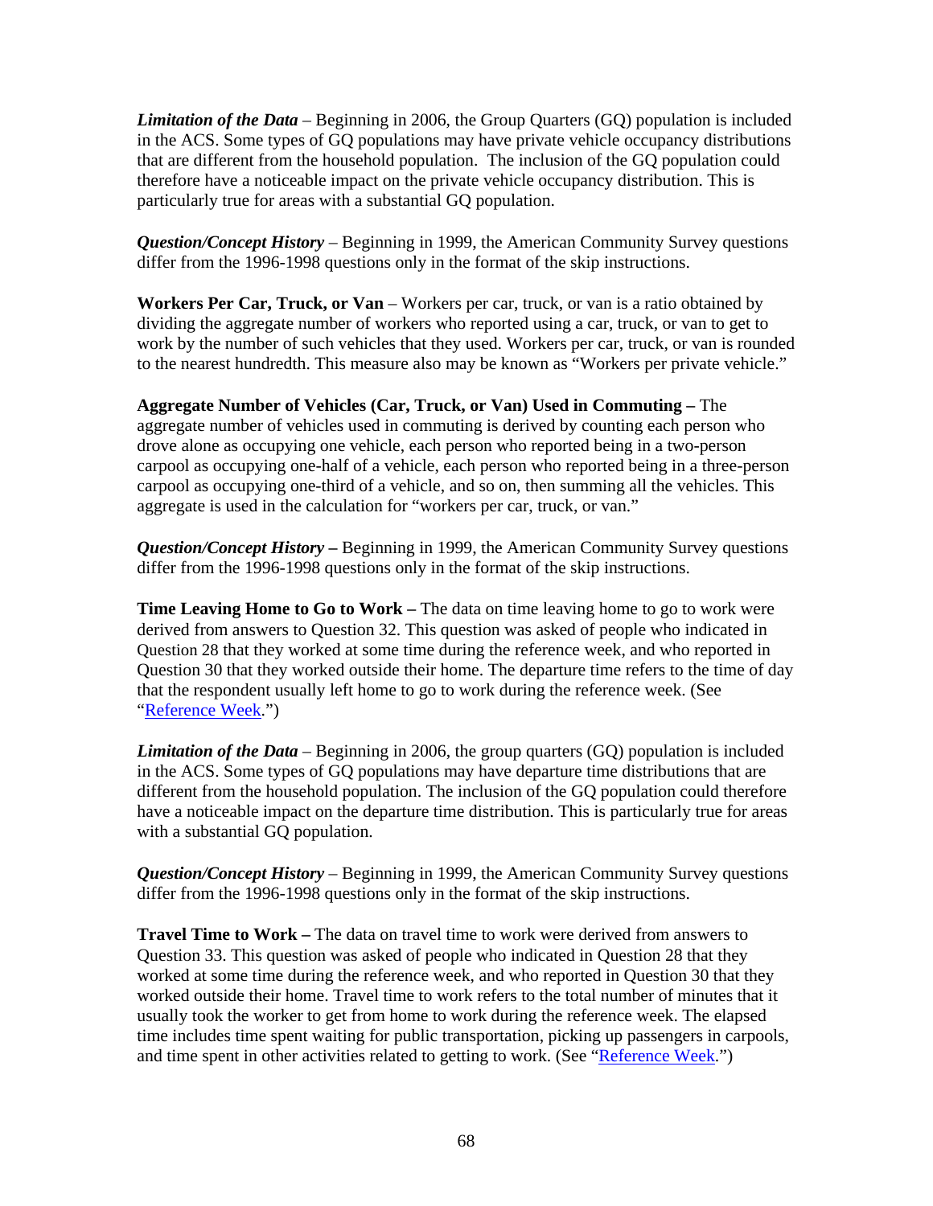***Limitation of the Data*** – Beginning in 2006, the Group Quarters (GQ) population is included in the ACS. Some types of GQ populations may have private vehicle occupancy distributions that are different from the household population. The inclusion of the GQ population could therefore have a noticeable impact on the private vehicle occupancy distribution. This is particularly true for areas with a substantial GQ population.

***Question/Concept History*** – Beginning in 1999, the American Community Survey questions differ from the 1996-1998 questions only in the format of the skip instructions.

**Workers Per Car, Truck, or Van** – Workers per car, truck, or van is a ratio obtained by dividing the aggregate number of workers who reported using a car, truck, or van to get to work by the number of such vehicles that they used. Workers per car, truck, or van is rounded to the nearest hundredth. This measure also may be known as "Workers per private vehicle."

**Aggregate Number of Vehicles (Car, Truck, or Van) Used in Commuting –** The aggregate number of vehicles used in commuting is derived by counting each person who drove alone as occupying one vehicle, each person who reported being in a two-person carpool as occupying one-half of a vehicle, each person who reported being in a three-person carpool as occupying one-third of a vehicle, and so on, then summing all the vehicles. This aggregate is used in the calculation for "workers per car, truck, or van."

***Question/Concept History* –** Beginning in 1999, the American Community Survey questions differ from the 1996-1998 questions only in the format of the skip instructions.

**Time Leaving Home to Go to Work –** The data on time leaving home to go to work were derived from answers to Question 32. This question was asked of people who indicated in Question 28 that they worked at some time during the reference week, and who reported in Question 30 that they worked outside their home. The departure time refers to the time of day that the respondent usually left home to go to work during the reference week. (See "Reference Week.")

***Limitation of the Data*** – Beginning in 2006, the group quarters (GQ) population is included in the ACS. Some types of GQ populations may have departure time distributions that are different from the household population. The inclusion of the GQ population could therefore have a noticeable impact on the departure time distribution. This is particularly true for areas with a substantial GQ population.

***Question/Concept History*** – Beginning in 1999, the American Community Survey questions differ from the 1996-1998 questions only in the format of the skip instructions.

**Travel Time to Work –** The data on travel time to work were derived from answers to Question 33. This question was asked of people who indicated in Question 28 that they worked at some time during the reference week, and who reported in Question 30 that they worked outside their home. Travel time to work refers to the total number of minutes that it usually took the worker to get from home to work during the reference week. The elapsed time includes time spent waiting for public transportation, picking up passengers in carpools, and time spent in other activities related to getting to work. (See "Reference Week.")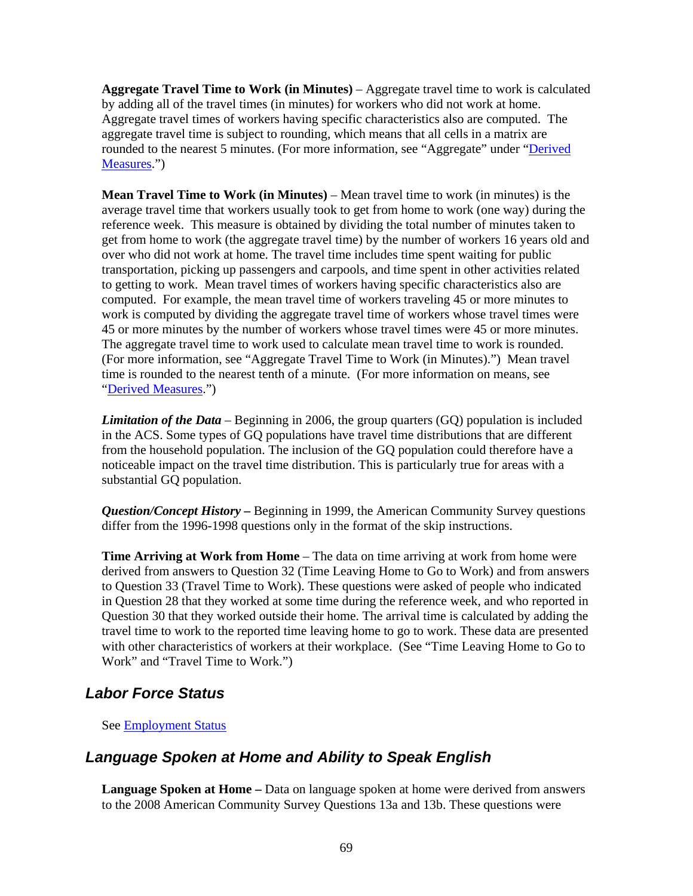**Aggregate Travel Time to Work (in Minutes)** – Aggregate travel time to work is calculated by adding all of the travel times (in minutes) for workers who did not work at home. Aggregate travel times of workers having specific characteristics also are computed. The aggregate travel time is subject to rounding, which means that all cells in a matrix are rounded to the nearest 5 minutes. (For more information, see "Aggregate" under "Derived Measures.")

**Mean Travel Time to Work (in Minutes)** – Mean travel time to work (in minutes) is the average travel time that workers usually took to get from home to work (one way) during the reference week. This measure is obtained by dividing the total number of minutes taken to get from home to work (the aggregate travel time) by the number of workers 16 years old and over who did not work at home. The travel time includes time spent waiting for public transportation, picking up passengers and carpools, and time spent in other activities related to getting to work. Mean travel times of workers having specific characteristics also are computed. For example, the mean travel time of workers traveling 45 or more minutes to work is computed by dividing the aggregate travel time of workers whose travel times were 45 or more minutes by the number of workers whose travel times were 45 or more minutes. The aggregate travel time to work used to calculate mean travel time to work is rounded. (For more information, see "Aggregate Travel Time to Work (in Minutes).") Mean travel time is rounded to the nearest tenth of a minute. (For more information on means, see "Derived Measures.")

***Limitation of the Data*** – Beginning in 2006, the group quarters (GQ) population is included in the ACS. Some types of GQ populations have travel time distributions that are different from the household population. The inclusion of the GQ population could therefore have a noticeable impact on the travel time distribution. This is particularly true for areas with a substantial GQ population.

***Question/Concept History*** **–** Beginning in 1999, the American Community Survey questions differ from the 1996-1998 questions only in the format of the skip instructions.

**Time Arriving at Work from Home** – The data on time arriving at work from home were derived from answers to Question 32 (Time Leaving Home to Go to Work) and from answers to Question 33 (Travel Time to Work). These questions were asked of people who indicated in Question 28 that they worked at some time during the reference week, and who reported in Question 30 that they worked outside their home. The arrival time is calculated by adding the travel time to work to the reported time leaving home to go to work. These data are presented with other characteristics of workers at their workplace. (See "Time Leaving Home to Go to Work" and "Travel Time to Work.")

## *Labor Force Status*

See Employment Status

## *Language Spoken at Home and Ability to Speak English*

**Language Spoken at Home –** Data on language spoken at home were derived from answers to the 2008 American Community Survey Questions 13a and 13b. These questions were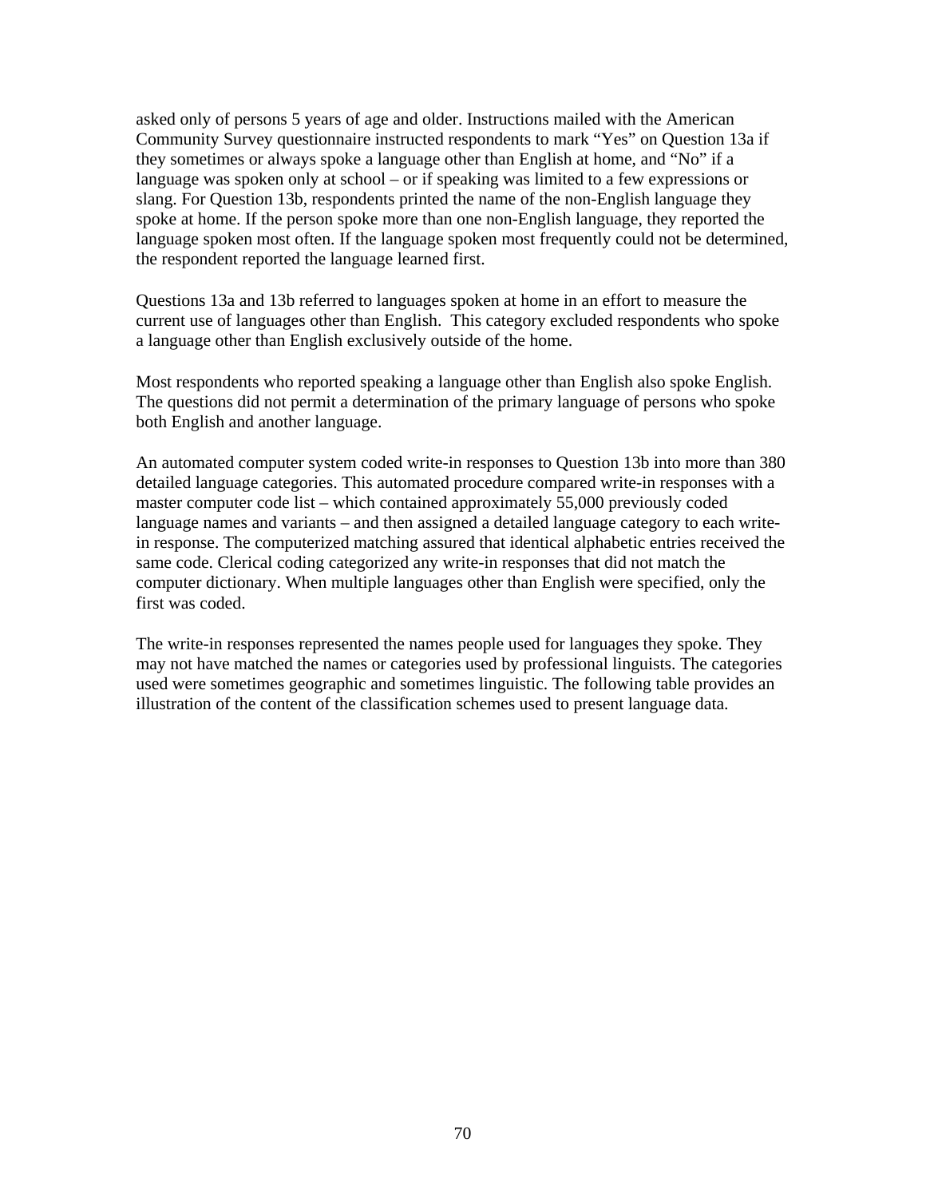asked only of persons 5 years of age and older. Instructions mailed with the American Community Survey questionnaire instructed respondents to mark "Yes" on Question 13a if they sometimes or always spoke a language other than English at home, and "No" if a language was spoken only at school – or if speaking was limited to a few expressions or slang. For Question 13b, respondents printed the name of the non-English language they spoke at home. If the person spoke more than one non-English language, they reported the language spoken most often. If the language spoken most frequently could not be determined, the respondent reported the language learned first.

Questions 13a and 13b referred to languages spoken at home in an effort to measure the current use of languages other than English. This category excluded respondents who spoke a language other than English exclusively outside of the home.

Most respondents who reported speaking a language other than English also spoke English. The questions did not permit a determination of the primary language of persons who spoke both English and another language.

An automated computer system coded write-in responses to Question 13b into more than 380 detailed language categories. This automated procedure compared write-in responses with a master computer code list – which contained approximately 55,000 previously coded language names and variants – and then assigned a detailed language category to each write-in response. The computerized matching assured that identical alphabetic entries received the same code. Clerical coding categorized any write-in responses that did not match the computer dictionary. When multiple languages other than English were specified, only the first was coded.

The write-in responses represented the names people used for languages they spoke. They may not have matched the names or categories used by professional linguists. The categories used were sometimes geographic and sometimes linguistic. The following table provides an illustration of the content of the classification schemes used to present language data.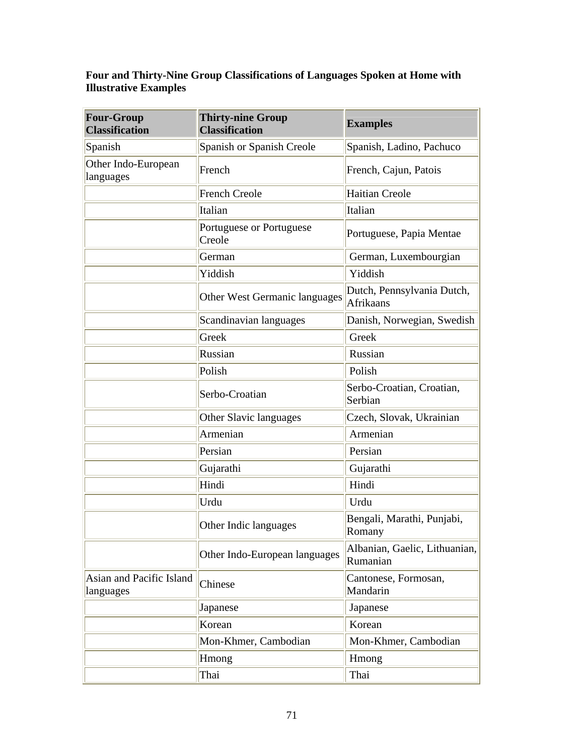**Four and Thirty-Nine Group Classifications of Languages Spoken at Home with Illustrative Examples**

| Four-Group Classification | Thirty-nine Group Classification | Examples |
|---|---|---|
| Spanish | Spanish or Spanish Creole | Spanish, Ladino, Pachuco |
| Other Indo-European languages | French | French, Cajun, Patois |
| | French Creole | Haitian Creole |
| | Italian | Italian |
| | Portuguese or Portuguese Creole | Portuguese, Papia Mentae |
| | German | German, Luxembourgian |
| | Yiddish | Yiddish |
| | Other West Germanic languages | Dutch, Pennsylvania Dutch, Afrikaans |
| | Scandinavian languages | Danish, Norwegian, Swedish |
| | Greek | Greek |
| | Russian | Russian |
| | Polish | Polish |
| | Serbo-Croatian | Serbo-Croatian, Croatian, Serbian |
| | Other Slavic languages | Czech, Slovak, Ukrainian |
| | Armenian | Armenian |
| | Persian | Persian |
| | Gujarathi | Gujarathi |
| | Hindi | Hindi |
| | Urdu | Urdu |
| | Other Indic languages | Bengali, Marathi, Punjabi, Romany |
| | Other Indo-European languages | Albanian, Gaelic, Lithuanian, Rumanian |
| Asian and Pacific Island languages | Chinese | Cantonese, Formosan, Mandarin |
| | Japanese | Japanese |
| | Korean | Korean |
| | Mon-Khmer, Cambodian | Mon-Khmer, Cambodian |
| | Hmong | Hmong |
| | Thai | Thai |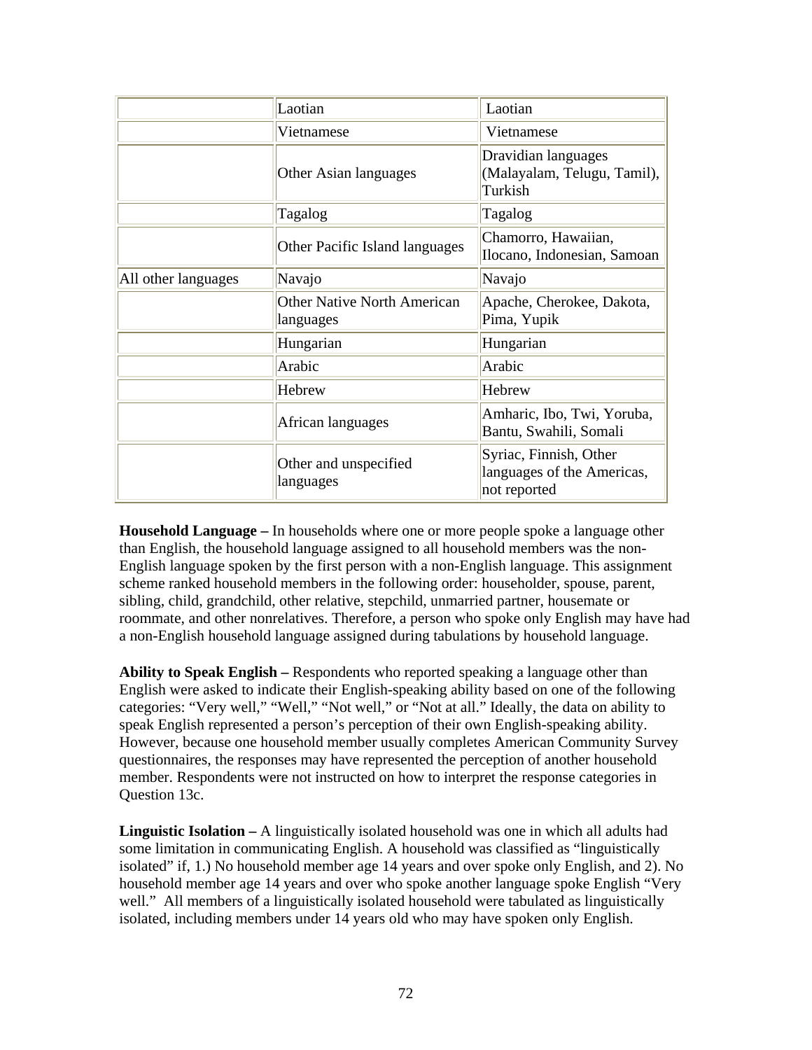| | | |
|---|---|---|
| | Laotian | Laotian |
| | Vietnamese | Vietnamese |
| | Other Asian languages | Dravidian languages (Malayalam, Telugu, Tamil), Turkish |
| | Tagalog | Tagalog |
| | Other Pacific Island languages | Chamorro, Hawaiian, Ilocano, Indonesian, Samoan |
| All other languages | Navajo | Navajo |
| | Other Native North American languages | Apache, Cherokee, Dakota, Pima, Yupik |
| | Hungarian | Hungarian |
| | Arabic | Arabic |
| | Hebrew | Hebrew |
| | African languages | Amharic, Ibo, Twi, Yoruba, Bantu, Swahili, Somali |
| | Other and unspecified languages | Syriac, Finnish, Other languages of the Americas, not reported |

**Household Language –** In households where one or more people spoke a language other than English, the household language assigned to all household members was the non-English language spoken by the first person with a non-English language. This assignment scheme ranked household members in the following order: householder, spouse, parent, sibling, child, grandchild, other relative, stepchild, unmarried partner, housemate or roommate, and other nonrelatives. Therefore, a person who spoke only English may have had a non-English household language assigned during tabulations by household language.

**Ability to Speak English –** Respondents who reported speaking a language other than English were asked to indicate their English-speaking ability based on one of the following categories: "Very well," "Well," "Not well," or "Not at all." Ideally, the data on ability to speak English represented a person's perception of their own English-speaking ability. However, because one household member usually completes American Community Survey questionnaires, the responses may have represented the perception of another household member. Respondents were not instructed on how to interpret the response categories in Question 13c.

**Linguistic Isolation –** A linguistically isolated household was one in which all adults had some limitation in communicating English. A household was classified as "linguistically isolated" if, 1.) No household member age 14 years and over spoke only English, and 2). No household member age 14 years and over who spoke another language spoke English "Very well." All members of a linguistically isolated household were tabulated as linguistically isolated, including members under 14 years old who may have spoken only English.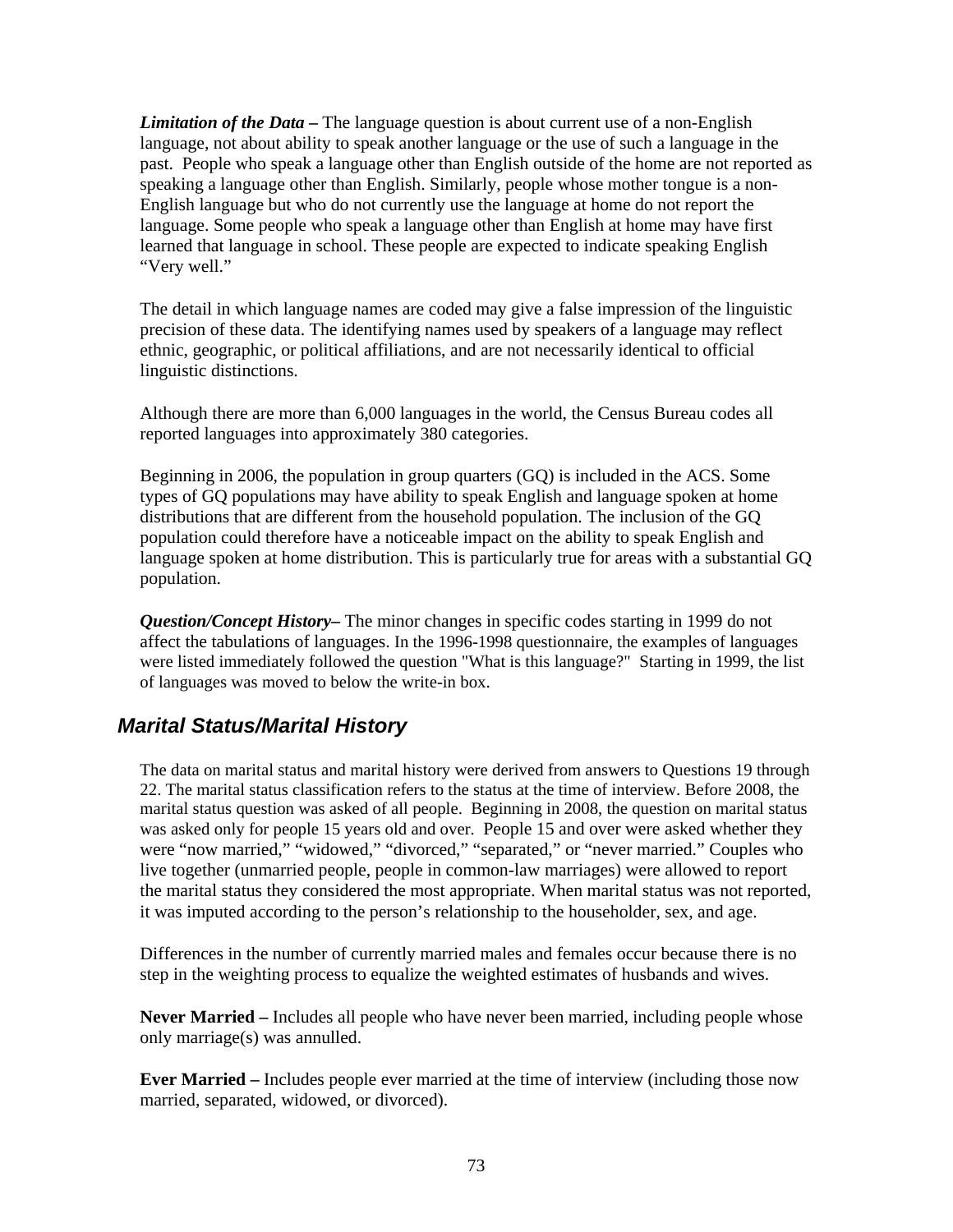***Limitation of the Data –*** The language question is about current use of a non-English language, not about ability to speak another language or the use of such a language in the past. People who speak a language other than English outside of the home are not reported as speaking a language other than English. Similarly, people whose mother tongue is a non-English language but who do not currently use the language at home do not report the language. Some people who speak a language other than English at home may have first learned that language in school. These people are expected to indicate speaking English "Very well."

The detail in which language names are coded may give a false impression of the linguistic precision of these data. The identifying names used by speakers of a language may reflect ethnic, geographic, or political affiliations, and are not necessarily identical to official linguistic distinctions.

Although there are more than 6,000 languages in the world, the Census Bureau codes all reported languages into approximately 380 categories.

Beginning in 2006, the population in group quarters (GQ) is included in the ACS. Some types of GQ populations may have ability to speak English and language spoken at home distributions that are different from the household population. The inclusion of the GQ population could therefore have a noticeable impact on the ability to speak English and language spoken at home distribution. This is particularly true for areas with a substantial GQ population.

***Question/Concept History–*** The minor changes in specific codes starting in 1999 do not affect the tabulations of languages. In the 1996-1998 questionnaire, the examples of languages were listed immediately followed the question "What is this language?" Starting in 1999, the list of languages was moved to below the write-in box.

## Marital Status/Marital History

The data on marital status and marital history were derived from answers to Questions 19 through 22. The marital status classification refers to the status at the time of interview. Before 2008, the marital status question was asked of all people. Beginning in 2008, the question on marital status was asked only for people 15 years old and over. People 15 and over were asked whether they were "now married," "widowed," "divorced," "separated," or "never married." Couples who live together (unmarried people, people in common-law marriages) were allowed to report the marital status they considered the most appropriate. When marital status was not reported, it was imputed according to the person's relationship to the householder, sex, and age.

Differences in the number of currently married males and females occur because there is no step in the weighting process to equalize the weighted estimates of husbands and wives.

**Never Married –** Includes all people who have never been married, including people whose only marriage(s) was annulled.

**Ever Married –** Includes people ever married at the time of interview (including those now married, separated, widowed, or divorced).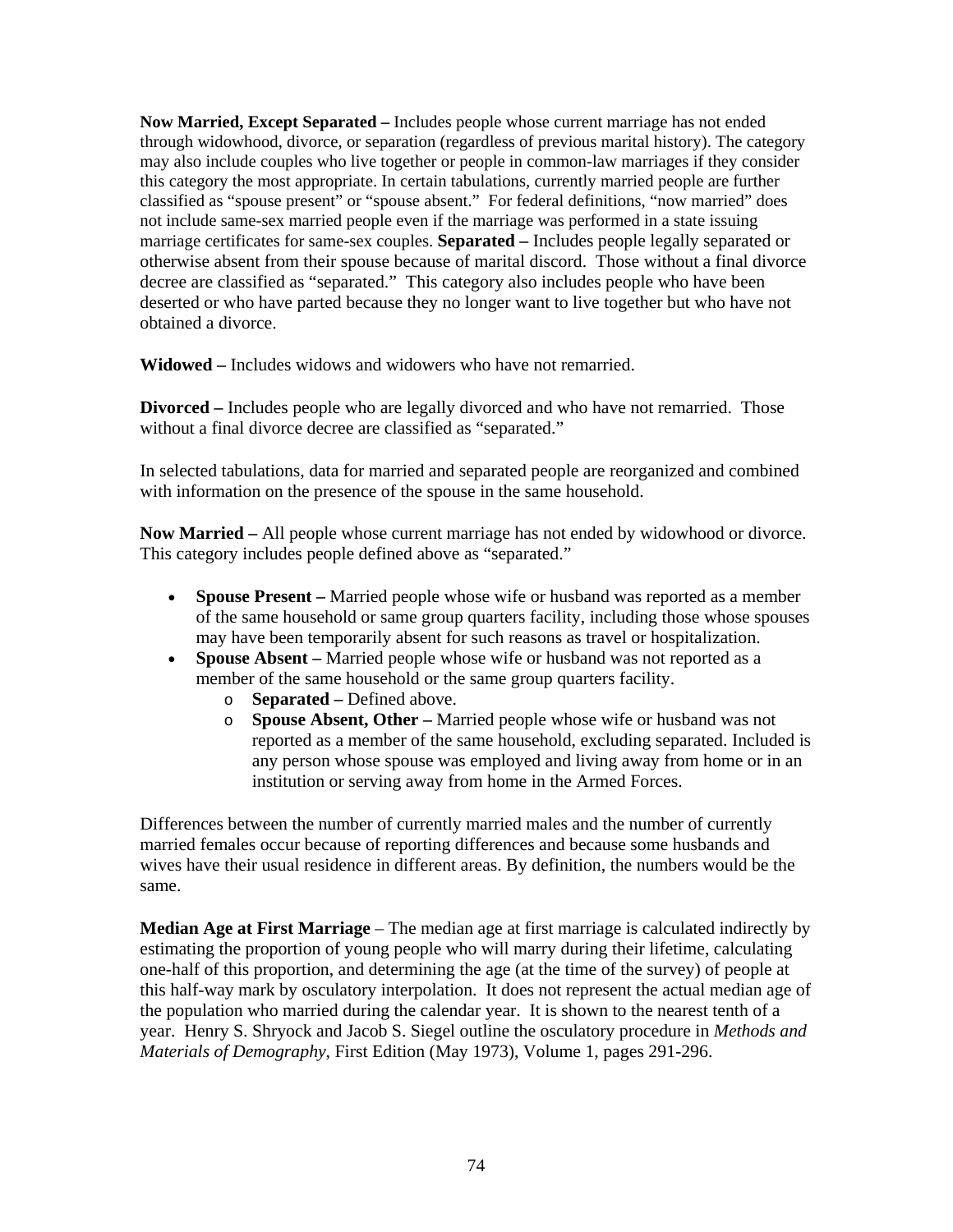**Now Married, Except Separated –** Includes people whose current marriage has not ended through widowhood, divorce, or separation (regardless of previous marital history). The category may also include couples who live together or people in common-law marriages if they consider this category the most appropriate. In certain tabulations, currently married people are further classified as "spouse present" or "spouse absent." For federal definitions, "now married" does not include same-sex married people even if the marriage was performed in a state issuing marriage certificates for same-sex couples. **Separated –** Includes people legally separated or otherwise absent from their spouse because of marital discord. Those without a final divorce decree are classified as "separated." This category also includes people who have been deserted or who have parted because they no longer want to live together but who have not obtained a divorce.

**Widowed –** Includes widows and widowers who have not remarried.

**Divorced –** Includes people who are legally divorced and who have not remarried. Those without a final divorce decree are classified as "separated."

In selected tabulations, data for married and separated people are reorganized and combined with information on the presence of the spouse in the same household.

**Now Married –** All people whose current marriage has not ended by widowhood or divorce. This category includes people defined above as "separated."

- **Spouse Present –** Married people whose wife or husband was reported as a member of the same household or same group quarters facility, including those whose spouses may have been temporarily absent for such reasons as travel or hospitalization.
- **Spouse Absent –** Married people whose wife or husband was not reported as a member of the same household or the same group quarters facility.
    - **Separated –** Defined above.
    - **Spouse Absent, Other –** Married people whose wife or husband was not reported as a member of the same household, excluding separated. Included is any person whose spouse was employed and living away from home or in an institution or serving away from home in the Armed Forces.

Differences between the number of currently married males and the number of currently married females occur because of reporting differences and because some husbands and wives have their usual residence in different areas. By definition, the numbers would be the same.

**Median Age at First Marriage** – The median age at first marriage is calculated indirectly by estimating the proportion of young people who will marry during their lifetime, calculating one-half of this proportion, and determining the age (at the time of the survey) of people at this half-way mark by osculatory interpolation. It does not represent the actual median age of the population who married during the calendar year. It is shown to the nearest tenth of a year. Henry S. Shryock and Jacob S. Siegel outline the osculatory procedure in *Methods and Materials of Demography*, First Edition (May 1973), Volume 1, pages 291-296.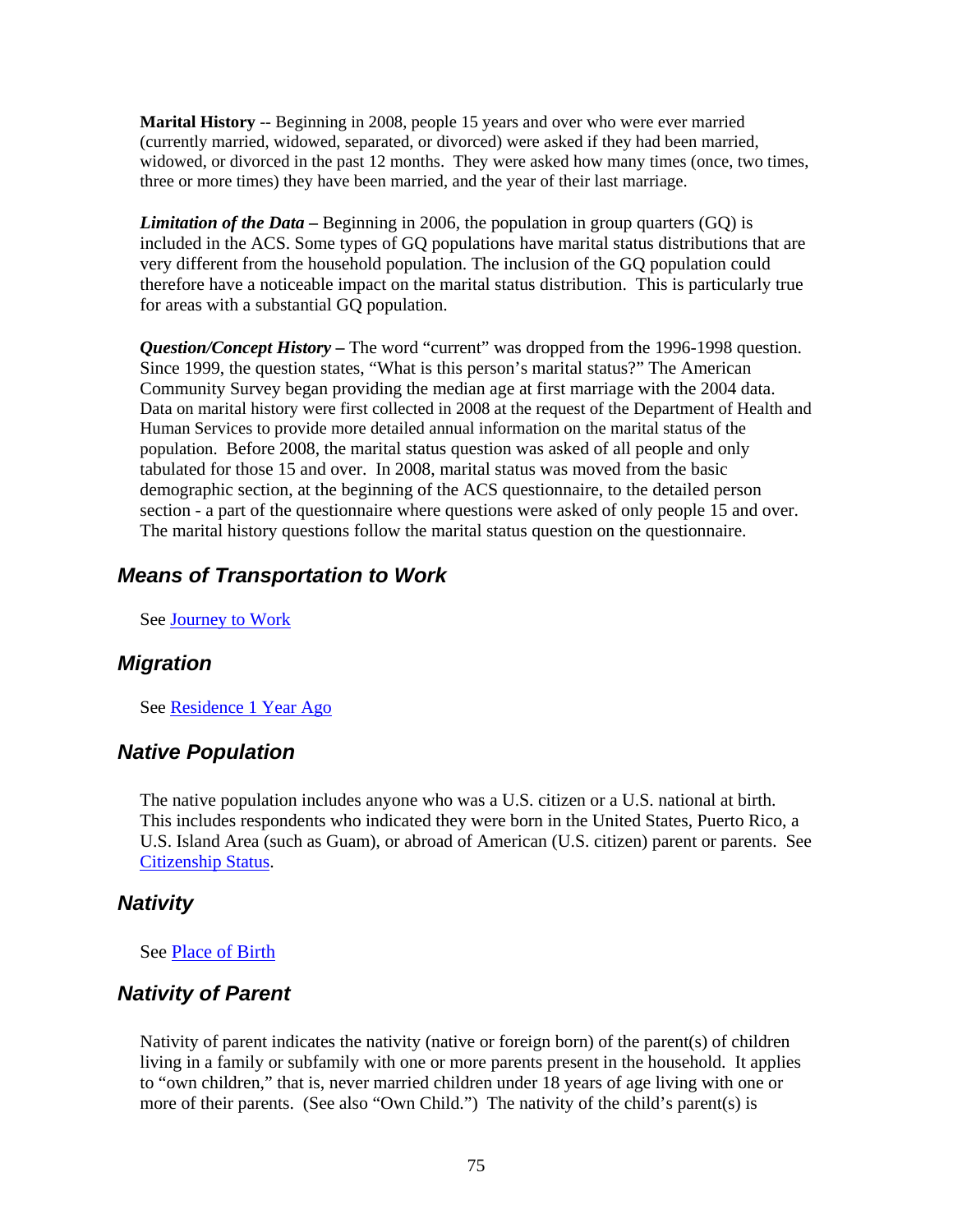**Marital History** -- Beginning in 2008, people 15 years and over who were ever married (currently married, widowed, separated, or divorced) were asked if they had been married, widowed, or divorced in the past 12 months. They were asked how many times (once, two times, three or more times) they have been married, and the year of their last marriage.

***Limitation of the Data*** **–** Beginning in 2006, the population in group quarters (GQ) is included in the ACS. Some types of GQ populations have marital status distributions that are very different from the household population. The inclusion of the GQ population could therefore have a noticeable impact on the marital status distribution. This is particularly true for areas with a substantial GQ population.

***Question/Concept History*** **–** The word "current" was dropped from the 1996-1998 question. Since 1999, the question states, "What is this person's marital status?" The American Community Survey began providing the median age at first marriage with the 2004 data. Data on marital history were first collected in 2008 at the request of the Department of Health and Human Services to provide more detailed annual information on the marital status of the population. Before 2008, the marital status question was asked of all people and only tabulated for those 15 and over. In 2008, marital status was moved from the basic demographic section, at the beginning of the ACS questionnaire, to the detailed person section - a part of the questionnaire where questions were asked of only people 15 and over. The marital history questions follow the marital status question on the questionnaire.

## *Means of Transportation to Work*

See Journey to Work

## *Migration*

See Residence 1 Year Ago

## *Native Population*

The native population includes anyone who was a U.S. citizen or a U.S. national at birth. This includes respondents who indicated they were born in the United States, Puerto Rico, a U.S. Island Area (such as Guam), or abroad of American (U.S. citizen) parent or parents. See Citizenship Status.

## *Nativity*

See Place of Birth

## *Nativity of Parent*

Nativity of parent indicates the nativity (native or foreign born) of the parent(s) of children living in a family or subfamily with one or more parents present in the household. It applies to "own children," that is, never married children under 18 years of age living with one or more of their parents. (See also "Own Child.") The nativity of the child's parent(s) is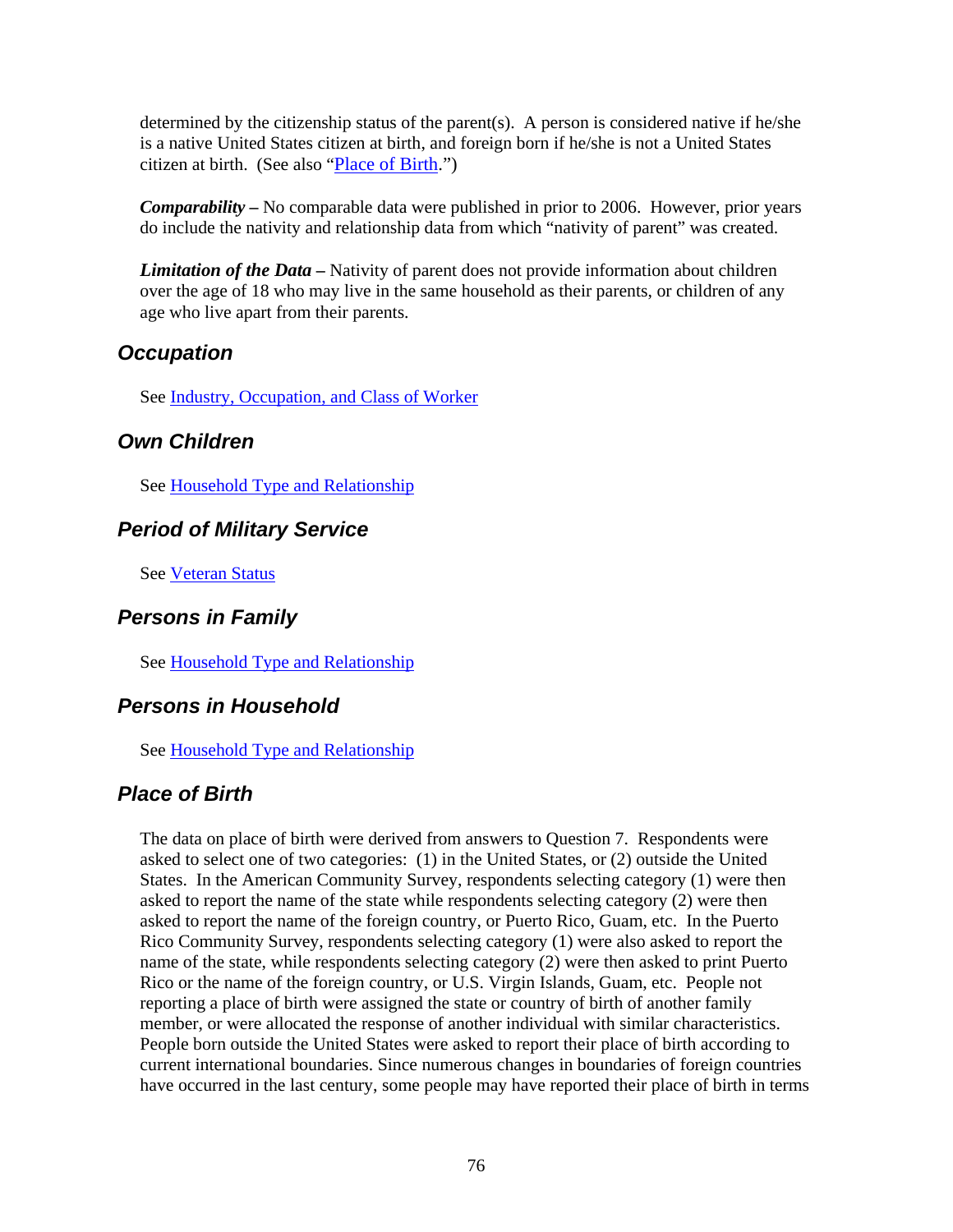determined by the citizenship status of the parent(s). A person is considered native if he/she is a native United States citizen at birth, and foreign born if he/she is not a United States citizen at birth. (See also "Place of Birth.")

***Comparability –*** No comparable data were published in prior to 2006. However, prior years do include the nativity and relationship data from which "nativity of parent" was created.

***Limitation of the Data –*** Nativity of parent does not provide information about children over the age of 18 who may live in the same household as their parents, or children of any age who live apart from their parents.

## *Occupation*

See Industry, Occupation, and Class of Worker

## *Own Children*

See Household Type and Relationship

## *Period of Military Service*

See Veteran Status

## *Persons in Family*

See Household Type and Relationship

## *Persons in Household*

See Household Type and Relationship

## *Place of Birth*

The data on place of birth were derived from answers to Question 7. Respondents were asked to select one of two categories: (1) in the United States, or (2) outside the United States. In the American Community Survey, respondents selecting category (1) were then asked to report the name of the state while respondents selecting category (2) were then asked to report the name of the foreign country, or Puerto Rico, Guam, etc. In the Puerto Rico Community Survey, respondents selecting category (1) were also asked to report the name of the state, while respondents selecting category (2) were then asked to print Puerto Rico or the name of the foreign country, or U.S. Virgin Islands, Guam, etc. People not reporting a place of birth were assigned the state or country of birth of another family member, or were allocated the response of another individual with similar characteristics. People born outside the United States were asked to report their place of birth according to current international boundaries. Since numerous changes in boundaries of foreign countries have occurred in the last century, some people may have reported their place of birth in terms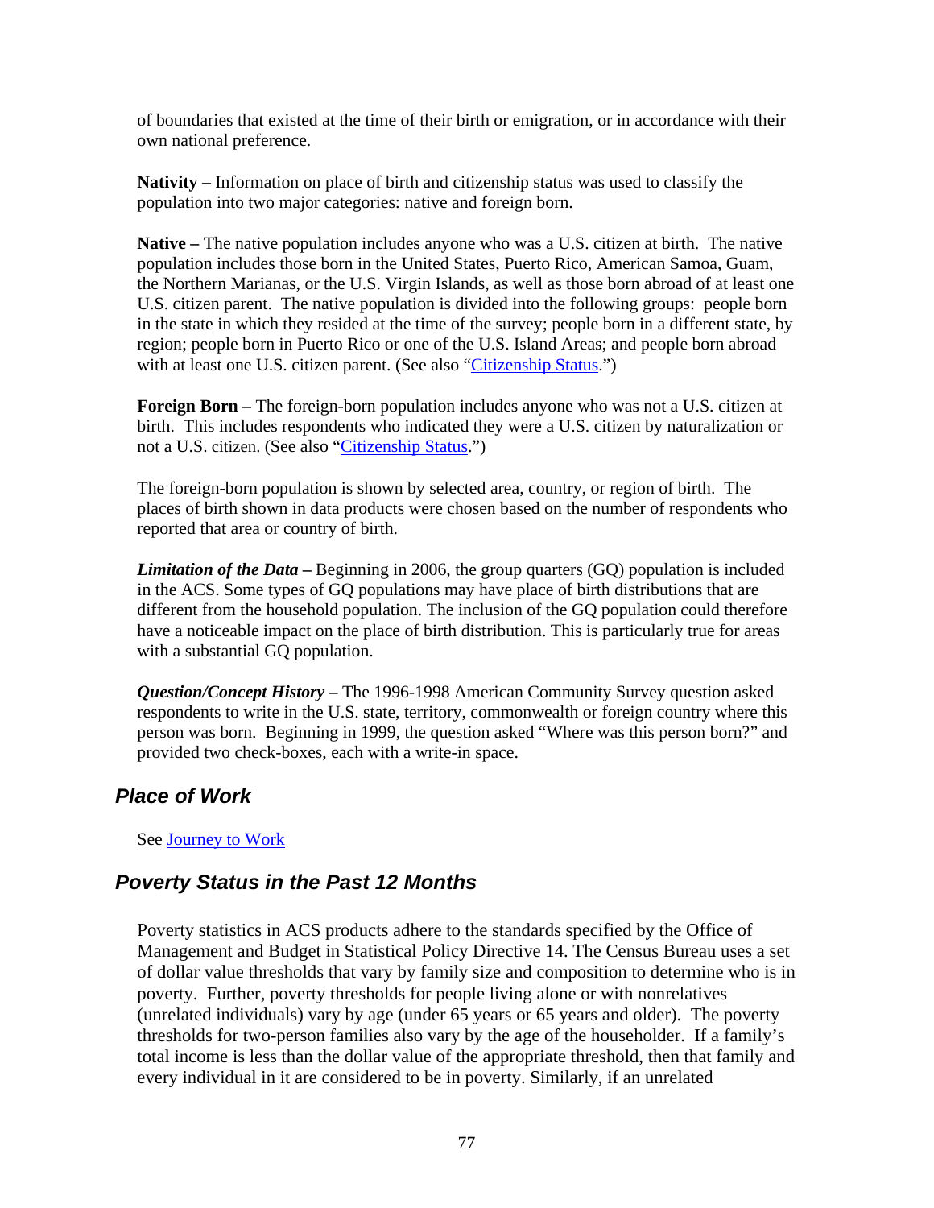of boundaries that existed at the time of their birth or emigration, or in accordance with their own national preference.

**Nativity –** Information on place of birth and citizenship status was used to classify the population into two major categories: native and foreign born.

**Native –** The native population includes anyone who was a U.S. citizen at birth. The native population includes those born in the United States, Puerto Rico, American Samoa, Guam, the Northern Marianas, or the U.S. Virgin Islands, as well as those born abroad of at least one U.S. citizen parent. The native population is divided into the following groups: people born in the state in which they resided at the time of the survey; people born in a different state, by region; people born in Puerto Rico or one of the U.S. Island Areas; and people born abroad with at least one U.S. citizen parent. (See also "Citizenship Status.")

**Foreign Born –** The foreign-born population includes anyone who was not a U.S. citizen at birth. This includes respondents who indicated they were a U.S. citizen by naturalization or not a U.S. citizen. (See also "Citizenship Status.")

The foreign-born population is shown by selected area, country, or region of birth. The places of birth shown in data products were chosen based on the number of respondents who reported that area or country of birth.

***Limitation of the Data –*** Beginning in 2006, the group quarters (GQ) population is included in the ACS. Some types of GQ populations may have place of birth distributions that are different from the household population. The inclusion of the GQ population could therefore have a noticeable impact on the place of birth distribution. This is particularly true for areas with a substantial GQ population.

***Question/Concept History –*** The 1996-1998 American Community Survey question asked respondents to write in the U.S. state, territory, commonwealth or foreign country where this person was born. Beginning in 1999, the question asked "Where was this person born?" and provided two check-boxes, each with a write-in space.

## *Place of Work*

See Journey to Work

## *Poverty Status in the Past 12 Months*

Poverty statistics in ACS products adhere to the standards specified by the Office of Management and Budget in Statistical Policy Directive 14. The Census Bureau uses a set of dollar value thresholds that vary by family size and composition to determine who is in poverty. Further, poverty thresholds for people living alone or with nonrelatives (unrelated individuals) vary by age (under 65 years or 65 years and older). The poverty thresholds for two-person families also vary by the age of the householder. If a family's total income is less than the dollar value of the appropriate threshold, then that family and every individual in it are considered to be in poverty. Similarly, if an unrelated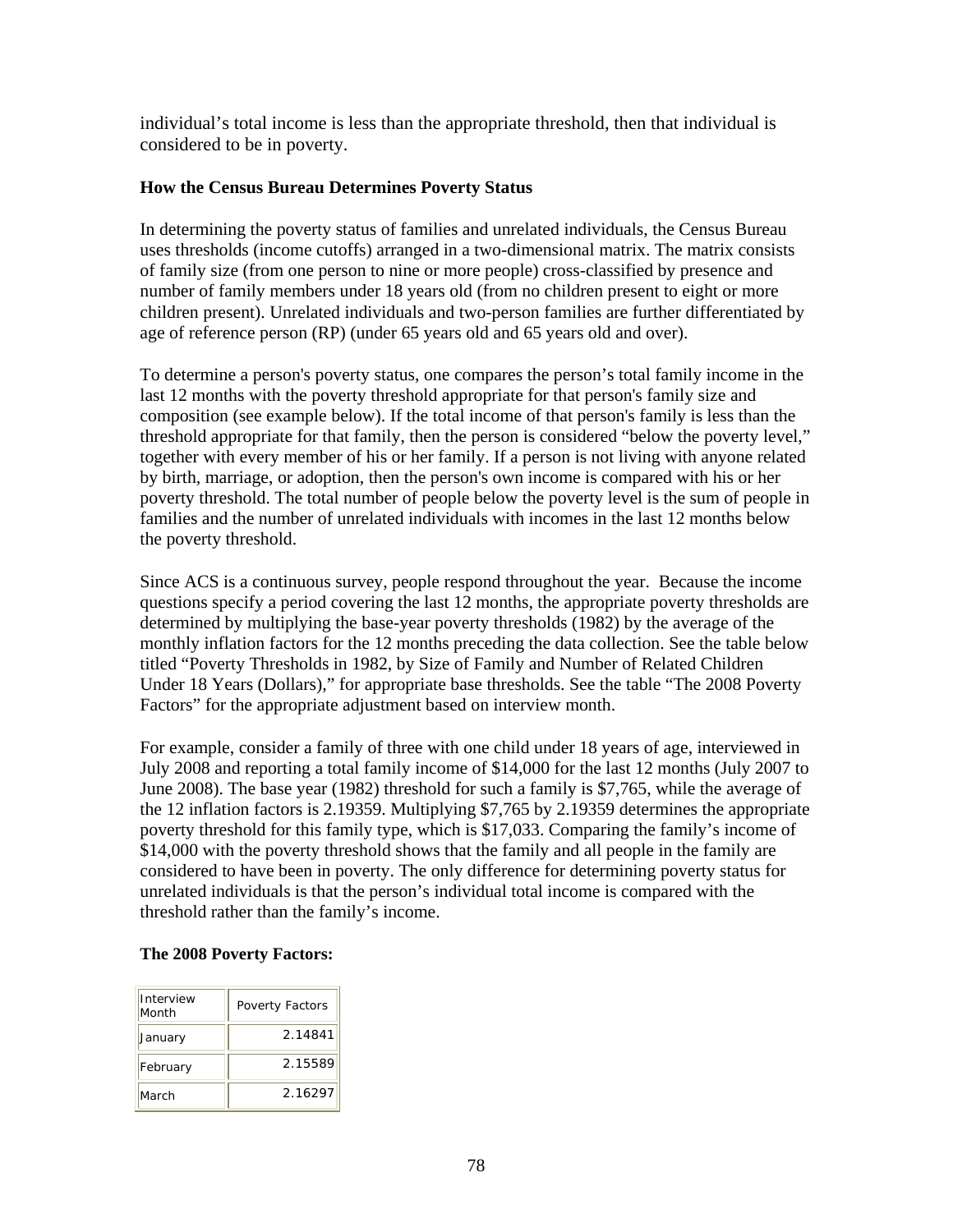individual's total income is less than the appropriate threshold, then that individual is considered to be in poverty.

**How the Census Bureau Determines Poverty Status**

In determining the poverty status of families and unrelated individuals, the Census Bureau uses thresholds (income cutoffs) arranged in a two-dimensional matrix. The matrix consists of family size (from one person to nine or more people) cross-classified by presence and number of family members under 18 years old (from no children present to eight or more children present). Unrelated individuals and two-person families are further differentiated by age of reference person (RP) (under 65 years old and 65 years old and over).

To determine a person's poverty status, one compares the person's total family income in the last 12 months with the poverty threshold appropriate for that person's family size and composition (see example below). If the total income of that person's family is less than the threshold appropriate for that family, then the person is considered "below the poverty level," together with every member of his or her family. If a person is not living with anyone related by birth, marriage, or adoption, then the person's own income is compared with his or her poverty threshold. The total number of people below the poverty level is the sum of people in families and the number of unrelated individuals with incomes in the last 12 months below the poverty threshold.

Since ACS is a continuous survey, people respond throughout the year. Because the income questions specify a period covering the last 12 months, the appropriate poverty thresholds are determined by multiplying the base-year poverty thresholds (1982) by the average of the monthly inflation factors for the 12 months preceding the data collection. See the table below titled "Poverty Thresholds in 1982, by Size of Family and Number of Related Children Under 18 Years (Dollars)," for appropriate base thresholds. See the table "The 2008 Poverty Factors" for the appropriate adjustment based on interview month.

For example, consider a family of three with one child under 18 years of age, interviewed in July 2008 and reporting a total family income of $14,000 for the last 12 months (July 2007 to June 2008). The base year (1982) threshold for such a family is $7,765, while the average of the 12 inflation factors is 2.19359. Multiplying $7,765 by 2.19359 determines the appropriate poverty threshold for this family type, which is $17,033. Comparing the family's income of $14,000 with the poverty threshold shows that the family and all people in the family are considered to have been in poverty. The only difference for determining poverty status for unrelated individuals is that the person's individual total income is compared with the threshold rather than the family's income.

**The 2008 Poverty Factors:**

| Interview Month | Poverty Factors |
|---|---|
| January | 2.14841 |
| February | 2.15589 |
| March | 2.16297 |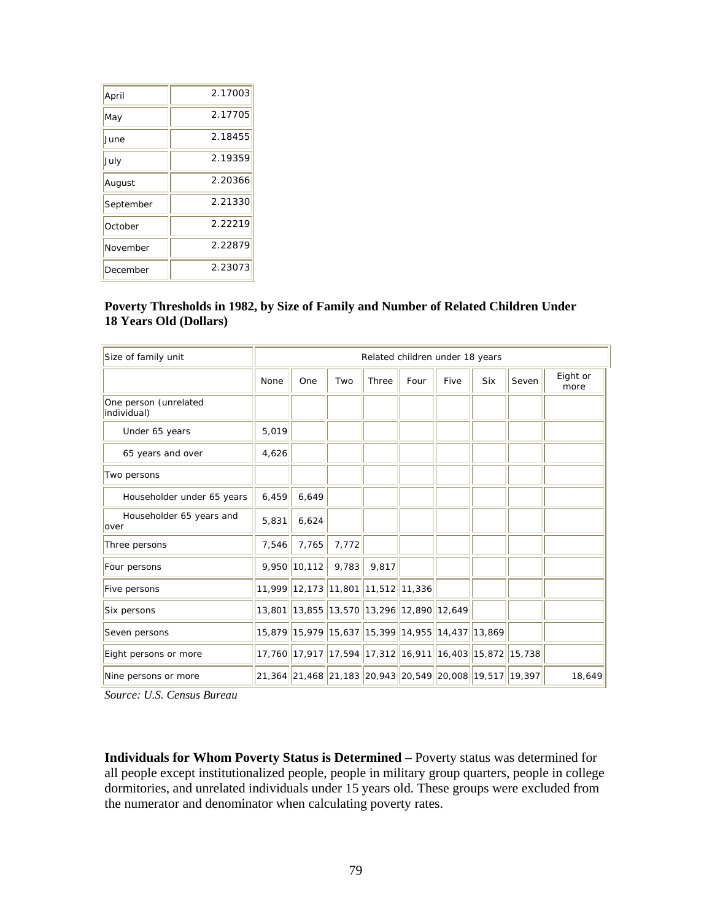| April | 2.17003 |
|---|---|
| May | 2.17705 |
| June | 2.18455 |
| July | 2.19359 |
| August | 2.20366 |
| September | 2.21330 |
| October | 2.22219 |
| November | 2.22879 |
| December | 2.23073 |

**Poverty Thresholds in 1982, by Size of Family and Number of Related Children Under 18 Years Old (Dollars)**

| Size of family unit | Related children under 18 years | | | | | | | | |
|---|---|---|---|---|---|---|---|---|---|
| | None | One | Two | Three | Four | Five | Six | Seven | Eight or more |
| One person (unrelated individual) | | | | | | | | | |
| Under 65 years | 5,019 | | | | | | | | |
| 65 years and over | 4,626 | | | | | | | | |
| Two persons | | | | | | | | | |
| Householder under 65 years | 6,459 | 6,649 | | | | | | | |
| Householder 65 years and over | 5,831 | 6,624 | | | | | | | |
| Three persons | 7,546 | 7,765 | 7,772 | | | | | | |
| Four persons | 9,950 | 10,112 | 9,783 | 9,817 | | | | | |
| Five persons | 11,999 | 12,173 | 11,801 | 11,512 | 11,336 | | | | |
| Six persons | 13,801 | 13,855 | 13,570 | 13,296 | 12,890 | 12,649 | | | |
| Seven persons | 15,879 | 15,979 | 15,637 | 15,399 | 14,955 | 14,437 | 13,869 | | |
| Eight persons or more | 17,760 | 17,917 | 17,594 | 17,312 | 16,911 | 16,403 | 15,872 | 15,738 | |
| Nine persons or more | 21,364 | 21,468 | 21,183 | 20,943 | 20,549 | 20,008 | 19,517 | 19,397 | 18,649 |

*Source: U.S. Census Bureau*

**Individuals for Whom Poverty Status is Determined –** Poverty status was determined for all people except institutionalized people, people in military group quarters, people in college dormitories, and unrelated individuals under 15 years old. These groups were excluded from the numerator and denominator when calculating poverty rates.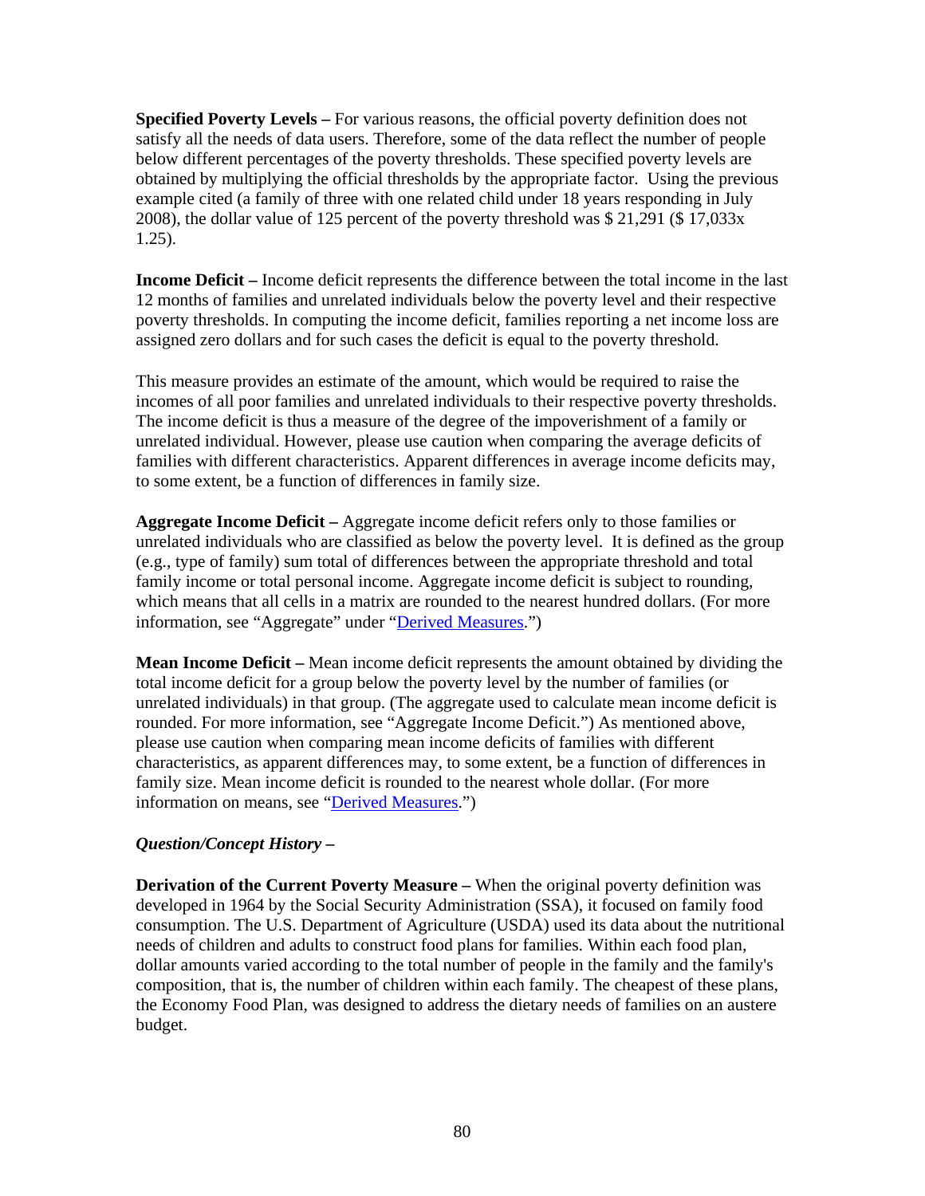**Specified Poverty Levels –** For various reasons, the official poverty definition does not satisfy all the needs of data users. Therefore, some of the data reflect the number of people below different percentages of the poverty thresholds. These specified poverty levels are obtained by multiplying the official thresholds by the appropriate factor. Using the previous example cited (a family of three with one related child under 18 years responding in July 2008), the dollar value of 125 percent of the poverty threshold was $ 21,291 ($ 17,033x 1.25).

**Income Deficit –** Income deficit represents the difference between the total income in the last 12 months of families and unrelated individuals below the poverty level and their respective poverty thresholds. In computing the income deficit, families reporting a net income loss are assigned zero dollars and for such cases the deficit is equal to the poverty threshold.

This measure provides an estimate of the amount, which would be required to raise the incomes of all poor families and unrelated individuals to their respective poverty thresholds. The income deficit is thus a measure of the degree of the impoverishment of a family or unrelated individual. However, please use caution when comparing the average deficits of families with different characteristics. Apparent differences in average income deficits may, to some extent, be a function of differences in family size.

**Aggregate Income Deficit –** Aggregate income deficit refers only to those families or unrelated individuals who are classified as below the poverty level. It is defined as the group (e.g., type of family) sum total of differences between the appropriate threshold and total family income or total personal income. Aggregate income deficit is subject to rounding, which means that all cells in a matrix are rounded to the nearest hundred dollars. (For more information, see "Aggregate" under "Derived Measures.")

**Mean Income Deficit –** Mean income deficit represents the amount obtained by dividing the total income deficit for a group below the poverty level by the number of families (or unrelated individuals) in that group. (The aggregate used to calculate mean income deficit is rounded. For more information, see "Aggregate Income Deficit.") As mentioned above, please use caution when comparing mean income deficits of families with different characteristics, as apparent differences may, to some extent, be a function of differences in family size. Mean income deficit is rounded to the nearest whole dollar. (For more information on means, see "Derived Measures.")

***Question/Concept History –***

**Derivation of the Current Poverty Measure –** When the original poverty definition was developed in 1964 by the Social Security Administration (SSA), it focused on family food consumption. The U.S. Department of Agriculture (USDA) used its data about the nutritional needs of children and adults to construct food plans for families. Within each food plan, dollar amounts varied according to the total number of people in the family and the family's composition, that is, the number of children within each family. The cheapest of these plans, the Economy Food Plan, was designed to address the dietary needs of families on an austere budget.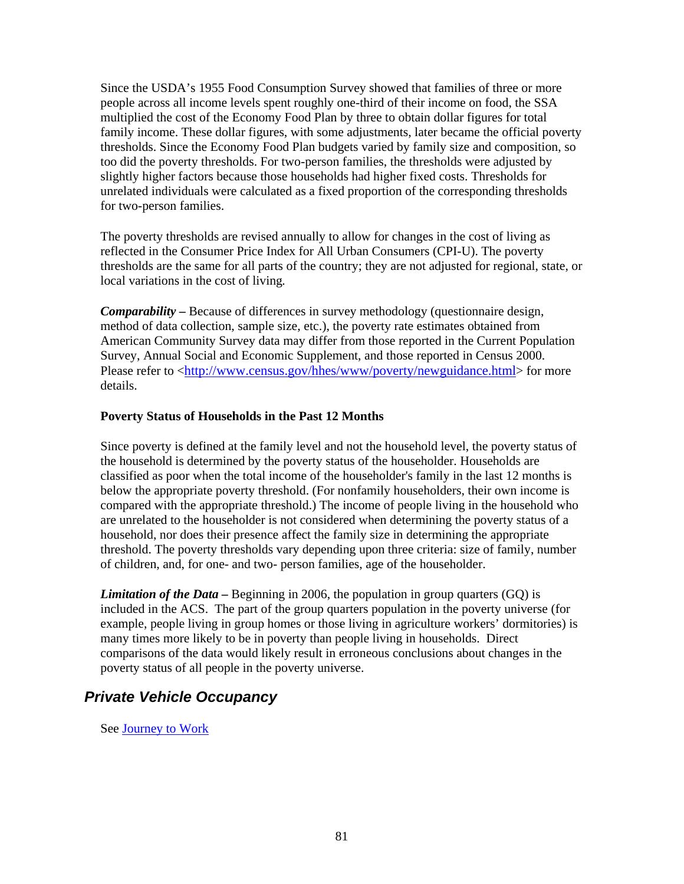Since the USDA's 1955 Food Consumption Survey showed that families of three or more people across all income levels spent roughly one-third of their income on food, the SSA multiplied the cost of the Economy Food Plan by three to obtain dollar figures for total family income. These dollar figures, with some adjustments, later became the official poverty thresholds. Since the Economy Food Plan budgets varied by family size and composition, so too did the poverty thresholds. For two-person families, the thresholds were adjusted by slightly higher factors because those households had higher fixed costs. Thresholds for unrelated individuals were calculated as a fixed proportion of the corresponding thresholds for two-person families.

The poverty thresholds are revised annually to allow for changes in the cost of living as reflected in the Consumer Price Index for All Urban Consumers (CPI-U). The poverty thresholds are the same for all parts of the country; they are not adjusted for regional, state, or local variations in the cost of living.

***Comparability –*** Because of differences in survey methodology (questionnaire design, method of data collection, sample size, etc.), the poverty rate estimates obtained from American Community Survey data may differ from those reported in the Current Population Survey, Annual Social and Economic Supplement, and those reported in Census 2000. Please refer to <http://www.census.gov/hhes/www/poverty/newguidance.html> for more details.

**Poverty Status of Households in the Past 12 Months**

Since poverty is defined at the family level and not the household level, the poverty status of the household is determined by the poverty status of the householder. Households are classified as poor when the total income of the householder's family in the last 12 months is below the appropriate poverty threshold. (For nonfamily householders, their own income is compared with the appropriate threshold.) The income of people living in the household who are unrelated to the householder is not considered when determining the poverty status of a household, nor does their presence affect the family size in determining the appropriate threshold. The poverty thresholds vary depending upon three criteria: size of family, number of children, and, for one- and two- person families, age of the householder.

***Limitation of the Data –*** Beginning in 2006, the population in group quarters (GQ) is included in the ACS. The part of the group quarters population in the poverty universe (for example, people living in group homes or those living in agriculture workers' dormitories) is many times more likely to be in poverty than people living in households. Direct comparisons of the data would likely result in erroneous conclusions about changes in the poverty status of all people in the poverty universe.

## *Private Vehicle Occupancy*

See Journey to Work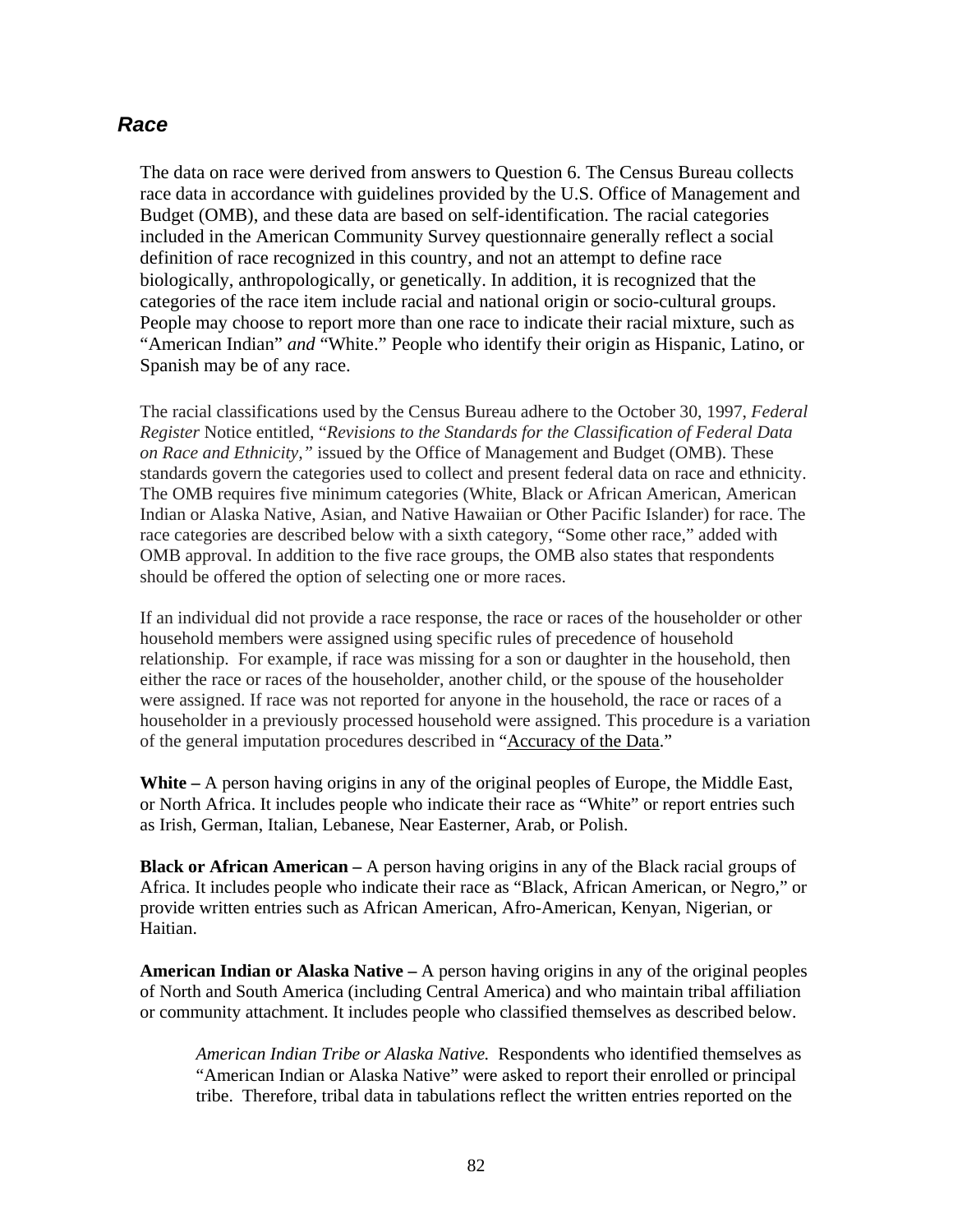## *Race*

The data on race were derived from answers to Question 6. The Census Bureau collects race data in accordance with guidelines provided by the U.S. Office of Management and Budget (OMB), and these data are based on self-identification. The racial categories included in the American Community Survey questionnaire generally reflect a social definition of race recognized in this country, and not an attempt to define race biologically, anthropologically, or genetically. In addition, it is recognized that the categories of the race item include racial and national origin or socio-cultural groups. People may choose to report more than one race to indicate their racial mixture, such as "American Indian" *and* "White." People who identify their origin as Hispanic, Latino, or Spanish may be of any race.

The racial classifications used by the Census Bureau adhere to the October 30, 1997, *Federal Register* Notice entitled, "*Revisions to the Standards for the Classification of Federal Data on Race and Ethnicity,"* issued by the Office of Management and Budget (OMB). These standards govern the categories used to collect and present federal data on race and ethnicity. The OMB requires five minimum categories (White, Black or African American, American Indian or Alaska Native, Asian, and Native Hawaiian or Other Pacific Islander) for race. The race categories are described below with a sixth category, "Some other race," added with OMB approval. In addition to the five race groups, the OMB also states that respondents should be offered the option of selecting one or more races.

If an individual did not provide a race response, the race or races of the householder or other household members were assigned using specific rules of precedence of household relationship. For example, if race was missing for a son or daughter in the household, then either the race or races of the householder, another child, or the spouse of the householder were assigned. If race was not reported for anyone in the household, the race or races of a householder in a previously processed household were assigned. This procedure is a variation of the general imputation procedures described in "Accuracy of the Data."

**White –** A person having origins in any of the original peoples of Europe, the Middle East, or North Africa. It includes people who indicate their race as "White" or report entries such as Irish, German, Italian, Lebanese, Near Easterner, Arab, or Polish.

**Black or African American –** A person having origins in any of the Black racial groups of Africa. It includes people who indicate their race as "Black, African American, or Negro," or provide written entries such as African American, Afro-American, Kenyan, Nigerian, or Haitian.

**American Indian or Alaska Native –** A person having origins in any of the original peoples of North and South America (including Central America) and who maintain tribal affiliation or community attachment. It includes people who classified themselves as described below.

*American Indian Tribe or Alaska Native.* Respondents who identified themselves as "American Indian or Alaska Native" were asked to report their enrolled or principal tribe. Therefore, tribal data in tabulations reflect the written entries reported on the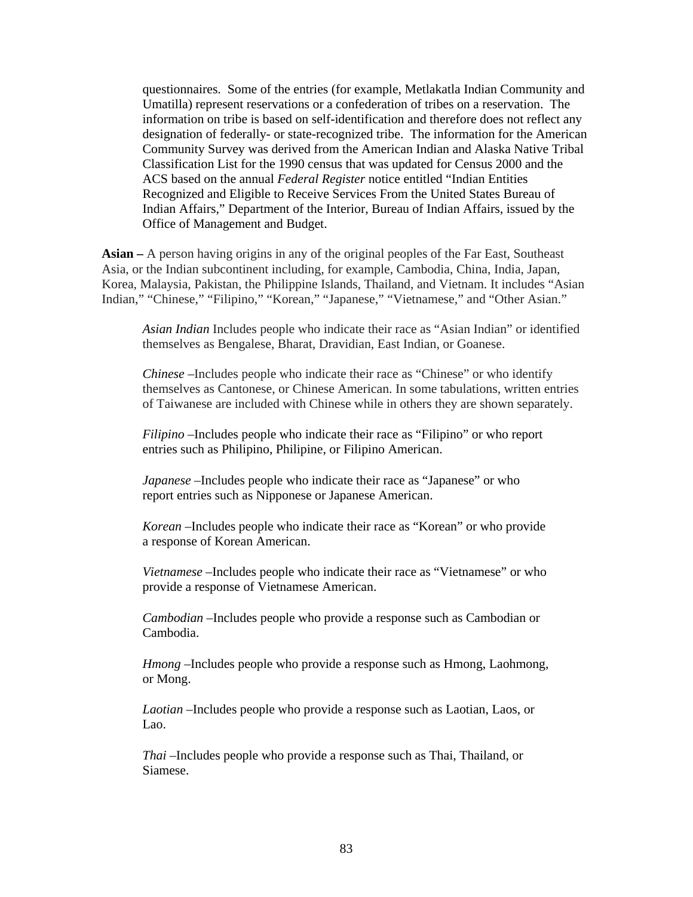questionnaires. Some of the entries (for example, Metlakatla Indian Community and Umatilla) represent reservations or a confederation of tribes on a reservation. The information on tribe is based on self-identification and therefore does not reflect any designation of federally- or state-recognized tribe. The information for the American Community Survey was derived from the American Indian and Alaska Native Tribal Classification List for the 1990 census that was updated for Census 2000 and the ACS based on the annual *Federal Register* notice entitled "Indian Entities Recognized and Eligible to Receive Services From the United States Bureau of Indian Affairs," Department of the Interior, Bureau of Indian Affairs, issued by the Office of Management and Budget.

**Asian –** A person having origins in any of the original peoples of the Far East, Southeast Asia, or the Indian subcontinent including, for example, Cambodia, China, India, Japan, Korea, Malaysia, Pakistan, the Philippine Islands, Thailand, and Vietnam. It includes "Asian Indian," "Chinese," "Filipino," "Korean," "Japanese," "Vietnamese," and "Other Asian."

*Asian Indian* Includes people who indicate their race as "Asian Indian" or identified themselves as Bengalese, Bharat, Dravidian, East Indian, or Goanese.

*Chinese* –Includes people who indicate their race as "Chinese" or who identify themselves as Cantonese, or Chinese American. In some tabulations, written entries of Taiwanese are included with Chinese while in others they are shown separately.

*Filipino* –Includes people who indicate their race as "Filipino" or who report entries such as Philipino, Philipine, or Filipino American.

*Japanese* –Includes people who indicate their race as "Japanese" or who report entries such as Nipponese or Japanese American.

*Korean* –Includes people who indicate their race as "Korean" or who provide a response of Korean American.

*Vietnamese* –Includes people who indicate their race as "Vietnamese" or who provide a response of Vietnamese American.

*Cambodian* –Includes people who provide a response such as Cambodian or Cambodia.

*Hmong* –Includes people who provide a response such as Hmong, Laohmong, or Mong.

*Laotian* –Includes people who provide a response such as Laotian, Laos, or Lao.

*Thai* –Includes people who provide a response such as Thai, Thailand, or Siamese.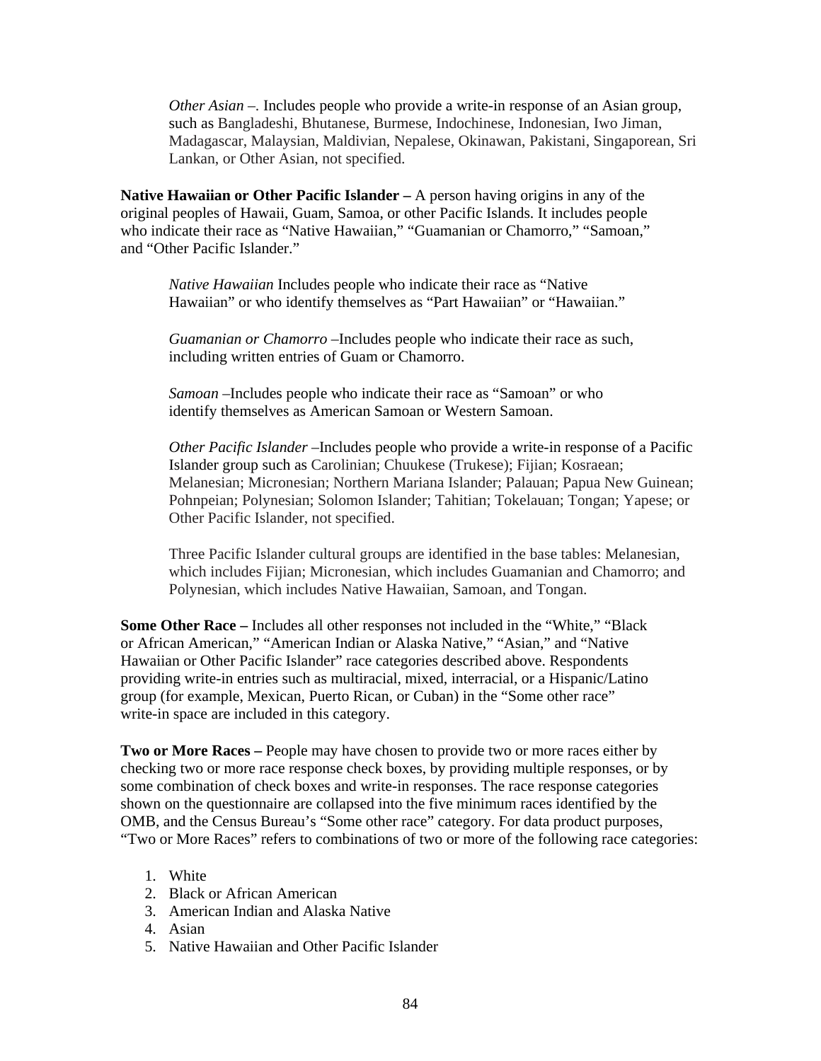*Other Asian* –. Includes people who provide a write-in response of an Asian group, such as Bangladeshi, Bhutanese, Burmese, Indochinese, Indonesian, Iwo Jiman, Madagascar, Malaysian, Maldivian, Nepalese, Okinawan, Pakistani, Singaporean, Sri Lankan, or Other Asian, not specified.

**Native Hawaiian or Other Pacific Islander –** A person having origins in any of the original peoples of Hawaii, Guam, Samoa, or other Pacific Islands. It includes people who indicate their race as "Native Hawaiian," "Guamanian or Chamorro," "Samoan," and "Other Pacific Islander."

*Native Hawaiian* Includes people who indicate their race as "Native Hawaiian" or who identify themselves as "Part Hawaiian" or "Hawaiian."

*Guamanian or Chamorro* –Includes people who indicate their race as such, including written entries of Guam or Chamorro.

*Samoan* –Includes people who indicate their race as "Samoan" or who identify themselves as American Samoan or Western Samoan.

*Other Pacific Islander* –Includes people who provide a write-in response of a Pacific Islander group such as Carolinian; Chuukese (Trukese); Fijian; Kosraean; Melanesian; Micronesian; Northern Mariana Islander; Palauan; Papua New Guinean; Pohnpeian; Polynesian; Solomon Islander; Tahitian; Tokelauan; Tongan; Yapese; or Other Pacific Islander, not specified.

Three Pacific Islander cultural groups are identified in the base tables: Melanesian, which includes Fijian; Micronesian, which includes Guamanian and Chamorro; and Polynesian, which includes Native Hawaiian, Samoan, and Tongan.

**Some Other Race –** Includes all other responses not included in the "White," "Black or African American," "American Indian or Alaska Native," "Asian," and "Native Hawaiian or Other Pacific Islander" race categories described above. Respondents providing write-in entries such as multiracial, mixed, interracial, or a Hispanic/Latino group (for example, Mexican, Puerto Rican, or Cuban) in the "Some other race" write-in space are included in this category.

**Two or More Races –** People may have chosen to provide two or more races either by checking two or more race response check boxes, by providing multiple responses, or by some combination of check boxes and write-in responses. The race response categories shown on the questionnaire are collapsed into the five minimum races identified by the OMB, and the Census Bureau's "Some other race" category. For data product purposes, "Two or More Races" refers to combinations of two or more of the following race categories:

1. White
2. Black or African American
3. American Indian and Alaska Native
4. Asian
5. Native Hawaiian and Other Pacific Islander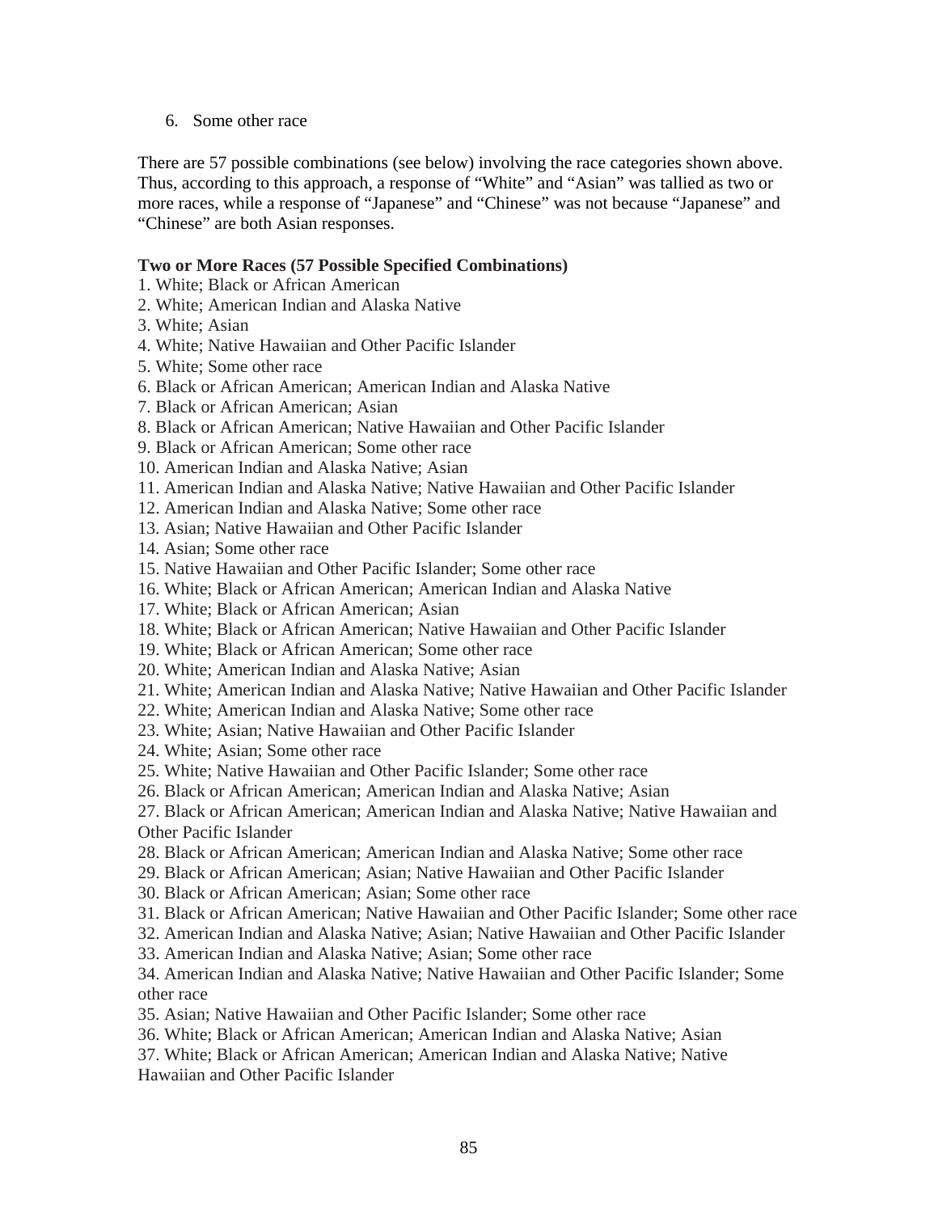6. Some other race

There are 57 possible combinations (see below) involving the race categories shown above. Thus, according to this approach, a response of “White” and “Asian” was tallied as two or more races, while a response of “Japanese” and “Chinese” was not because “Japanese” and “Chinese” are both Asian responses.

**Two or More Races (57 Possible Specified Combinations)**

1. White; Black or African American
2. White; American Indian and Alaska Native
3. White; Asian
4. White; Native Hawaiian and Other Pacific Islander
5. White; Some other race
6. Black or African American; American Indian and Alaska Native
7. Black or African American; Asian
8. Black or African American; Native Hawaiian and Other Pacific Islander
9. Black or African American; Some other race
10. American Indian and Alaska Native; Asian
11. American Indian and Alaska Native; Native Hawaiian and Other Pacific Islander
12. American Indian and Alaska Native; Some other race
13. Asian; Native Hawaiian and Other Pacific Islander
14. Asian; Some other race
15. Native Hawaiian and Other Pacific Islander; Some other race
16. White; Black or African American; American Indian and Alaska Native
17. White; Black or African American; Asian
18. White; Black or African American; Native Hawaiian and Other Pacific Islander
19. White; Black or African American; Some other race
20. White; American Indian and Alaska Native; Asian
21. White; American Indian and Alaska Native; Native Hawaiian and Other Pacific Islander
22. White; American Indian and Alaska Native; Some other race
23. White; Asian; Native Hawaiian and Other Pacific Islander
24. White; Asian; Some other race
25. White; Native Hawaiian and Other Pacific Islander; Some other race
26. Black or African American; American Indian and Alaska Native; Asian
27. Black or African American; American Indian and Alaska Native; Native Hawaiian and Other Pacific Islander
28. Black or African American; American Indian and Alaska Native; Some other race
29. Black or African American; Asian; Native Hawaiian and Other Pacific Islander
30. Black or African American; Asian; Some other race
31. Black or African American; Native Hawaiian and Other Pacific Islander; Some other race
32. American Indian and Alaska Native; Asian; Native Hawaiian and Other Pacific Islander
33. American Indian and Alaska Native; Asian; Some other race
34. American Indian and Alaska Native; Native Hawaiian and Other Pacific Islander; Some other race
35. Asian; Native Hawaiian and Other Pacific Islander; Some other race
36. White; Black or African American; American Indian and Alaska Native; Asian
37. White; Black or African American; American Indian and Alaska Native; Native Hawaiian and Other Pacific Islander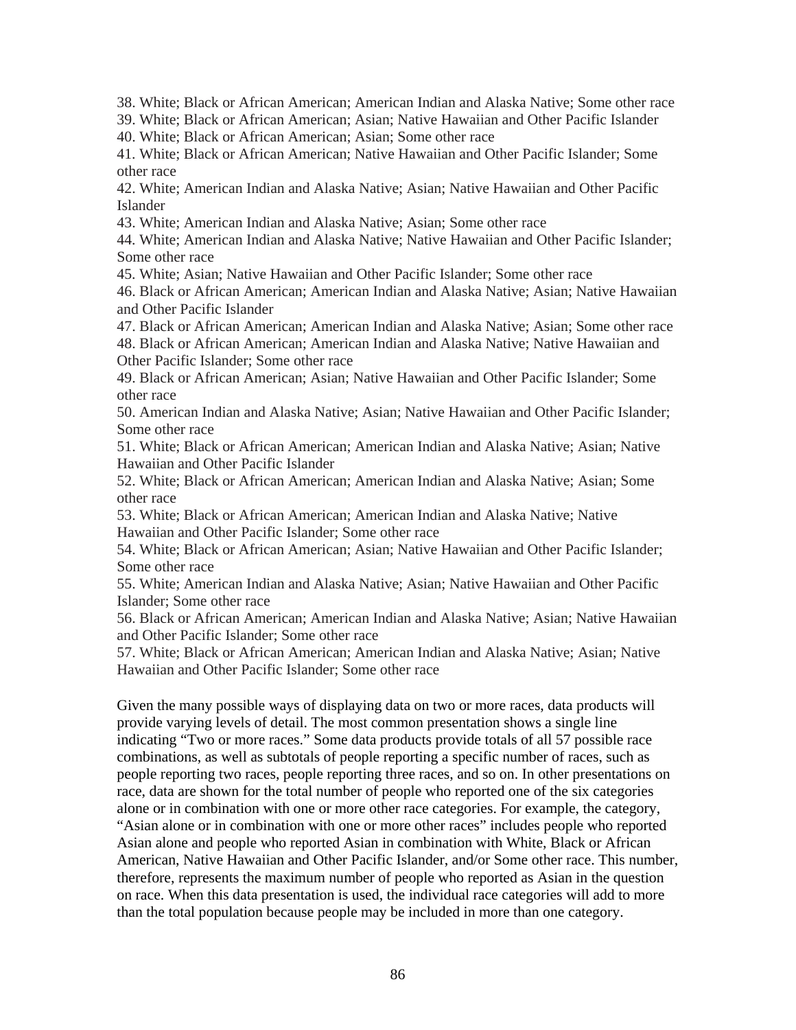38. White; Black or African American; American Indian and Alaska Native; Some other race
39. White; Black or African American; Asian; Native Hawaiian and Other Pacific Islander
40. White; Black or African American; Asian; Some other race
41. White; Black or African American; Native Hawaiian and Other Pacific Islander; Some other race
42. White; American Indian and Alaska Native; Asian; Native Hawaiian and Other Pacific Islander
43. White; American Indian and Alaska Native; Asian; Some other race
44. White; American Indian and Alaska Native; Native Hawaiian and Other Pacific Islander; Some other race
45. White; Asian; Native Hawaiian and Other Pacific Islander; Some other race
46. Black or African American; American Indian and Alaska Native; Asian; Native Hawaiian and Other Pacific Islander
47. Black or African American; American Indian and Alaska Native; Asian; Some other race
48. Black or African American; American Indian and Alaska Native; Native Hawaiian and Other Pacific Islander; Some other race
49. Black or African American; Asian; Native Hawaiian and Other Pacific Islander; Some other race
50. American Indian and Alaska Native; Asian; Native Hawaiian and Other Pacific Islander; Some other race
51. White; Black or African American; American Indian and Alaska Native; Asian; Native Hawaiian and Other Pacific Islander
52. White; Black or African American; American Indian and Alaska Native; Asian; Some other race
53. White; Black or African American; American Indian and Alaska Native; Native Hawaiian and Other Pacific Islander; Some other race
54. White; Black or African American; Asian; Native Hawaiian and Other Pacific Islander; Some other race
55. White; American Indian and Alaska Native; Asian; Native Hawaiian and Other Pacific Islander; Some other race
56. Black or African American; American Indian and Alaska Native; Asian; Native Hawaiian and Other Pacific Islander; Some other race
57. White; Black or African American; American Indian and Alaska Native; Asian; Native Hawaiian and Other Pacific Islander; Some other race

Given the many possible ways of displaying data on two or more races, data products will provide varying levels of detail. The most common presentation shows a single line indicating "Two or more races." Some data products provide totals of all 57 possible race combinations, as well as subtotals of people reporting a specific number of races, such as people reporting two races, people reporting three races, and so on. In other presentations on race, data are shown for the total number of people who reported one of the six categories alone or in combination with one or more other race categories. For example, the category, "Asian alone or in combination with one or more other races" includes people who reported Asian alone and people who reported Asian in combination with White, Black or African American, Native Hawaiian and Other Pacific Islander, and/or Some other race. This number, therefore, represents the maximum number of people who reported as Asian in the question on race. When this data presentation is used, the individual race categories will add to more than the total population because people may be included in more than one category.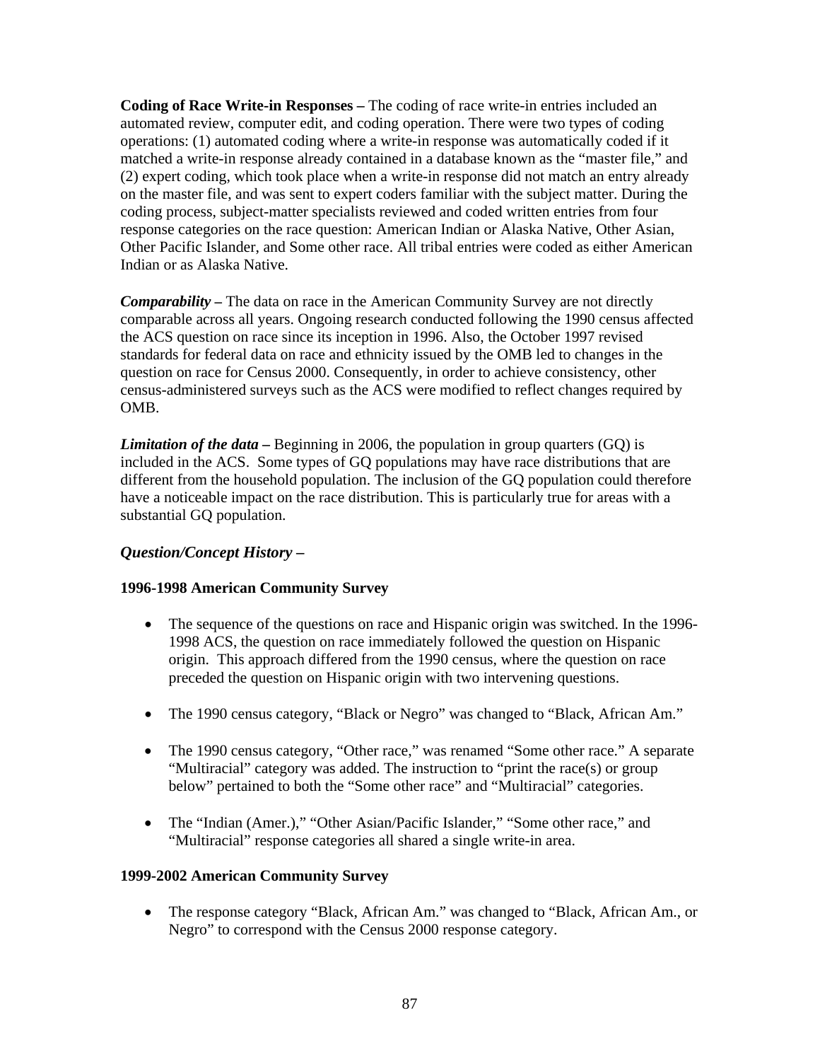**Coding of Race Write-in Responses –** The coding of race write-in entries included an automated review, computer edit, and coding operation. There were two types of coding operations: (1) automated coding where a write-in response was automatically coded if it matched a write-in response already contained in a database known as the "master file," and (2) expert coding, which took place when a write-in response did not match an entry already on the master file, and was sent to expert coders familiar with the subject matter. During the coding process, subject-matter specialists reviewed and coded written entries from four response categories on the race question: American Indian or Alaska Native, Other Asian, Other Pacific Islander, and Some other race. All tribal entries were coded as either American Indian or as Alaska Native.

***Comparability* –** The data on race in the American Community Survey are not directly comparable across all years. Ongoing research conducted following the 1990 census affected the ACS question on race since its inception in 1996. Also, the October 1997 revised standards for federal data on race and ethnicity issued by the OMB led to changes in the question on race for Census 2000. Consequently, in order to achieve consistency, other census-administered surveys such as the ACS were modified to reflect changes required by OMB.

***Limitation of the data* –** Beginning in 2006, the population in group quarters (GQ) is included in the ACS. Some types of GQ populations may have race distributions that are different from the household population. The inclusion of the GQ population could therefore have a noticeable impact on the race distribution. This is particularly true for areas with a substantial GQ population.

***Question/Concept History –***

**1996-1998 American Community Survey**

- The sequence of the questions on race and Hispanic origin was switched. In the 1996-1998 ACS, the question on race immediately followed the question on Hispanic origin. This approach differed from the 1990 census, where the question on race preceded the question on Hispanic origin with two intervening questions.

- The 1990 census category, "Black or Negro" was changed to "Black, African Am."

- The 1990 census category, "Other race," was renamed "Some other race." A separate "Multiracial" category was added. The instruction to "print the race(s) or group below" pertained to both the "Some other race" and "Multiracial" categories.

- The "Indian (Amer.)," "Other Asian/Pacific Islander," "Some other race," and "Multiracial" response categories all shared a single write-in area.

**1999-2002 American Community Survey**

- The response category "Black, African Am." was changed to "Black, African Am., or Negro" to correspond with the Census 2000 response category.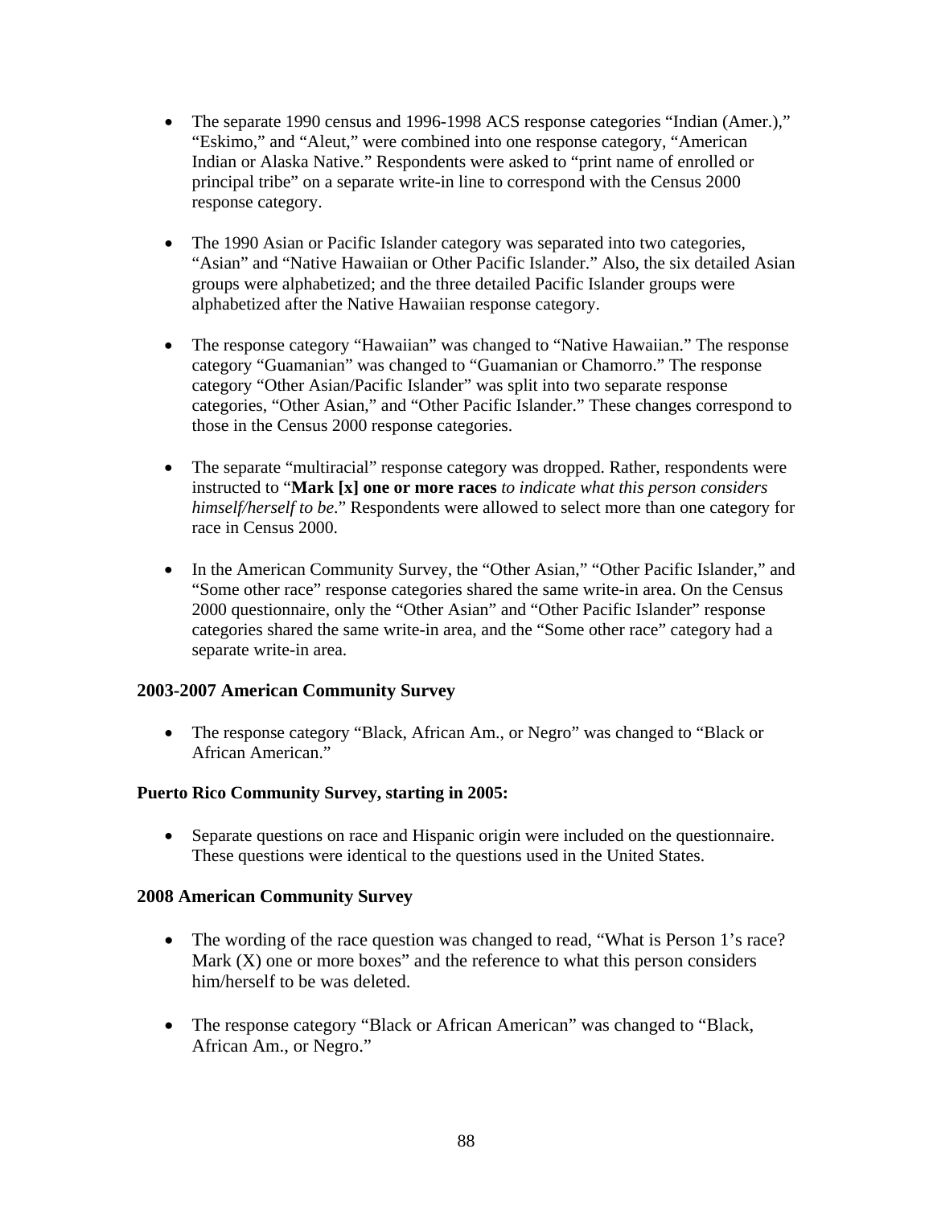- The separate 1990 census and 1996-1998 ACS response categories “Indian (Amer.),” “Eskimo,” and “Aleut,” were combined into one response category, “American Indian or Alaska Native.” Respondents were asked to “print name of enrolled or principal tribe” on a separate write-in line to correspond with the Census 2000 response category.

- The 1990 Asian or Pacific Islander category was separated into two categories, “Asian” and “Native Hawaiian or Other Pacific Islander.” Also, the six detailed Asian groups were alphabetized; and the three detailed Pacific Islander groups were alphabetized after the Native Hawaiian response category.

- The response category “Hawaiian” was changed to “Native Hawaiian.” The response category “Guamanian” was changed to “Guamanian or Chamorro.” The response category “Other Asian/Pacific Islander” was split into two separate response categories, “Other Asian,” and “Other Pacific Islander.” These changes correspond to those in the Census 2000 response categories.

- The separate “multiracial” response category was dropped. Rather, respondents were instructed to “**Mark [x] one or more races** *to indicate what this person considers himself/herself to be*.” Respondents were allowed to select more than one category for race in Census 2000.

- In the American Community Survey, the “Other Asian,” “Other Pacific Islander,” and “Some other race” response categories shared the same write-in area. On the Census 2000 questionnaire, only the “Other Asian” and “Other Pacific Islander” response categories shared the same write-in area, and the “Some other race” category had a separate write-in area.

**2003-2007 American Community Survey**

- The response category “Black, African Am., or Negro” was changed to “Black or African American.”

**Puerto Rico Community Survey, starting in 2005:**

- Separate questions on race and Hispanic origin were included on the questionnaire. These questions were identical to the questions used in the United States.

**2008 American Community Survey**

- The wording of the race question was changed to read, “What is Person 1’s race? Mark (X) one or more boxes” and the reference to what this person considers him/herself to be was deleted.

- The response category “Black or African American” was changed to “Black, African Am., or Negro.”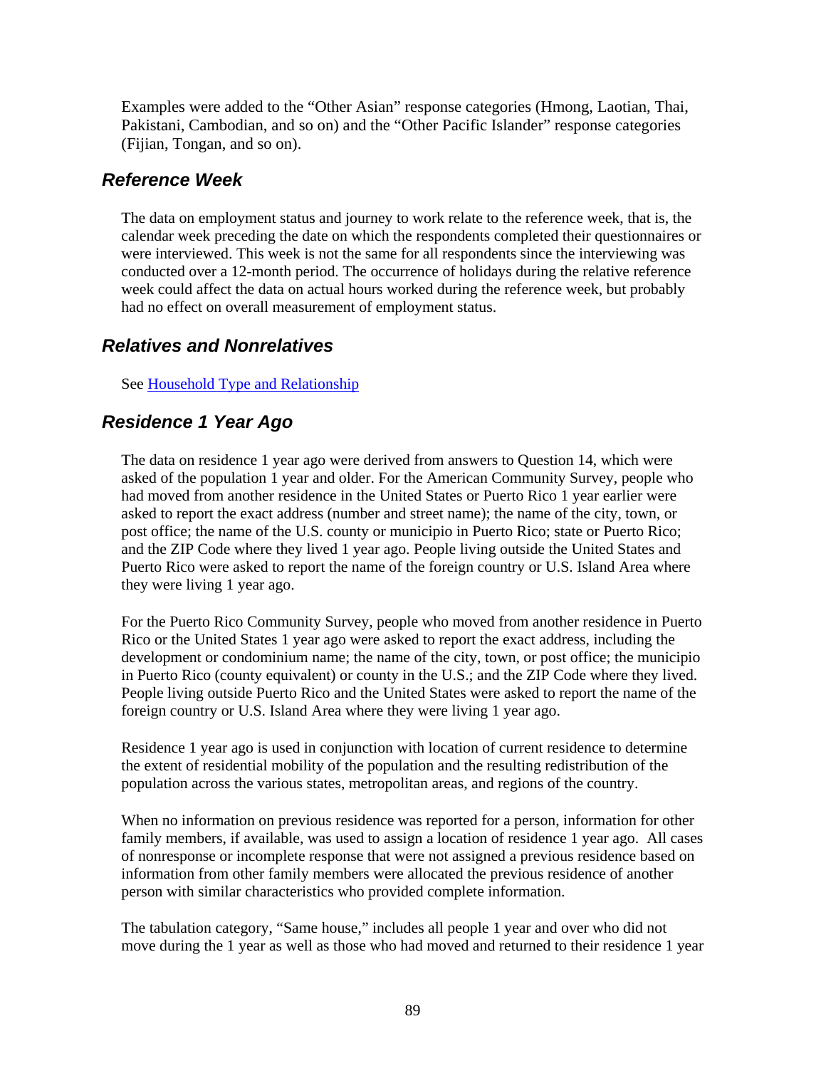Examples were added to the "Other Asian" response categories (Hmong, Laotian, Thai, Pakistani, Cambodian, and so on) and the "Other Pacific Islander" response categories (Fijian, Tongan, and so on).

## *Reference Week*

The data on employment status and journey to work relate to the reference week, that is, the calendar week preceding the date on which the respondents completed their questionnaires or were interviewed. This week is not the same for all respondents since the interviewing was conducted over a 12-month period. The occurrence of holidays during the relative reference week could affect the data on actual hours worked during the reference week, but probably had no effect on overall measurement of employment status.

## *Relatives and Nonrelatives*

See Household Type and Relationship

## *Residence 1 Year Ago*

The data on residence 1 year ago were derived from answers to Question 14, which were asked of the population 1 year and older. For the American Community Survey, people who had moved from another residence in the United States or Puerto Rico 1 year earlier were asked to report the exact address (number and street name); the name of the city, town, or post office; the name of the U.S. county or municipio in Puerto Rico; state or Puerto Rico; and the ZIP Code where they lived 1 year ago. People living outside the United States and Puerto Rico were asked to report the name of the foreign country or U.S. Island Area where they were living 1 year ago.

For the Puerto Rico Community Survey, people who moved from another residence in Puerto Rico or the United States 1 year ago were asked to report the exact address, including the development or condominium name; the name of the city, town, or post office; the municipio in Puerto Rico (county equivalent) or county in the U.S.; and the ZIP Code where they lived. People living outside Puerto Rico and the United States were asked to report the name of the foreign country or U.S. Island Area where they were living 1 year ago.

Residence 1 year ago is used in conjunction with location of current residence to determine the extent of residential mobility of the population and the resulting redistribution of the population across the various states, metropolitan areas, and regions of the country.

When no information on previous residence was reported for a person, information for other family members, if available, was used to assign a location of residence 1 year ago. All cases of nonresponse or incomplete response that were not assigned a previous residence based on information from other family members were allocated the previous residence of another person with similar characteristics who provided complete information.

The tabulation category, "Same house," includes all people 1 year and over who did not move during the 1 year as well as those who had moved and returned to their residence 1 year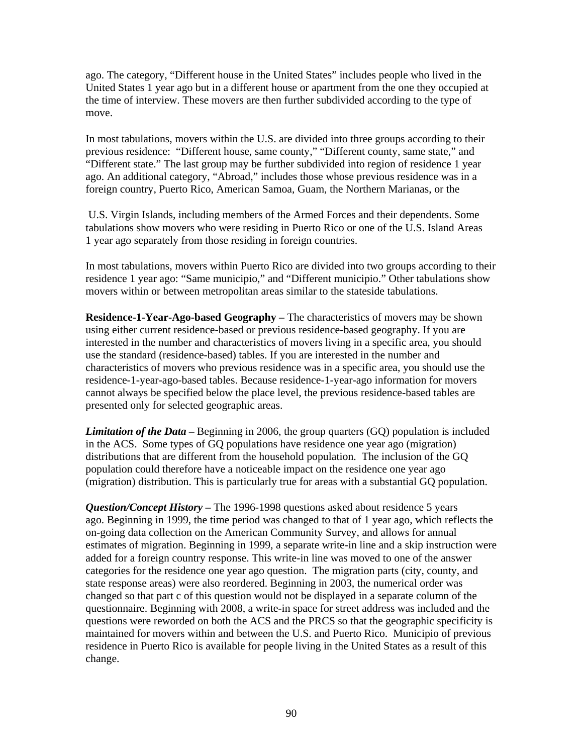ago. The category, “Different house in the United States” includes people who lived in the United States 1 year ago but in a different house or apartment from the one they occupied at the time of interview. These movers are then further subdivided according to the type of move.

In most tabulations, movers within the U.S. are divided into three groups according to their previous residence: “Different house, same county,” “Different county, same state,” and “Different state.” The last group may be further subdivided into region of residence 1 year ago. An additional category, “Abroad,” includes those whose previous residence was in a foreign country, Puerto Rico, American Samoa, Guam, the Northern Marianas, or the U.S. Virgin Islands, including members of the Armed Forces and their dependents. Some tabulations show movers who were residing in Puerto Rico or one of the U.S. Island Areas 1 year ago separately from those residing in foreign countries.

In most tabulations, movers within Puerto Rico are divided into two groups according to their residence 1 year ago: “Same municipio,” and “Different municipio.” Other tabulations show movers within or between metropolitan areas similar to the stateside tabulations.

**Residence-1-Year-Ago-based Geography –** The characteristics of movers may be shown using either current residence-based or previous residence-based geography. If you are interested in the number and characteristics of movers living in a specific area, you should use the standard (residence-based) tables. If you are interested in the number and characteristics of movers who previous residence was in a specific area, you should use the residence-1-year-ago-based tables. Because residence-1-year-ago information for movers cannot always be specified below the place level, the previous residence-based tables are presented only for selected geographic areas.

***Limitation of the Data –*** Beginning in 2006, the group quarters (GQ) population is included in the ACS. Some types of GQ populations have residence one year ago (migration) distributions that are different from the household population. The inclusion of the GQ population could therefore have a noticeable impact on the residence one year ago (migration) distribution. This is particularly true for areas with a substantial GQ population.

***Question/Concept History –*** The 1996-1998 questions asked about residence 5 years ago. Beginning in 1999, the time period was changed to that of 1 year ago, which reflects the on-going data collection on the American Community Survey, and allows for annual estimates of migration. Beginning in 1999, a separate write-in line and a skip instruction were added for a foreign country response. This write-in line was moved to one of the answer categories for the residence one year ago question. The migration parts (city, county, and state response areas) were also reordered. Beginning in 2003, the numerical order was changed so that part c of this question would not be displayed in a separate column of the questionnaire. Beginning with 2008, a write-in space for street address was included and the questions were reworded on both the ACS and the PRCS so that the geographic specificity is maintained for movers within and between the U.S. and Puerto Rico. Municipio of previous residence in Puerto Rico is available for people living in the United States as a result of this change.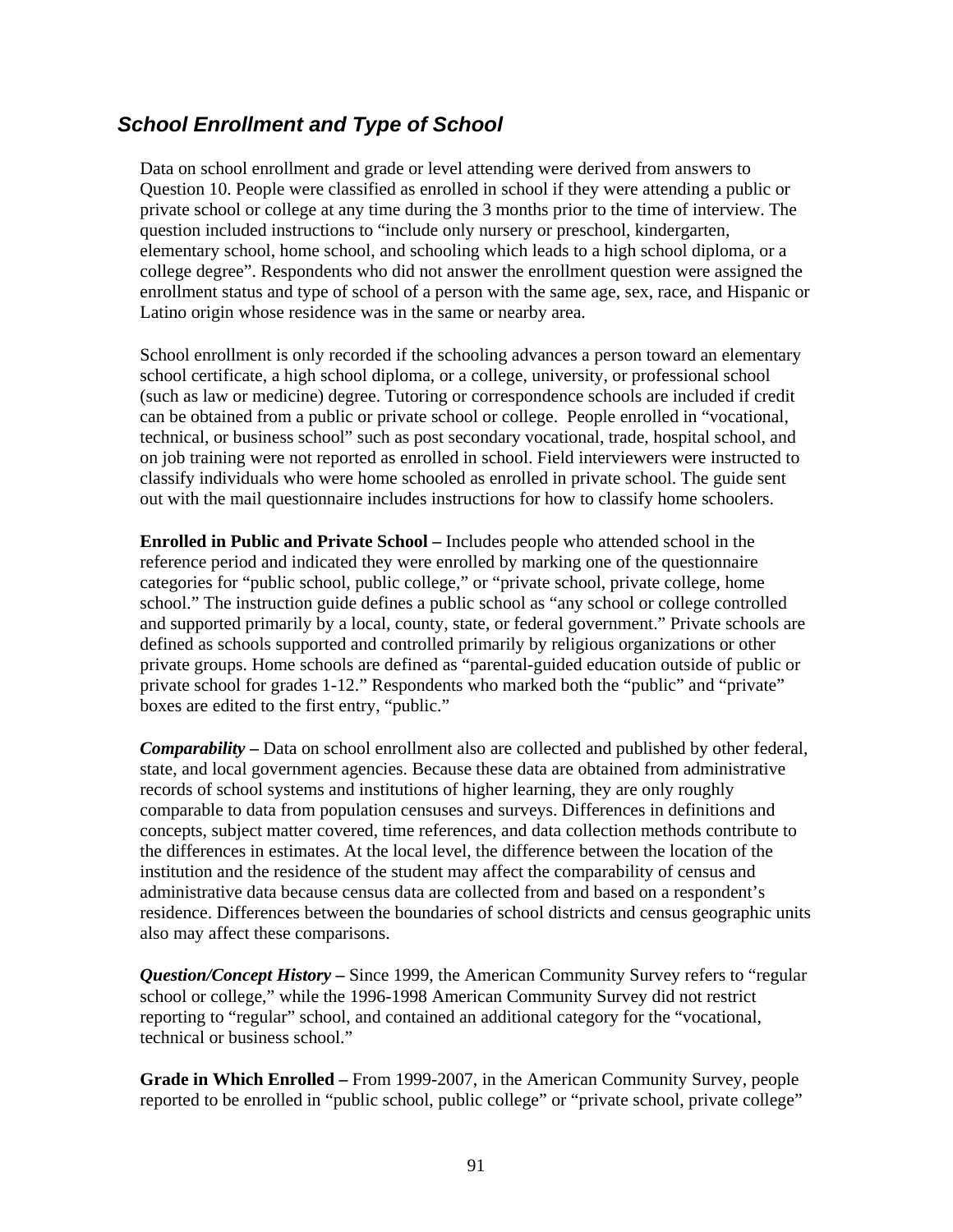## *School Enrollment and Type of School*

Data on school enrollment and grade or level attending were derived from answers to Question 10. People were classified as enrolled in school if they were attending a public or private school or college at any time during the 3 months prior to the time of interview. The question included instructions to "include only nursery or preschool, kindergarten, elementary school, home school, and schooling which leads to a high school diploma, or a college degree". Respondents who did not answer the enrollment question were assigned the enrollment status and type of school of a person with the same age, sex, race, and Hispanic or Latino origin whose residence was in the same or nearby area.

School enrollment is only recorded if the schooling advances a person toward an elementary school certificate, a high school diploma, or a college, university, or professional school (such as law or medicine) degree. Tutoring or correspondence schools are included if credit can be obtained from a public or private school or college. People enrolled in "vocational, technical, or business school" such as post secondary vocational, trade, hospital school, and on job training were not reported as enrolled in school. Field interviewers were instructed to classify individuals who were home schooled as enrolled in private school. The guide sent out with the mail questionnaire includes instructions for how to classify home schoolers.

**Enrolled in Public and Private School –** Includes people who attended school in the reference period and indicated they were enrolled by marking one of the questionnaire categories for "public school, public college," or "private school, private college, home school." The instruction guide defines a public school as "any school or college controlled and supported primarily by a local, county, state, or federal government." Private schools are defined as schools supported and controlled primarily by religious organizations or other private groups. Home schools are defined as "parental-guided education outside of public or private school for grades 1-12." Respondents who marked both the "public" and "private" boxes are edited to the first entry, "public."

***Comparability –*** Data on school enrollment also are collected and published by other federal, state, and local government agencies. Because these data are obtained from administrative records of school systems and institutions of higher learning, they are only roughly comparable to data from population censuses and surveys. Differences in definitions and concepts, subject matter covered, time references, and data collection methods contribute to the differences in estimates. At the local level, the difference between the location of the institution and the residence of the student may affect the comparability of census and administrative data because census data are collected from and based on a respondent's residence. Differences between the boundaries of school districts and census geographic units also may affect these comparisons.

***Question/Concept History –*** Since 1999, the American Community Survey refers to "regular school or college," while the 1996-1998 American Community Survey did not restrict reporting to "regular" school, and contained an additional category for the "vocational, technical or business school."

**Grade in Which Enrolled –** From 1999-2007, in the American Community Survey, people reported to be enrolled in "public school, public college" or "private school, private college"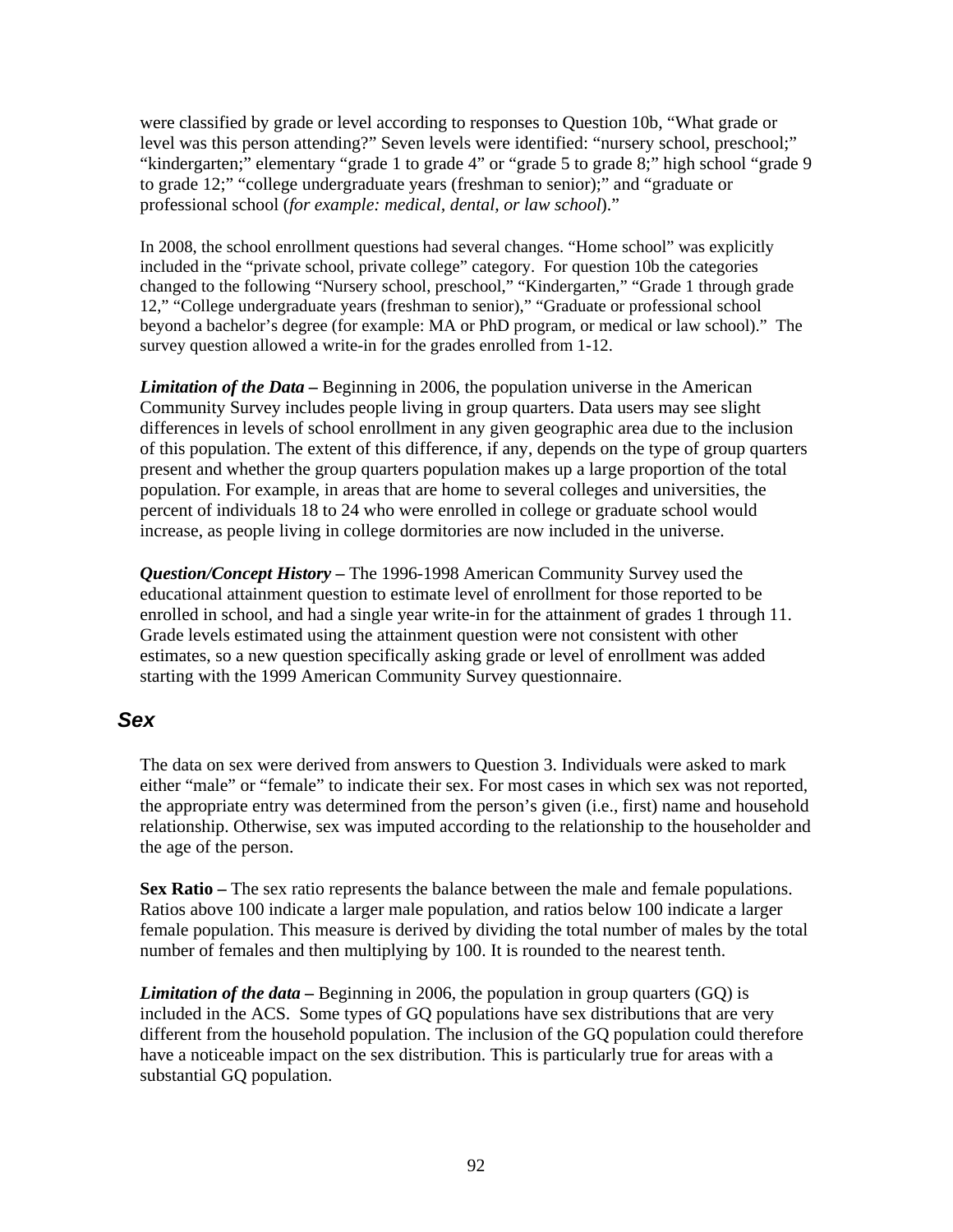were classified by grade or level according to responses to Question 10b, “What grade or level was this person attending?” Seven levels were identified: “nursery school, preschool;” “kindergarten;” elementary “grade 1 to grade 4” or “grade 5 to grade 8;” high school “grade 9 to grade 12;” “college undergraduate years (freshman to senior);” and “graduate or professional school (*for example: medical, dental, or law school*).”

In 2008, the school enrollment questions had several changes. “Home school” was explicitly included in the “private school, private college” category. For question 10b the categories changed to the following “Nursery school, preschool,” “Kindergarten,” “Grade 1 through grade 12,” “College undergraduate years (freshman to senior),” “Graduate or professional school beyond a bachelor’s degree (for example: MA or PhD program, or medical or law school).” The survey question allowed a write-in for the grades enrolled from 1-12.

***Limitation of the Data –*** Beginning in 2006, the population universe in the American Community Survey includes people living in group quarters. Data users may see slight differences in levels of school enrollment in any given geographic area due to the inclusion of this population. The extent of this difference, if any, depends on the type of group quarters present and whether the group quarters population makes up a large proportion of the total population. For example, in areas that are home to several colleges and universities, the percent of individuals 18 to 24 who were enrolled in college or graduate school would increase, as people living in college dormitories are now included in the universe.

***Question/Concept History –*** The 1996-1998 American Community Survey used the educational attainment question to estimate level of enrollment for those reported to be enrolled in school, and had a single year write-in for the attainment of grades 1 through 11. Grade levels estimated using the attainment question were not consistent with other estimates, so a new question specifically asking grade or level of enrollment was added starting with the 1999 American Community Survey questionnaire.

## *Sex*

The data on sex were derived from answers to Question 3. Individuals were asked to mark either “male” or “female” to indicate their sex. For most cases in which sex was not reported, the appropriate entry was determined from the person’s given (i.e., first) name and household relationship. Otherwise, sex was imputed according to the relationship to the householder and the age of the person.

**Sex Ratio –** The sex ratio represents the balance between the male and female populations. Ratios above 100 indicate a larger male population, and ratios below 100 indicate a larger female population. This measure is derived by dividing the total number of males by the total number of females and then multiplying by 100. It is rounded to the nearest tenth.

***Limitation of the data –*** Beginning in 2006, the population in group quarters (GQ) is included in the ACS. Some types of GQ populations have sex distributions that are very different from the household population. The inclusion of the GQ population could therefore have a noticeable impact on the sex distribution. This is particularly true for areas with a substantial GQ population.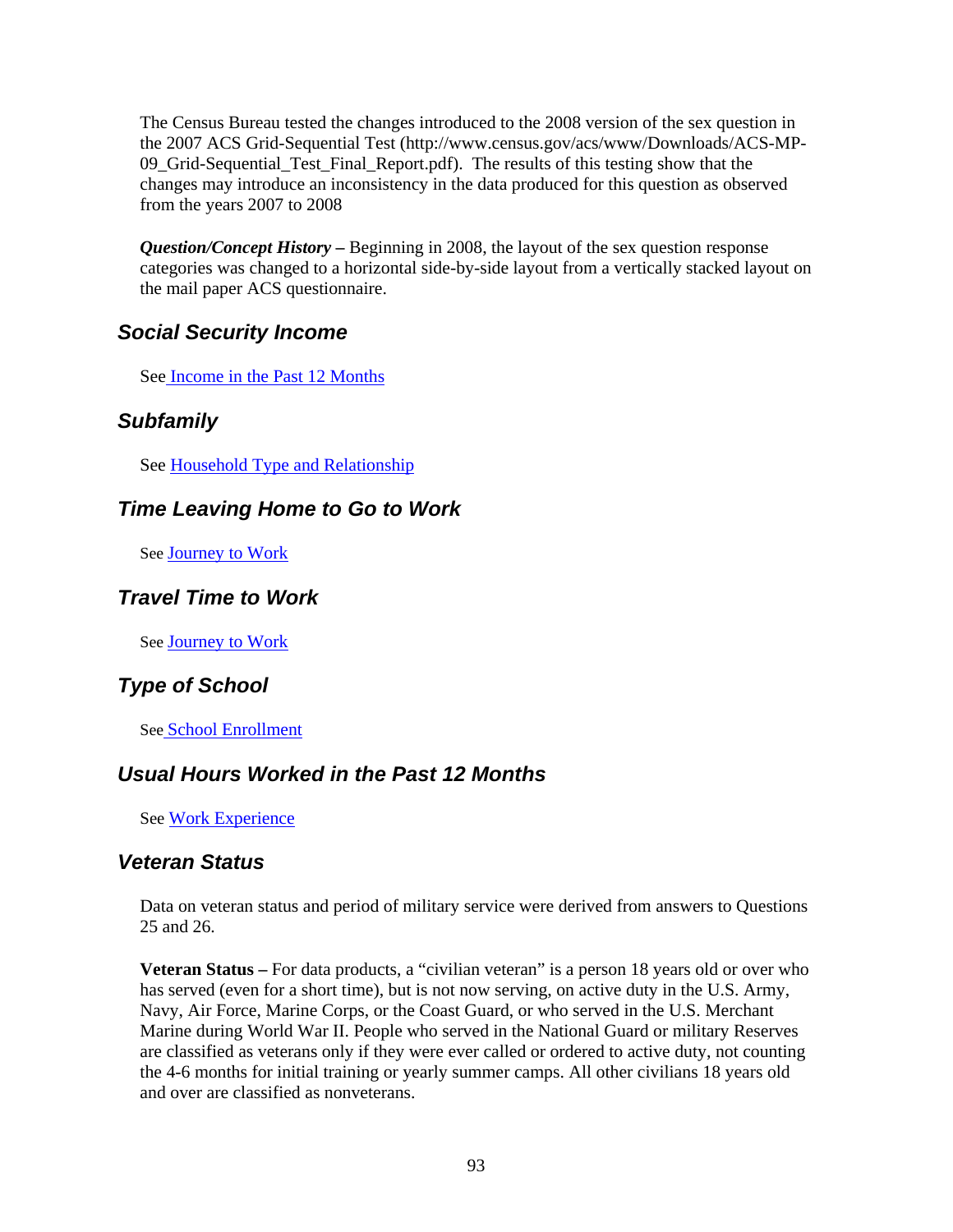The Census Bureau tested the changes introduced to the 2008 version of the sex question in the 2007 ACS Grid-Sequential Test (http://www.census.gov/acs/www/Downloads/ACS-MP-09_Grid-Sequential_Test_Final_Report.pdf). The results of this testing show that the changes may introduce an inconsistency in the data produced for this question as observed from the years 2007 to 2008

***Question/Concept History –*** Beginning in 2008, the layout of the sex question response categories was changed to a horizontal side-by-side layout from a vertically stacked layout on the mail paper ACS questionnaire.

## *Social Security Income*

See Income in the Past 12 Months

## *Subfamily*

See Household Type and Relationship

## *Time Leaving Home to Go to Work*

See Journey to Work

## *Travel Time to Work*

See Journey to Work

## *Type of School*

See School Enrollment

## *Usual Hours Worked in the Past 12 Months*

See Work Experience

## *Veteran Status*

Data on veteran status and period of military service were derived from answers to Questions 25 and 26.

**Veteran Status –** For data products, a "civilian veteran" is a person 18 years old or over who has served (even for a short time), but is not now serving, on active duty in the U.S. Army, Navy, Air Force, Marine Corps, or the Coast Guard, or who served in the U.S. Merchant Marine during World War II. People who served in the National Guard or military Reserves are classified as veterans only if they were ever called or ordered to active duty, not counting the 4-6 months for initial training or yearly summer camps. All other civilians 18 years old and over are classified as nonveterans.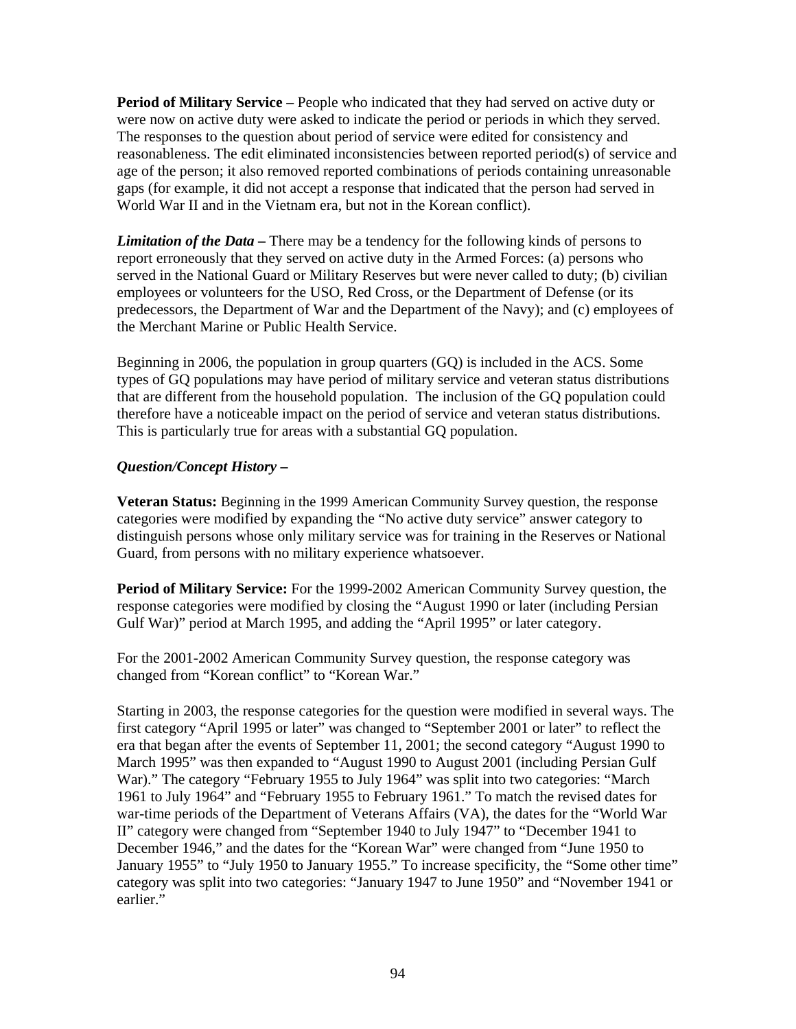**Period of Military Service –** People who indicated that they had served on active duty or were now on active duty were asked to indicate the period or periods in which they served. The responses to the question about period of service were edited for consistency and reasonableness. The edit eliminated inconsistencies between reported period(s) of service and age of the person; it also removed reported combinations of periods containing unreasonable gaps (for example, it did not accept a response that indicated that the person had served in World War II and in the Vietnam era, but not in the Korean conflict).

***Limitation of the Data* –** There may be a tendency for the following kinds of persons to report erroneously that they served on active duty in the Armed Forces: (a) persons who served in the National Guard or Military Reserves but were never called to duty; (b) civilian employees or volunteers for the USO, Red Cross, or the Department of Defense (or its predecessors, the Department of War and the Department of the Navy); and (c) employees of the Merchant Marine or Public Health Service.

Beginning in 2006, the population in group quarters (GQ) is included in the ACS. Some types of GQ populations may have period of military service and veteran status distributions that are different from the household population. The inclusion of the GQ population could therefore have a noticeable impact on the period of service and veteran status distributions. This is particularly true for areas with a substantial GQ population.

***Question/Concept History –***

**Veteran Status:** Beginning in the 1999 American Community Survey question, the response categories were modified by expanding the "No active duty service" answer category to distinguish persons whose only military service was for training in the Reserves or National Guard, from persons with no military experience whatsoever.

**Period of Military Service:** For the 1999-2002 American Community Survey question, the response categories were modified by closing the "August 1990 or later (including Persian Gulf War)" period at March 1995, and adding the "April 1995" or later category.

For the 2001-2002 American Community Survey question, the response category was changed from "Korean conflict" to "Korean War."

Starting in 2003, the response categories for the question were modified in several ways. The first category "April 1995 or later" was changed to "September 2001 or later" to reflect the era that began after the events of September 11, 2001; the second category "August 1990 to March 1995" was then expanded to "August 1990 to August 2001 (including Persian Gulf War)." The category "February 1955 to July 1964" was split into two categories: "March 1961 to July 1964" and "February 1955 to February 1961." To match the revised dates for war-time periods of the Department of Veterans Affairs (VA), the dates for the "World War II" category were changed from "September 1940 to July 1947" to "December 1941 to December 1946," and the dates for the "Korean War" were changed from "June 1950 to January 1955" to "July 1950 to January 1955." To increase specificity, the "Some other time" category was split into two categories: "January 1947 to June 1950" and "November 1941 or earlier."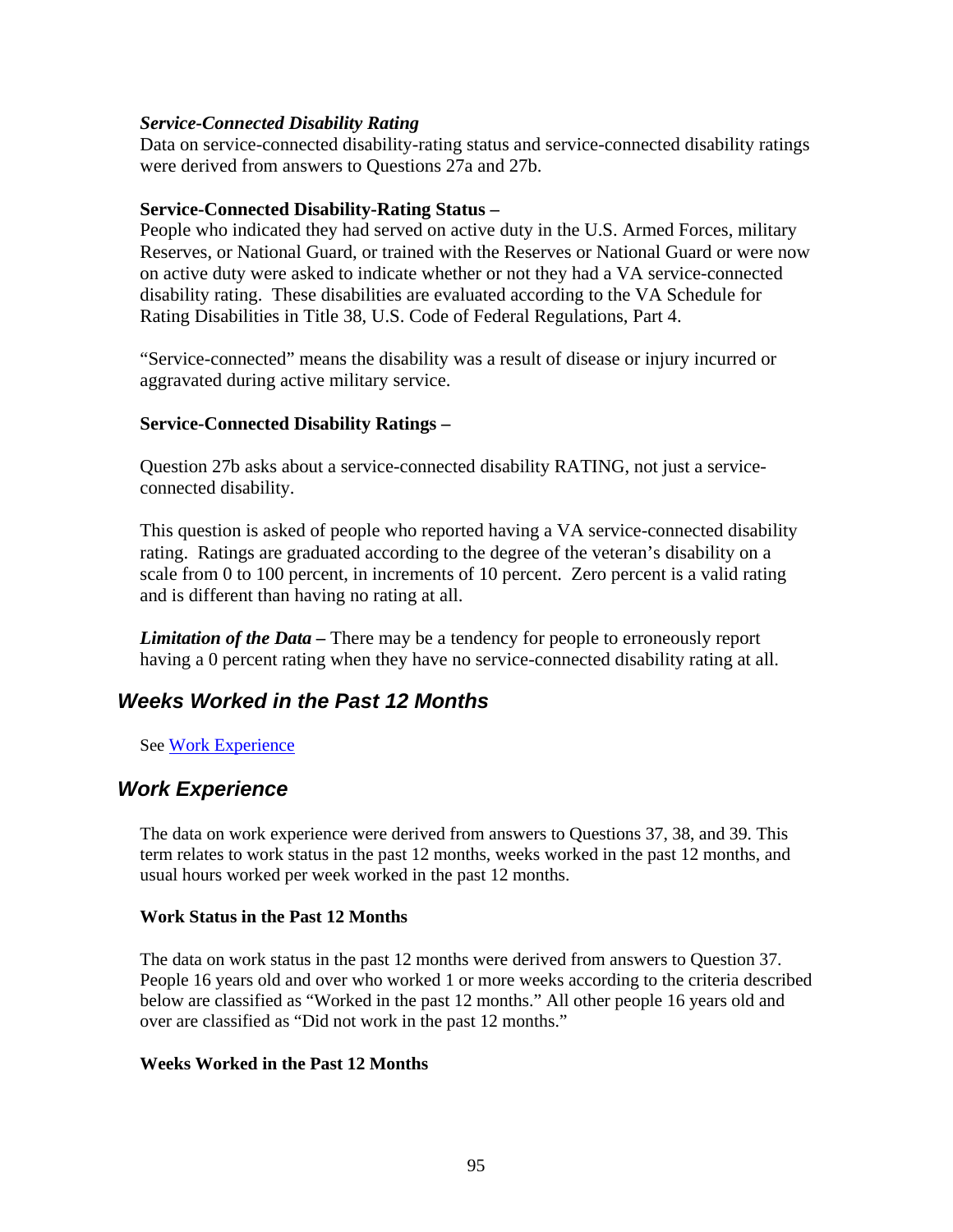### *Service-Connected Disability Rating*

Data on service-connected disability-rating status and service-connected disability ratings were derived from answers to Questions 27a and 27b.

**Service-Connected Disability-Rating Status –**

People who indicated they had served on active duty in the U.S. Armed Forces, military Reserves, or National Guard, or trained with the Reserves or National Guard or were now on active duty were asked to indicate whether or not they had a VA service-connected disability rating. These disabilities are evaluated according to the VA Schedule for Rating Disabilities in Title 38, U.S. Code of Federal Regulations, Part 4.

"Service-connected" means the disability was a result of disease or injury incurred or aggravated during active military service.

**Service-Connected Disability Ratings –**

Question 27b asks about a service-connected disability RATING, not just a service-connected disability.

This question is asked of people who reported having a VA service-connected disability rating. Ratings are graduated according to the degree of the veteran's disability on a scale from 0 to 100 percent, in increments of 10 percent. Zero percent is a valid rating and is different than having no rating at all.

***Limitation of the Data –*** There may be a tendency for people to erroneously report having a 0 percent rating when they have no service-connected disability rating at all.

## *Weeks Worked in the Past 12 Months*

See Work Experience

## *Work Experience*

The data on work experience were derived from answers to Questions 37, 38, and 39. This term relates to work status in the past 12 months, weeks worked in the past 12 months, and usual hours worked per week worked in the past 12 months.

**Work Status in the Past 12 Months**

The data on work status in the past 12 months were derived from answers to Question 37. People 16 years old and over who worked 1 or more weeks according to the criteria described below are classified as "Worked in the past 12 months." All other people 16 years old and over are classified as "Did not work in the past 12 months."

**Weeks Worked in the Past 12 Months**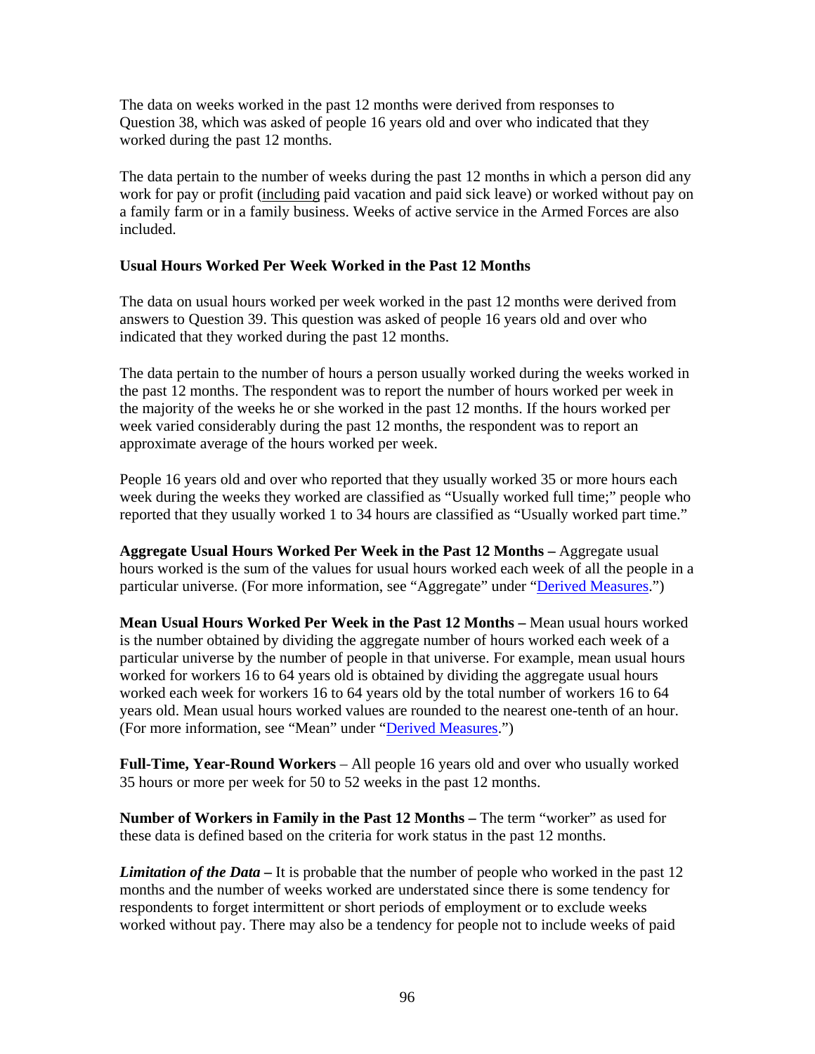The data on weeks worked in the past 12 months were derived from responses to Question 38, which was asked of people 16 years old and over who indicated that they worked during the past 12 months.

The data pertain to the number of weeks during the past 12 months in which a person did any work for pay or profit (<u>including</u> paid vacation and paid sick leave) or worked without pay on a family farm or in a family business. Weeks of active service in the Armed Forces are also included.

**Usual Hours Worked Per Week Worked in the Past 12 Months**

The data on usual hours worked per week worked in the past 12 months were derived from answers to Question 39. This question was asked of people 16 years old and over who indicated that they worked during the past 12 months.

The data pertain to the number of hours a person usually worked during the weeks worked in the past 12 months. The respondent was to report the number of hours worked per week in the majority of the weeks he or she worked in the past 12 months. If the hours worked per week varied considerably during the past 12 months, the respondent was to report an approximate average of the hours worked per week.

People 16 years old and over who reported that they usually worked 35 or more hours each week during the weeks they worked are classified as "Usually worked full time;" people who reported that they usually worked 1 to 34 hours are classified as "Usually worked part time."

**Aggregate Usual Hours Worked Per Week in the Past 12 Months –** Aggregate usual hours worked is the sum of the values for usual hours worked each week of all the people in a particular universe. (For more information, see "Aggregate" under "Derived Measures.")

**Mean Usual Hours Worked Per Week in the Past 12 Months –** Mean usual hours worked is the number obtained by dividing the aggregate number of hours worked each week of a particular universe by the number of people in that universe. For example, mean usual hours worked for workers 16 to 64 years old is obtained by dividing the aggregate usual hours worked each week for workers 16 to 64 years old by the total number of workers 16 to 64 years old. Mean usual hours worked values are rounded to the nearest one-tenth of an hour. (For more information, see "Mean" under "Derived Measures.")

**Full-Time, Year-Round Workers** – All people 16 years old and over who usually worked 35 hours or more per week for 50 to 52 weeks in the past 12 months.

**Number of Workers in Family in the Past 12 Months –** The term "worker" as used for these data is defined based on the criteria for work status in the past 12 months.

***Limitation of the Data* –** It is probable that the number of people who worked in the past 12 months and the number of weeks worked are understated since there is some tendency for respondents to forget intermittent or short periods of employment or to exclude weeks worked without pay. There may also be a tendency for people not to include weeks of paid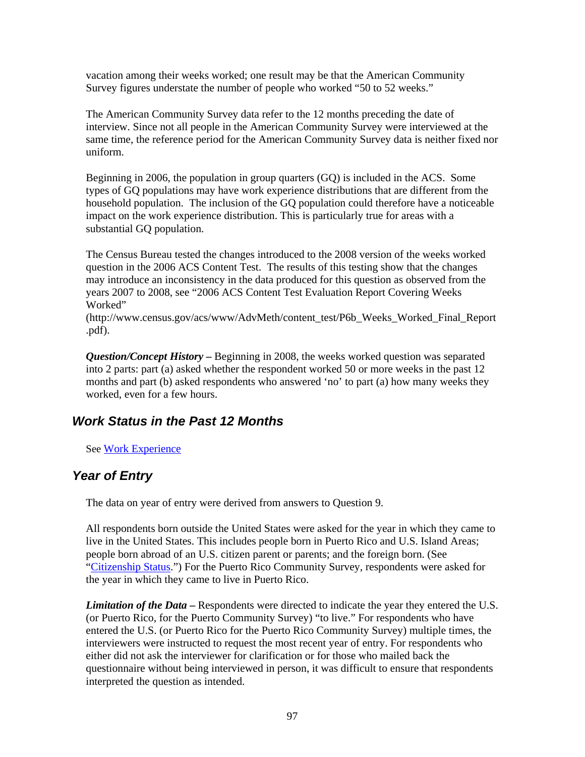vacation among their weeks worked; one result may be that the American Community Survey figures understate the number of people who worked "50 to 52 weeks."

The American Community Survey data refer to the 12 months preceding the date of interview. Since not all people in the American Community Survey were interviewed at the same time, the reference period for the American Community Survey data is neither fixed nor uniform.

Beginning in 2006, the population in group quarters (GQ) is included in the ACS. Some types of GQ populations may have work experience distributions that are different from the household population. The inclusion of the GQ population could therefore have a noticeable impact on the work experience distribution. This is particularly true for areas with a substantial GQ population.

The Census Bureau tested the changes introduced to the 2008 version of the weeks worked question in the 2006 ACS Content Test. The results of this testing show that the changes may introduce an inconsistency in the data produced for this question as observed from the years 2007 to 2008, see "2006 ACS Content Test Evaluation Report Covering Weeks Worked" (http://www.census.gov/acs/www/AdvMeth/content_test/P6b_Weeks_Worked_Final_Report.pdf).

***Question/Concept History –*** Beginning in 2008, the weeks worked question was separated into 2 parts: part (a) asked whether the respondent worked 50 or more weeks in the past 12 months and part (b) asked respondents who answered 'no' to part (a) how many weeks they worked, even for a few hours.

## Work Status in the Past 12 Months

See Work Experience

## Year of Entry

The data on year of entry were derived from answers to Question 9.

All respondents born outside the United States were asked for the year in which they came to live in the United States. This includes people born in Puerto Rico and U.S. Island Areas; people born abroad of an U.S. citizen parent or parents; and the foreign born. (See "Citizenship Status.") For the Puerto Rico Community Survey, respondents were asked for the year in which they came to live in Puerto Rico.

***Limitation of the Data –*** Respondents were directed to indicate the year they entered the U.S. (or Puerto Rico, for the Puerto Community Survey) "to live." For respondents who have entered the U.S. (or Puerto Rico for the Puerto Rico Community Survey) multiple times, the interviewers were instructed to request the most recent year of entry. For respondents who either did not ask the interviewer for clarification or for those who mailed back the questionnaire without being interviewed in person, it was difficult to ensure that respondents interpreted the question as intended.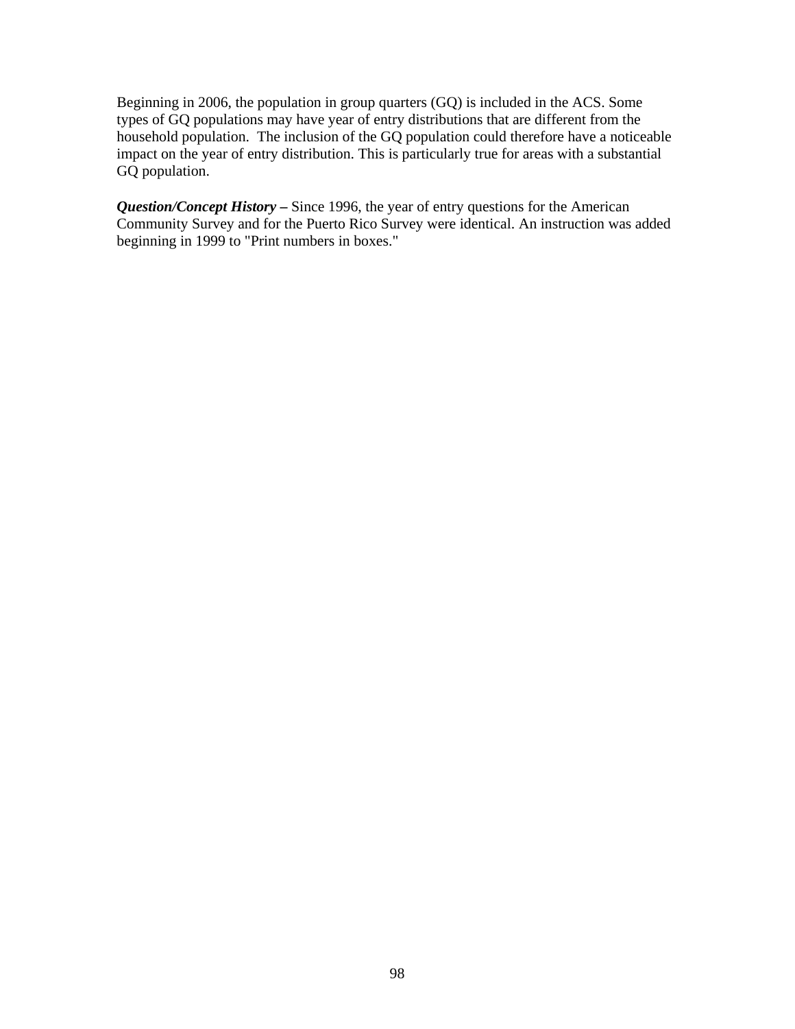Beginning in 2006, the population in group quarters (GQ) is included in the ACS. Some types of GQ populations may have year of entry distributions that are different from the household population. The inclusion of the GQ population could therefore have a noticeable impact on the year of entry distribution. This is particularly true for areas with a substantial GQ population.

***Question/Concept History –*** Since 1996, the year of entry questions for the American Community Survey and for the Puerto Rico Survey were identical. An instruction was added beginning in 1999 to "Print numbers in boxes."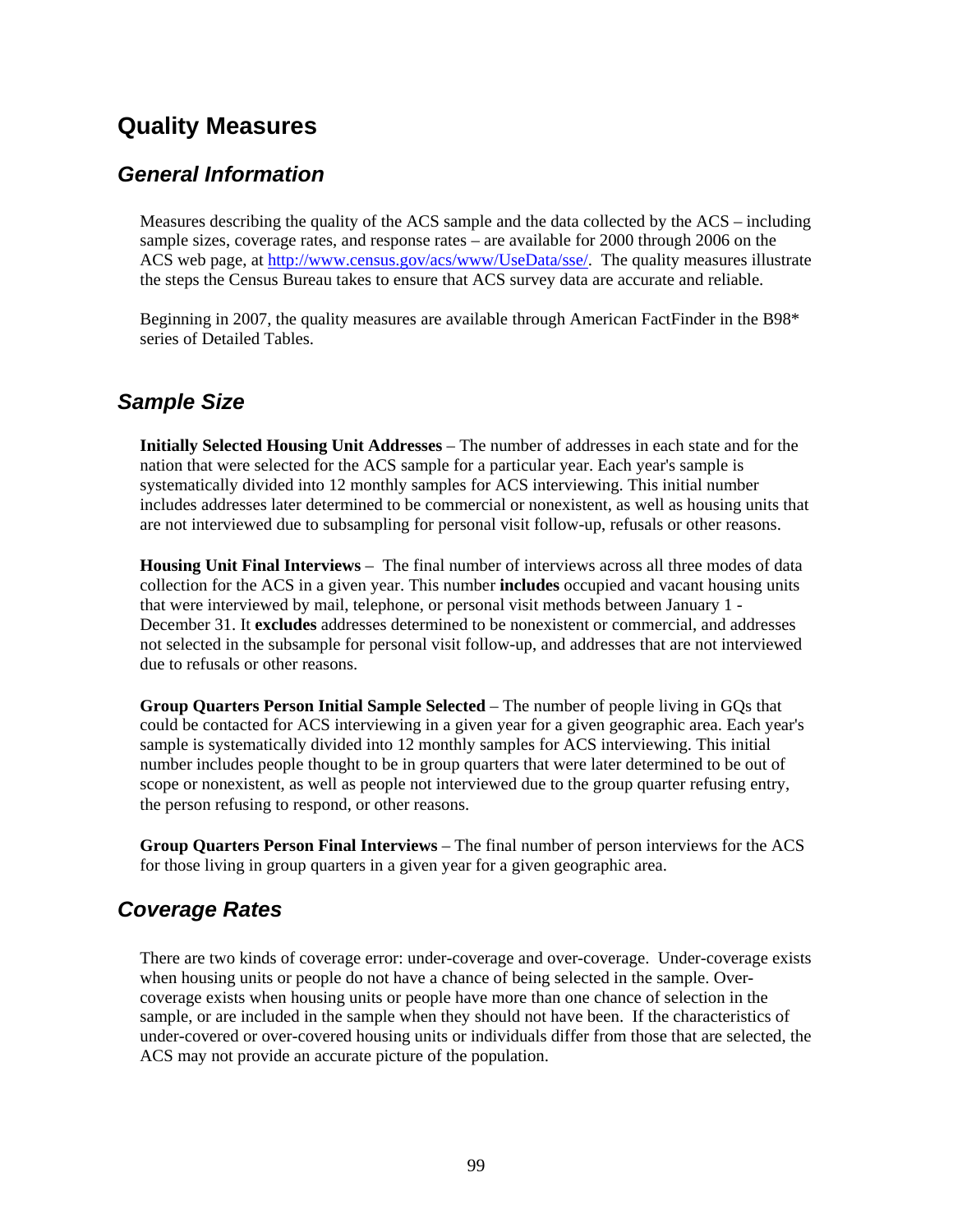# Quality Measures

## *General Information*

Measures describing the quality of the ACS sample and the data collected by the ACS – including sample sizes, coverage rates, and response rates – are available for 2000 through 2006 on the ACS web page, at [http://www.census.gov/acs/www/UseData/sse/](http://www.census.gov/acs/www/UseData/sse/). The quality measures illustrate the steps the Census Bureau takes to ensure that ACS survey data are accurate and reliable.

Beginning in 2007, the quality measures are available through American FactFinder in the B98* series of Detailed Tables.

## *Sample Size*

**Initially Selected Housing Unit Addresses** – The number of addresses in each state and for the nation that were selected for the ACS sample for a particular year. Each year's sample is systematically divided into 12 monthly samples for ACS interviewing. This initial number includes addresses later determined to be commercial or nonexistent, as well as housing units that are not interviewed due to subsampling for personal visit follow-up, refusals or other reasons.

**Housing Unit Final Interviews** – The final number of interviews across all three modes of data collection for the ACS in a given year. This number **includes** occupied and vacant housing units that were interviewed by mail, telephone, or personal visit methods between January 1 - December 31. It **excludes** addresses determined to be nonexistent or commercial, and addresses not selected in the subsample for personal visit follow-up, and addresses that are not interviewed due to refusals or other reasons.

**Group Quarters Person Initial Sample Selected** – The number of people living in GQs that could be contacted for ACS interviewing in a given year for a given geographic area. Each year's sample is systematically divided into 12 monthly samples for ACS interviewing. This initial number includes people thought to be in group quarters that were later determined to be out of scope or nonexistent, as well as people not interviewed due to the group quarter refusing entry, the person refusing to respond, or other reasons.

**Group Quarters Person Final Interviews** – The final number of person interviews for the ACS for those living in group quarters in a given year for a given geographic area.

## *Coverage Rates*

There are two kinds of coverage error: under-coverage and over-coverage. Under-coverage exists when housing units or people do not have a chance of being selected in the sample. Over-coverage exists when housing units or people have more than one chance of selection in the sample, or are included in the sample when they should not have been. If the characteristics of under-covered or over-covered housing units or individuals differ from those that are selected, the ACS may not provide an accurate picture of the population.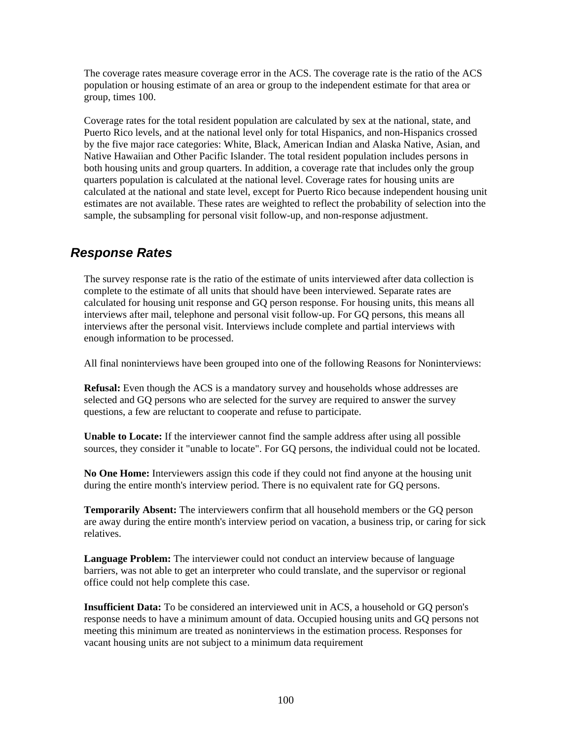The coverage rates measure coverage error in the ACS. The coverage rate is the ratio of the ACS population or housing estimate of an area or group to the independent estimate for that area or group, times 100.

Coverage rates for the total resident population are calculated by sex at the national, state, and Puerto Rico levels, and at the national level only for total Hispanics, and non-Hispanics crossed by the five major race categories: White, Black, American Indian and Alaska Native, Asian, and Native Hawaiian and Other Pacific Islander. The total resident population includes persons in both housing units and group quarters. In addition, a coverage rate that includes only the group quarters population is calculated at the national level. Coverage rates for housing units are calculated at the national and state level, except for Puerto Rico because independent housing unit estimates are not available. These rates are weighted to reflect the probability of selection into the sample, the subsampling for personal visit follow-up, and non-response adjustment.

## *Response Rates*

The survey response rate is the ratio of the estimate of units interviewed after data collection is complete to the estimate of all units that should have been interviewed. Separate rates are calculated for housing unit response and GQ person response. For housing units, this means all interviews after mail, telephone and personal visit follow-up. For GQ persons, this means all interviews after the personal visit. Interviews include complete and partial interviews with enough information to be processed.

All final noninterviews have been grouped into one of the following Reasons for Noninterviews:

**Refusal:** Even though the ACS is a mandatory survey and households whose addresses are selected and GQ persons who are selected for the survey are required to answer the survey questions, a few are reluctant to cooperate and refuse to participate.

**Unable to Locate:** If the interviewer cannot find the sample address after using all possible sources, they consider it "unable to locate". For GQ persons, the individual could not be located.

**No One Home:** Interviewers assign this code if they could not find anyone at the housing unit during the entire month's interview period. There is no equivalent rate for GQ persons.

**Temporarily Absent:** The interviewers confirm that all household members or the GQ person are away during the entire month's interview period on vacation, a business trip, or caring for sick relatives.

**Language Problem:** The interviewer could not conduct an interview because of language barriers, was not able to get an interpreter who could translate, and the supervisor or regional office could not help complete this case.

**Insufficient Data:** To be considered an interviewed unit in ACS, a household or GQ person's response needs to have a minimum amount of data. Occupied housing units and GQ persons not meeting this minimum are treated as noninterviews in the estimation process. Responses for vacant housing units are not subject to a minimum data requirement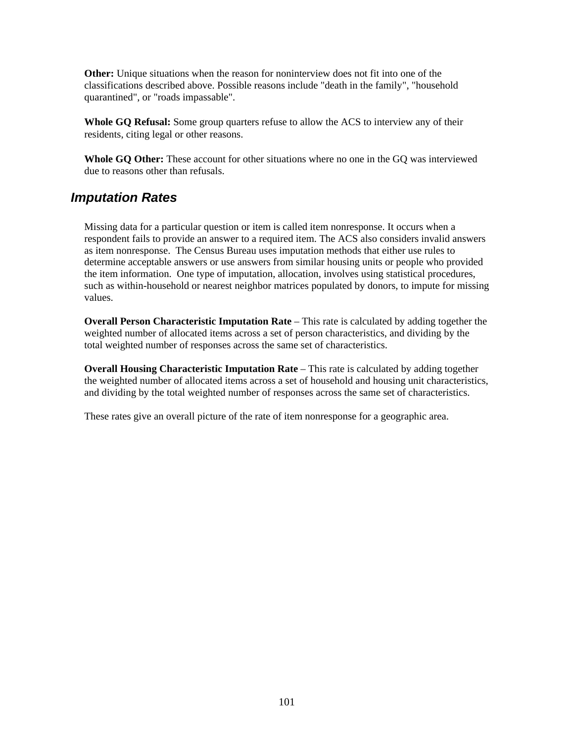**Other:** Unique situations when the reason for noninterview does not fit into one of the classifications described above. Possible reasons include "death in the family", "household quarantined", or "roads impassable".

**Whole GQ Refusal:** Some group quarters refuse to allow the ACS to interview any of their residents, citing legal or other reasons.

**Whole GQ Other:** These account for other situations where no one in the GQ was interviewed due to reasons other than refusals.

## *Imputation Rates*

Missing data for a particular question or item is called item nonresponse. It occurs when a respondent fails to provide an answer to a required item. The ACS also considers invalid answers as item nonresponse. The Census Bureau uses imputation methods that either use rules to determine acceptable answers or use answers from similar housing units or people who provided the item information. One type of imputation, allocation, involves using statistical procedures, such as within-household or nearest neighbor matrices populated by donors, to impute for missing values.

**Overall Person Characteristic Imputation Rate** – This rate is calculated by adding together the weighted number of allocated items across a set of person characteristics, and dividing by the total weighted number of responses across the same set of characteristics.

**Overall Housing Characteristic Imputation Rate** – This rate is calculated by adding together the weighted number of allocated items across a set of household and housing unit characteristics, and dividing by the total weighted number of responses across the same set of characteristics.

These rates give an overall picture of the rate of item nonresponse for a geographic area.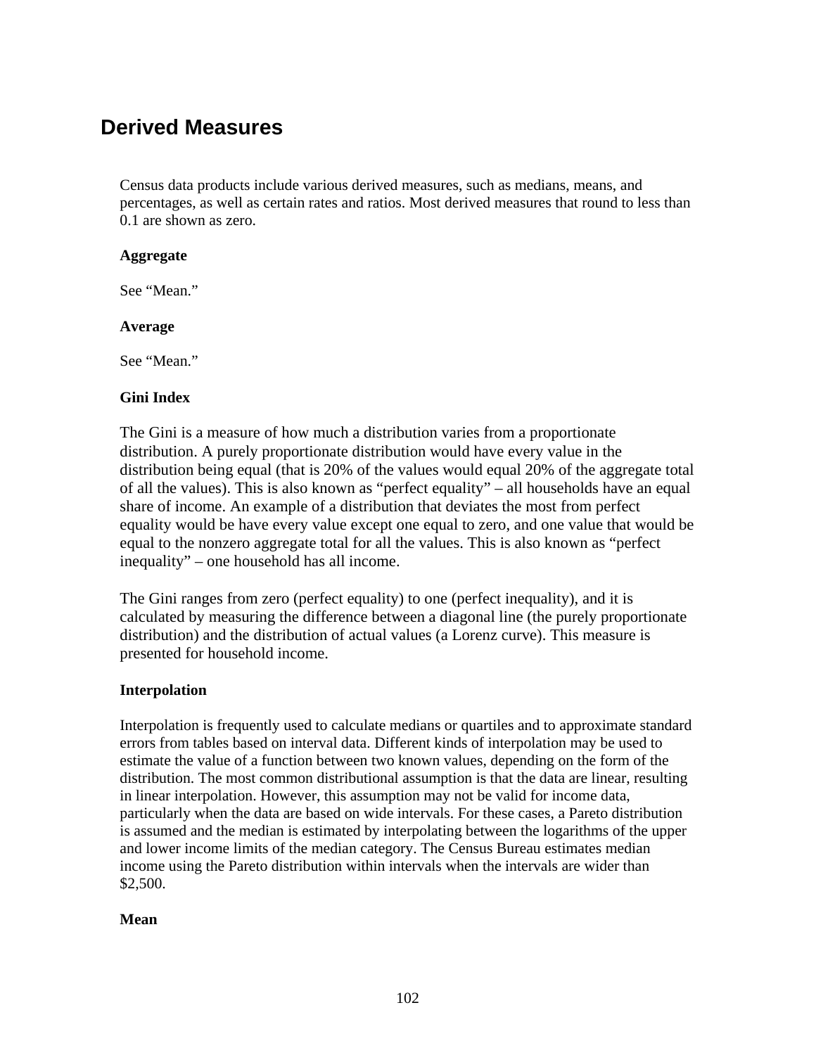# Derived Measures

Census data products include various derived measures, such as medians, means, and percentages, as well as certain rates and ratios. Most derived measures that round to less than 0.1 are shown as zero.

**Aggregate**

See “Mean.”

**Average**

See “Mean.”

**Gini Index**

The Gini is a measure of how much a distribution varies from a proportionate distribution. A purely proportionate distribution would have every value in the distribution being equal (that is 20% of the values would equal 20% of the aggregate total of all the values). This is also known as “perfect equality” – all households have an equal share of income. An example of a distribution that deviates the most from perfect equality would be have every value except one equal to zero, and one value that would be equal to the nonzero aggregate total for all the values. This is also known as “perfect inequality” – one household has all income.

The Gini ranges from zero (perfect equality) to one (perfect inequality), and it is calculated by measuring the difference between a diagonal line (the purely proportionate distribution) and the distribution of actual values (a Lorenz curve). This measure is presented for household income.

**Interpolation**

Interpolation is frequently used to calculate medians or quartiles and to approximate standard errors from tables based on interval data. Different kinds of interpolation may be used to estimate the value of a function between two known values, depending on the form of the distribution. The most common distributional assumption is that the data are linear, resulting in linear interpolation. However, this assumption may not be valid for income data, particularly when the data are based on wide intervals. For these cases, a Pareto distribution is assumed and the median is estimated by interpolating between the logarithms of the upper and lower income limits of the median category. The Census Bureau estimates median income using the Pareto distribution within intervals when the intervals are wider than $2,500.

**Mean**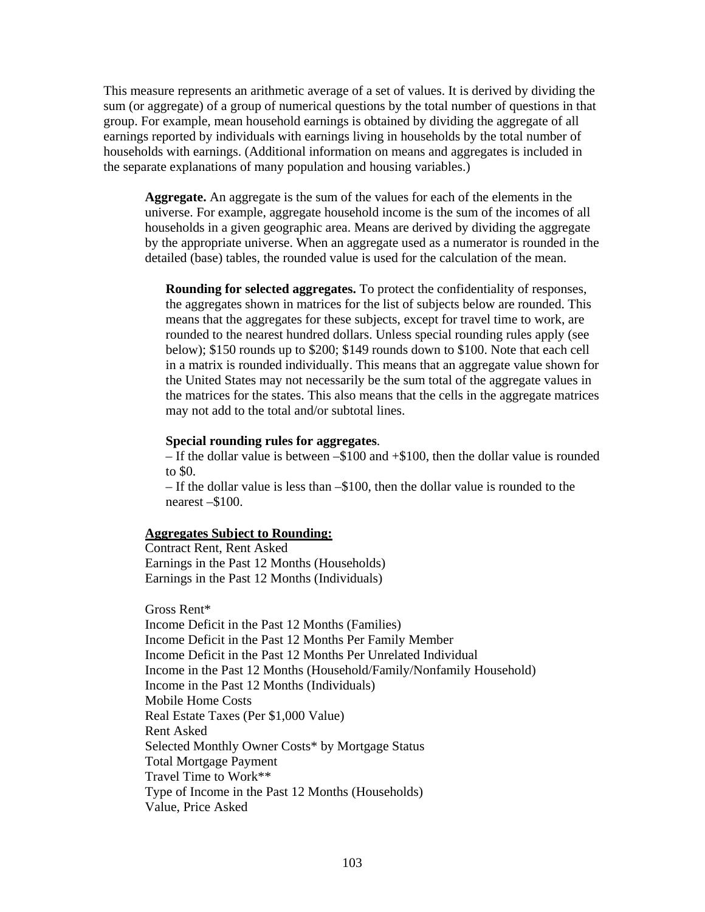This measure represents an arithmetic average of a set of values. It is derived by dividing the sum (or aggregate) of a group of numerical questions by the total number of questions in that group. For example, mean household earnings is obtained by dividing the aggregate of all earnings reported by individuals with earnings living in households by the total number of households with earnings. (Additional information on means and aggregates is included in the separate explanations of many population and housing variables.)

**Aggregate.** An aggregate is the sum of the values for each of the elements in the universe. For example, aggregate household income is the sum of the incomes of all households in a given geographic area. Means are derived by dividing the aggregate by the appropriate universe. When an aggregate used as a numerator is rounded in the detailed (base) tables, the rounded value is used for the calculation of the mean.

**Rounding for selected aggregates.** To protect the confidentiality of responses, the aggregates shown in matrices for the list of subjects below are rounded. This means that the aggregates for these subjects, except for travel time to work, are rounded to the nearest hundred dollars. Unless special rounding rules apply (see below); $150 rounds up to $200; $149 rounds down to $100. Note that each cell in a matrix is rounded individually. This means that an aggregate value shown for the United States may not necessarily be the sum total of the aggregate values in the matrices for the states. This also means that the cells in the aggregate matrices may not add to the total and/or subtotal lines.

**Special rounding rules for aggregates**.
– If the dollar value is between –$100 and +$100, then the dollar value is rounded to $0.
– If the dollar value is less than –$100, then the dollar value is rounded to the nearest –$100.

**Aggregates Subject to Rounding:**

Contract Rent, Rent Asked
Earnings in the Past 12 Months (Households)
Earnings in the Past 12 Months (Individuals)

Gross Rent*
Income Deficit in the Past 12 Months (Families)
Income Deficit in the Past 12 Months Per Family Member
Income Deficit in the Past 12 Months Per Unrelated Individual
Income in the Past 12 Months (Household/Family/Nonfamily Household)
Income in the Past 12 Months (Individuals)
Mobile Home Costs
Real Estate Taxes (Per $1,000 Value)
Rent Asked
Selected Monthly Owner Costs* by Mortgage Status
Total Mortgage Payment
Travel Time to Work**
Type of Income in the Past 12 Months (Households)
Value, Price Asked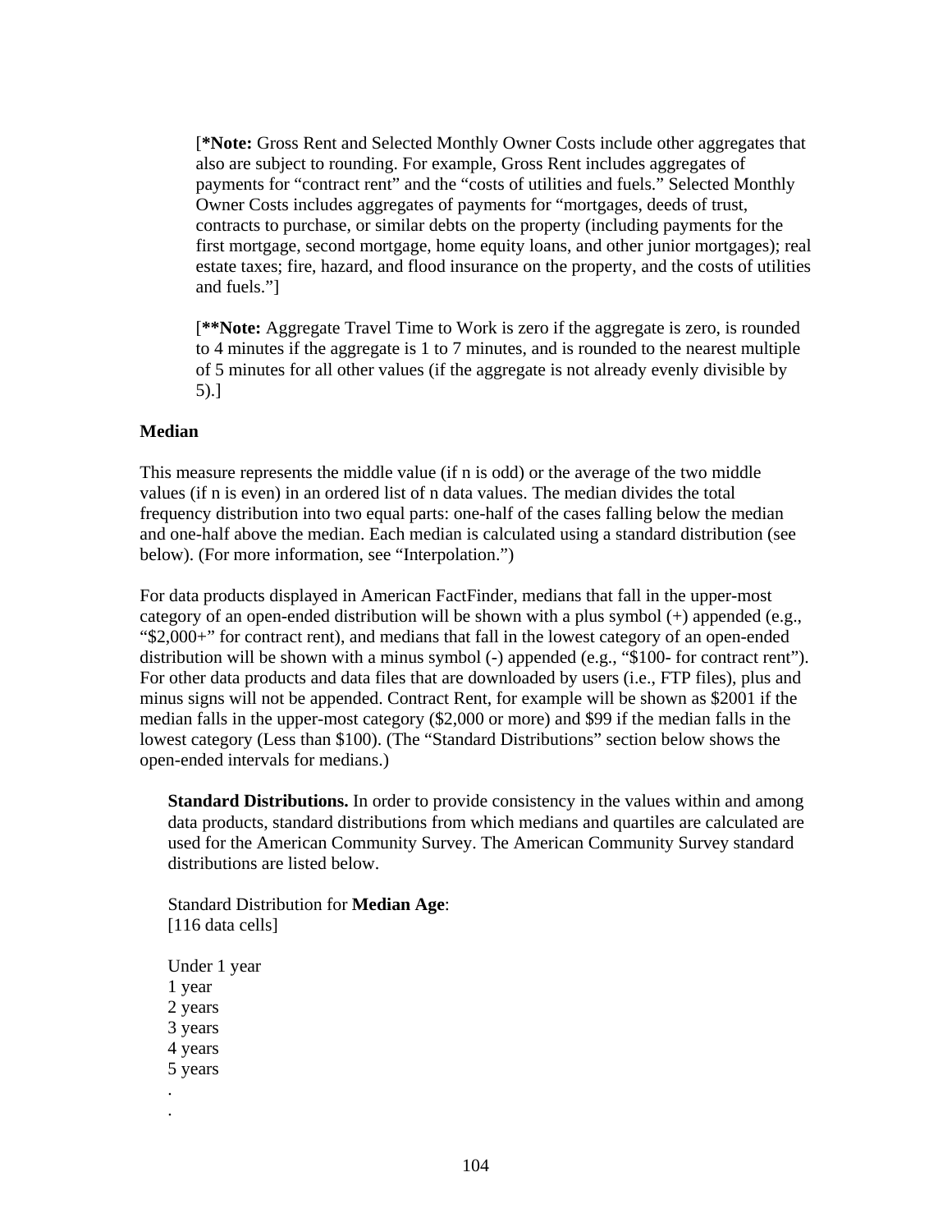[**\*Note:** Gross Rent and Selected Monthly Owner Costs include other aggregates that also are subject to rounding. For example, Gross Rent includes aggregates of payments for “contract rent” and the “costs of utilities and fuels.” Selected Monthly Owner Costs includes aggregates of payments for “mortgages, deeds of trust, contracts to purchase, or similar debts on the property (including payments for the first mortgage, second mortgage, home equity loans, and other junior mortgages); real estate taxes; fire, hazard, and flood insurance on the property, and the costs of utilities and fuels.”]

[**\*\*Note:** Aggregate Travel Time to Work is zero if the aggregate is zero, is rounded to 4 minutes if the aggregate is 1 to 7 minutes, and is rounded to the nearest multiple of 5 minutes for all other values (if the aggregate is not already evenly divisible by 5).]

**Median**

This measure represents the middle value (if n is odd) or the average of the two middle values (if n is even) in an ordered list of n data values. The median divides the total frequency distribution into two equal parts: one-half of the cases falling below the median and one-half above the median. Each median is calculated using a standard distribution (see below). (For more information, see “Interpolation.”)

For data products displayed in American FactFinder, medians that fall in the upper-most category of an open-ended distribution will be shown with a plus symbol (+) appended (e.g., “$2,000+” for contract rent), and medians that fall in the lowest category of an open-ended distribution will be shown with a minus symbol (-) appended (e.g., “$100- for contract rent”). For other data products and data files that are downloaded by users (i.e., FTP files), plus and minus signs will not be appended. Contract Rent, for example will be shown as $2001 if the median falls in the upper-most category ($2,000 or more) and $99 if the median falls in the lowest category (Less than $100). (The “Standard Distributions” section below shows the open-ended intervals for medians.)

**Standard Distributions.** In order to provide consistency in the values within and among data products, standard distributions from which medians and quartiles are calculated are used for the American Community Survey. The American Community Survey standard distributions are listed below.

Standard Distribution for **Median Age**:
[116 data cells]

Under 1 year
1 year
2 years
3 years
4 years
5 years
.
.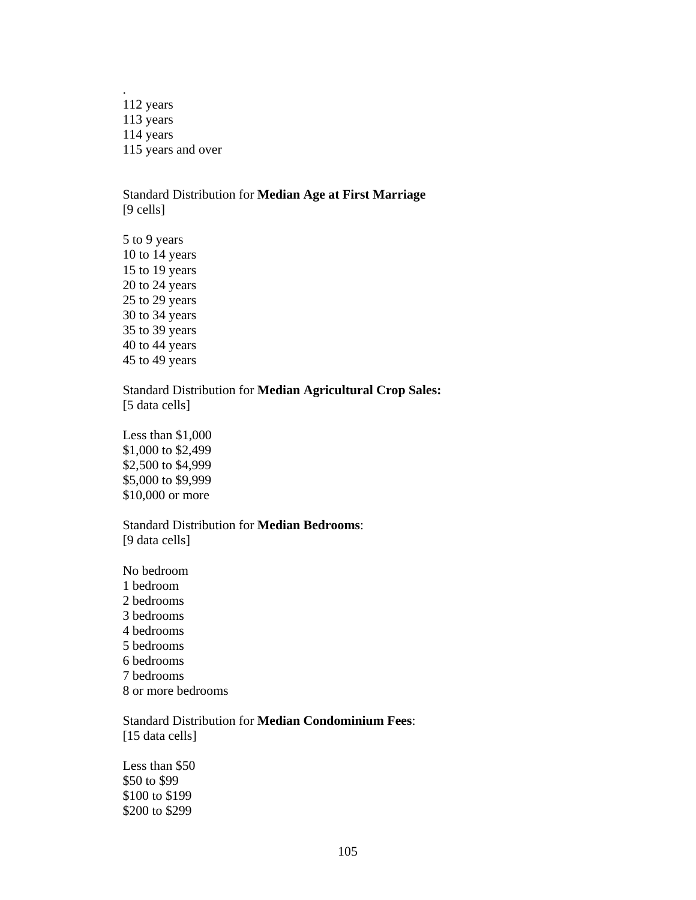.
112 years
113 years
114 years
115 years and over

Standard Distribution for **Median Age at First Marriage**
[9 cells]

5 to 9 years
10 to 14 years
15 to 19 years
20 to 24 years
25 to 29 years
30 to 34 years
35 to 39 years
40 to 44 years
45 to 49 years

Standard Distribution for **Median Agricultural Crop Sales:**
[5 data cells]

Less than $1,000
$1,000 to $2,499
$2,500 to $4,999
$5,000 to $9,999
$10,000 or more

Standard Distribution for **Median Bedrooms**:
[9 data cells]

No bedroom
1 bedroom
2 bedrooms
3 bedrooms
4 bedrooms
5 bedrooms
6 bedrooms
7 bedrooms
8 or more bedrooms

Standard Distribution for **Median Condominium Fees**:
[15 data cells]

Less than $50
$50 to $99
$100 to $199
$200 to $299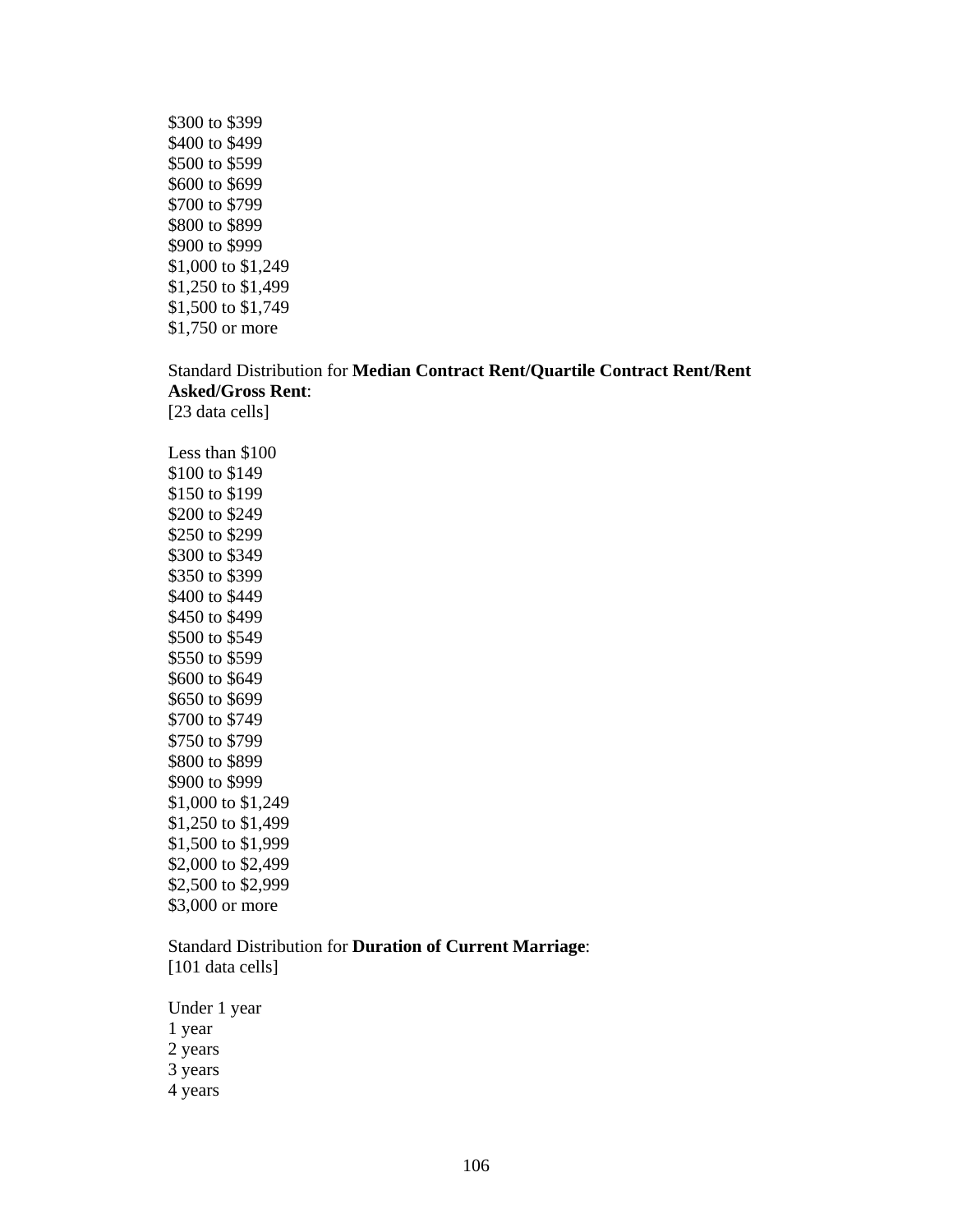$300 to $399
$400 to $499
$500 to $599
$600 to $699
$700 to $799
$800 to $899
$900 to $999
$1,000 to $1,249
$1,250 to $1,499
$1,500 to $1,749
$1,750 or more

Standard Distribution for **Median Contract Rent/Quartile Contract Rent/Rent Asked/Gross Rent**:
[23 data cells]

Less than $100
$100 to $149
$150 to $199
$200 to $249
$250 to $299
$300 to $349
$350 to $399
$400 to $449
$450 to $499
$500 to $549
$550 to $599
$600 to $649
$650 to $699
$700 to $749
$750 to $799
$800 to $899
$900 to $999
$1,000 to $1,249
$1,250 to $1,499
$1,500 to $1,999
$2,000 to $2,499
$2,500 to $2,999
$3,000 or more

Standard Distribution for **Duration of Current Marriage**:
[101 data cells]

Under 1 year
1 year
2 years
3 years
4 years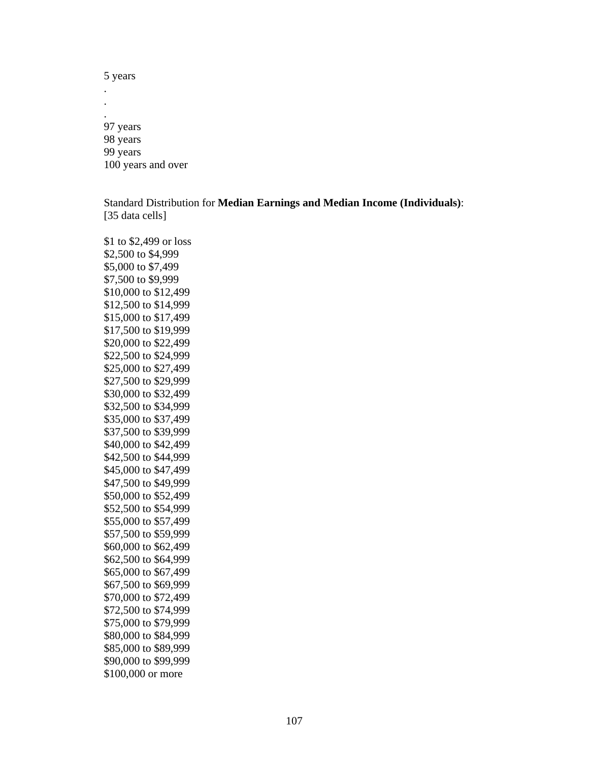5 years
.
.
.
97 years
98 years
99 years
100 years and over

Standard Distribution for **Median Earnings and Median Income (Individuals)**:
[35 data cells]

$1 to $2,499 or loss
$2,500 to $4,999
$5,000 to $7,499
$7,500 to $9,999
$10,000 to $12,499
$12,500 to $14,999
$15,000 to $17,499
$17,500 to $19,999
$20,000 to $22,499
$22,500 to $24,999
$25,000 to $27,499
$27,500 to $29,999
$30,000 to $32,499
$32,500 to $34,999
$35,000 to $37,499
$37,500 to $39,999
$40,000 to $42,499
$42,500 to $44,999
$45,000 to $47,499
$47,500 to $49,999
$50,000 to $52,499
$52,500 to $54,999
$55,000 to $57,499
$57,500 to $59,999
$60,000 to $62,499
$62,500 to $64,999
$65,000 to $67,499
$67,500 to $69,999
$70,000 to $72,499
$72,500 to $74,999
$75,000 to $79,999
$80,000 to $84,999
$85,000 to $89,999
$90,000 to $99,999
$100,000 or more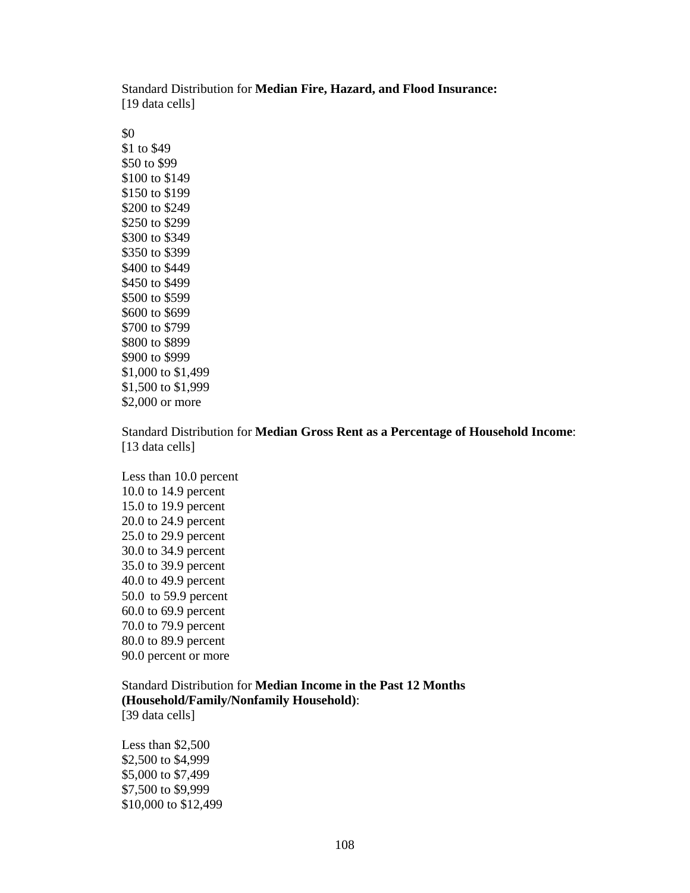Standard Distribution for **Median Fire, Hazard, and Flood Insurance:**
[19 data cells]

$0
$1 to $49
$50 to $99
$100 to $149
$150 to $199
$200 to $249
$250 to $299
$300 to $349
$350 to $399
$400 to $449
$450 to $499
$500 to $599
$600 to $699
$700 to $799
$800 to $899
$900 to $999
$1,000 to $1,499
$1,500 to $1,999
$2,000 or more

Standard Distribution for **Median Gross Rent as a Percentage of Household Income**:
[13 data cells]

Less than 10.0 percent
10.0 to 14.9 percent
15.0 to 19.9 percent
20.0 to 24.9 percent
25.0 to 29.9 percent
30.0 to 34.9 percent
35.0 to 39.9 percent
40.0 to 49.9 percent
50.0 to 59.9 percent
60.0 to 69.9 percent
70.0 to 79.9 percent
80.0 to 89.9 percent
90.0 percent or more

Standard Distribution for **Median Income in the Past 12 Months (Household/Family/Nonfamily Household)**:
[39 data cells]

Less than $2,500
$2,500 to $4,999
$5,000 to $7,499
$7,500 to $9,999
$10,000 to $12,499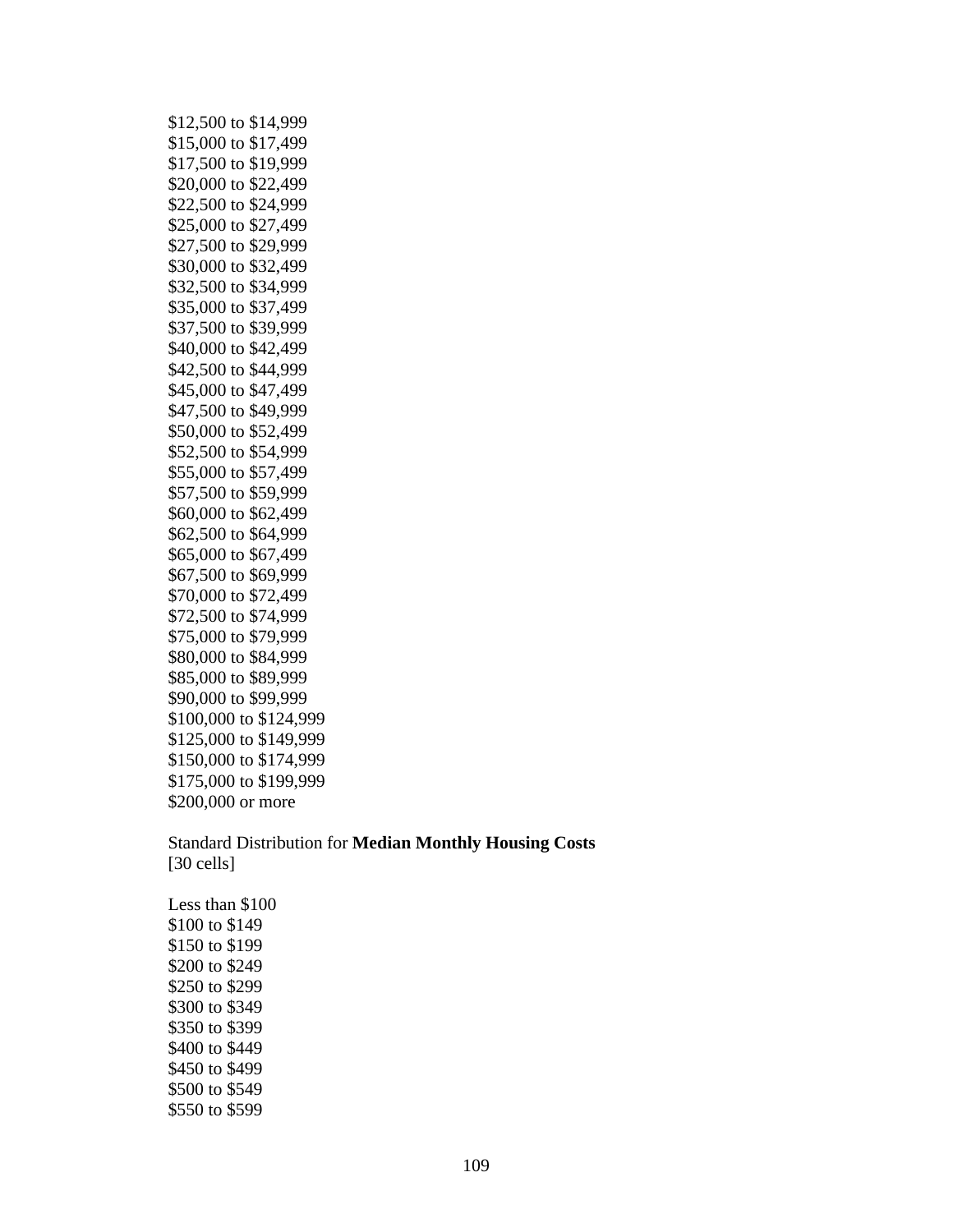$12,500 to $14,999
$15,000 to $17,499
$17,500 to $19,999
$20,000 to $22,499
$22,500 to $24,999
$25,000 to $27,499
$27,500 to $29,999
$30,000 to $32,499
$32,500 to $34,999
$35,000 to $37,499
$37,500 to $39,999
$40,000 to $42,499
$42,500 to $44,999
$45,000 to $47,499
$47,500 to $49,999
$50,000 to $52,499
$52,500 to $54,999
$55,000 to $57,499
$57,500 to $59,999
$60,000 to $62,499
$62,500 to $64,999
$65,000 to $67,499
$67,500 to $69,999
$70,000 to $72,499
$72,500 to $74,999
$75,000 to $79,999
$80,000 to $84,999
$85,000 to $89,999
$90,000 to $99,999
$100,000 to $124,999
$125,000 to $149,999
$150,000 to $174,999
$175,000 to $199,999
$200,000 or more

Standard Distribution for **Median Monthly Housing Costs**
[30 cells]

Less than $100
$100 to $149
$150 to $199
$200 to $249
$250 to $299
$300 to $349
$350 to $399
$400 to $449
$450 to $499
$500 to $549
$550 to $599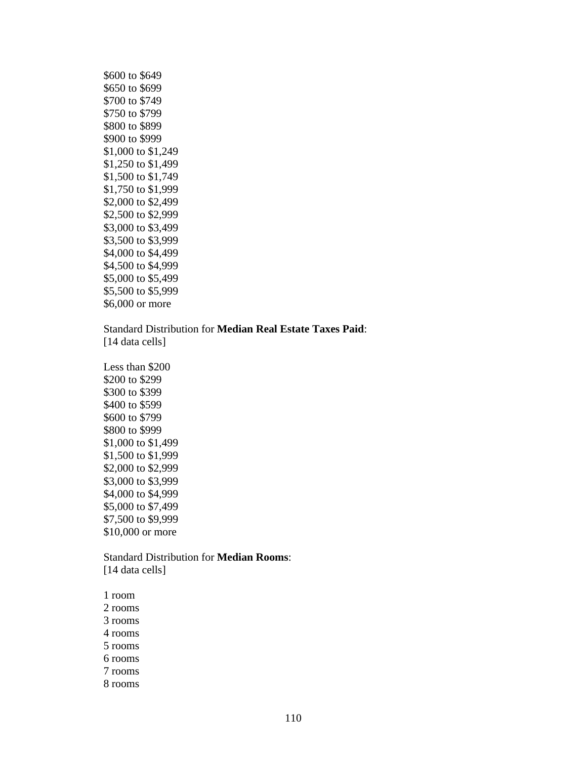$600 to $649
$650 to $699
$700 to $749
$750 to $799
$800 to $899
$900 to $999
$1,000 to $1,249
$1,250 to $1,499
$1,500 to $1,749
$1,750 to $1,999
$2,000 to $2,499
$2,500 to $2,999
$3,000 to $3,499
$3,500 to $3,999
$4,000 to $4,499
$4,500 to $4,999
$5,000 to $5,499
$5,500 to $5,999
$6,000 or more

Standard Distribution for **Median Real Estate Taxes Paid**:
[14 data cells]

Less than $200
$200 to $299
$300 to $399
$400 to $599
$600 to $799
$800 to $999
$1,000 to $1,499
$1,500 to $1,999
$2,000 to $2,999
$3,000 to $3,999
$4,000 to $4,999
$5,000 to $7,499
$7,500 to $9,999
$10,000 or more

Standard Distribution for **Median Rooms**:
[14 data cells]

1 room
2 rooms
3 rooms
4 rooms
5 rooms
6 rooms
7 rooms
8 rooms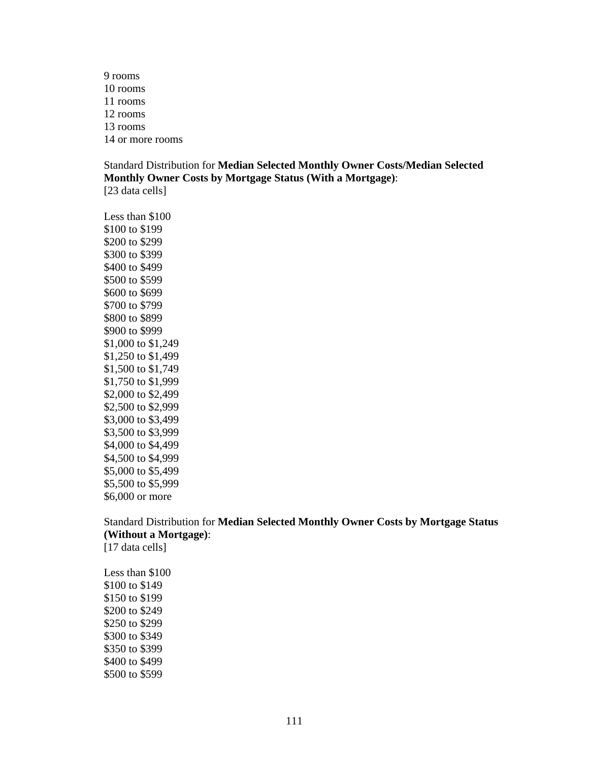9 rooms
10 rooms
11 rooms
12 rooms
13 rooms
14 or more rooms

Standard Distribution for **Median Selected Monthly Owner Costs/Median Selected Monthly Owner Costs by Mortgage Status (With a Mortgage)**:
[23 data cells]

Less than $100
$100 to $199
$200 to $299
$300 to $399
$400 to $499
$500 to $599
$600 to $699
$700 to $799
$800 to $899
$900 to $999
$1,000 to $1,249
$1,250 to $1,499
$1,500 to $1,749
$1,750 to $1,999
$2,000 to $2,499
$2,500 to $2,999
$3,000 to $3,499
$3,500 to $3,999
$4,000 to $4,499
$4,500 to $4,999
$5,000 to $5,499
$5,500 to $5,999
$6,000 or more

Standard Distribution for **Median Selected Monthly Owner Costs by Mortgage Status (Without a Mortgage)**:
[17 data cells]

Less than $100
$100 to $149
$150 to $199
$200 to $249
$250 to $299
$300 to $349
$350 to $399
$400 to $499
$500 to $599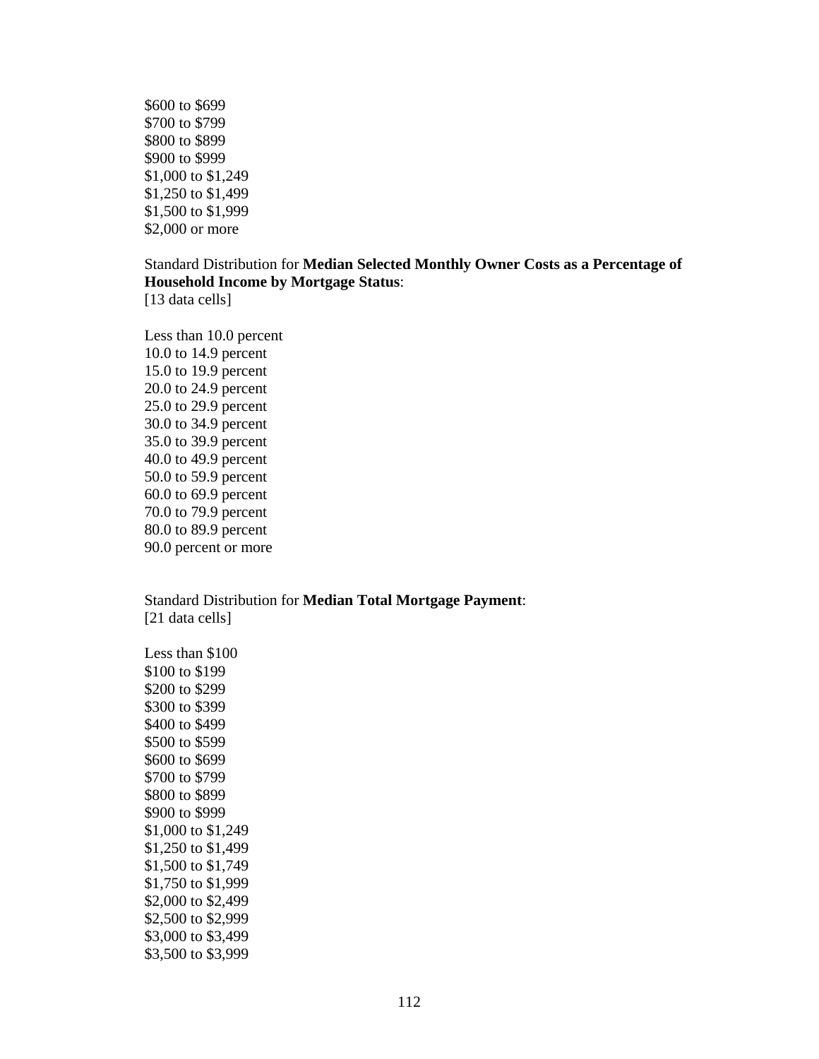$600 to $699
$700 to $799
$800 to $899
$900 to $999
$1,000 to $1,249
$1,250 to $1,499
$1,500 to $1,999
$2,000 or more

Standard Distribution for **Median Selected Monthly Owner Costs as a Percentage of Household Income by Mortgage Status**:
[13 data cells]

Less than 10.0 percent
10.0 to 14.9 percent
15.0 to 19.9 percent
20.0 to 24.9 percent
25.0 to 29.9 percent
30.0 to 34.9 percent
35.0 to 39.9 percent
40.0 to 49.9 percent
50.0 to 59.9 percent
60.0 to 69.9 percent
70.0 to 79.9 percent
80.0 to 89.9 percent
90.0 percent or more

Standard Distribution for **Median Total Mortgage Payment**:
[21 data cells]

Less than $100
$100 to $199
$200 to $299
$300 to $399
$400 to $499
$500 to $599
$600 to $699
$700 to $799
$800 to $899
$900 to $999
$1,000 to $1,249
$1,250 to $1,499
$1,500 to $1,749
$1,750 to $1,999
$2,000 to $2,499
$2,500 to $2,999
$3,000 to $3,499
$3,500 to $3,999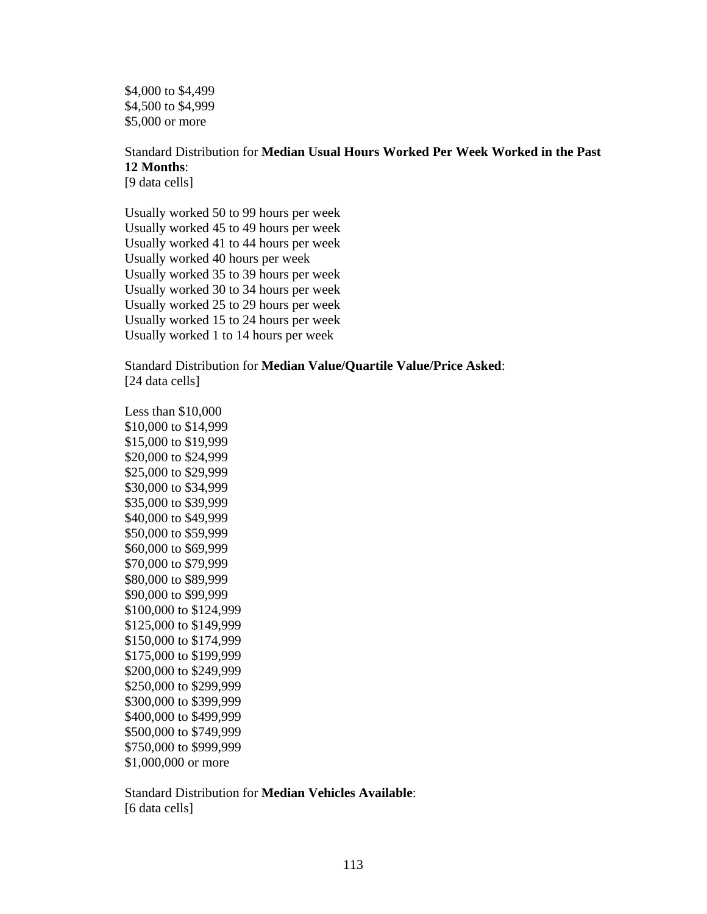$4,000 to $4,499
$4,500 to $4,999
$5,000 or more

Standard Distribution for **Median Usual Hours Worked Per Week Worked in the Past 12 Months**:
[9 data cells]

Usually worked 50 to 99 hours per week
Usually worked 45 to 49 hours per week
Usually worked 41 to 44 hours per week
Usually worked 40 hours per week
Usually worked 35 to 39 hours per week
Usually worked 30 to 34 hours per week
Usually worked 25 to 29 hours per week
Usually worked 15 to 24 hours per week
Usually worked 1 to 14 hours per week

Standard Distribution for **Median Value/Quartile Value/Price Asked**:
[24 data cells]

Less than $10,000
$10,000 to $14,999
$15,000 to $19,999
$20,000 to $24,999
$25,000 to $29,999
$30,000 to $34,999
$35,000 to $39,999
$40,000 to $49,999
$50,000 to $59,999
$60,000 to $69,999
$70,000 to $79,999
$80,000 to $89,999
$90,000 to $99,999
$100,000 to $124,999
$125,000 to $149,999
$150,000 to $174,999
$175,000 to $199,999
$200,000 to $249,999
$250,000 to $299,999
$300,000 to $399,999
$400,000 to $499,999
$500,000 to $749,999
$750,000 to $999,999
$1,000,000 or more

Standard Distribution for **Median Vehicles Available**:
[6 data cells]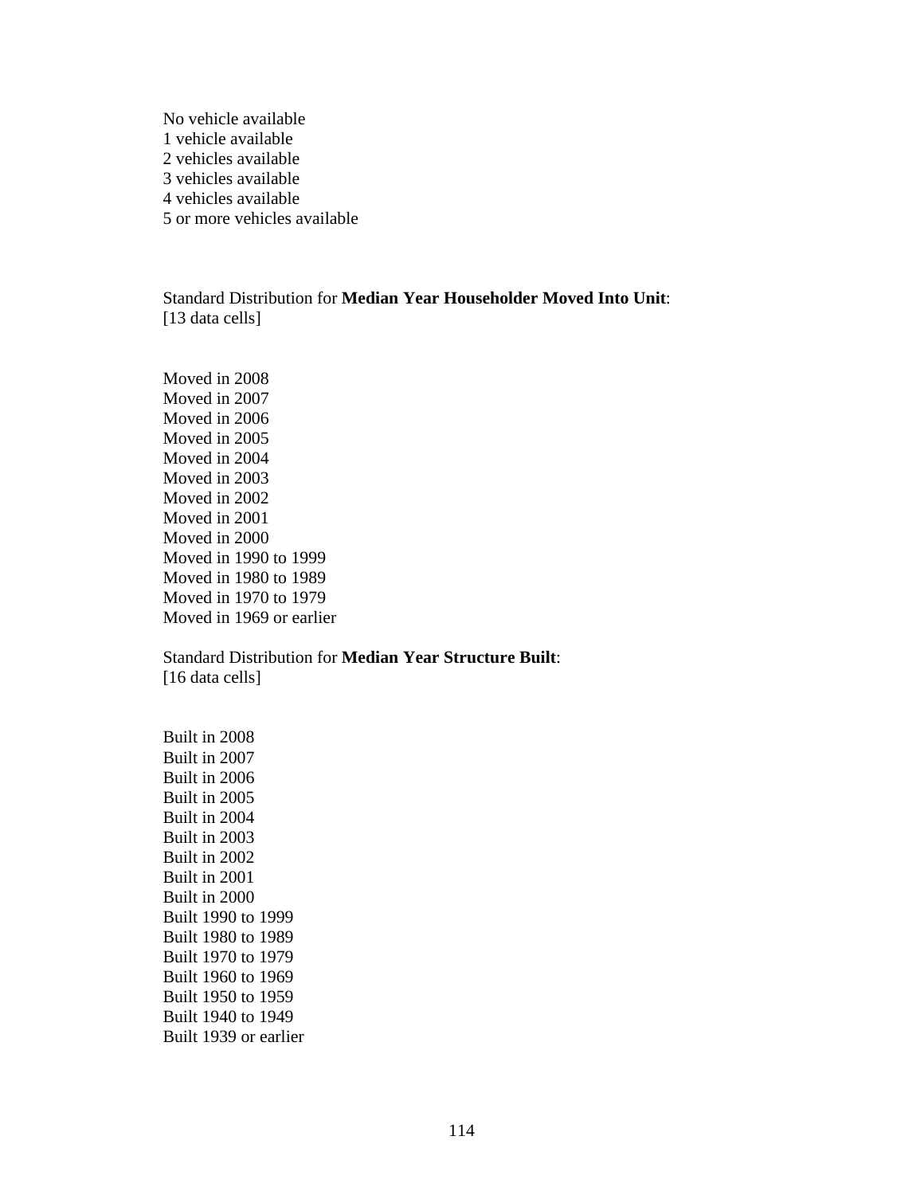No vehicle available
1 vehicle available
2 vehicles available
3 vehicles available
4 vehicles available
5 or more vehicles available

Standard Distribution for **Median Year Householder Moved Into Unit**:
[13 data cells]

Moved in 2008
Moved in 2007
Moved in 2006
Moved in 2005
Moved in 2004
Moved in 2003
Moved in 2002
Moved in 2001
Moved in 2000
Moved in 1990 to 1999
Moved in 1980 to 1989
Moved in 1970 to 1979
Moved in 1969 or earlier

Standard Distribution for **Median Year Structure Built**:
[16 data cells]

Built in 2008
Built in 2007
Built in 2006
Built in 2005
Built in 2004
Built in 2003
Built in 2002
Built in 2001
Built in 2000
Built 1990 to 1999
Built 1980 to 1989
Built 1970 to 1979
Built 1960 to 1969
Built 1950 to 1959
Built 1940 to 1949
Built 1939 or earlier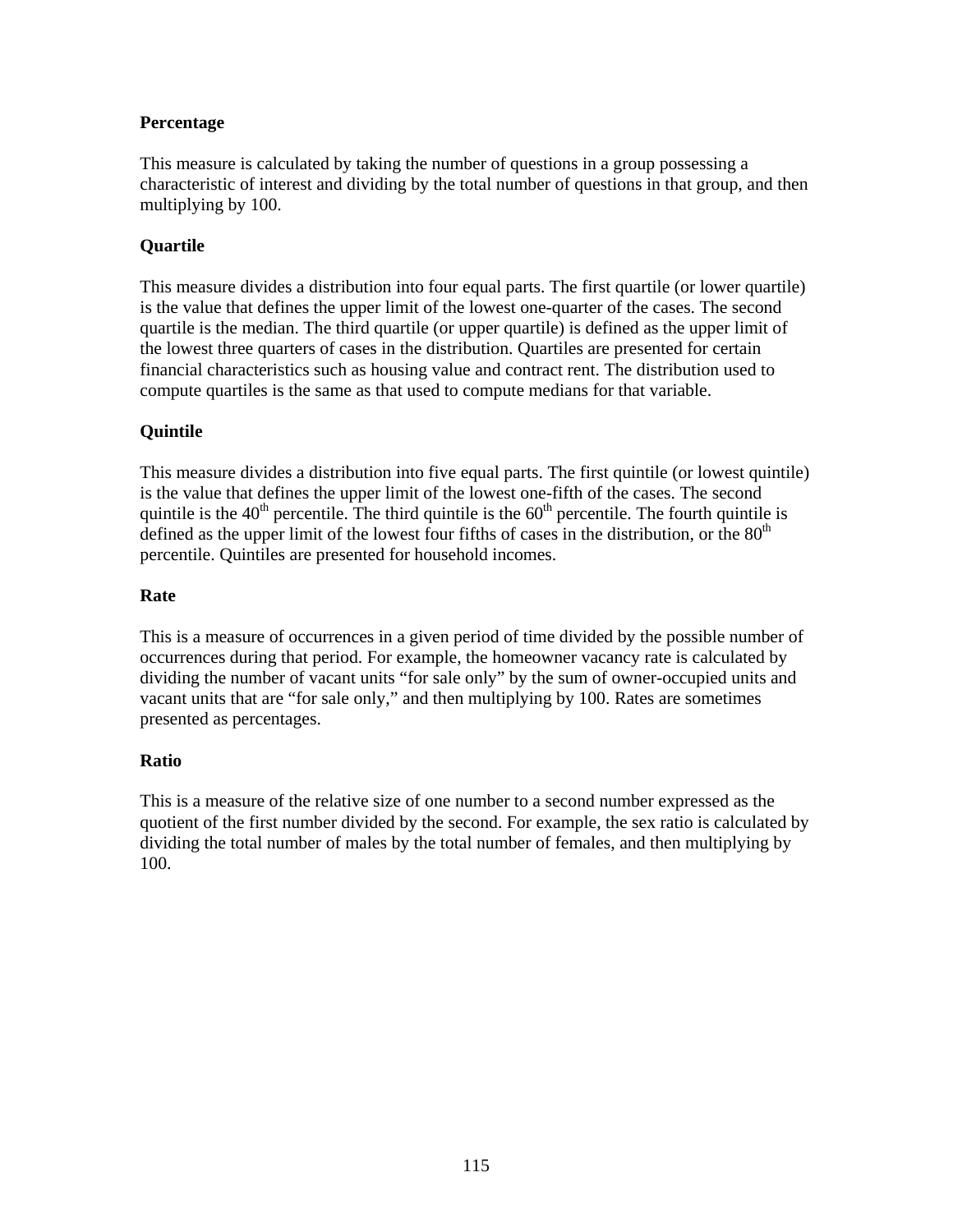**Percentage**

This measure is calculated by taking the number of questions in a group possessing a characteristic of interest and dividing by the total number of questions in that group, and then multiplying by 100.

**Quartile**

This measure divides a distribution into four equal parts. The first quartile (or lower quartile) is the value that defines the upper limit of the lowest one-quarter of the cases. The second quartile is the median. The third quartile (or upper quartile) is defined as the upper limit of the lowest three quarters of cases in the distribution. Quartiles are presented for certain financial characteristics such as housing value and contract rent. The distribution used to compute quartiles is the same as that used to compute medians for that variable.

**Quintile**

This measure divides a distribution into five equal parts. The first quintile (or lowest quintile) is the value that defines the upper limit of the lowest one-fifth of the cases. The second quintile is the $40^{th}$ percentile. The third quintile is the $60^{th}$ percentile. The fourth quintile is defined as the upper limit of the lowest four fifths of cases in the distribution, or the $80^{th}$ percentile. Quintiles are presented for household incomes.

**Rate**

This is a measure of occurrences in a given period of time divided by the possible number of occurrences during that period. For example, the homeowner vacancy rate is calculated by dividing the number of vacant units "for sale only" by the sum of owner-occupied units and vacant units that are "for sale only," and then multiplying by 100. Rates are sometimes presented as percentages.

**Ratio**

This is a measure of the relative size of one number to a second number expressed as the quotient of the first number divided by the second. For example, the sex ratio is calculated by dividing the total number of males by the total number of females, and then multiplying by 100.